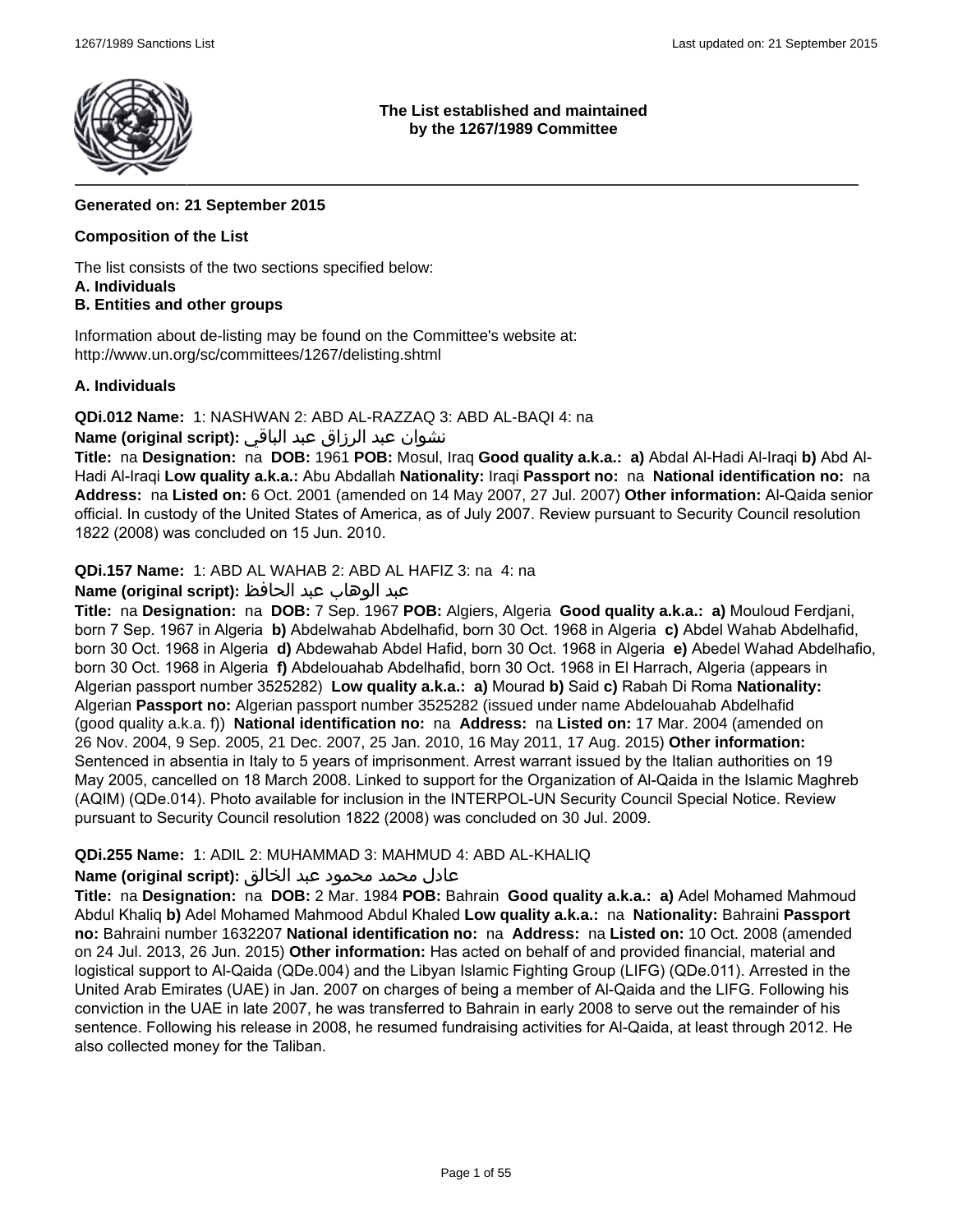**The List established and maintained by the 1267/1989 Committee**

**Generated on: 21 September 2015**

**Composition of the List**

The list consists of the two sections specified below:
**A. Individuals**
**B. Entities and other groups**

Information about de-listing may be found on the Committee's website at:
http://www.un.org/sc/committees/1267/delisting.shtml

**A. Individuals**

**QDi.012 Name:** 1: NASHWAN 2: ABD AL-RAZZAQ 3: ABD AL-BAQI 4: na
**Name (original script):** نشوان عبد الرزاق عبد الباقي
**Title:** na **Designation:** na **DOB:** 1961 **POB:** Mosul, Iraq **Good quality a.k.a.:** **a)** Abdal Al-Hadi Al-Iraqi **b)** Abd Al-Hadi Al-Iraqi **Low quality a.k.a.:** Abu Abdallah **Nationality:** Iraqi **Passport no:** na **National identification no:** na **Address:** na **Listed on:** 6 Oct. 2001 (amended on 14 May 2007, 27 Jul. 2007) **Other information:** Al-Qaida senior official. In custody of the United States of America, as of July 2007. Review pursuant to Security Council resolution 1822 (2008) was concluded on 15 Jun. 2010.

**QDi.157 Name:** 1: ABD AL WAHAB 2: ABD AL HAFIZ 3: na 4: na
**Name (original script):** عبد الوهاب عبد الحافظ
**Title:** na **Designation:** na **DOB:** 7 Sep. 1967 **POB:** Algiers, Algeria **Good quality a.k.a.:** **a)** Mouloud Ferdjani, born 7 Sep. 1967 in Algeria **b)** Abdelwahab Abdelhafid, born 30 Oct. 1968 in Algeria **c)** Abdel Wahab Abdelhafid, born 30 Oct. 1968 in Algeria **d)** Abdewahab Abdel Hafid, born 30 Oct. 1968 in Algeria **e)** Abedel Wahad Abdelhafio, born 30 Oct. 1968 in Algeria **f)** Abdelouahab Abdelhafid, born 30 Oct. 1968 in El Harrach, Algeria (appears in Algerian passport number 3525282) **Low quality a.k.a.:** **a)** Mourad **b)** Said **c)** Rabah Di Roma **Nationality:** Algerian **Passport no:** Algerian passport number 3525282 (issued under name Abdelouahab Abdelhafid (good quality a.k.a. f)) **National identification no:** na **Address:** na **Listed on:** 17 Mar. 2004 (amended on 26 Nov. 2004, 9 Sep. 2005, 21 Dec. 2007, 25 Jan. 2010, 16 May 2011, 17 Aug. 2015) **Other information:** Sentenced in absentia in Italy to 5 years of imprisonment. Arrest warrant issued by the Italian authorities on 19 May 2005, cancelled on 18 March 2008. Linked to support for the Organization of Al-Qaida in the Islamic Maghreb (AQIM) (QDe.014). Photo available for inclusion in the INTERPOL-UN Security Council Special Notice. Review pursuant to Security Council resolution 1822 (2008) was concluded on 30 Jul. 2009.

**QDi.255 Name:** 1: ADIL 2: MUHAMMAD 3: MAHMUD 4: ABD AL-KHALIQ
**Name (original script):** عادل محمد محمود عبد الخالق
**Title:** na **Designation:** na **DOB:** 2 Mar. 1984 **POB:** Bahrain **Good quality a.k.a.:** **a)** Adel Mohamed Mahmoud Abdul Khaliq **b)** Adel Mohamed Mahmood Abdul Khaled **Low quality a.k.a.:** na **Nationality:** Bahraini **Passport no:** Bahraini number 1632207 **National identification no:** na **Address:** na **Listed on:** 10 Oct. 2008 (amended on 24 Jul. 2013, 26 Jun. 2015) **Other information:** Has acted on behalf of and provided financial, material and logistical support to Al-Qaida (QDe.004) and the Libyan Islamic Fighting Group (LIFG) (QDe.011). Arrested in the United Arab Emirates (UAE) in Jan. 2007 on charges of being a member of Al-Qaida and the LIFG. Following his conviction in the UAE in late 2007, he was transferred to Bahrain in early 2008 to serve out the remainder of his sentence. Following his release in 2008, he resumed fundraising activities for Al-Qaida, at least through 2012. He also collected money for the Taliban.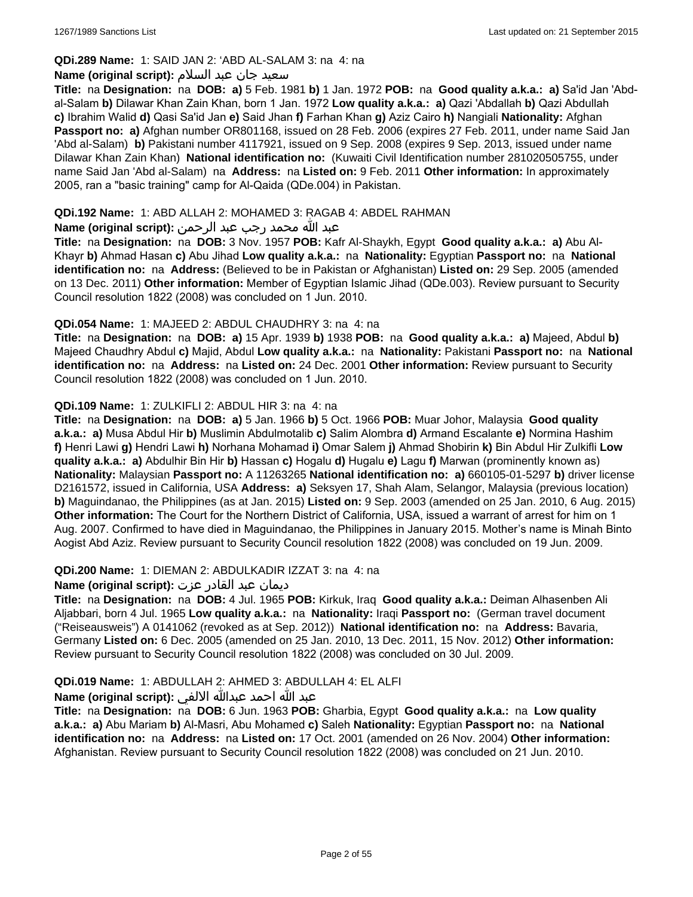**QDi.289 Name:** 1: SAID JAN 2: 'ABD AL-SALAM 3: na 4: na

**Name (original script):** سعيد جان عبد السلام

**Title:** na **Designation:** na **DOB:** **a)** 5 Feb. 1981 **b)** 1 Jan. 1972 **POB:** na **Good quality a.k.a.:** **a)** Sa'id Jan 'Abd-al-Salam **b)** Dilawar Khan Zain Khan, born 1 Jan. 1972 **Low quality a.k.a.:** **a)** Qazi 'Abdallah **b)** Qazi Abdullah **c)** Ibrahim Walid **d)** Qasi Sa'id Jan **e)** Said Jhan **f)** Farhan Khan **g)** Aziz Cairo **h)** Nangiali **Nationality:** Afghan **Passport no:** **a)** Afghan number OR801168, issued on 28 Feb. 2006 (expires 27 Feb. 2011, under name Said Jan 'Abd al-Salam) **b)** Pakistani number 4117921, issued on 9 Sep. 2008 (expires 9 Sep. 2013, issued under name Dilawar Khan Zain Khan) **National identification no:** (Kuwaiti Civil Identification number 281020505755, under name Said Jan 'Abd al-Salam) na **Address:** na **Listed on:** 9 Feb. 2011 **Other information:** In approximately 2005, ran a "basic training" camp for Al-Qaida (QDe.004) in Pakistan.

**QDi.192 Name:** 1: ABD ALLAH 2: MOHAMED 3: RAGAB 4: ABDEL RAHMAN

**Name (original script):** عبد الله محمد رجب عبد الرحمن

**Title:** na **Designation:** na **DOB:** 3 Nov. 1957 **POB:** Kafr Al-Shaykh, Egypt **Good quality a.k.a.:** **a)** Abu Al-Khayr **b)** Ahmad Hasan **c)** Abu Jihad **Low quality a.k.a.:** na **Nationality:** Egyptian **Passport no:** na **National identification no:** na **Address:** (Believed to be in Pakistan or Afghanistan) **Listed on:** 29 Sep. 2005 (amended on 13 Dec. 2011) **Other information:** Member of Egyptian Islamic Jihad (QDe.003). Review pursuant to Security Council resolution 1822 (2008) was concluded on 1 Jun. 2010.

**QDi.054 Name:** 1: MAJEED 2: ABDUL CHAUDHRY 3: na 4: na

**Title:** na **Designation:** na **DOB:** **a)** 15 Apr. 1939 **b)** 1938 **POB:** na **Good quality a.k.a.:** **a)** Majeed, Abdul **b)** Majeed Chaudhry Abdul **c)** Majid, Abdul **Low quality a.k.a.:** na **Nationality:** Pakistani **Passport no:** na **National identification no:** na **Address:** na **Listed on:** 24 Dec. 2001 **Other information:** Review pursuant to Security Council resolution 1822 (2008) was concluded on 1 Jun. 2010.

**QDi.109 Name:** 1: ZULKIFLI 2: ABDUL HIR 3: na 4: na

**Title:** na **Designation:** na **DOB:** **a)** 5 Jan. 1966 **b)** 5 Oct. 1966 **POB:** Muar Johor, Malaysia **Good quality a.k.a.:** **a)** Musa Abdul Hir **b)** Muslimin Abdulmotalib **c)** Salim Alombra **d)** Armand Escalante **e)** Normina Hashim **f)** Henri Lawi **g)** Hendri Lawi **h)** Norhana Mohamad **i)** Omar Salem **j)** Ahmad Shobirin **k)** Bin Abdul Hir Zulkifli **Low quality a.k.a.:** **a)** Abdulhir Bin Hir **b)** Hassan **c)** Hogalu **d)** Hugalu **e)** Lagu **f)** Marwan (prominently known as) **Nationality:** Malaysian **Passport no:** A 11263265 **National identification no:** **a)** 660105-01-5297 **b)** driver license D2161572, issued in California, USA **Address:** **a)** Seksyen 17, Shah Alam, Selangor, Malaysia (previous location) **b)** Maguindanao, the Philippines (as at Jan. 2015) **Listed on:** 9 Sep. 2003 (amended on 25 Jan. 2010, 6 Aug. 2015) **Other information:** The Court for the Northern District of California, USA, issued a warrant of arrest for him on 1 Aug. 2007. Confirmed to have died in Maguindanao, the Philippines in January 2015. Mother's name is Minah Binto Aogist Abd Aziz. Review pursuant to Security Council resolution 1822 (2008) was concluded on 19 Jun. 2009.

**QDi.200 Name:** 1: DIEMAN 2: ABDULKADIR IZZAT 3: na 4: na

**Name (original script):** ديمان عبد القادر عزت

**Title:** na **Designation:** na **DOB:** 4 Jul. 1965 **POB:** Kirkuk, Iraq **Good quality a.k.a.:** Deiman Alhasenben Ali Aljabbari, born 4 Jul. 1965 **Low quality a.k.a.:** na **Nationality:** Iraqi **Passport no:** (German travel document ("Reiseausweis") A 0141062 (revoked as at Sep. 2012)) **National identification no:** na **Address:** Bavaria, Germany **Listed on:** 6 Dec. 2005 (amended on 25 Jan. 2010, 13 Dec. 2011, 15 Nov. 2012) **Other information:** Review pursuant to Security Council resolution 1822 (2008) was concluded on 30 Jul. 2009.

**QDi.019 Name:** 1: ABDULLAH 2: AHMED 3: ABDULLAH 4: EL ALFI

**Name (original script):** عبد الله احمد عبدالله الالفي

**Title:** na **Designation:** na **DOB:** 6 Jun. 1963 **POB:** Gharbia, Egypt **Good quality a.k.a.:** na **Low quality a.k.a.:** **a)** Abu Mariam **b)** Al-Masri, Abu Mohamed **c)** Saleh **Nationality:** Egyptian **Passport no:** na **National identification no:** na **Address:** na **Listed on:** 17 Oct. 2001 (amended on 26 Nov. 2004) **Other information:** Afghanistan. Review pursuant to Security Council resolution 1822 (2008) was concluded on 21 Jun. 2010.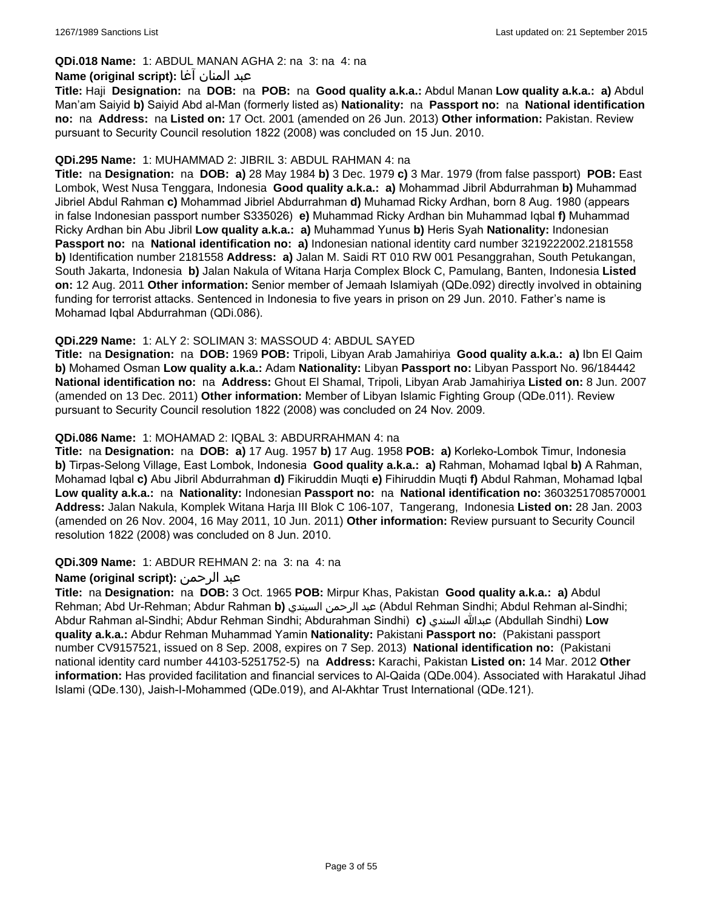**QDi.018 Name:** 1: ABDUL MANAN AGHA 2: na 3: na 4: na

**Name (original script):** عبد المنان آغا

**Title:** Haji **Designation:** na **DOB:** na **POB:** na **Good quality a.k.a.:** Abdul Manan **Low quality a.k.a.: a)** Abdul Man'am Saiyid **b)** Saiyid Abd al-Man (formerly listed as) **Nationality:** na **Passport no:** na **National identification no:** na **Address:** na **Listed on:** 17 Oct. 2001 (amended on 26 Jun. 2013) **Other information:** Pakistan. Review pursuant to Security Council resolution 1822 (2008) was concluded on 15 Jun. 2010.

**QDi.295 Name:** 1: MUHAMMAD 2: JIBRIL 3: ABDUL RAHMAN 4: na

**Title:** na **Designation:** na **DOB: a)** 28 May 1984 **b)** 3 Dec. 1979 **c)** 3 Mar. 1979 (from false passport) **POB:** East Lombok, West Nusa Tenggara, Indonesia **Good quality a.k.a.: a)** Mohammad Jibril Abdurrahman **b)** Muhammad Jibriel Abdul Rahman **c)** Mohammad Jibriel Abdurrahman **d)** Muhamad Ricky Ardhan, born 8 Aug. 1980 (appears in false Indonesian passport number S335026) **e)** Muhammad Ricky Ardhan bin Muhammad Iqbal **f)** Muhammad Ricky Ardhan bin Abu Jibril **Low quality a.k.a.: a)** Muhammad Yunus **b)** Heris Syah **Nationality:** Indonesian **Passport no:** na **National identification no: a)** Indonesian national identity card number 3219222002.2181558 **b)** Identification number 2181558 **Address: a)** Jalan M. Saidi RT 010 RW 001 Pesanggrahan, South Petukangan, South Jakarta, Indonesia **b)** Jalan Nakula of Witana Harja Complex Block C, Pamulang, Banten, Indonesia **Listed on:** 12 Aug. 2011 **Other information:** Senior member of Jemaah Islamiyah (QDe.092) directly involved in obtaining funding for terrorist attacks. Sentenced in Indonesia to five years in prison on 29 Jun. 2010. Father's name is Mohamad Iqbal Abdurrahman (QDi.086).

**QDi.229 Name:** 1: ALY 2: SOLIMAN 3: MASSOUD 4: ABDUL SAYED

**Title:** na **Designation:** na **DOB:** 1969 **POB:** Tripoli, Libyan Arab Jamahiriya **Good quality a.k.a.: a)** Ibn El Qaim **b)** Mohamed Osman **Low quality a.k.a.:** Adam **Nationality:** Libyan **Passport no:** Libyan Passport No. 96/184442 **National identification no:** na **Address:** Ghout El Shamal, Tripoli, Libyan Arab Jamahiriya **Listed on:** 8 Jun. 2007 (amended on 13 Dec. 2011) **Other information:** Member of Libyan Islamic Fighting Group (QDe.011). Review pursuant to Security Council resolution 1822 (2008) was concluded on 24 Nov. 2009.

**QDi.086 Name:** 1: MOHAMAD 2: IQBAL 3: ABDURRAHMAN 4: na

**Title:** na **Designation:** na **DOB: a)** 17 Aug. 1957 **b)** 17 Aug. 1958 **POB: a)** Korleko-Lombok Timur, Indonesia **b)** Tirpas-Selong Village, East Lombok, Indonesia **Good quality a.k.a.: a)** Rahman, Mohamad Iqbal **b)** A Rahman, Mohamad Iqbal **c)** Abu Jibril Abdurrahman **d)** Fikiruddin Muqti **e)** Fihiruddin Muqti **f)** Abdul Rahman, Mohamad Iqbal **Low quality a.k.a.:** na **Nationality:** Indonesian **Passport no:** na **National identification no:** 3603251708570001 **Address:** Jalan Nakula, Komplek Witana Harja III Blok C 106-107, Tangerang, Indonesia **Listed on:** 28 Jan. 2003 (amended on 26 Nov. 2004, 16 May 2011, 10 Jun. 2011) **Other information:** Review pursuant to Security Council resolution 1822 (2008) was concluded on 8 Jun. 2010.

**QDi.309 Name:** 1: ABDUR REHMAN 2: na 3: na 4: na

**Name (original script):** عبد الرحمن

**Title:** na **Designation:** na **DOB:** 3 Oct. 1965 **POB:** Mirpur Khas, Pakistan **Good quality a.k.a.: a)** Abdul Rehman; Abd Ur-Rehman; Abdur Rahman **b)** عبد الرحمن السيندي (Abdul Rehman Sindhi; Abdul Rehman al-Sindhi; Abdur Rahman al-Sindhi; Abdur Rehman Sindhi; Abdurahman Sindhi) **c)** عبدالله السندي (Abdullah Sindhi) **Low quality a.k.a.:** Abdur Rehman Muhammad Yamin **Nationality:** Pakistani **Passport no:** (Pakistani passport number CV9157521, issued on 8 Sep. 2008, expires on 7 Sep. 2013) **National identification no:** (Pakistani national identity card number 44103-5251752-5) na **Address:** Karachi, Pakistan **Listed on:** 14 Mar. 2012 **Other information:** Has provided facilitation and financial services to Al-Qaida (QDe.004). Associated with Harakatul Jihad Islami (QDe.130), Jaish-I-Mohammed (QDe.019), and Al-Akhtar Trust International (QDe.121).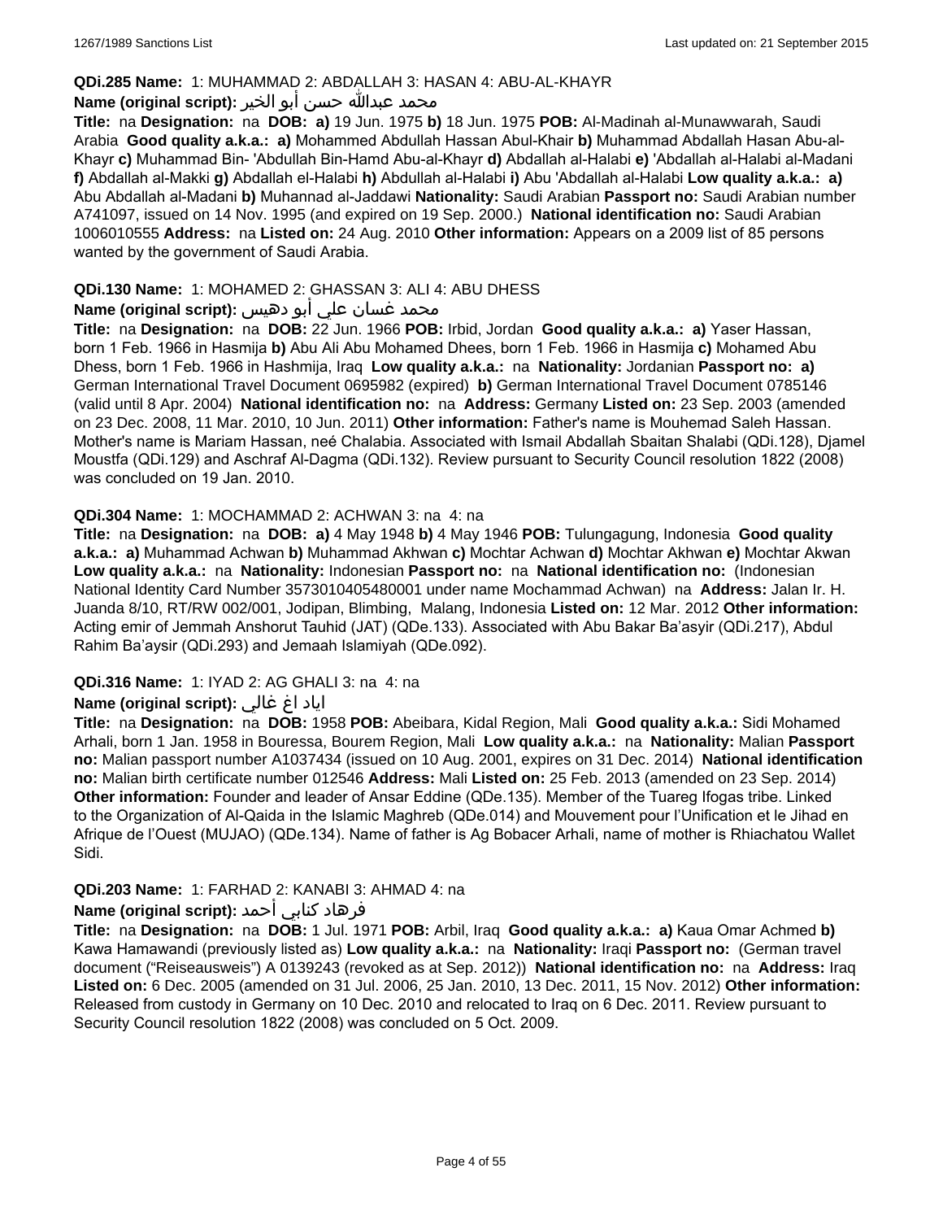**QDi.285 Name:** 1: MUHAMMAD 2: ABDALLAH 3: HASAN 4: ABU-AL-KHAYR

**Name (original script):** محمد عبدالله حسن أبو الخير

**Title:** na **Designation:** na **DOB:** **a)** 19 Jun. 1975 **b)** 18 Jun. 1975 **POB:** Al-Madinah al-Munawwarah, Saudi Arabia **Good quality a.k.a.:** **a)** Mohammed Abdullah Hassan Abul-Khair **b)** Muhammad Abdallah Hasan Abu-al-Khayr **c)** Muhammad Bin- 'Abdullah Bin-Hamd Abu-al-Khayr **d)** Abdallah al-Halabi **e)** 'Abdallah al-Halabi al-Madani **f)** Abdallah al-Makki **g)** Abdallah el-Halabi **h)** Abdullah al-Halabi **i)** Abu 'Abdallah al-Halabi **Low quality a.k.a.:** **a)** Abu Abdallah al-Madani **b)** Muhannad al-Jaddawi **Nationality:** Saudi Arabian **Passport no:** Saudi Arabian number A741097, issued on 14 Nov. 1995 (and expired on 19 Sep. 2000.) **National identification no:** Saudi Arabian 1006010555 **Address:** na **Listed on:** 24 Aug. 2010 **Other information:** Appears on a 2009 list of 85 persons wanted by the government of Saudi Arabia.

**QDi.130 Name:** 1: MOHAMED 2: GHASSAN 3: ALI 4: ABU DHESS

**Name (original script):** محمد غسان علي أبو دهيس

**Title:** na **Designation:** na **DOB:** 22 Jun. 1966 **POB:** Irbid, Jordan **Good quality a.k.a.:** **a)** Yaser Hassan, born 1 Feb. 1966 in Hasmija **b)** Abu Ali Abu Mohamed Dhees, born 1 Feb. 1966 in Hasmija **c)** Mohamed Abu Dhess, born 1 Feb. 1966 in Hashmija, Iraq **Low quality a.k.a.:** na **Nationality:** Jordanian **Passport no:** **a)** German International Travel Document 0695982 (expired) **b)** German International Travel Document 0785146 (valid until 8 Apr. 2004) **National identification no:** na **Address:** Germany **Listed on:** 23 Sep. 2003 (amended on 23 Dec. 2008, 11 Mar. 2010, 10 Jun. 2011) **Other information:** Father's name is Mouhemad Saleh Hassan. Mother's name is Mariam Hassan, neé Chalabia. Associated with Ismail Abdallah Sbaitan Shalabi (QDi.128), Djamel Moustfa (QDi.129) and Aschraf Al-Dagma (QDi.132). Review pursuant to Security Council resolution 1822 (2008) was concluded on 19 Jan. 2010.

**QDi.304 Name:** 1: MOCHAMMAD 2: ACHWAN 3: na 4: na

**Title:** na **Designation:** na **DOB:** **a)** 4 May 1948 **b)** 4 May 1946 **POB:** Tulungagung, Indonesia **Good quality a.k.a.:** **a)** Muhammad Achwan **b)** Muhammad Akhwan **c)** Mochtar Achwan **d)** Mochtar Akhwan **e)** Mochtar Akwan **Low quality a.k.a.:** na **Nationality:** Indonesian **Passport no:** na **National identification no:** (Indonesian National Identity Card Number 3573010405480001 under name Mochammad Achwan) na **Address:** Jalan Ir. H. Juanda 8/10, RT/RW 002/001, Jodipan, Blimbing, Malang, Indonesia **Listed on:** 12 Mar. 2012 **Other information:** Acting emir of Jemmah Anshorut Tauhid (JAT) (QDe.133). Associated with Abu Bakar Ba'asyir (QDi.217), Abdul Rahim Ba'aysir (QDi.293) and Jemaah Islamiyah (QDe.092).

**QDi.316 Name:** 1: IYAD 2: AG GHALI 3: na 4: na

**Name (original script):** اياد اغ غالي

**Title:** na **Designation:** na **DOB:** 1958 **POB:** Abeibara, Kidal Region, Mali **Good quality a.k.a.:** Sidi Mohamed Arhali, born 1 Jan. 1958 in Bouressa, Bourem Region, Mali **Low quality a.k.a.:** na **Nationality:** Malian **Passport no:** Malian passport number A1037434 (issued on 10 Aug. 2001, expires on 31 Dec. 2014) **National identification no:** Malian birth certificate number 012546 **Address:** Mali **Listed on:** 25 Feb. 2013 (amended on 23 Sep. 2014) **Other information:** Founder and leader of Ansar Eddine (QDe.135). Member of the Tuareg Ifogas tribe. Linked to the Organization of Al-Qaida in the Islamic Maghreb (QDe.014) and Mouvement pour l'Unification et le Jihad en Afrique de l'Ouest (MUJAO) (QDe.134). Name of father is Ag Bobacer Arhali, name of mother is Rhiachatou Wallet Sidi.

**QDi.203 Name:** 1: FARHAD 2: KANABI 3: AHMAD 4: na

**Name (original script):** فرهاد كنابي أحمد

**Title:** na **Designation:** na **DOB:** 1 Jul. 1971 **POB:** Arbil, Iraq **Good quality a.k.a.:** **a)** Kaua Omar Achmed **b)** Kawa Hamawandi (previously listed as) **Low quality a.k.a.:** na **Nationality:** Iraqi **Passport no:** (German travel document ("Reiseausweis") A 0139243 (revoked as at Sep. 2012)) **National identification no:** na **Address:** Iraq **Listed on:** 6 Dec. 2005 (amended on 31 Jul. 2006, 25 Jan. 2010, 13 Dec. 2011, 15 Nov. 2012) **Other information:** Released from custody in Germany on 10 Dec. 2010 and relocated to Iraq on 6 Dec. 2011. Review pursuant to Security Council resolution 1822 (2008) was concluded on 5 Oct. 2009.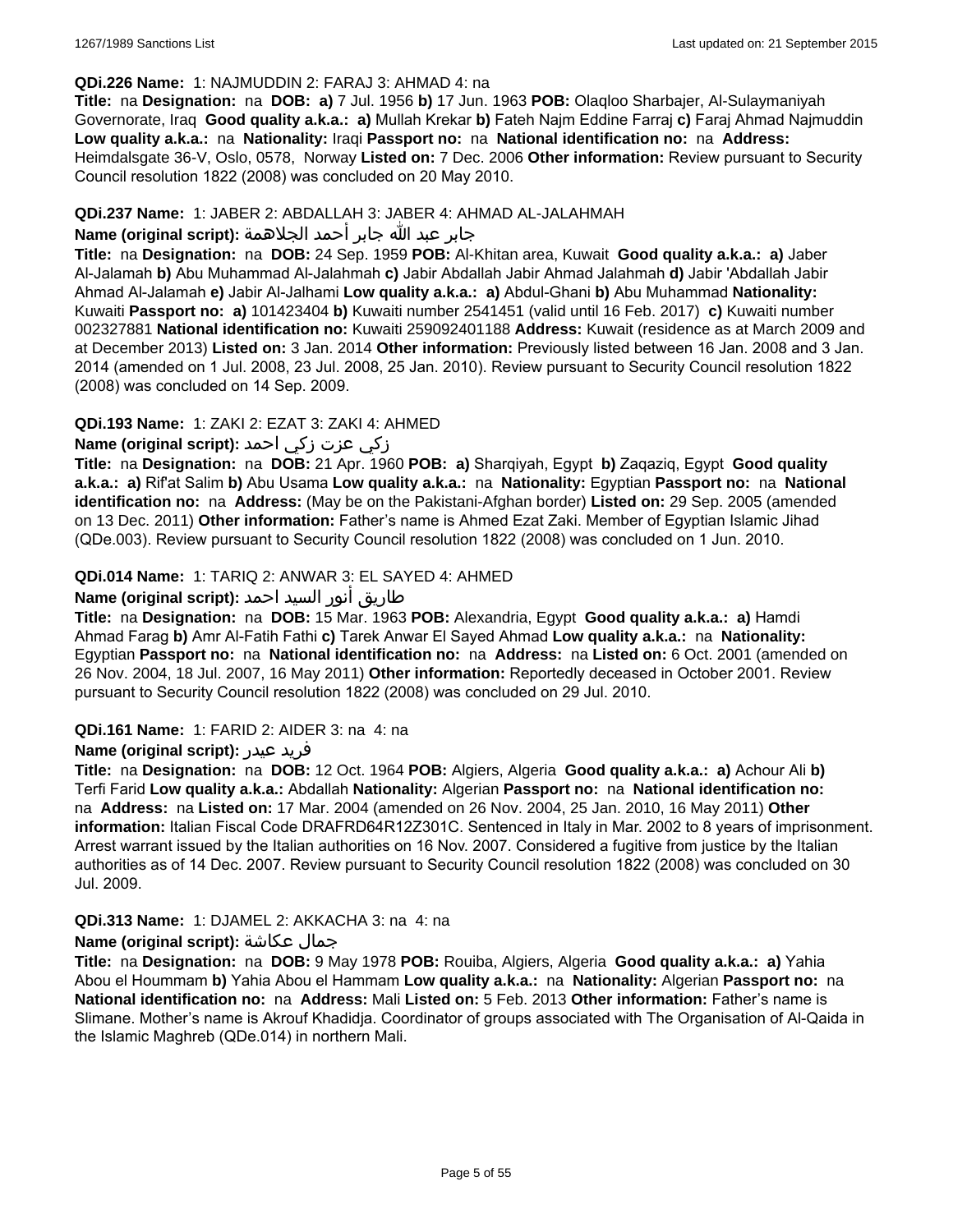**QDi.226 Name:** 1: NAJMUDDIN 2: FARAJ 3: AHMAD 4: na

**Title:** na **Designation:** na **DOB:** **a)** 7 Jul. 1956 **b)** 17 Jun. 1963 **POB:** Olaqloo Sharbajer, Al-Sulaymaniyah Governorate, Iraq **Good quality a.k.a.:** **a)** Mullah Krekar **b)** Fateh Najm Eddine Farraj **c)** Faraj Ahmad Najmuddin **Low quality a.k.a.:** na **Nationality:** Iraqi **Passport no:** na **National identification no:** na **Address:** Heimdalsgate 36-V, Oslo, 0578, Norway **Listed on:** 7 Dec. 2006 **Other information:** Review pursuant to Security Council resolution 1822 (2008) was concluded on 20 May 2010.

**QDi.237 Name:** 1: JABER 2: ABDALLAH 3: JABER 4: AHMAD AL-JALAHMAH

**Name (original script):** جابر عبد الله جابر أحمد الجلاهمة

**Title:** na **Designation:** na **DOB:** 24 Sep. 1959 **POB:** Al-Khitan area, Kuwait **Good quality a.k.a.:** **a)** Jaber Al-Jalamah **b)** Abu Muhammad Al-Jalahmah **c)** Jabir Abdallah Jabir Ahmad Jalahmah **d)** Jabir 'Abdallah Jabir Ahmad Al-Jalamah **e)** Jabir Al-Jalhami **Low quality a.k.a.:** **a)** Abdul-Ghani **b)** Abu Muhammad **Nationality:** Kuwaiti **Passport no:** **a)** 101423404 **b)** Kuwaiti number 2541451 (valid until 16 Feb. 2017) **c)** Kuwaiti number 002327881 **National identification no:** Kuwaiti 259092401188 **Address:** Kuwait (residence as at March 2009 and at December 2013) **Listed on:** 3 Jan. 2014 **Other information:** Previously listed between 16 Jan. 2008 and 3 Jan. 2014 (amended on 1 Jul. 2008, 23 Jul. 2008, 25 Jan. 2010). Review pursuant to Security Council resolution 1822 (2008) was concluded on 14 Sep. 2009.

**QDi.193 Name:** 1: ZAKI 2: EZAT 3: ZAKI 4: AHMED

**Name (original script):** زكي عزت زكي احمد

**Title:** na **Designation:** na **DOB:** 21 Apr. 1960 **POB:** **a)** Sharqiyah, Egypt **b)** Zaqaziq, Egypt **Good quality a.k.a.:** **a)** Rif'at Salim **b)** Abu Usama **Low quality a.k.a.:** na **Nationality:** Egyptian **Passport no:** na **National identification no:** na **Address:** (May be on the Pakistani-Afghan border) **Listed on:** 29 Sep. 2005 (amended on 13 Dec. 2011) **Other information:** Father's name is Ahmed Ezat Zaki. Member of Egyptian Islamic Jihad (QDe.003). Review pursuant to Security Council resolution 1822 (2008) was concluded on 1 Jun. 2010.

**QDi.014 Name:** 1: TARIQ 2: ANWAR 3: EL SAYED 4: AHMED

**Name (original script):** طارق أنور السيد احمد

**Title:** na **Designation:** na **DOB:** 15 Mar. 1963 **POB:** Alexandria, Egypt **Good quality a.k.a.:** **a)** Hamdi Ahmad Farag **b)** Amr Al-Fatih Fathi **c)** Tarek Anwar El Sayed Ahmad **Low quality a.k.a.:** na **Nationality:** Egyptian **Passport no:** na **National identification no:** na **Address:** na **Listed on:** 6 Oct. 2001 (amended on 26 Nov. 2004, 18 Jul. 2007, 16 May 2011) **Other information:** Reportedly deceased in October 2001. Review pursuant to Security Council resolution 1822 (2008) was concluded on 29 Jul. 2010.

**QDi.161 Name:** 1: FARID 2: AIDER 3: na 4: na

**Name (original script):** فريد عيدر

**Title:** na **Designation:** na **DOB:** 12 Oct. 1964 **POB:** Algiers, Algeria **Good quality a.k.a.:** **a)** Achour Ali **b)** Terfi Farid **Low quality a.k.a.:** Abdallah **Nationality:** Algerian **Passport no:** na **National identification no:** na **Address:** na **Listed on:** 17 Mar. 2004 (amended on 26 Nov. 2004, 25 Jan. 2010, 16 May 2011) **Other information:** Italian Fiscal Code DRAFRD64R12Z301C. Sentenced in Italy in Mar. 2002 to 8 years of imprisonment. Arrest warrant issued by the Italian authorities on 16 Nov. 2007. Considered a fugitive from justice by the Italian authorities as of 14 Dec. 2007. Review pursuant to Security Council resolution 1822 (2008) was concluded on 30 Jul. 2009.

**QDi.313 Name:** 1: DJAMEL 2: AKKACHA 3: na 4: na

**Name (original script):** جمال عكاشة

**Title:** na **Designation:** na **DOB:** 9 May 1978 **POB:** Rouiba, Algiers, Algeria **Good quality a.k.a.:** **a)** Yahia Abou el Hoummam **b)** Yahia Abou el Hammam **Low quality a.k.a.:** na **Nationality:** Algerian **Passport no:** na **National identification no:** na **Address:** Mali **Listed on:** 5 Feb. 2013 **Other information:** Father's name is Slimane. Mother's name is Akrouf Khadidja. Coordinator of groups associated with The Organisation of Al-Qaida in the Islamic Maghreb (QDe.014) in northern Mali.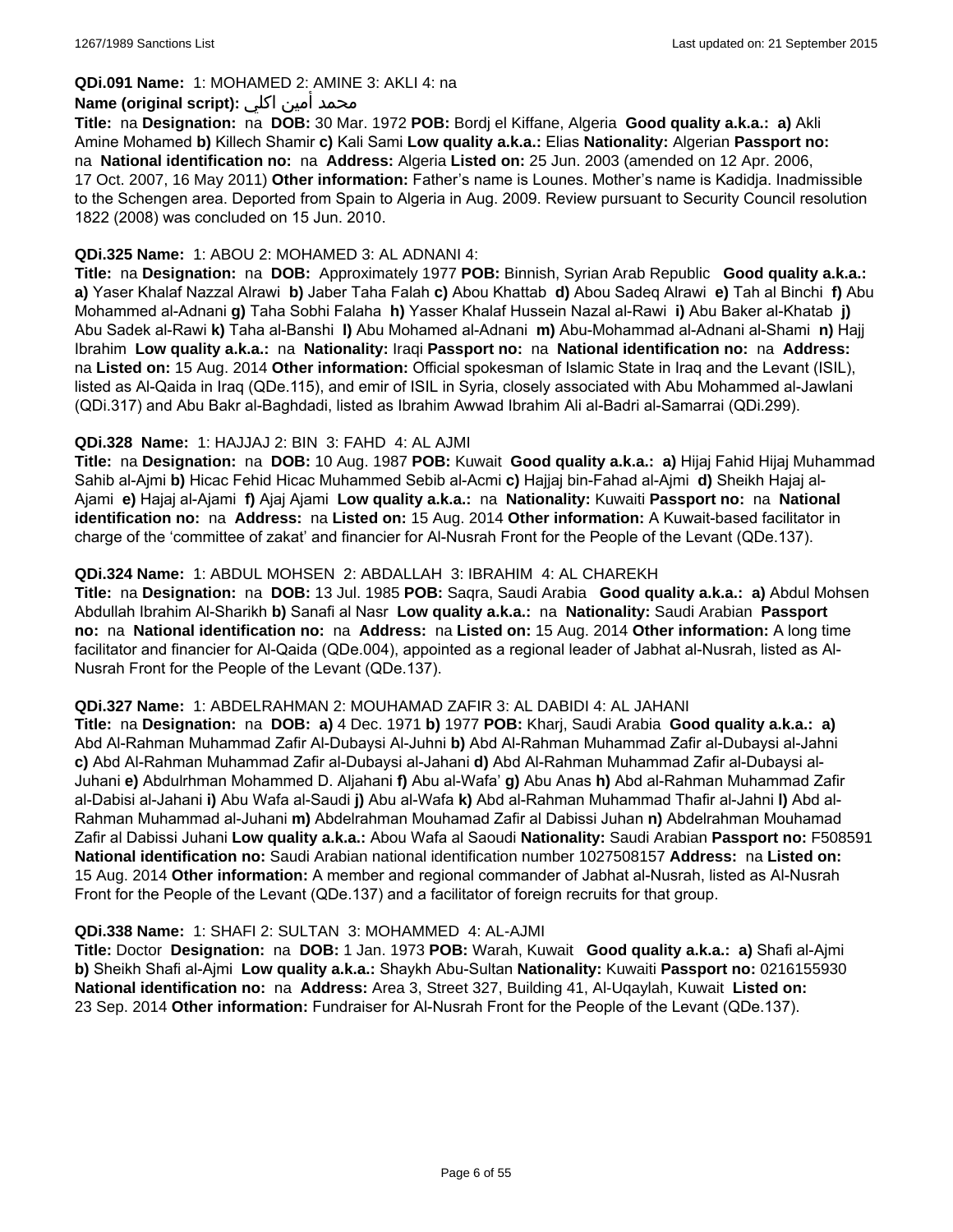**QDi.091 Name:** 1: MOHAMED 2: AMINE 3: AKLI 4: na

**Name (original script):** محمد أمين اكلي

**Title:** na **Designation:** na **DOB:** 30 Mar. 1972 **POB:** Bordj el Kiffane, Algeria **Good quality a.k.a.: a)** Akli Amine Mohamed **b)** Killech Shamir **c)** Kali Sami **Low quality a.k.a.:** Elias **Nationality:** Algerian **Passport no:** na **National identification no:** na **Address:** Algeria **Listed on:** 25 Jun. 2003 (amended on 12 Apr. 2006, 17 Oct. 2007, 16 May 2011) **Other information:** Father's name is Lounes. Mother's name is Kadidja. Inadmissible to the Schengen area. Deported from Spain to Algeria in Aug. 2009. Review pursuant to Security Council resolution 1822 (2008) was concluded on 15 Jun. 2010.

**QDi.325 Name:** 1: ABOU 2: MOHAMED 3: AL ADNANI 4:

**Title:** na **Designation:** na **DOB:** Approximately 1977 **POB:** Binnish, Syrian Arab Republic **Good quality a.k.a.: a)** Yaser Khalaf Nazzal Alrawi **b)** Jaber Taha Falah **c)** Abou Khattab **d)** Abou Sadeq Alrawi **e)** Tah al Binchi **f)** Abu Mohammed al-Adnani **g)** Taha Sobhi Falaha **h)** Yasser Khalaf Hussein Nazal al-Rawi **i)** Abu Baker al-Khatab **j)** Abu Sadek al-Rawi **k)** Taha al-Banshi **l)** Abu Mohamed al-Adnani **m)** Abu-Mohammad al-Adnani al-Shami **n)** Hajj Ibrahim **Low quality a.k.a.:** na **Nationality:** Iraqi **Passport no:** na **National identification no:** na **Address:** na **Listed on:** 15 Aug. 2014 **Other information:** Official spokesman of Islamic State in Iraq and the Levant (ISIL), listed as Al-Qaida in Iraq (QDe.115), and emir of ISIL in Syria, closely associated with Abu Mohammed al-Jawlani (QDi.317) and Abu Bakr al-Baghdadi, listed as Ibrahim Awwad Ibrahim Ali al-Badri al-Samarrai (QDi.299).

**QDi.328 Name:** 1: HAJJAJ 2: BIN 3: FAHD 4: AL AJMI

**Title:** na **Designation:** na **DOB:** 10 Aug. 1987 **POB:** Kuwait **Good quality a.k.a.: a)** Hijaj Fahid Hijaj Muhammad Sahib al-Ajmi **b)** Hicac Fehid Hicac Muhammed Sebib al-Acmi **c)** Hajjaj bin-Fahad al-Ajmi **d)** Sheikh Hajaj al-Ajami **e)** Hajaj al-Ajami **f)** Ajaj Ajami **Low quality a.k.a.:** na **Nationality:** Kuwaiti **Passport no:** na **National identification no:** na **Address:** na **Listed on:** 15 Aug. 2014 **Other information:** A Kuwait-based facilitator in charge of the 'committee of zakat' and financier for Al-Nusrah Front for the People of the Levant (QDe.137).

**QDi.324 Name:** 1: ABDUL MOHSEN 2: ABDALLAH 3: IBRAHIM 4: AL CHAREKH

**Title:** na **Designation:** na **DOB:** 13 Jul. 1985 **POB:** Saqra, Saudi Arabia **Good quality a.k.a.: a)** Abdul Mohsen Abdullah Ibrahim Al-Sharikh **b)** Sanafi al Nasr **Low quality a.k.a.:** na **Nationality:** Saudi Arabian **Passport no:** na **National identification no:** na **Address:** na **Listed on:** 15 Aug. 2014 **Other information:** A long time facilitator and financier for Al-Qaida (QDe.004), appointed as a regional leader of Jabhat al-Nusrah, listed as Al-Nusrah Front for the People of the Levant (QDe.137).

**QDi.327 Name:** 1: ABDELRAHMAN 2: MOUHAMAD ZAFIR 3: AL DABIDI 4: AL JAHANI

**Title:** na **Designation:** na **DOB: a)** 4 Dec. 1971 **b)** 1977 **POB:** Kharj, Saudi Arabia **Good quality a.k.a.: a)** Abd Al-Rahman Muhammad Zafir Al-Dubaysi Al-Juhni **b)** Abd Al-Rahman Muhammad Zafir al-Dubaysi al-Jahni **c)** Abd Al-Rahman Muhammad Zafir al-Dubaysi al-Jahani **d)** Abd Al-Rahman Muhammad Zafir al-Dubaysi al-Juhani **e)** Abdulrhman Mohammed D. Aljahani **f)** Abu al-Wafa' **g)** Abu Anas **h)** Abd al-Rahman Muhammad Zafir al-Dabisi al-Jahani **i)** Abu Wafa al-Saudi **j)** Abu al-Wafa **k)** Abd al-Rahman Muhammad Thafir al-Jahni **l)** Abd al-Rahman Muhammad al-Juhani **m)** Abdelrahman Mouhamad Zafir al Dabissi Juhan **n)** Abdelrahman Mouhamad Zafir al Dabissi Juhani **Low quality a.k.a.:** Abou Wafa al Saoudi **Nationality:** Saudi Arabian **Passport no:** F508591 **National identification no:** Saudi Arabian national identification number 1027508157 **Address:** na **Listed on:** 15 Aug. 2014 **Other information:** A member and regional commander of Jabhat al-Nusrah, listed as Al-Nusrah Front for the People of the Levant (QDe.137) and a facilitator of foreign recruits for that group.

**QDi.338 Name:** 1: SHAFI 2: SULTAN 3: MOHAMMED 4: AL-AJMI

**Title:** Doctor **Designation:** na **DOB:** 1 Jan. 1973 **POB:** Warah, Kuwait **Good quality a.k.a.: a)** Shafi al-Ajmi **b)** Sheikh Shafi al-Ajmi **Low quality a.k.a.:** Shaykh Abu-Sultan **Nationality:** Kuwaiti **Passport no:** 0216155930 **National identification no:** na **Address:** Area 3, Street 327, Building 41, Al-Uqaylah, Kuwait **Listed on:** 23 Sep. 2014 **Other information:** Fundraiser for Al-Nusrah Front for the People of the Levant (QDe.137).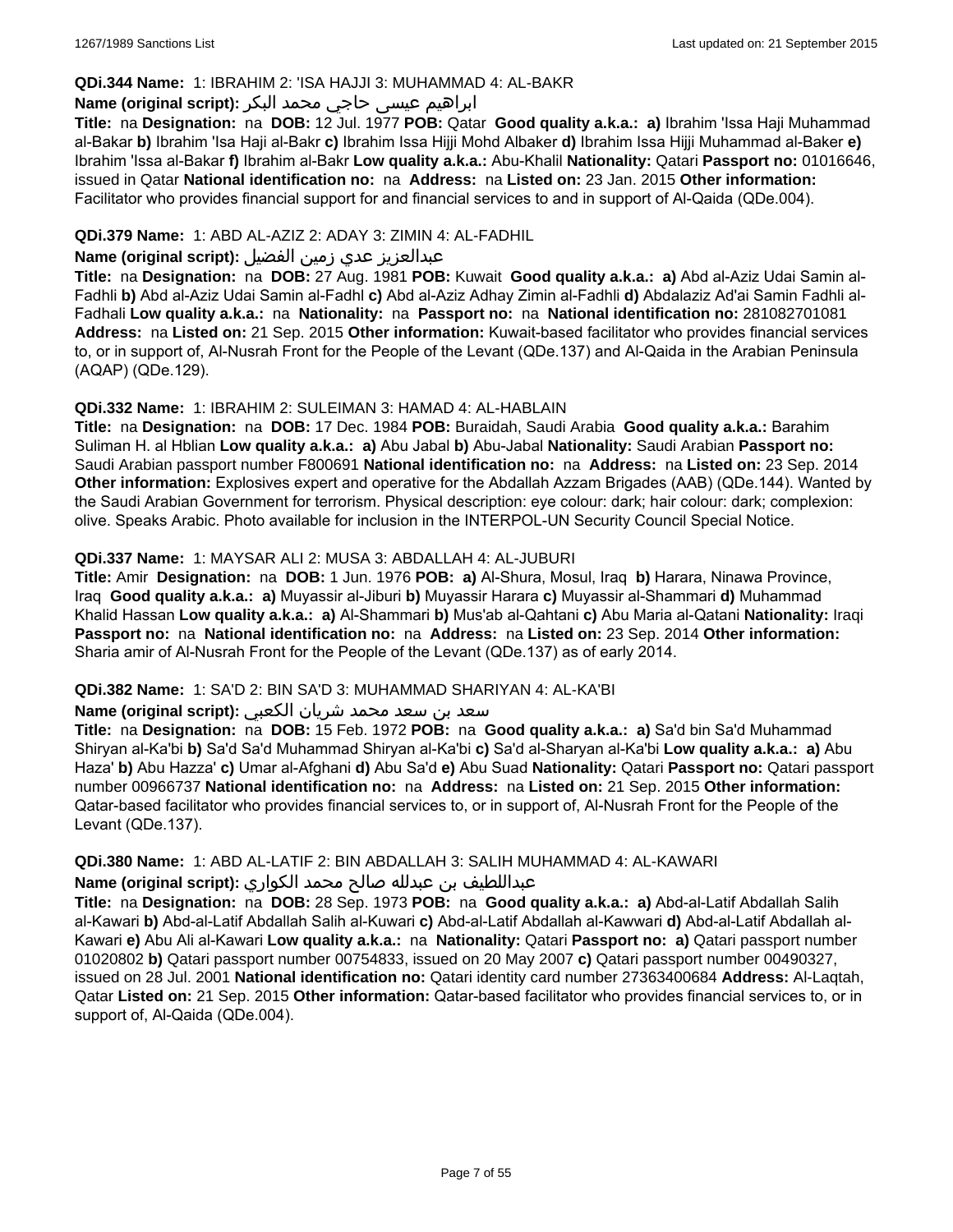**QDi.344 Name:** 1: IBRAHIM 2: 'ISA HAJJI 3: MUHAMMAD 4: AL-BAKR

**Name (original script):** ابراهيم عيسى حاجي محمد البكر

**Title:** na **Designation:** na **DOB:** 12 Jul. 1977 **POB:** Qatar **Good quality a.k.a.: a)** Ibrahim 'Issa Haji Muhammad al-Bakar **b)** Ibrahim 'Isa Haji al-Bakr **c)** Ibrahim Issa Hijji Mohd Albaker **d)** Ibrahim Issa Hijji Muhammad al-Baker **e)** Ibrahim 'Issa al-Bakar **f)** Ibrahim al-Bakr **Low quality a.k.a.:** Abu-Khalil **Nationality:** Qatari **Passport no:** 01016646, issued in Qatar **National identification no:** na **Address:** na **Listed on:** 23 Jan. 2015 **Other information:** Facilitator who provides financial support for and financial services to and in support of Al-Qaida (QDe.004).

**QDi.379 Name:** 1: ABD AL-AZIZ 2: ADAY 3: ZIMIN 4: AL-FADHIL

**Name (original script):** عبدالعزيز عدي زمين الفضيل

**Title:** na **Designation:** na **DOB:** 27 Aug. 1981 **POB:** Kuwait **Good quality a.k.a.: a)** Abd al-Aziz Udai Samin al-Fadhli **b)** Abd al-Aziz Udai Samin al-Fadhl **c)** Abd al-Aziz Adhay Zimin al-Fadhli **d)** Abdalaziz Ad'ai Samin Fadhli al-Fadhali **Low quality a.k.a.:** na **Nationality:** na **Passport no:** na **National identification no:** 281082701081 **Address:** na **Listed on:** 21 Sep. 2015 **Other information:** Kuwait-based facilitator who provides financial services to, or in support of, Al-Nusrah Front for the People of the Levant (QDe.137) and Al-Qaida in the Arabian Peninsula (AQAP) (QDe.129).

**QDi.332 Name:** 1: IBRAHIM 2: SULEIMAN 3: HAMAD 4: AL-HABLAIN

**Title:** na **Designation:** na **DOB:** 17 Dec. 1984 **POB:** Buraidah, Saudi Arabia **Good quality a.k.a.:** Barahim Suliman H. al Hblian **Low quality a.k.a.: a)** Abu Jabal **b)** Abu-Jabal **Nationality:** Saudi Arabian **Passport no:** Saudi Arabian passport number F800691 **National identification no:** na **Address:** na **Listed on:** 23 Sep. 2014 **Other information:** Explosives expert and operative for the Abdallah Azzam Brigades (AAB) (QDe.144). Wanted by the Saudi Arabian Government for terrorism. Physical description: eye colour: dark; hair colour: dark; complexion: olive. Speaks Arabic. Photo available for inclusion in the INTERPOL-UN Security Council Special Notice.

**QDi.337 Name:** 1: MAYSAR ALI 2: MUSA 3: ABDALLAH 4: AL-JUBURI

**Title:** Amir **Designation:** na **DOB:** 1 Jun. 1976 **POB: a)** Al-Shura, Mosul, Iraq **b)** Harara, Ninawa Province, Iraq **Good quality a.k.a.: a)** Muyassir al-Jiburi **b)** Muyassir Harara **c)** Muyassir al-Shammari **d)** Muhammad Khalid Hassan **Low quality a.k.a.: a)** Al-Shammari **b)** Mus'ab al-Qahtani **c)** Abu Maria al-Qatani **Nationality:** Iraqi **Passport no:** na **National identification no:** na **Address:** na **Listed on:** 23 Sep. 2014 **Other information:** Sharia amir of Al-Nusrah Front for the People of the Levant (QDe.137) as of early 2014.

**QDi.382 Name:** 1: SA'D 2: BIN SA'D 3: MUHAMMAD SHARIYAN 4: AL-KA'BI

**Name (original script):** سعد بن سعد محمد شريان الكعبي

**Title:** na **Designation:** na **DOB:** 15 Feb. 1972 **POB:** na **Good quality a.k.a.: a)** Sa'd bin Sa'd Muhammad Shiryan al-Ka'bi **b)** Sa'd Sa'd Muhammad Shiryan al-Ka'bi **c)** Sa'd al-Sharyan al-Ka'bi **Low quality a.k.a.: a)** Abu Haza' **b)** Abu Hazza' **c)** Umar al-Afghani **d)** Abu Sa'd **e)** Abu Suad **Nationality:** Qatari **Passport no:** Qatari passport number 00966737 **National identification no:** na **Address:** na **Listed on:** 21 Sep. 2015 **Other information:** Qatar-based facilitator who provides financial services to, or in support of, Al-Nusrah Front for the People of the Levant (QDe.137).

**QDi.380 Name:** 1: ABD AL-LATIF 2: BIN ABDALLAH 3: SALIH MUHAMMAD 4: AL-KAWARI

**Name (original script):** عبداللطيف بن عبدالله صالح محمد الكواري

**Title:** na **Designation:** na **DOB:** 28 Sep. 1973 **POB:** na **Good quality a.k.a.: a)** Abd-al-Latif Abdallah Salih al-Kawari **b)** Abd-al-Latif Abdallah Salih al-Kuwari **c)** Abd-al-Latif Abdallah al-Kawwari **d)** Abd-al-Latif Abdallah al-Kawari **e)** Abu Ali al-Kawari **Low quality a.k.a.:** na **Nationality:** Qatari **Passport no: a)** Qatari passport number 01020802 **b)** Qatari passport number 00754833, issued on 20 May 2007 **c)** Qatari passport number 00490327, issued on 28 Jul. 2001 **National identification no:** Qatari identity card number 27363400684 **Address:** Al-Laqtah, Qatar **Listed on:** 21 Sep. 2015 **Other information:** Qatar-based facilitator who provides financial services to, or in support of, Al-Qaida (QDe.004).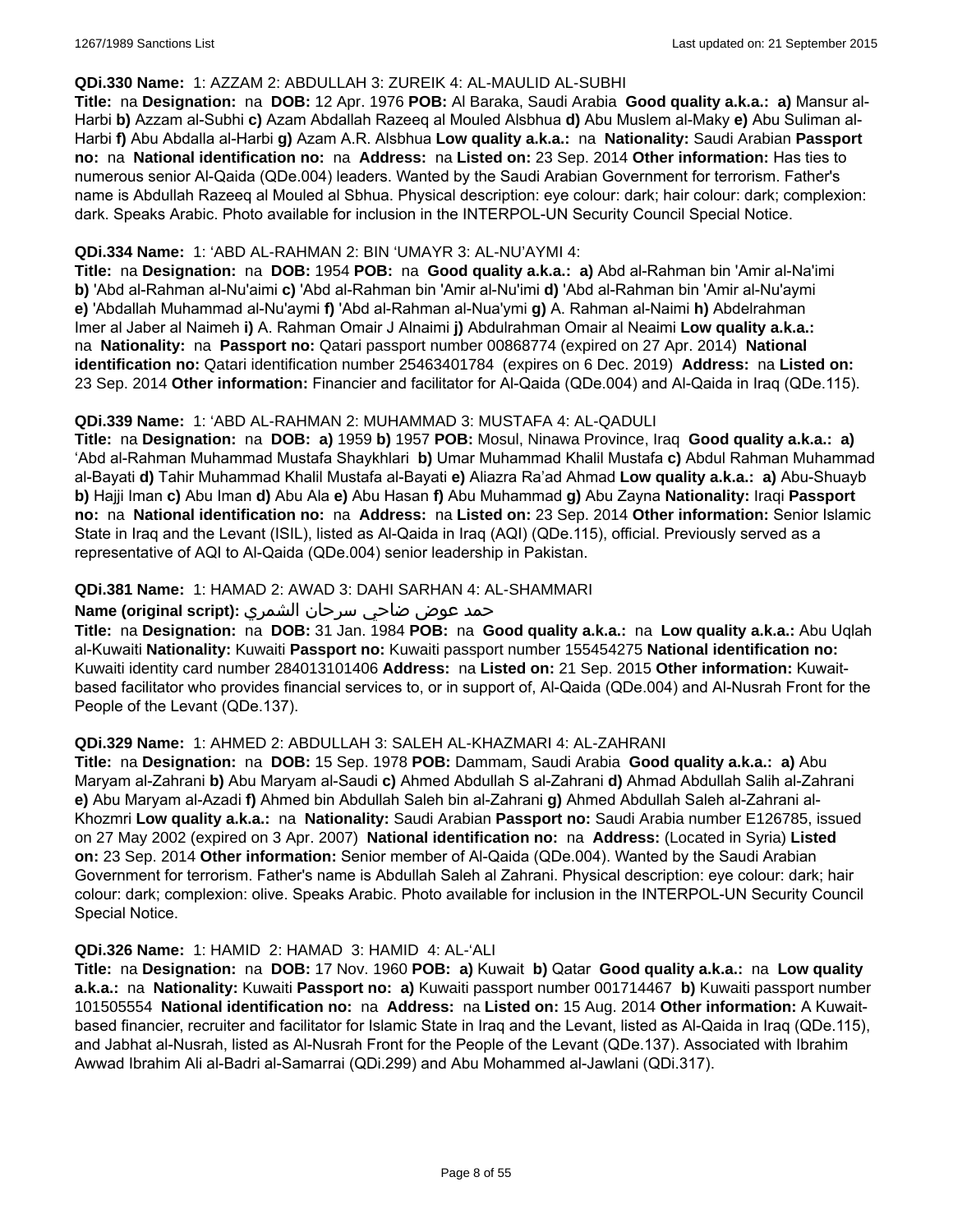**QDi.330 Name:** 1: AZZAM 2: ABDULLAH 3: ZUREIK 4: AL-MAULID AL-SUBHI

**Title:** na **Designation:** na **DOB:** 12 Apr. 1976 **POB:** Al Baraka, Saudi Arabia **Good quality a.k.a.:** **a)** Mansur al-Harbi **b)** Azzam al-Subhi **c)** Azam Abdallah Razeeq al Mouled Alsbhua **d)** Abu Muslem al-Maky **e)** Abu Suliman al-Harbi **f)** Abu Abdalla al-Harbi **g)** Azam A.R. Alsbhua **Low quality a.k.a.:** na **Nationality:** Saudi Arabian **Passport no:** na **National identification no:** na **Address:** na **Listed on:** 23 Sep. 2014 **Other information:** Has ties to numerous senior Al-Qaida (QDe.004) leaders. Wanted by the Saudi Arabian Government for terrorism. Father's name is Abdullah Razeeq al Mouled al Sbhua. Physical description: eye colour: dark; hair colour: dark; complexion: dark. Speaks Arabic. Photo available for inclusion in the INTERPOL-UN Security Council Special Notice.

**QDi.334 Name:** 1: 'ABD AL-RAHMAN 2: BIN 'UMAYR 3: AL-NU'AYMI 4:

**Title:** na **Designation:** na **DOB:** 1954 **POB:** na **Good quality a.k.a.:** **a)** Abd al-Rahman bin 'Amir al-Na'imi **b)** 'Abd al-Rahman al-Nu'aimi **c)** 'Abd al-Rahman bin 'Amir al-Nu'imi **d)** 'Abd al-Rahman bin 'Amir al-Nu'aymi **e)** 'Abdallah Muhammad al-Nu'aymi **f)** 'Abd al-Rahman al-Nua'ymi **g)** A. Rahman al-Naimi **h)** Abdelrahman Imer al Jaber al Naimeh **i)** A. Rahman Omair J Alnaimi **j)** Abdulrahman Omair al Neaimi **Low quality a.k.a.:** na **Nationality:** na **Passport no:** Qatari passport number 00868774 (expired on 27 Apr. 2014) **National identification no:** Qatari identification number 25463401784 (expires on 6 Dec. 2019) **Address:** na **Listed on:** 23 Sep. 2014 **Other information:** Financier and facilitator for Al-Qaida (QDe.004) and Al-Qaida in Iraq (QDe.115).

**QDi.339 Name:** 1: 'ABD AL-RAHMAN 2: MUHAMMAD 3: MUSTAFA 4: AL-QADULI

**Title:** na **Designation:** na **DOB:** **a)** 1959 **b)** 1957 **POB:** Mosul, Ninawa Province, Iraq **Good quality a.k.a.:** **a)** 'Abd al-Rahman Muhammad Mustafa Shaykhlari **b)** Umar Muhammad Khalil Mustafa **c)** Abdul Rahman Muhammad al-Bayati **d)** Tahir Muhammad Khalil Mustafa al-Bayati **e)** Aliazra Ra'ad Ahmad **Low quality a.k.a.:** **a)** Abu-Shuayb **b)** Hajji Iman **c)** Abu Iman **d)** Abu Ala **e)** Abu Hasan **f)** Abu Muhammad **g)** Abu Zayna **Nationality:** Iraqi **Passport no:** na **National identification no:** na **Address:** na **Listed on:** 23 Sep. 2014 **Other information:** Senior Islamic State in Iraq and the Levant (ISIL), listed as Al-Qaida in Iraq (AQI) (QDe.115), official. Previously served as a representative of AQI to Al-Qaida (QDe.004) senior leadership in Pakistan.

**QDi.381 Name:** 1: HAMAD 2: AWAD 3: DAHI SARHAN 4: AL-SHAMMARI

**Name (original script):** حمد عوض ضاحي سرحان الشمري

**Title:** na **Designation:** na **DOB:** 31 Jan. 1984 **POB:** na **Good quality a.k.a.:** na **Low quality a.k.a.:** Abu Uqlah al-Kuwaiti **Nationality:** Kuwaiti **Passport no:** Kuwaiti passport number 155454275 **National identification no:** Kuwaiti identity card number 284013101406 **Address:** na **Listed on:** 21 Sep. 2015 **Other information:** Kuwait-based facilitator who provides financial services to, or in support of, Al-Qaida (QDe.004) and Al-Nusrah Front for the People of the Levant (QDe.137).

**QDi.329 Name:** 1: AHMED 2: ABDULLAH 3: SALEH AL-KHAZMARI 4: AL-ZAHRANI

**Title:** na **Designation:** na **DOB:** 15 Sep. 1978 **POB:** Dammam, Saudi Arabia **Good quality a.k.a.:** **a)** Abu Maryam al-Zahrani **b)** Abu Maryam al-Saudi **c)** Ahmed Abdullah S al-Zahrani **d)** Ahmad Abdullah Salih al-Zahrani **e)** Abu Maryam al-Azadi **f)** Ahmed bin Abdullah Saleh bin al-Zahrani **g)** Ahmed Abdullah Saleh al-Zahrani al-Khozmri **Low quality a.k.a.:** na **Nationality:** Saudi Arabian **Passport no:** Saudi Arabia number E126785, issued on 27 May 2002 (expired on 3 Apr. 2007) **National identification no:** na **Address:** (Located in Syria) **Listed on:** 23 Sep. 2014 **Other information:** Senior member of Al-Qaida (QDe.004). Wanted by the Saudi Arabian Government for terrorism. Father's name is Abdullah Saleh al Zahrani. Physical description: eye colour: dark; hair colour: dark; complexion: olive. Speaks Arabic. Photo available for inclusion in the INTERPOL-UN Security Council Special Notice.

**QDi.326 Name:** 1: HAMID 2: HAMAD 3: HAMID 4: AL-'ALI

**Title:** na **Designation:** na **DOB:** 17 Nov. 1960 **POB:** **a)** Kuwait **b)** Qatar **Good quality a.k.a.:** na **Low quality a.k.a.:** na **Nationality:** Kuwaiti **Passport no:** **a)** Kuwaiti passport number 001714467 **b)** Kuwaiti passport number 101505554 **National identification no:** na **Address:** na **Listed on:** 15 Aug. 2014 **Other information:** A Kuwait-based financier, recruiter and facilitator for Islamic State in Iraq and the Levant, listed as Al-Qaida in Iraq (QDe.115), and Jabhat al-Nusrah, listed as Al-Nusrah Front for the People of the Levant (QDe.137). Associated with Ibrahim Awwad Ibrahim Ali al-Badri al-Samarrai (QDi.299) and Abu Mohammed al-Jawlani (QDi.317).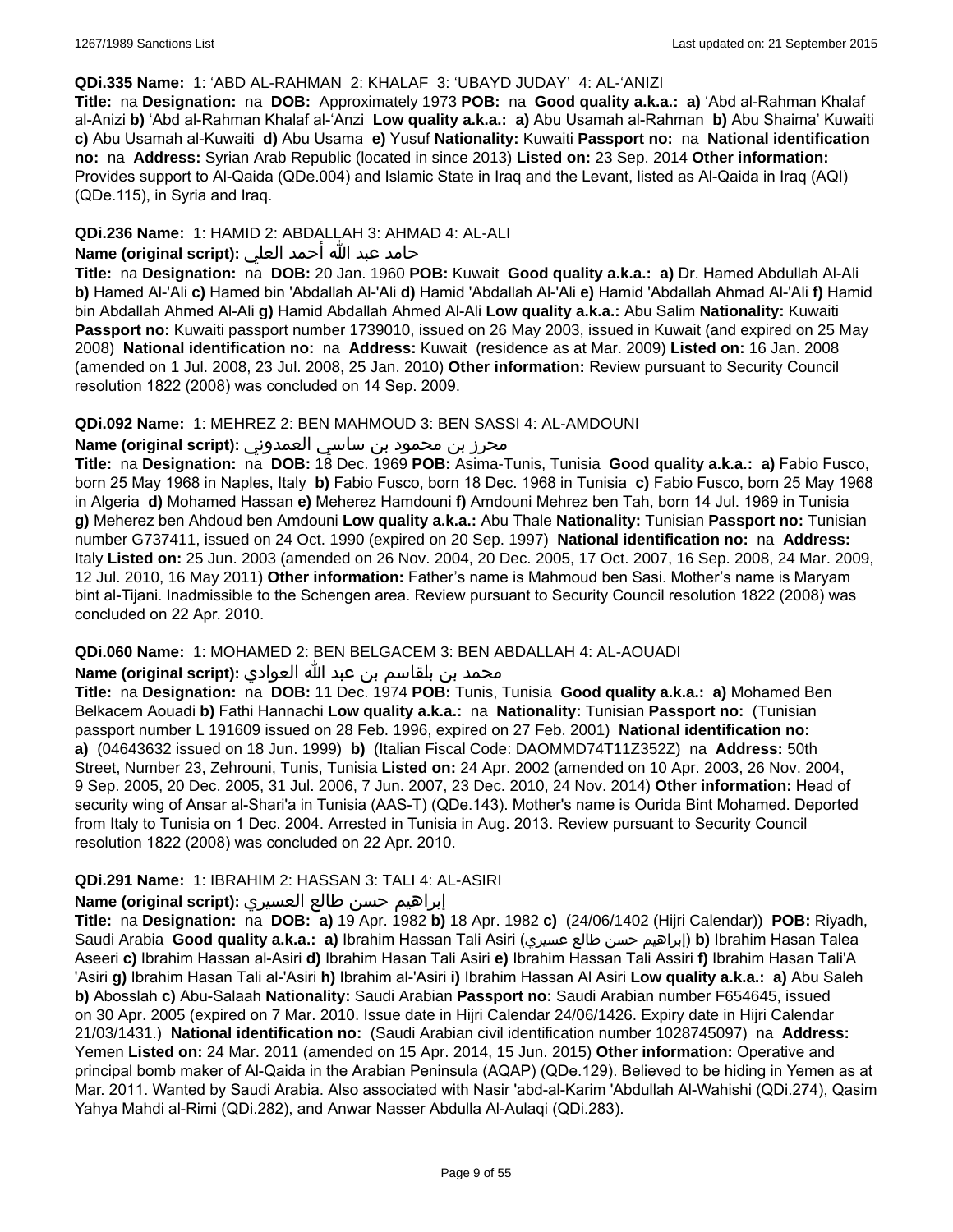**QDi.335 Name:** 1: 'ABD AL-RAHMAN 2: KHALAF 3: 'UBAYD JUDAY' 4: AL-'ANIZI

**Title:** na **Designation:** na **DOB:** Approximately 1973 **POB:** na **Good quality a.k.a.:** **a)** 'Abd al-Rahman Khalaf al-Anizi **b)** 'Abd al-Rahman Khalaf al-'Anzi **Low quality a.k.a.:** **a)** Abu Usamah al-Rahman **b)** Abu Shaima' Kuwaiti **c)** Abu Usamah al-Kuwaiti **d)** Abu Usama **e)** Yusuf **Nationality:** Kuwaiti **Passport no:** na **National identification no:** na **Address:** Syrian Arab Republic (located in since 2013) **Listed on:** 23 Sep. 2014 **Other information:** Provides support to Al-Qaida (QDe.004) and Islamic State in Iraq and the Levant, listed as Al-Qaida in Iraq (AQI) (QDe.115), in Syria and Iraq.

**QDi.236 Name:** 1: HAMID 2: ABDALLAH 3: AHMAD 4: AL-ALI

**Name (original script):** حامد عبد الله أحمد العلي

**Title:** na **Designation:** na **DOB:** 20 Jan. 1960 **POB:** Kuwait **Good quality a.k.a.:** **a)** Dr. Hamed Abdullah Al-Ali **b)** Hamed Al-'Ali **c)** Hamed bin 'Abdallah Al-'Ali **d)** Hamid 'Abdallah Al-'Ali **e)** Hamid 'Abdallah Ahmad Al-'Ali **f)** Hamid bin Abdallah Ahmed Al-Ali **g)** Hamid Abdallah Ahmed Al-Ali **Low quality a.k.a.:** Abu Salim **Nationality:** Kuwaiti **Passport no:** Kuwaiti passport number 1739010, issued on 26 May 2003, issued in Kuwait (and expired on 25 May 2008) **National identification no:** na **Address:** Kuwait (residence as at Mar. 2009) **Listed on:** 16 Jan. 2008 (amended on 1 Jul. 2008, 23 Jul. 2008, 25 Jan. 2010) **Other information:** Review pursuant to Security Council resolution 1822 (2008) was concluded on 14 Sep. 2009.

**QDi.092 Name:** 1: MEHREZ 2: BEN MAHMOUD 3: BEN SASSI 4: AL-AMDOUNI

**Name (original script):** محرز بن محمود بن ساسي العمدوني

**Title:** na **Designation:** na **DOB:** 18 Dec. 1969 **POB:** Asima-Tunis, Tunisia **Good quality a.k.a.:** **a)** Fabio Fusco, born 25 May 1968 in Naples, Italy **b)** Fabio Fusco, born 18 Dec. 1968 in Tunisia **c)** Fabio Fusco, born 25 May 1968 in Algeria **d)** Mohamed Hassan **e)** Meherez Hamdouni **f)** Amdouni Mehrez ben Tah, born 14 Jul. 1969 in Tunisia **g)** Meherez ben Ahdoud ben Amdouni **Low quality a.k.a.:** Abu Thale **Nationality:** Tunisian **Passport no:** Tunisian number G737411, issued on 24 Oct. 1990 (expired on 20 Sep. 1997) **National identification no:** na **Address:** Italy **Listed on:** 25 Jun. 2003 (amended on 26 Nov. 2004, 20 Dec. 2005, 17 Oct. 2007, 16 Sep. 2008, 24 Mar. 2009, 12 Jul. 2010, 16 May 2011) **Other information:** Father's name is Mahmoud ben Sasi. Mother's name is Maryam bint al-Tijani. Inadmissible to the Schengen area. Review pursuant to Security Council resolution 1822 (2008) was concluded on 22 Apr. 2010.

**QDi.060 Name:** 1: MOHAMED 2: BEN BELGACEM 3: BEN ABDALLAH 4: AL-AOUADI

**Name (original script):** محمد بن بلقاسم بن عبد الله العوادي

**Title:** na **Designation:** na **DOB:** 11 Dec. 1974 **POB:** Tunis, Tunisia **Good quality a.k.a.:** **a)** Mohamed Ben Belkacem Aouadi **b)** Fathi Hannachi **Low quality a.k.a.:** na **Nationality:** Tunisian **Passport no:** (Tunisian passport number L 191609 issued on 28 Feb. 1996, expired on 27 Feb. 2001) **National identification no:** **a)** (04643632 issued on 18 Jun. 1999) **b)** (Italian Fiscal Code: DAOMMD74T11Z352Z) na **Address:** 50th Street, Number 23, Zehrouni, Tunis, Tunisia **Listed on:** 24 Apr. 2002 (amended on 10 Apr. 2003, 26 Nov. 2004, 9 Sep. 2005, 20 Dec. 2005, 31 Jul. 2006, 7 Jun. 2007, 23 Dec. 2010, 24 Nov. 2014) **Other information:** Head of security wing of Ansar al-Shari'a in Tunisia (AAS-T) (QDe.143). Mother's name is Ourida Bint Mohamed. Deported from Italy to Tunisia on 1 Dec. 2004. Arrested in Tunisia in Aug. 2013. Review pursuant to Security Council resolution 1822 (2008) was concluded on 22 Apr. 2010.

**QDi.291 Name:** 1: IBRAHIM 2: HASSAN 3: TALI 4: AL-ASIRI

**Name (original script):** إبراهيم حسن طالع العسيري

**Title:** na **Designation:** na **DOB:** **a)** 19 Apr. 1982 **b)** 18 Apr. 1982 **c)** (24/06/1402 (Hijri Calendar)) **POB:** Riyadh, Saudi Arabia **Good quality a.k.a.:** **a)** Ibrahim Hassan Tali Asiri (إبراهيم حسن طالع عسيري) **b)** Ibrahim Hasan Talea Aseeri **c)** Ibrahim Hassan al-Asiri **d)** Ibrahim Hasan Tali Asiri **e)** Ibrahim Hassan Tali Assiri **f)** Ibrahim Hasan Tali'A 'Asiri **g)** Ibrahim Hasan Tali al-'Asiri **h)** Ibrahim al-'Asiri **i)** Ibrahim Hassan Al Asiri **Low quality a.k.a.:** **a)** Abu Saleh **b)** Abosslah **c)** Abu-Salaah **Nationality:** Saudi Arabian **Passport no:** Saudi Arabian number F654645, issued on 30 Apr. 2005 (expired on 7 Mar. 2010. Issue date in Hijri Calendar 24/06/1426. Expiry date in Hijri Calendar 21/03/1431.) **National identification no:** (Saudi Arabian civil identification number 1028745097) na **Address:** Yemen **Listed on:** 24 Mar. 2011 (amended on 15 Apr. 2014, 15 Jun. 2015) **Other information:** Operative and principal bomb maker of Al-Qaida in the Arabian Peninsula (AQAP) (QDe.129). Believed to be hiding in Yemen as at Mar. 2011. Wanted by Saudi Arabia. Also associated with Nasir 'abd-al-Karim 'Abdullah Al-Wahishi (QDi.274), Qasim Yahya Mahdi al-Rimi (QDi.282), and Anwar Nasser Abdulla Al-Aulaqi (QDi.283).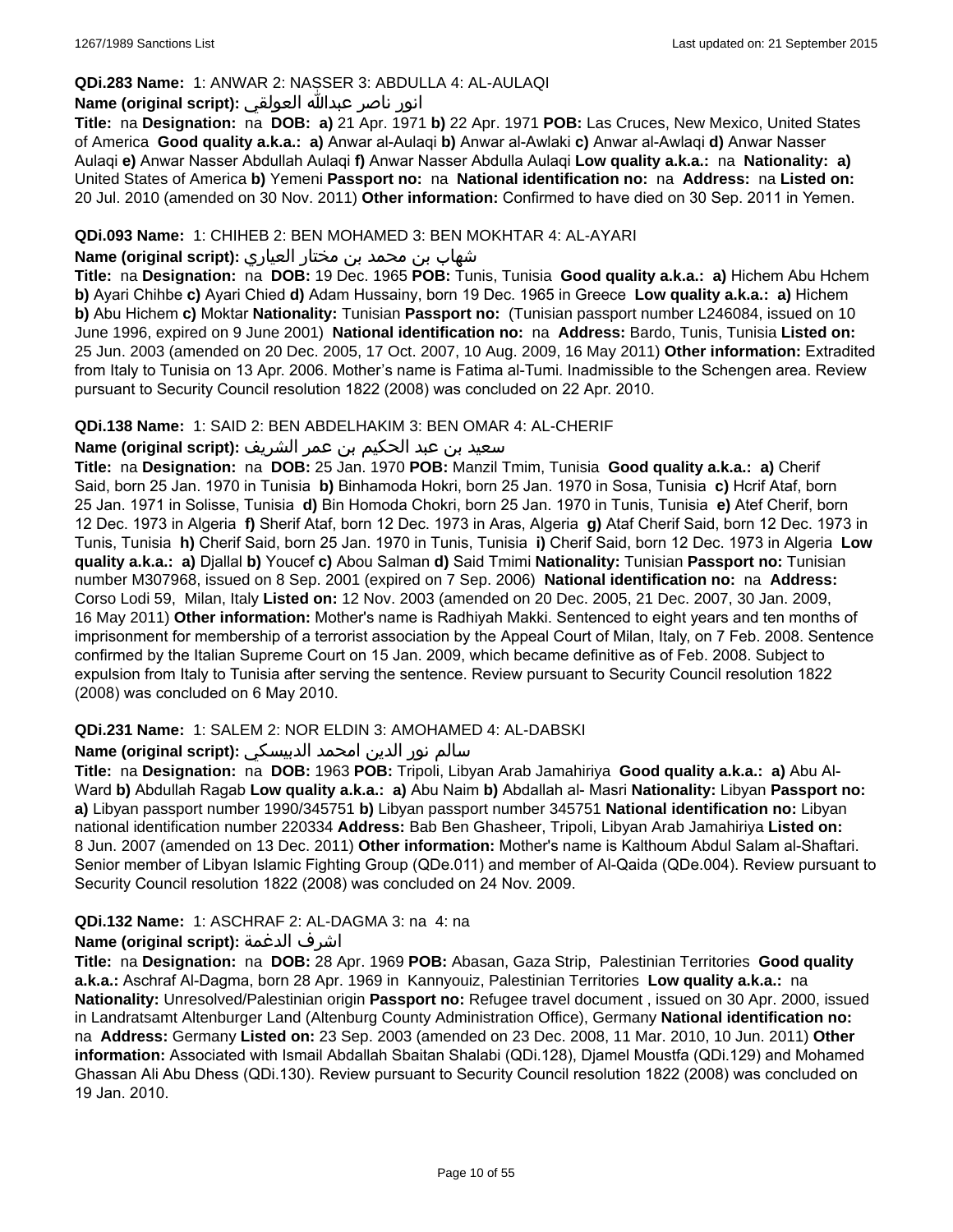**QDi.283 Name:** 1: ANWAR 2: NASSER 3: ABDULLA 4: AL-AULAQI

**Name (original script):** انور ناصر عبدالله العولقي

**Title:** na **Designation:** na **DOB:** **a)** 21 Apr. 1971 **b)** 22 Apr. 1971 **POB:** Las Cruces, New Mexico, United States of America **Good quality a.k.a.:** **a)** Anwar al-Aulaqi **b)** Anwar al-Awlaki **c)** Anwar al-Awlaqi **d)** Anwar Nasser Aulaqi **e)** Anwar Nasser Abdullah Aulaqi **f)** Anwar Nasser Abdulla Aulaqi **Low quality a.k.a.:** na **Nationality:** **a)** United States of America **b)** Yemeni **Passport no:** na **National identification no:** na **Address:** na **Listed on:** 20 Jul. 2010 (amended on 30 Nov. 2011) **Other information:** Confirmed to have died on 30 Sep. 2011 in Yemen.

**QDi.093 Name:** 1: CHIHEB 2: BEN MOHAMED 3: BEN MOKHTAR 4: AL-AYARI

**Name (original script):** شهاب بن محمد بن مختار العياري

**Title:** na **Designation:** na **DOB:** 19 Dec. 1965 **POB:** Tunis, Tunisia **Good quality a.k.a.:** **a)** Hichem Abu Hchem **b)** Ayari Chihbe **c)** Ayari Chied **d)** Adam Hussainy, born 19 Dec. 1965 in Greece **Low quality a.k.a.:** **a)** Hichem **b)** Abu Hichem **c)** Moktar **Nationality:** Tunisian **Passport no:** (Tunisian passport number L246084, issued on 10 June 1996, expired on 9 June 2001) **National identification no:** na **Address:** Bardo, Tunis, Tunisia **Listed on:** 25 Jun. 2003 (amended on 20 Dec. 2005, 17 Oct. 2007, 10 Aug. 2009, 16 May 2011) **Other information:** Extradited from Italy to Tunisia on 13 Apr. 2006. Mother's name is Fatima al-Tumi. Inadmissible to the Schengen area. Review pursuant to Security Council resolution 1822 (2008) was concluded on 22 Apr. 2010.

**QDi.138 Name:** 1: SAID 2: BEN ABDELHAKIM 3: BEN OMAR 4: AL-CHERIF

**Name (original script):** سعيد بن عبد الحكيم بن عمر الشريف

**Title:** na **Designation:** na **DOB:** 25 Jan. 1970 **POB:** Manzil Tmim, Tunisia **Good quality a.k.a.:** **a)** Cherif Said, born 25 Jan. 1970 in Tunisia **b)** Binhamoda Hokri, born 25 Jan. 1970 in Sosa, Tunisia **c)** Hcrif Ataf, born 25 Jan. 1971 in Solisse, Tunisia **d)** Bin Homoda Chokri, born 25 Jan. 1970 in Tunis, Tunisia **e)** Atef Cherif, born 12 Dec. 1973 in Algeria **f)** Sherif Ataf, born 12 Dec. 1973 in Aras, Algeria **g)** Ataf Cherif Said, born 12 Dec. 1973 in Tunis, Tunisia **h)** Cherif Said, born 25 Jan. 1970 in Tunis, Tunisia **i)** Cherif Said, born 12 Dec. 1973 in Algeria **Low quality a.k.a.:** **a)** Djallal **b)** Youcef **c)** Abou Salman **d)** Said Tmimi **Nationality:** Tunisian **Passport no:** Tunisian number M307968, issued on 8 Sep. 2001 (expired on 7 Sep. 2006) **National identification no:** na **Address:** Corso Lodi 59, Milan, Italy **Listed on:** 12 Nov. 2003 (amended on 20 Dec. 2005, 21 Dec. 2007, 30 Jan. 2009, 16 May 2011) **Other information:** Mother's name is Radhiyah Makki. Sentenced to eight years and ten months of imprisonment for membership of a terrorist association by the Appeal Court of Milan, Italy, on 7 Feb. 2008. Sentence confirmed by the Italian Supreme Court on 15 Jan. 2009, which became definitive as of Feb. 2008. Subject to expulsion from Italy to Tunisia after serving the sentence. Review pursuant to Security Council resolution 1822 (2008) was concluded on 6 May 2010.

**QDi.231 Name:** 1: SALEM 2: NOR ELDIN 3: AMOHAMED 4: AL-DABSKI

**Name (original script):** سالم نور الدين امحمد الدبيسكي

**Title:** na **Designation:** na **DOB:** 1963 **POB:** Tripoli, Libyan Arab Jamahiriya **Good quality a.k.a.:** **a)** Abu Al-Ward **b)** Abdullah Ragab **Low quality a.k.a.:** **a)** Abu Naim **b)** Abdallah al- Masri **Nationality:** Libyan **Passport no:** **a)** Libyan passport number 1990/345751 **b)** Libyan passport number 345751 **National identification no:** Libyan national identification number 220334 **Address:** Bab Ben Ghasheer, Tripoli, Libyan Arab Jamahiriya **Listed on:** 8 Jun. 2007 (amended on 13 Dec. 2011) **Other information:** Mother's name is Kalthoum Abdul Salam al-Shaftari. Senior member of Libyan Islamic Fighting Group (QDe.011) and member of Al-Qaida (QDe.004). Review pursuant to Security Council resolution 1822 (2008) was concluded on 24 Nov. 2009.

**QDi.132 Name:** 1: ASCHRAF 2: AL-DAGMA 3: na 4: na

**Name (original script):** اشرف الدغمة

**Title:** na **Designation:** na **DOB:** 28 Apr. 1969 **POB:** Abasan, Gaza Strip, Palestinian Territories **Good quality a.k.a.:** Aschraf Al-Dagma, born 28 Apr. 1969 in Kannyouiz, Palestinian Territories **Low quality a.k.a.:** na **Nationality:** Unresolved/Palestinian origin **Passport no:** Refugee travel document , issued on 30 Apr. 2000, issued in Landratsamt Altenburger Land (Altenburg County Administration Office), Germany **National identification no:** na **Address:** Germany **Listed on:** 23 Sep. 2003 (amended on 23 Dec. 2008, 11 Mar. 2010, 10 Jun. 2011) **Other information:** Associated with Ismail Abdallah Sbaitan Shalabi (QDi.128), Djamel Moustfa (QDi.129) and Mohamed Ghassan Ali Abu Dhess (QDi.130). Review pursuant to Security Council resolution 1822 (2008) was concluded on 19 Jan. 2010.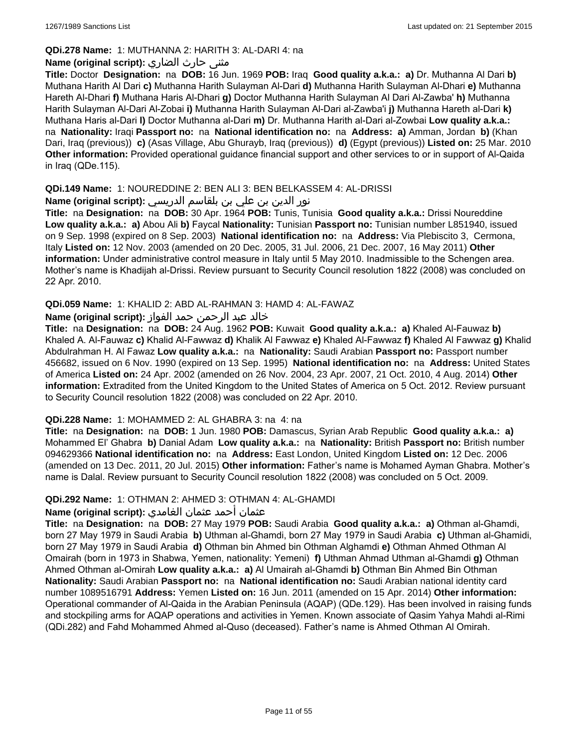**QDi.278 Name:** 1: MUTHANNA 2: HARITH 3: AL-DARI 4: na

**Name (original script):** مثنى حارث الضاري

**Title:** Doctor **Designation:** na **DOB:** 16 Jun. 1969 **POB:** Iraq **Good quality a.k.a.:** **a)** Dr. Muthanna Al Dari **b)** Muthana Harith Al Dari **c)** Muthanna Harith Sulayman Al-Dari **d)** Muthanna Harith Sulayman Al-Dhari **e)** Muthanna Hareth Al-Dhari **f)** Muthana Haris Al-Dhari **g)** Doctor Muthanna Harith Sulayman Al Dari Al-Zawba' **h)** Muthanna Harith Sulayman Al-Dari Al-Zobai **i)** Muthanna Harith Sulayman Al-Dari al-Zawba'i **j)** Muthanna Hareth al-Dari **k)** Muthana Haris al-Dari **l)** Doctor Muthanna al-Dari **m)** Dr. Muthanna Harith al-Dari al-Zowbai **Low quality a.k.a.:** na **Nationality:** Iraqi **Passport no:** na **National identification no:** na **Address:** **a)** Amman, Jordan **b)** (Khan Dari, Iraq (previous)) **c)** (Asas Village, Abu Ghurayb, Iraq (previous)) **d)** (Egypt (previous)) **Listed on:** 25 Mar. 2010 **Other information:** Provided operational guidance financial support and other services to or in support of Al-Qaida in Iraq (QDe.115).

**QDi.149 Name:** 1: NOUREDDINE 2: BEN ALI 3: BEN BELKASSEM 4: AL-DRISSI

**Name (original script):** نور الدين بن علي بن بلقاسم الدريسي

**Title:** na **Designation:** na **DOB:** 30 Apr. 1964 **POB:** Tunis, Tunisia **Good quality a.k.a.:** Drissi Noureddine **Low quality a.k.a.:** **a)** Abou Ali **b)** Faycal **Nationality:** Tunisian **Passport no:** Tunisian number L851940, issued on 9 Sep. 1998 (expired on 8 Sep. 2003) **National identification no:** na **Address:** Via Plebiscito 3, Cermona, Italy **Listed on:** 12 Nov. 2003 (amended on 20 Dec. 2005, 31 Jul. 2006, 21 Dec. 2007, 16 May 2011) **Other information:** Under administrative control measure in Italy until 5 May 2010. Inadmissible to the Schengen area. Mother's name is Khadijah al-Drissi. Review pursuant to Security Council resolution 1822 (2008) was concluded on 22 Apr. 2010.

**QDi.059 Name:** 1: KHALID 2: ABD AL-RAHMAN 3: HAMD 4: AL-FAWAZ

**Name (original script):** خالد عبد الرحمن حمد الفواز

**Title:** na **Designation:** na **DOB:** 24 Aug. 1962 **POB:** Kuwait **Good quality a.k.a.:** **a)** Khaled Al-Fauwaz **b)** Khaled A. Al-Fauwaz **c)** Khalid Al-Fawwaz **d)** Khalik Al Fawwaz **e)** Khaled Al-Fawwaz **f)** Khaled Al Fawwaz **g)** Khalid Abdulrahman H. Al Fawaz **Low quality a.k.a.:** na **Nationality:** Saudi Arabian **Passport no:** Passport number 456682, issued on 6 Nov. 1990 (expired on 13 Sep. 1995) **National identification no:** na **Address:** United States of America **Listed on:** 24 Apr. 2002 (amended on 26 Nov. 2004, 23 Apr. 2007, 21 Oct. 2010, 4 Aug. 2014) **Other information:** Extradited from the United Kingdom to the United States of America on 5 Oct. 2012. Review pursuant to Security Council resolution 1822 (2008) was concluded on 22 Apr. 2010.

**QDi.228 Name:** 1: MOHAMMED 2: AL GHABRA 3: na 4: na

**Title:** na **Designation:** na **DOB:** 1 Jun. 1980 **POB:** Damascus, Syrian Arab Republic **Good quality a.k.a.:** **a)** Mohammed El' Ghabra **b)** Danial Adam **Low quality a.k.a.:** na **Nationality:** British **Passport no:** British number 094629366 **National identification no:** na **Address:** East London, United Kingdom **Listed on:** 12 Dec. 2006 (amended on 13 Dec. 2011, 20 Jul. 2015) **Other information:** Father's name is Mohamed Ayman Ghabra. Mother's name is Dalal. Review pursuant to Security Council resolution 1822 (2008) was concluded on 5 Oct. 2009.

**QDi.292 Name:** 1: OTHMAN 2: AHMED 3: OTHMAN 4: AL-GHAMDI

**Name (original script):** عثمان أحمد عثمان الغامدي

**Title:** na **Designation:** na **DOB:** 27 May 1979 **POB:** Saudi Arabia **Good quality a.k.a.:** **a)** Othman al-Ghamdi, born 27 May 1979 in Saudi Arabia **b)** Uthman al-Ghamdi, born 27 May 1979 in Saudi Arabia **c)** Uthman al-Ghamidi, born 27 May 1979 in Saudi Arabia **d)** Othman bin Ahmed bin Othman Alghamdi **e)** Othman Ahmed Othman Al Omairah (born in 1973 in Shabwa, Yemen, nationality: Yemeni) **f)** Uthman Ahmad Uthman al-Ghamdi **g)** Othman Ahmed Othman al-Omirah **Low quality a.k.a.:** **a)** Al Umairah al-Ghamdi **b)** Othman Bin Ahmed Bin Othman **Nationality:** Saudi Arabian **Passport no:** na **National identification no:** Saudi Arabian national identity card number 1089516791 **Address:** Yemen **Listed on:** 16 Jun. 2011 (amended on 15 Apr. 2014) **Other information:** Operational commander of Al-Qaida in the Arabian Peninsula (AQAP) (QDe.129). Has been involved in raising funds and stockpiling arms for AQAP operations and activities in Yemen. Known associate of Qasim Yahya Mahdi al-Rimi (QDi.282) and Fahd Mohammed Ahmed al-Quso (deceased). Father's name is Ahmed Othman Al Omirah.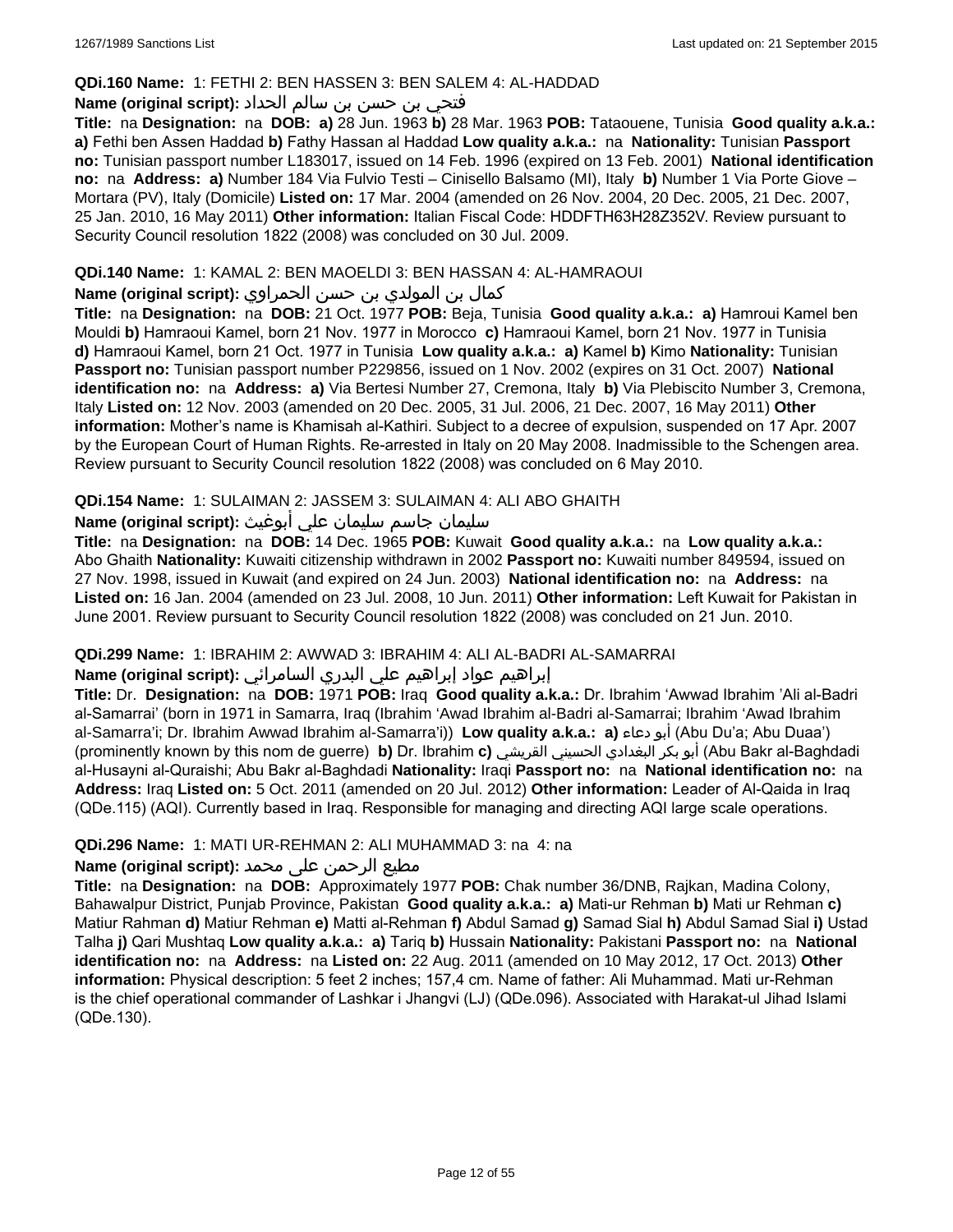**QDi.160 Name:** 1: FETHI 2: BEN HASSEN 3: BEN SALEM 4: AL-HADDAD

**Name (original script):** فتحي بن حسن بن سالم الحداد

**Title:** na **Designation:** na **DOB:** **a)** 28 Jun. 1963 **b)** 28 Mar. 1963 **POB:** Tataouene, Tunisia **Good quality a.k.a.:** **a)** Fethi ben Assen Haddad **b)** Fathy Hassan al Haddad **Low quality a.k.a.:** na **Nationality:** Tunisian **Passport no:** Tunisian passport number L183017, issued on 14 Feb. 1996 (expired on 13 Feb. 2001) **National identification no:** na **Address:** **a)** Number 184 Via Fulvio Testi – Cinisello Balsamo (MI), Italy **b)** Number 1 Via Porte Giove – Mortara (PV), Italy (Domicile) **Listed on:** 17 Mar. 2004 (amended on 26 Nov. 2004, 20 Dec. 2005, 21 Dec. 2007, 25 Jan. 2010, 16 May 2011) **Other information:** Italian Fiscal Code: HDDFTH63H28Z352V. Review pursuant to Security Council resolution 1822 (2008) was concluded on 30 Jul. 2009.

**QDi.140 Name:** 1: KAMAL 2: BEN MAOELDI 3: BEN HASSAN 4: AL-HAMRAOUI

**Name (original script):** كمال بن المولدي بن حسن الحمراوي

**Title:** na **Designation:** na **DOB:** 21 Oct. 1977 **POB:** Beja, Tunisia **Good quality a.k.a.:** **a)** Hamroui Kamel ben Mouldi **b)** Hamraoui Kamel, born 21 Nov. 1977 in Morocco **c)** Hamraoui Kamel, born 21 Nov. 1977 in Tunisia **d)** Hamraoui Kamel, born 21 Oct. 1977 in Tunisia **Low quality a.k.a.:** **a)** Kamel **b)** Kimo **Nationality:** Tunisian **Passport no:** Tunisian passport number P229856, issued on 1 Nov. 2002 (expires on 31 Oct. 2007) **National identification no:** na **Address:** **a)** Via Bertesi Number 27, Cremona, Italy **b)** Via Plebiscito Number 3, Cremona, Italy **Listed on:** 12 Nov. 2003 (amended on 20 Dec. 2005, 31 Jul. 2006, 21 Dec. 2007, 16 May 2011) **Other information:** Mother's name is Khamisah al-Kathiri. Subject to a decree of expulsion, suspended on 17 Apr. 2007 by the European Court of Human Rights. Re-arrested in Italy on 20 May 2008. Inadmissible to the Schengen area. Review pursuant to Security Council resolution 1822 (2008) was concluded on 6 May 2010.

**QDi.154 Name:** 1: SULAIMAN 2: JASSEM 3: SULAIMAN 4: ALI ABO GHAITH

**Name (original script):** سليمان جاسم سليمان علي أبوغيث

**Title:** na **Designation:** na **DOB:** 14 Dec. 1965 **POB:** Kuwait **Good quality a.k.a.:** na **Low quality a.k.a.:** Abo Ghaith **Nationality:** Kuwaiti citizenship withdrawn in 2002 **Passport no:** Kuwaiti number 849594, issued on 27 Nov. 1998, issued in Kuwait (and expired on 24 Jun. 2003) **National identification no:** na **Address:** na **Listed on:** 16 Jan. 2004 (amended on 23 Jul. 2008, 10 Jun. 2011) **Other information:** Left Kuwait for Pakistan in June 2001. Review pursuant to Security Council resolution 1822 (2008) was concluded on 21 Jun. 2010.

**QDi.299 Name:** 1: IBRAHIM 2: AWWAD 3: IBRAHIM 4: ALI AL-BADRI AL-SAMARRAI

**Name (original script):** إبراهيم عواد إبراهيم علي البدري السامرائي

**Title:** Dr. **Designation:** na **DOB:** 1971 **POB:** Iraq **Good quality a.k.a.:** Dr. Ibrahim 'Awwad Ibrahim 'Ali al-Badri al-Samarrai' (born in 1971 in Samarra, Iraq (Ibrahim 'Awad Ibrahim al-Badri al-Samarrai; Ibrahim 'Awad Ibrahim al-Samarra'i; Dr. Ibrahim Awwad Ibrahim al-Samarra'i)) **Low quality a.k.a.:** **a)** أبو دعاء (Abu Du'a; Abu Duaa') (prominently known by this nom de guerre) **b)** Dr. Ibrahim **c)** أبو بكر البغدادي الحسيني القريشي (Abu Bakr al-Baghdadi al-Husayni al-Quraishi; Abu Bakr al-Baghdadi **Nationality:** Iraqi **Passport no:** na **National identification no:** na **Address:** Iraq **Listed on:** 5 Oct. 2011 (amended on 20 Jul. 2012) **Other information:** Leader of Al-Qaida in Iraq (QDe.115) (AQI). Currently based in Iraq. Responsible for managing and directing AQI large scale operations.

**QDi.296 Name:** 1: MATI UR-REHMAN 2: ALI MUHAMMAD 3: na 4: na

**Name (original script):** مطیع الرحمن علی محمد

**Title:** na **Designation:** na **DOB:** Approximately 1977 **POB:** Chak number 36/DNB, Rajkan, Madina Colony, Bahawalpur District, Punjab Province, Pakistan **Good quality a.k.a.:** **a)** Mati-ur Rehman **b)** Mati ur Rehman **c)** Matiur Rahman **d)** Matiur Rehman **e)** Matti al-Rehman **f)** Abdul Samad **g)** Samad Sial **h)** Abdul Samad Sial **i)** Ustad Talha **j)** Qari Mushtaq **Low quality a.k.a.:** **a)** Tariq **b)** Hussain **Nationality:** Pakistani **Passport no:** na **National identification no:** na **Address:** na **Listed on:** 22 Aug. 2011 (amended on 10 May 2012, 17 Oct. 2013) **Other information:** Physical description: 5 feet 2 inches; 157,4 cm. Name of father: Ali Muhammad. Mati ur-Rehman is the chief operational commander of Lashkar i Jhangvi (LJ) (QDe.096). Associated with Harakat-ul Jihad Islami (QDe.130).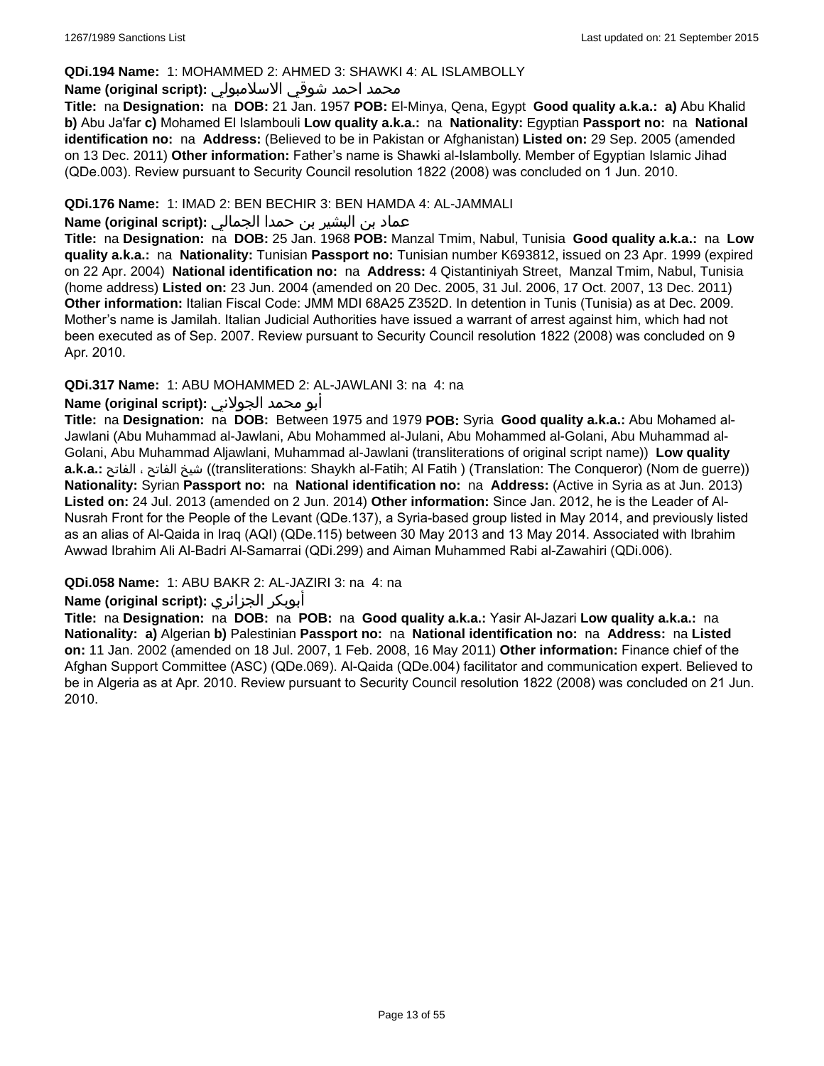**QDi.194 Name:** 1: MOHAMMED 2: AHMED 3: SHAWKI 4: AL ISLAMBOLLY

**Name (original script):** محمد احمد شوقي الاسلامبولي

**Title:** na **Designation:** na **DOB:** 21 Jan. 1957 **POB:** El-Minya, Qena, Egypt **Good quality a.k.a.:** **a)** Abu Khalid **b)** Abu Ja'far **c)** Mohamed El Islambouli **Low quality a.k.a.:** na **Nationality:** Egyptian **Passport no:** na **National identification no:** na **Address:** (Believed to be in Pakistan or Afghanistan) **Listed on:** 29 Sep. 2005 (amended on 13 Dec. 2011) **Other information:** Father's name is Shawki al-Islambolly. Member of Egyptian Islamic Jihad (QDe.003). Review pursuant to Security Council resolution 1822 (2008) was concluded on 1 Jun. 2010.

**QDi.176 Name:** 1: IMAD 2: BEN BECHIR 3: BEN HAMDA 4: AL-JAMMALI

**Name (original script):** عماد بن البشير بن حمدا الجمالي

**Title:** na **Designation:** na **DOB:** 25 Jan. 1968 **POB:** Manzal Tmim, Nabul, Tunisia **Good quality a.k.a.:** na **Low quality a.k.a.:** na **Nationality:** Tunisian **Passport no:** Tunisian number K693812, issued on 23 Apr. 1999 (expired on 22 Apr. 2004) **National identification no:** na **Address:** 4 Qistantiniyah Street, Manzal Tmim, Nabul, Tunisia (home address) **Listed on:** 23 Jun. 2004 (amended on 20 Dec. 2005, 31 Jul. 2006, 17 Oct. 2007, 13 Dec. 2011) **Other information:** Italian Fiscal Code: JMM MDI 68A25 Z352D. In detention in Tunis (Tunisia) as at Dec. 2009. Mother's name is Jamilah. Italian Judicial Authorities have issued a warrant of arrest against him, which had not been executed as of Sep. 2007. Review pursuant to Security Council resolution 1822 (2008) was concluded on 9 Apr. 2010.

**QDi.317 Name:** 1: ABU MOHAMMED 2: AL-JAWLANI 3: na 4: na

**Name (original script):** أبو محمد الجولاني

**Title:** na **Designation:** na **DOB:** Between 1975 and 1979 **POB:** Syria **Good quality a.k.a.:** Abu Mohamed al-Jawlani (Abu Muhammad al-Jawlani, Abu Mohammed al-Julani, Abu Mohammed al-Golani, Abu Muhammad al-Golani, Abu Muhammad Aljawlani, Muhammad al-Jawlani (transliterations of original script name)) **Low quality a.k.a.:** شيخ الفاتح ، الفاتح ((transliterations: Shaykh al-Fatih; Al Fatih ) (Translation: The Conqueror) (Nom de guerre)) **Nationality:** Syrian **Passport no:** na **National identification no:** na **Address:** (Active in Syria as at Jun. 2013) **Listed on:** 24 Jul. 2013 (amended on 2 Jun. 2014) **Other information:** Since Jan. 2012, he is the Leader of Al-Nusrah Front for the People of the Levant (QDe.137), a Syria-based group listed in May 2014, and previously listed as an alias of Al-Qaida in Iraq (AQI) (QDe.115) between 30 May 2013 and 13 May 2014. Associated with Ibrahim Awwad Ibrahim Ali Al-Badri Al-Samarrai (QDi.299) and Aiman Muhammed Rabi al-Zawahiri (QDi.006).

**QDi.058 Name:** 1: ABU BAKR 2: AL-JAZIRI 3: na 4: na

**Name (original script):** أبوبكر الجزائري

**Title:** na **Designation:** na **DOB:** na **POB:** na **Good quality a.k.a.:** Yasir Al-Jazari **Low quality a.k.a.:** na **Nationality:** **a)** Algerian **b)** Palestinian **Passport no:** na **National identification no:** na **Address:** na **Listed on:** 11 Jan. 2002 (amended on 18 Jul. 2007, 1 Feb. 2008, 16 May 2011) **Other information:** Finance chief of the Afghan Support Committee (ASC) (QDe.069). Al-Qaida (QDe.004) facilitator and communication expert. Believed to be in Algeria as at Apr. 2010. Review pursuant to Security Council resolution 1822 (2008) was concluded on 21 Jun. 2010.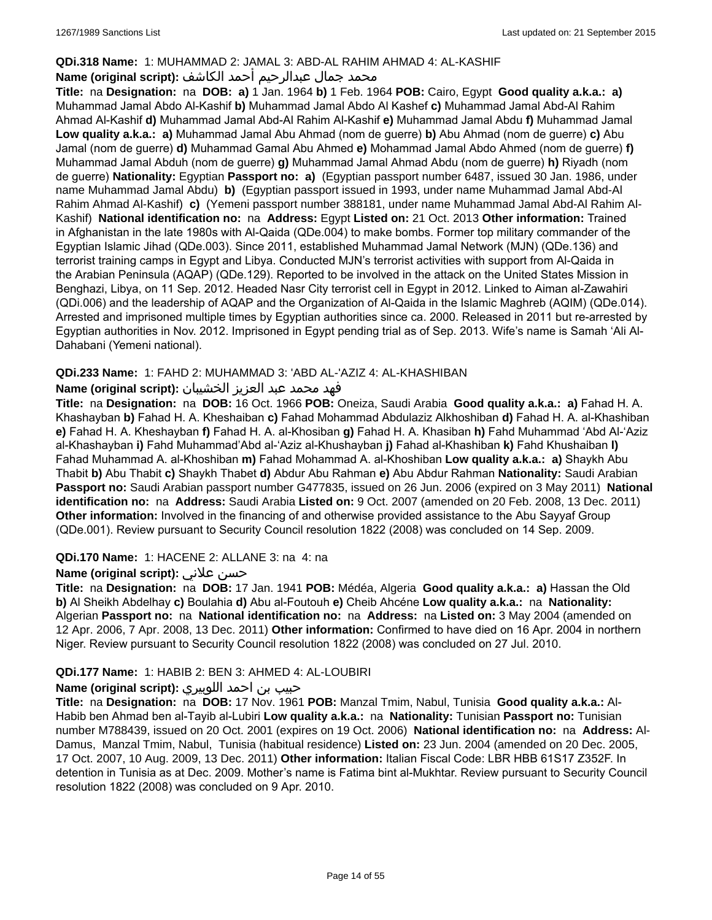**QDi.318 Name:** 1: MUHAMMAD 2: JAMAL 3: ABD-AL RAHIM AHMAD 4: AL-KASHIF

**Name (original script):** محمد جمال عبدالرحيم أحمد الكاشف

**Title:** na **Designation:** na **DOB:** **a)** 1 Jan. 1964 **b)** 1 Feb. 1964 **POB:** Cairo, Egypt **Good quality a.k.a.:** **a)** Muhammad Jamal Abdo Al-Kashif **b)** Muhammad Jamal Abdo Al Kashef **c)** Muhammad Jamal Abd-Al Rahim Ahmad Al-Kashif **d)** Muhammad Jamal Abd-Al Rahim Al-Kashif **e)** Muhammad Jamal Abdu **f)** Muhammad Jamal **Low quality a.k.a.:** **a)** Muhammad Jamal Abu Ahmad (nom de guerre) **b)** Abu Ahmad (nom de guerre) **c)** Abu Jamal (nom de guerre) **d)** Muhammad Gamal Abu Ahmed **e)** Mohammad Jamal Abdo Ahmed (nom de guerre) **f)** Muhammad Jamal Abduh (nom de guerre) **g)** Muhammad Jamal Ahmad Abdu (nom de guerre) **h)** Riyadh (nom de guerre) **Nationality:** Egyptian **Passport no:** **a)** (Egyptian passport number 6487, issued 30 Jan. 1986, under name Muhammad Jamal Abdu) **b)** (Egyptian passport issued in 1993, under name Muhammad Jamal Abd-Al Rahim Ahmad Al-Kashif) **c)** (Yemeni passport number 388181, under name Muhammad Jamal Abd-Al Rahim Al-Kashif) **National identification no:** na **Address:** Egypt **Listed on:** 21 Oct. 2013 **Other information:** Trained in Afghanistan in the late 1980s with Al-Qaida (QDe.004) to make bombs. Former top military commander of the Egyptian Islamic Jihad (QDe.003). Since 2011, established Muhammad Jamal Network (MJN) (QDe.136) and terrorist training camps in Egypt and Libya. Conducted MJN's terrorist activities with support from Al-Qaida in the Arabian Peninsula (AQAP) (QDe.129). Reported to be involved in the attack on the United States Mission in Benghazi, Libya, on 11 Sep. 2012. Headed Nasr City terrorist cell in Egypt in 2012. Linked to Aiman al-Zawahiri (QDi.006) and the leadership of AQAP and the Organization of Al-Qaida in the Islamic Maghreb (AQIM) (QDe.014). Arrested and imprisoned multiple times by Egyptian authorities since ca. 2000. Released in 2011 but re-arrested by Egyptian authorities in Nov. 2012. Imprisoned in Egypt pending trial as of Sep. 2013. Wife's name is Samah 'Ali Al-Dahabani (Yemeni national).

**QDi.233 Name:** 1: FAHD 2: MUHAMMAD 3: 'ABD AL-'AZIZ 4: AL-KHASHIBAN

**Name (original script):** فهد محمد عبد العزيز الخشيبان

**Title:** na **Designation:** na **DOB:** 16 Oct. 1966 **POB:** Oneiza, Saudi Arabia **Good quality a.k.a.:** **a)** Fahad H. A. Khashayban **b)** Fahad H. A. Kheshaiban **c)** Fahad Mohammad Abdulaziz Alkhoshiban **d)** Fahad H. A. al-Khashiban **e)** Fahad H. A. Kheshayban **f)** Fahad H. A. al-Khosiban **g)** Fahad H. A. Khasiban **h)** Fahd Muhammad 'Abd Al-'Aziz al-Khashayban **i)** Fahd Muhammad'Abd al-'Aziz al-Khushayban **j)** Fahad al-Khashiban **k)** Fahd Khushaiban **l)** Fahad Muhammad A. al-Khoshiban **m)** Fahad Mohammad A. al-Khoshiban **Low quality a.k.a.:** **a)** Shaykh Abu Thabit **b)** Abu Thabit **c)** Shaykh Thabet **d)** Abdur Abu Rahman **e)** Abu Abdur Rahman **Nationality:** Saudi Arabian **Passport no:** Saudi Arabian passport number G477835, issued on 26 Jun. 2006 (expired on 3 May 2011) **National identification no:** na **Address:** Saudi Arabia **Listed on:** 9 Oct. 2007 (amended on 20 Feb. 2008, 13 Dec. 2011) **Other information:** Involved in the financing of and otherwise provided assistance to the Abu Sayyaf Group (QDe.001). Review pursuant to Security Council resolution 1822 (2008) was concluded on 14 Sep. 2009.

**QDi.170 Name:** 1: HACENE 2: ALLANE 3: na 4: na

**Name (original script):** حسن علاني

**Title:** na **Designation:** na **DOB:** 17 Jan. 1941 **POB:** Médéa, Algeria **Good quality a.k.a.:** **a)** Hassan the Old **b)** Al Sheikh Abdelhay **c)** Boulahia **d)** Abu al-Foutouh **e)** Cheib Ahcéne **Low quality a.k.a.:** na **Nationality:** Algerian **Passport no:** na **National identification no:** na **Address:** na **Listed on:** 3 May 2004 (amended on 12 Apr. 2006, 7 Apr. 2008, 13 Dec. 2011) **Other information:** Confirmed to have died on 16 Apr. 2004 in northern Niger. Review pursuant to Security Council resolution 1822 (2008) was concluded on 27 Jul. 2010.

**QDi.177 Name:** 1: HABIB 2: BEN 3: AHMED 4: AL-LOUBIRI

**Name (original script):** حبيب بن احمد اللوبيري

**Title:** na **Designation:** na **DOB:** 17 Nov. 1961 **POB:** Manzal Tmim, Nabul, Tunisia **Good quality a.k.a.:** Al-Habib ben Ahmad ben al-Tayib al-Lubiri **Low quality a.k.a.:** na **Nationality:** Tunisian **Passport no:** Tunisian number M788439, issued on 20 Oct. 2001 (expires on 19 Oct. 2006) **National identification no:** na **Address:** Al-Damus, Manzal Tmim, Nabul, Tunisia (habitual residence) **Listed on:** 23 Jun. 2004 (amended on 20 Dec. 2005, 17 Oct. 2007, 10 Aug. 2009, 13 Dec. 2011) **Other information:** Italian Fiscal Code: LBR HBB 61S17 Z352F. In detention in Tunisia as at Dec. 2009. Mother's name is Fatima bint al-Mukhtar. Review pursuant to Security Council resolution 1822 (2008) was concluded on 9 Apr. 2010.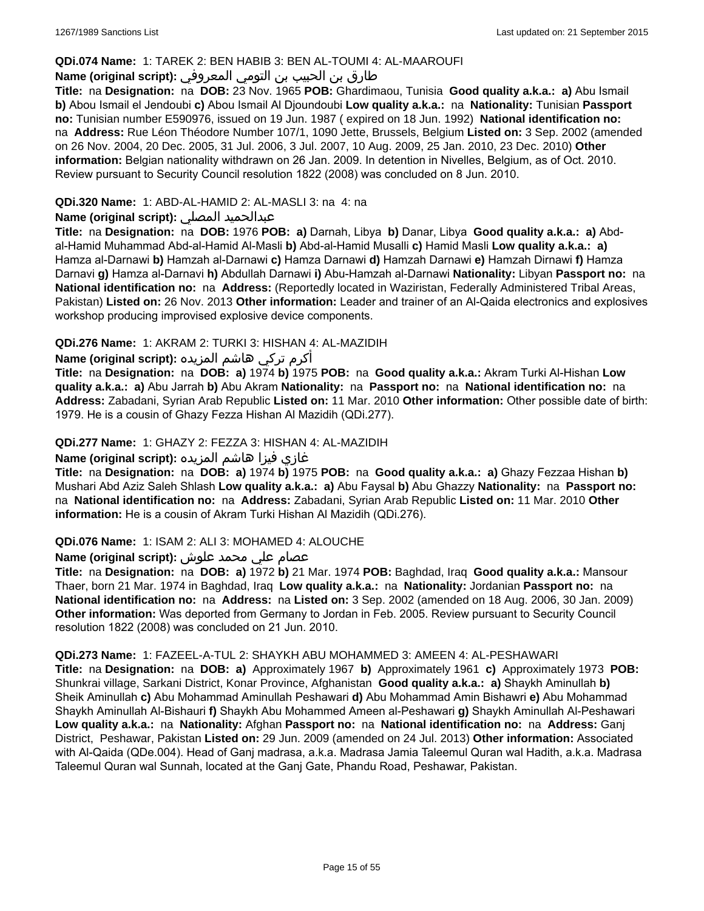**QDi.074 Name:** 1: TAREK 2: BEN HABIB 3: BEN AL-TOUMI 4: AL-MAAROUFI

**Name (original script):** طارق بن الحبيب بن التومي المعروفي

**Title:** na **Designation:** na **DOB:** 23 Nov. 1965 **POB:** Ghardimaou, Tunisia **Good quality a.k.a.:** **a)** Abu Ismail **b)** Abou Ismail el Jendoubi **c)** Abou Ismail Al Djoundoubi **Low quality a.k.a.:** na **Nationality:** Tunisian **Passport no:** Tunisian number E590976, issued on 19 Jun. 1987 ( expired on 18 Jun. 1992) **National identification no:** na **Address:** Rue Léon Théodore Number 107/1, 1090 Jette, Brussels, Belgium **Listed on:** 3 Sep. 2002 (amended on 26 Nov. 2004, 20 Dec. 2005, 31 Jul. 2006, 3 Jul. 2007, 10 Aug. 2009, 25 Jan. 2010, 23 Dec. 2010) **Other information:** Belgian nationality withdrawn on 26 Jan. 2009. In detention in Nivelles, Belgium, as of Oct. 2010. Review pursuant to Security Council resolution 1822 (2008) was concluded on 8 Jun. 2010.

**QDi.320 Name:** 1: ABD-AL-HAMID 2: AL-MASLI 3: na 4: na

**Name (original script):** عبدالحميد المصلي

**Title:** na **Designation:** na **DOB:** 1976 **POB:** **a)** Darnah, Libya **b)** Danar, Libya **Good quality a.k.a.:** **a)** Abd-al-Hamid Muhammad Abd-al-Hamid Al-Masli **b)** Abd-al-Hamid Musalli **c)** Hamid Masli **Low quality a.k.a.:** **a)** Hamza al-Darnawi **b)** Hamzah al-Darnawi **c)** Hamza Darnawi **d)** Hamzah Darnawi **e)** Hamzah Dirnawi **f)** Hamza Darnavi **g)** Hamza al-Darnavi **h)** Abdullah Darnawi **i)** Abu-Hamzah al-Darnawi **Nationality:** Libyan **Passport no:** na **National identification no:** na **Address:** (Reportedly located in Waziristan, Federally Administered Tribal Areas, Pakistan) **Listed on:** 26 Nov. 2013 **Other information:** Leader and trainer of an Al-Qaida electronics and explosives workshop producing improvised explosive device components.

**QDi.276 Name:** 1: AKRAM 2: TURKI 3: HISHAN 4: AL-MAZIDIH

**Name (original script):** أكرم تركي هاشم المزيده

**Title:** na **Designation:** na **DOB:** **a)** 1974 **b)** 1975 **POB:** na **Good quality a.k.a.:** Akram Turki Al-Hishan **Low quality a.k.a.:** **a)** Abu Jarrah **b)** Abu Akram **Nationality:** na **Passport no:** na **National identification no:** na **Address:** Zabadani, Syrian Arab Republic **Listed on:** 11 Mar. 2010 **Other information:** Other possible date of birth: 1979. He is a cousin of Ghazy Fezza Hishan Al Mazidih (QDi.277).

**QDi.277 Name:** 1: GHAZY 2: FEZZA 3: HISHAN 4: AL-MAZIDIH

**Name (original script):** غازي فيزا هاشم المزيده

**Title:** na **Designation:** na **DOB:** **a)** 1974 **b)** 1975 **POB:** na **Good quality a.k.a.:** **a)** Ghazy Fezzaa Hishan **b)** Mushari Abd Aziz Saleh Shlash **Low quality a.k.a.:** **a)** Abu Faysal **b)** Abu Ghazzy **Nationality:** na **Passport no:** na **National identification no:** na **Address:** Zabadani, Syrian Arab Republic **Listed on:** 11 Mar. 2010 **Other information:** He is a cousin of Akram Turki Hishan Al Mazidih (QDi.276).

**QDi.076 Name:** 1: ISAM 2: ALI 3: MOHAMED 4: ALOUCHE

**Name (original script):** عصام علي محمد علوش

**Title:** na **Designation:** na **DOB:** **a)** 1972 **b)** 21 Mar. 1974 **POB:** Baghdad, Iraq **Good quality a.k.a.:** Mansour Thaer, born 21 Mar. 1974 in Baghdad, Iraq **Low quality a.k.a.:** na **Nationality:** Jordanian **Passport no:** na **National identification no:** na **Address:** na **Listed on:** 3 Sep. 2002 (amended on 18 Aug. 2006, 30 Jan. 2009) **Other information:** Was deported from Germany to Jordan in Feb. 2005. Review pursuant to Security Council resolution 1822 (2008) was concluded on 21 Jun. 2010.

**QDi.273 Name:** 1: FAZEEL-A-TUL 2: SHAYKH ABU MOHAMMED 3: AMEEN 4: AL-PESHAWARI

**Title:** na **Designation:** na **DOB:** **a)** Approximately 1967 **b)** Approximately 1961 **c)** Approximately 1973 **POB:** Shunkrai village, Sarkani District, Konar Province, Afghanistan **Good quality a.k.a.:** **a)** Shaykh Aminullah **b)** Sheik Aminullah **c)** Abu Mohammad Aminullah Peshawari **d)** Abu Mohammad Amin Bishawri **e)** Abu Mohammad Shaykh Aminullah Al-Bishauri **f)** Shaykh Abu Mohammed Ameen al-Peshawari **g)** Shaykh Aminullah Al-Peshawari **Low quality a.k.a.:** na **Nationality:** Afghan **Passport no:** na **National identification no:** na **Address:** Ganj District, Peshawar, Pakistan **Listed on:** 29 Jun. 2009 (amended on 24 Jul. 2013) **Other information:** Associated with Al-Qaida (QDe.004). Head of Ganj madrasa, a.k.a. Madrasa Jamia Taleemul Quran wal Hadith, a.k.a. Madrasa Taleemul Quran wal Sunnah, located at the Ganj Gate, Phandu Road, Peshawar, Pakistan.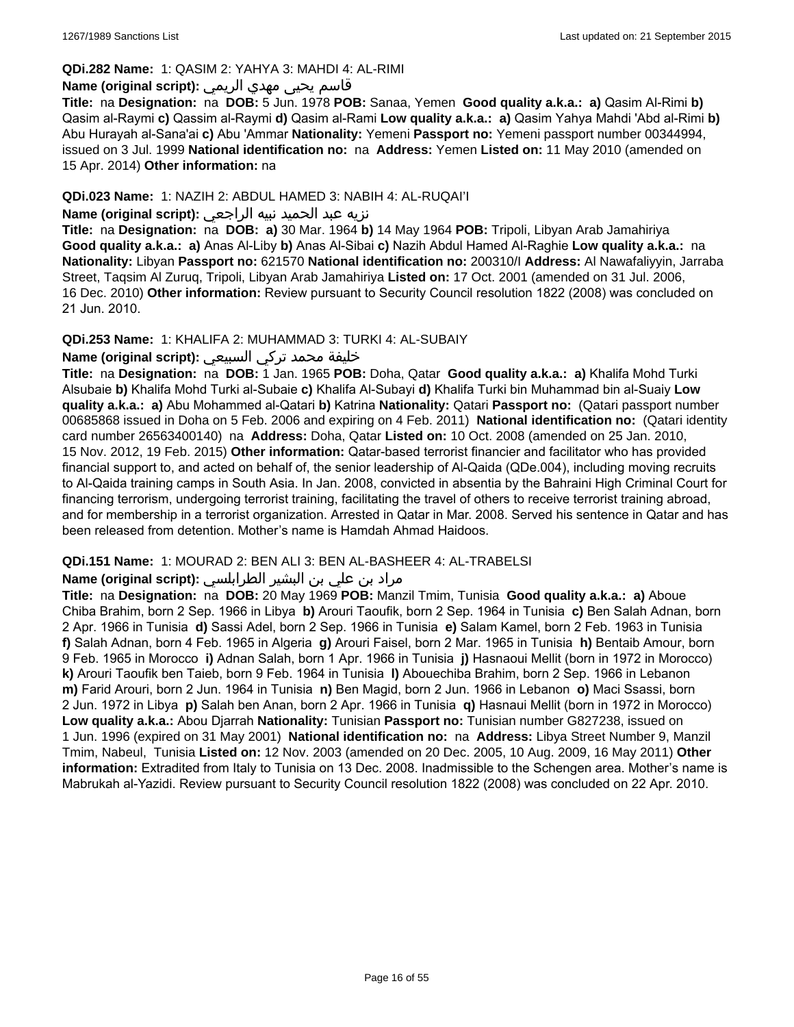**QDi.282 Name:** 1: QASIM 2: YAHYA 3: MAHDI 4: AL-RIMI

**Name (original script):** قاسم يحيى مهدي الريمي

**Title:** na **Designation:** na **DOB:** 5 Jun. 1978 **POB:** Sanaa, Yemen **Good quality a.k.a.:** **a)** Qasim Al-Rimi **b)** Qasim al-Raymi **c)** Qassim al-Raymi **d)** Qasim al-Rami **Low quality a.k.a.:** **a)** Qasim Yahya Mahdi 'Abd al-Rimi **b)** Abu Hurayah al-Sana'ai **c)** Abu 'Ammar **Nationality:** Yemeni **Passport no:** Yemeni passport number 00344994, issued on 3 Jul. 1999 **National identification no:** na **Address:** Yemen **Listed on:** 11 May 2010 (amended on 15 Apr. 2014) **Other information:** na

**QDi.023 Name:** 1: NAZIH 2: ABDUL HAMED 3: NABIH 4: AL-RUQAI'I

**Name (original script):** نزيه عبد الحميد نبيه الراجعي

**Title:** na **Designation:** na **DOB:** **a)** 30 Mar. 1964 **b)** 14 May 1964 **POB:** Tripoli, Libyan Arab Jamahiriya **Good quality a.k.a.:** **a)** Anas Al-Liby **b)** Anas Al-Sibai **c)** Nazih Abdul Hamed Al-Raghie **Low quality a.k.a.:** na **Nationality:** Libyan **Passport no:** 621570 **National identification no:** 200310/I **Address:** Al Nawafaliyyin, Jarraba Street, Taqsim Al Zuruq, Tripoli, Libyan Arab Jamahiriya **Listed on:** 17 Oct. 2001 (amended on 31 Jul. 2006, 16 Dec. 2010) **Other information:** Review pursuant to Security Council resolution 1822 (2008) was concluded on 21 Jun. 2010.

**QDi.253 Name:** 1: KHALIFA 2: MUHAMMAD 3: TURKI 4: AL-SUBAIY

**Name (original script):** خليفة محمد تركي السبيعي

**Title:** na **Designation:** na **DOB:** 1 Jan. 1965 **POB:** Doha, Qatar **Good quality a.k.a.:** **a)** Khalifa Mohd Turki Alsubaie **b)** Khalifa Mohd Turki al-Subaie **c)** Khalifa Al-Subayi **d)** Khalifa Turki bin Muhammad bin al-Suaiy **Low quality a.k.a.:** **a)** Abu Mohammed al-Qatari **b)** Katrina **Nationality:** Qatari **Passport no:** (Qatari passport number 00685868 issued in Doha on 5 Feb. 2006 and expiring on 4 Feb. 2011) **National identification no:** (Qatari identity card number 26563400140) na **Address:** Doha, Qatar **Listed on:** 10 Oct. 2008 (amended on 25 Jan. 2010, 15 Nov. 2012, 19 Feb. 2015) **Other information:** Qatar-based terrorist financier and facilitator who has provided financial support to, and acted on behalf of, the senior leadership of Al-Qaida (QDe.004), including moving recruits to Al-Qaida training camps in South Asia. In Jan. 2008, convicted in absentia by the Bahraini High Criminal Court for financing terrorism, undergoing terrorist training, facilitating the travel of others to receive terrorist training abroad, and for membership in a terrorist organization. Arrested in Qatar in Mar. 2008. Served his sentence in Qatar and has been released from detention. Mother's name is Hamdah Ahmad Haidoos.

**QDi.151 Name:** 1: MOURAD 2: BEN ALI 3: BEN AL-BASHEER 4: AL-TRABELSI

**Name (original script):** مراد بن علي بن البشير الطرابلسي

**Title:** na **Designation:** na **DOB:** 20 May 1969 **POB:** Manzil Tmim, Tunisia **Good quality a.k.a.:** **a)** Aboue Chiba Brahim, born 2 Sep. 1966 in Libya **b)** Arouri Taoufik, born 2 Sep. 1964 in Tunisia **c)** Ben Salah Adnan, born 2 Apr. 1966 in Tunisia **d)** Sassi Adel, born 2 Sep. 1966 in Tunisia **e)** Salam Kamel, born 2 Feb. 1963 in Tunisia **f)** Salah Adnan, born 4 Feb. 1965 in Algeria **g)** Arouri Faisel, born 2 Mar. 1965 in Tunisia **h)** Bentaib Amour, born 9 Feb. 1965 in Morocco **i)** Adnan Salah, born 1 Apr. 1966 in Tunisia **j)** Hasnaoui Mellit (born in 1972 in Morocco) **k)** Arouri Taoufik ben Taieb, born 9 Feb. 1964 in Tunisia **l)** Abouechiba Brahim, born 2 Sep. 1966 in Lebanon **m)** Farid Arouri, born 2 Jun. 1964 in Tunisia **n)** Ben Magid, born 2 Jun. 1966 in Lebanon **o)** Maci Ssassi, born 2 Jun. 1972 in Libya **p)** Salah ben Anan, born 2 Apr. 1966 in Tunisia **q)** Hasnaui Mellit (born in 1972 in Morocco) **Low quality a.k.a.:** Abou Djarrah **Nationality:** Tunisian **Passport no:** Tunisian number G827238, issued on 1 Jun. 1996 (expired on 31 May 2001) **National identification no:** na **Address:** Libya Street Number 9, Manzil Tmim, Nabeul, Tunisia **Listed on:** 12 Nov. 2003 (amended on 20 Dec. 2005, 10 Aug. 2009, 16 May 2011) **Other information:** Extradited from Italy to Tunisia on 13 Dec. 2008. Inadmissible to the Schengen area. Mother's name is Mabrukah al-Yazidi. Review pursuant to Security Council resolution 1822 (2008) was concluded on 22 Apr. 2010.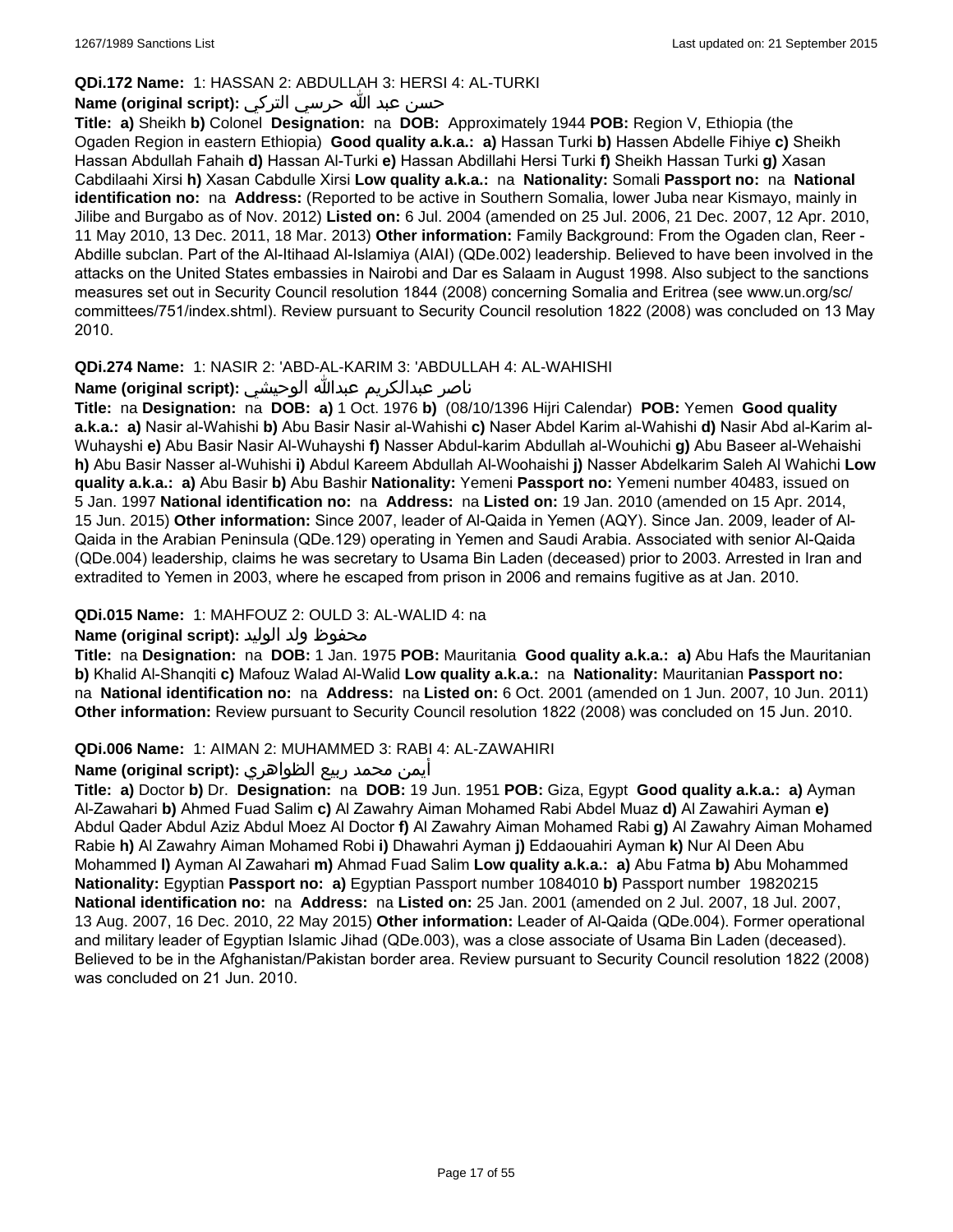**QDi.172 Name:** 1: HASSAN 2: ABDULLAH 3: HERSI 4: AL-TURKI

**Name (original script):** حسن عبد الله حرسي التركي

**Title:** **a)** Sheikh **b)** Colonel **Designation:** na **DOB:** Approximately 1944 **POB:** Region V, Ethiopia (the Ogaden Region in eastern Ethiopia) **Good quality a.k.a.:** **a)** Hassan Turki **b)** Hassen Abdelle Fihiye **c)** Sheikh Hassan Abdullah Fahaih **d)** Hassan Al-Turki **e)** Hassan Abdillahi Hersi Turki **f)** Sheikh Hassan Turki **g)** Xasan Cabdilaahi Xirsi **h)** Xasan Cabdulle Xirsi **Low quality a.k.a.:** na **Nationality:** Somali **Passport no:** na **National identification no:** na **Address:** (Reported to be active in Southern Somalia, lower Juba near Kismayo, mainly in Jilibe and Burgabo as of Nov. 2012) **Listed on:** 6 Jul. 2004 (amended on 25 Jul. 2006, 21 Dec. 2007, 12 Apr. 2010, 11 May 2010, 13 Dec. 2011, 18 Mar. 2013) **Other information:** Family Background: From the Ogaden clan, Reer - Abdille subclan. Part of the Al-Itihaad Al-Islamiya (AIAI) (QDe.002) leadership. Believed to have been involved in the attacks on the United States embassies in Nairobi and Dar es Salaam in August 1998. Also subject to the sanctions measures set out in Security Council resolution 1844 (2008) concerning Somalia and Eritrea (see www.un.org/sc/committees/751/index.shtml). Review pursuant to Security Council resolution 1822 (2008) was concluded on 13 May 2010.

**QDi.274 Name:** 1: NASIR 2: 'ABD-AL-KARIM 3: 'ABDULLAH 4: AL-WAHISHI

**Name (original script):** ناصر عبدالكريم عبدالله الوحيشي

**Title:** na **Designation:** na **DOB:** **a)** 1 Oct. 1976 **b)** (08/10/1396 Hijri Calendar) **POB:** Yemen **Good quality a.k.a.:** **a)** Nasir al-Wahishi **b)** Abu Basir Nasir al-Wahishi **c)** Naser Abdel Karim al-Wahishi **d)** Nasir Abd al-Karim al-Wuhayshi **e)** Abu Basir Nasir Al-Wuhayshi **f)** Nasser Abdul-karim Abdullah al-Wouhichi **g)** Abu Baseer al-Wehaishi **h)** Abu Basir Nasser al-Wuhishi **i)** Abdul Kareem Abdullah Al-Woohaishi **j)** Nasser Abdelkarim Saleh Al Wahichi **Low quality a.k.a.:** **a)** Abu Basir **b)** Abu Bashir **Nationality:** Yemeni **Passport no:** Yemeni number 40483, issued on 5 Jan. 1997 **National identification no:** na **Address:** na **Listed on:** 19 Jan. 2010 (amended on 15 Apr. 2014, 15 Jun. 2015) **Other information:** Since 2007, leader of Al-Qaida in Yemen (AQY). Since Jan. 2009, leader of Al-Qaida in the Arabian Peninsula (QDe.129) operating in Yemen and Saudi Arabia. Associated with senior Al-Qaida (QDe.004) leadership, claims he was secretary to Usama Bin Laden (deceased) prior to 2003. Arrested in Iran and extradited to Yemen in 2003, where he escaped from prison in 2006 and remains fugitive as at Jan. 2010.

**QDi.015 Name:** 1: MAHFOUZ 2: OULD 3: AL-WALID 4: na

**Name (original script):** محفوظ ولد الوليد

**Title:** na **Designation:** na **DOB:** 1 Jan. 1975 **POB:** Mauritania **Good quality a.k.a.:** **a)** Abu Hafs the Mauritanian **b)** Khalid Al-Shanqiti **c)** Mafouz Walad Al-Walid **Low quality a.k.a.:** na **Nationality:** Mauritanian **Passport no:** na **National identification no:** na **Address:** na **Listed on:** 6 Oct. 2001 (amended on 1 Jun. 2007, 10 Jun. 2011) **Other information:** Review pursuant to Security Council resolution 1822 (2008) was concluded on 15 Jun. 2010.

**QDi.006 Name:** 1: AIMAN 2: MUHAMMED 3: RABI 4: AL-ZAWAHIRI

**Name (original script):** أيمن محمد ربيع الظواهري

**Title:** **a)** Doctor **b)** Dr. **Designation:** na **DOB:** 19 Jun. 1951 **POB:** Giza, Egypt **Good quality a.k.a.:** **a)** Ayman Al-Zawahari **b)** Ahmed Fuad Salim **c)** Al Zawahry Aiman Mohamed Rabi Abdel Muaz **d)** Al Zawahiri Ayman **e)** Abdul Qader Abdul Aziz Abdul Moez Al Doctor **f)** Al Zawahry Aiman Mohamed Rabi **g)** Al Zawahry Aiman Mohamed Rabie **h)** Al Zawahry Aiman Mohamed Robi **i)** Dhawahri Ayman **j)** Eddaouahiri Ayman **k)** Nur Al Deen Abu Mohammed **l)** Ayman Al Zawahari **m)** Ahmad Fuad Salim **Low quality a.k.a.:** **a)** Abu Fatma **b)** Abu Mohammed **Nationality:** Egyptian **Passport no:** **a)** Egyptian Passport number 1084010 **b)** Passport number 19820215 **National identification no:** na **Address:** na **Listed on:** 25 Jan. 2001 (amended on 2 Jul. 2007, 18 Jul. 2007, 13 Aug. 2007, 16 Dec. 2010, 22 May 2015) **Other information:** Leader of Al-Qaida (QDe.004). Former operational and military leader of Egyptian Islamic Jihad (QDe.003), was a close associate of Usama Bin Laden (deceased). Believed to be in the Afghanistan/Pakistan border area. Review pursuant to Security Council resolution 1822 (2008) was concluded on 21 Jun. 2010.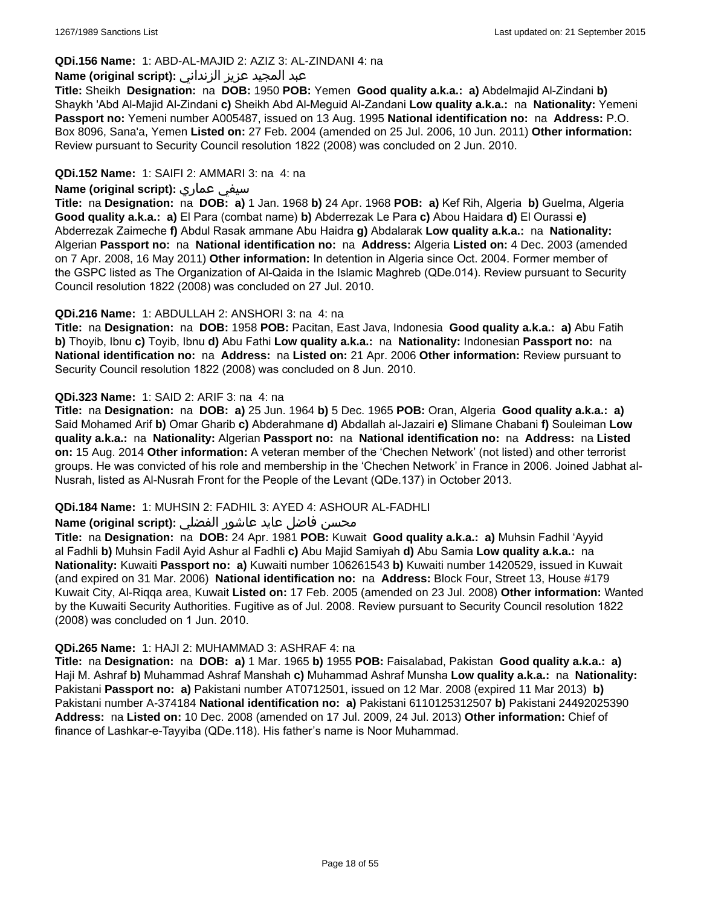**QDi.156 Name:** 1: ABD-AL-MAJID 2: AZIZ 3: AL-ZINDANI 4: na

**Name (original script):** عبد المجيد عزيز الزنداني

**Title:** Sheikh **Designation:** na **DOB:** 1950 **POB:** Yemen **Good quality a.k.a.:** **a)** Abdelmajid Al-Zindani **b)** Shaykh 'Abd Al-Majid Al-Zindani **c)** Sheikh Abd Al-Meguid Al-Zandani **Low quality a.k.a.:** na **Nationality:** Yemeni **Passport no:** Yemeni number A005487, issued on 13 Aug. 1995 **National identification no:** na **Address:** P.O. Box 8096, Sana'a, Yemen **Listed on:** 27 Feb. 2004 (amended on 25 Jul. 2006, 10 Jun. 2011) **Other information:** Review pursuant to Security Council resolution 1822 (2008) was concluded on 2 Jun. 2010.

**QDi.152 Name:** 1: SAIFI 2: AMMARI 3: na 4: na

**Name (original script):** سيفي عماري

**Title:** na **Designation:** na **DOB:** **a)** 1 Jan. 1968 **b)** 24 Apr. 1968 **POB:** **a)** Kef Rih, Algeria **b)** Guelma, Algeria **Good quality a.k.a.:** **a)** El Para (combat name) **b)** Abderrezak Le Para **c)** Abou Haidara **d)** El Ourassi **e)** Abderrezak Zaimeche **f)** Abdul Rasak ammane Abu Haidra **g)** Abdalarak **Low quality a.k.a.:** na **Nationality:** Algerian **Passport no:** na **National identification no:** na **Address:** Algeria **Listed on:** 4 Dec. 2003 (amended on 7 Apr. 2008, 16 May 2011) **Other information:** In detention in Algeria since Oct. 2004. Former member of the GSPC listed as The Organization of Al-Qaida in the Islamic Maghreb (QDe.014). Review pursuant to Security Council resolution 1822 (2008) was concluded on 27 Jul. 2010.

**QDi.216 Name:** 1: ABDULLAH 2: ANSHORI 3: na 4: na

**Title:** na **Designation:** na **DOB:** 1958 **POB:** Pacitan, East Java, Indonesia **Good quality a.k.a.:** **a)** Abu Fatih **b)** Thoyib, Ibnu **c)** Toyib, Ibnu **d)** Abu Fathi **Low quality a.k.a.:** na **Nationality:** Indonesian **Passport no:** na **National identification no:** na **Address:** na **Listed on:** 21 Apr. 2006 **Other information:** Review pursuant to Security Council resolution 1822 (2008) was concluded on 8 Jun. 2010.

**QDi.323 Name:** 1: SAID 2: ARIF 3: na 4: na

**Title:** na **Designation:** na **DOB:** **a)** 25 Jun. 1964 **b)** 5 Dec. 1965 **POB:** Oran, Algeria **Good quality a.k.a.:** **a)** Said Mohamed Arif **b)** Omar Gharib **c)** Abderahmane **d)** Abdallah al-Jazairi **e)** Slimane Chabani **f)** Souleiman **Low quality a.k.a.:** na **Nationality:** Algerian **Passport no:** na **National identification no:** na **Address:** na **Listed on:** 15 Aug. 2014 **Other information:** A veteran member of the 'Chechen Network' (not listed) and other terrorist groups. He was convicted of his role and membership in the 'Chechen Network' in France in 2006. Joined Jabhat al-Nusrah, listed as Al-Nusrah Front for the People of the Levant (QDe.137) in October 2013.

**QDi.184 Name:** 1: MUHSIN 2: FADHIL 3: AYED 4: ASHOUR AL-FADHLI

**Name (original script):** محسن فاضل عايد عاشور الفضلي

**Title:** na **Designation:** na **DOB:** 24 Apr. 1981 **POB:** Kuwait **Good quality a.k.a.:** **a)** Muhsin Fadhil 'Ayyid al Fadhli **b)** Muhsin Fadil Ayid Ashur al Fadhli **c)** Abu Majid Samiyah **d)** Abu Samia **Low quality a.k.a.:** na **Nationality:** Kuwaiti **Passport no:** **a)** Kuwaiti number 106261543 **b)** Kuwaiti number 1420529, issued in Kuwait (and expired on 31 Mar. 2006) **National identification no:** na **Address:** Block Four, Street 13, House #179 Kuwait City, Al-Riqqa area, Kuwait **Listed on:** 17 Feb. 2005 (amended on 23 Jul. 2008) **Other information:** Wanted by the Kuwaiti Security Authorities. Fugitive as of Jul. 2008. Review pursuant to Security Council resolution 1822 (2008) was concluded on 1 Jun. 2010.

**QDi.265 Name:** 1: HAJI 2: MUHAMMAD 3: ASHRAF 4: na

**Title:** na **Designation:** na **DOB:** **a)** 1 Mar. 1965 **b)** 1955 **POB:** Faisalabad, Pakistan **Good quality a.k.a.:** **a)** Haji M. Ashraf **b)** Muhammad Ashraf Manshah **c)** Muhammad Ashraf Munsha **Low quality a.k.a.:** na **Nationality:** Pakistani **Passport no:** **a)** Pakistani number AT0712501, issued on 12 Mar. 2008 (expired 11 Mar 2013) **b)** Pakistani number A-374184 **National identification no:** **a)** Pakistani 6110125312507 **b)** Pakistani 24492025390 **Address:** na **Listed on:** 10 Dec. 2008 (amended on 17 Jul. 2009, 24 Jul. 2013) **Other information:** Chief of finance of Lashkar-e-Tayyiba (QDe.118). His father's name is Noor Muhammad.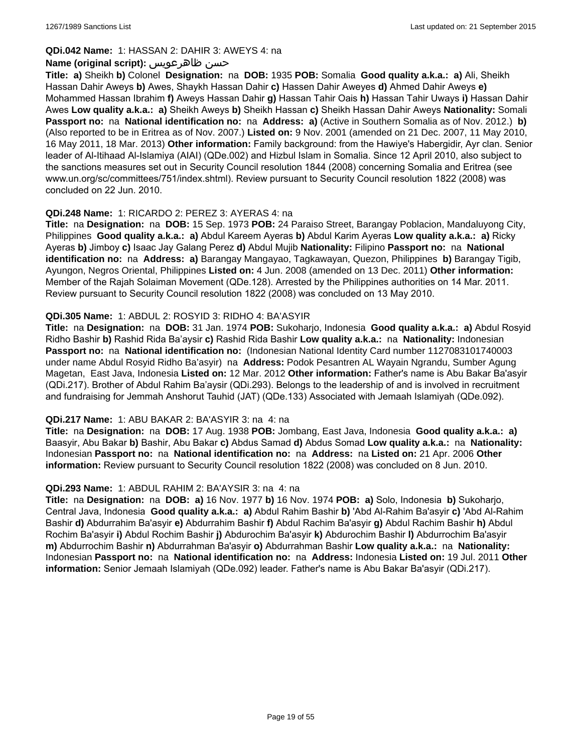**QDi.042 Name:** 1: HASSAN 2: DAHIR 3: AWEYS 4: na

**Name (original script):** حسن ظاهرعويس

**Title:** **a)** Sheikh **b)** Colonel **Designation:** na **DOB:** 1935 **POB:** Somalia **Good quality a.k.a.:** **a)** Ali, Sheikh Hassan Dahir Aweys **b)** Awes, Shaykh Hassan Dahir **c)** Hassen Dahir Aweyes **d)** Ahmed Dahir Aweys **e)** Mohammed Hassan Ibrahim **f)** Aweys Hassan Dahir **g)** Hassan Tahir Oais **h)** Hassan Tahir Uways **i)** Hassan Dahir Awes **Low quality a.k.a.:** **a)** Sheikh Aweys **b)** Sheikh Hassan **c)** Sheikh Hassan Dahir Aweys **Nationality:** Somali **Passport no:** na **National identification no:** na **Address:** **a)** (Active in Southern Somalia as of Nov. 2012.) **b)** (Also reported to be in Eritrea as of Nov. 2007.) **Listed on:** 9 Nov. 2001 (amended on 21 Dec. 2007, 11 May 2010, 16 May 2011, 18 Mar. 2013) **Other information:** Family background: from the Hawiye's Habergidir, Ayr clan. Senior leader of Al-Itihaad Al-Islamiya (AIAI) (QDe.002) and Hizbul Islam in Somalia. Since 12 April 2010, also subject to the sanctions measures set out in Security Council resolution 1844 (2008) concerning Somalia and Eritrea (see www.un.org/sc/committees/751/index.shtml). Review pursuant to Security Council resolution 1822 (2008) was concluded on 22 Jun. 2010.

**QDi.248 Name:** 1: RICARDO 2: PEREZ 3: AYERAS 4: na

**Title:** na **Designation:** na **DOB:** 15 Sep. 1973 **POB:** 24 Paraiso Street, Barangay Poblacion, Mandaluyong City, Philippines **Good quality a.k.a.:** **a)** Abdul Kareem Ayeras **b)** Abdul Karim Ayeras **Low quality a.k.a.:** **a)** Ricky Ayeras **b)** Jimboy **c)** Isaac Jay Galang Perez **d)** Abdul Mujib **Nationality:** Filipino **Passport no:** na **National identification no:** na **Address:** **a)** Barangay Mangayao, Tagkawayan, Quezon, Philippines **b)** Barangay Tigib, Ayungon, Negros Oriental, Philippines **Listed on:** 4 Jun. 2008 (amended on 13 Dec. 2011) **Other information:** Member of the Rajah Solaiman Movement (QDe.128). Arrested by the Philippines authorities on 14 Mar. 2011. Review pursuant to Security Council resolution 1822 (2008) was concluded on 13 May 2010.

**QDi.305 Name:** 1: ABDUL 2: ROSYID 3: RIDHO 4: BA'ASYIR

**Title:** na **Designation:** na **DOB:** 31 Jan. 1974 **POB:** Sukoharjo, Indonesia **Good quality a.k.a.:** **a)** Abdul Rosyid Ridho Bashir **b)** Rashid Rida Ba'aysir **c)** Rashid Rida Bashir **Low quality a.k.a.:** na **Nationality:** Indonesian **Passport no:** na **National identification no:** (Indonesian National Identity Card number 1127083101740003 under name Abdul Rosyid Ridho Ba'asyir) na **Address:** Podok Pesantren AL Wayain Ngrandu, Sumber Agung Magetan, East Java, Indonesia **Listed on:** 12 Mar. 2012 **Other information:** Father's name is Abu Bakar Ba'asyir (QDi.217). Brother of Abdul Rahim Ba'aysir (QDi.293). Belongs to the leadership of and is involved in recruitment and fundraising for Jemmah Anshorut Tauhid (JAT) (QDe.133) Associated with Jemaah Islamiyah (QDe.092).

**QDi.217 Name:** 1: ABU BAKAR 2: BA'ASYIR 3: na 4: na

**Title:** na **Designation:** na **DOB:** 17 Aug. 1938 **POB:** Jombang, East Java, Indonesia **Good quality a.k.a.:** **a)** Baasyir, Abu Bakar **b)** Bashir, Abu Bakar **c)** Abdus Samad **d)** Abdus Somad **Low quality a.k.a.:** na **Nationality:** Indonesian **Passport no:** na **National identification no:** na **Address:** na **Listed on:** 21 Apr. 2006 **Other information:** Review pursuant to Security Council resolution 1822 (2008) was concluded on 8 Jun. 2010.

**QDi.293 Name:** 1: ABDUL RAHIM 2: BA'AYSIR 3: na 4: na

**Title:** na **Designation:** na **DOB:** **a)** 16 Nov. 1977 **b)** 16 Nov. 1974 **POB:** **a)** Solo, Indonesia **b)** Sukoharjo, Central Java, Indonesia **Good quality a.k.a.:** **a)** Abdul Rahim Bashir **b)** 'Abd Al-Rahim Ba'asyir **c)** 'Abd Al-Rahim Bashir **d)** Abdurrahim Ba'asyir **e)** Abdurrahim Bashir **f)** Abdul Rachim Ba'asyir **g)** Abdul Rachim Bashir **h)** Abdul Rochim Ba'asyir **i)** Abdul Rochim Bashir **j)** Abdurochim Ba'asyir **k)** Abdurochim Bashir **l)** Abdurrochim Ba'asyir **m)** Abdurrochim Bashir **n)** Abdurrahman Ba'asyir **o)** Abdurrahman Bashir **Low quality a.k.a.:** na **Nationality:** Indonesian **Passport no:** na **National identification no:** na **Address:** Indonesia **Listed on:** 19 Jul. 2011 **Other information:** Senior Jemaah Islamiyah (QDe.092) leader. Father's name is Abu Bakar Ba'asyir (QDi.217).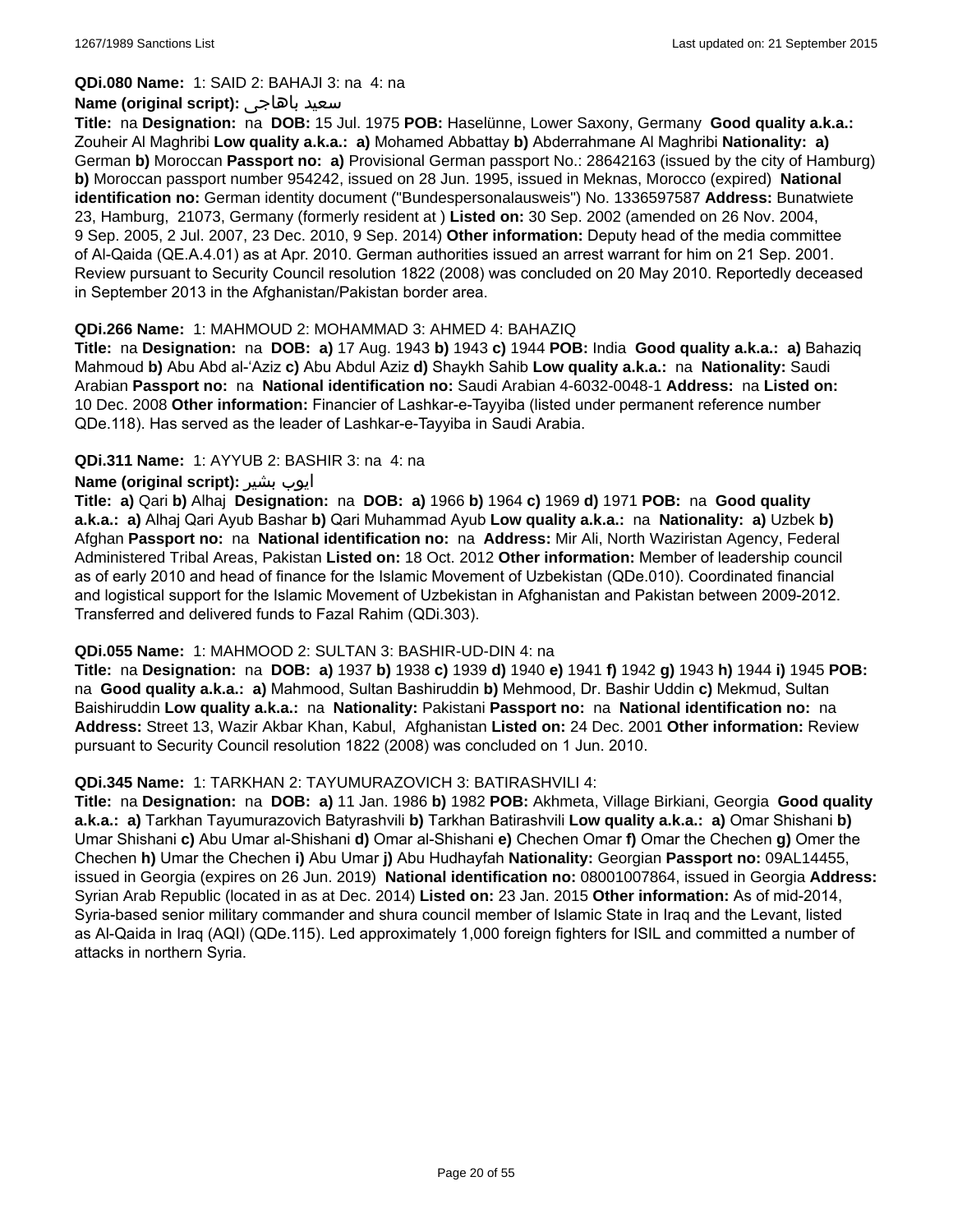**QDi.080 Name:** 1: SAID 2: BAHAJI 3: na 4: na

**Name (original script):** سعيد باهاجى

**Title:** na **Designation:** na **DOB:** 15 Jul. 1975 **POB:** Haselünne, Lower Saxony, Germany **Good quality a.k.a.:** Zouheir Al Maghribi **Low quality a.k.a.: a)** Mohamed Abbattay **b)** Abderrahmane Al Maghribi **Nationality: a)** German **b)** Moroccan **Passport no: a)** Provisional German passport No.: 28642163 (issued by the city of Hamburg) **b)** Moroccan passport number 954242, issued on 28 Jun. 1995, issued in Meknas, Morocco (expired) **National identification no:** German identity document ("Bundespersonalausweis") No. 1336597587 **Address:** Bunatwiete 23, Hamburg, 21073, Germany (formerly resident at ) **Listed on:** 30 Sep. 2002 (amended on 26 Nov. 2004, 9 Sep. 2005, 2 Jul. 2007, 23 Dec. 2010, 9 Sep. 2014) **Other information:** Deputy head of the media committee of Al-Qaida (QE.A.4.01) as at Apr. 2010. German authorities issued an arrest warrant for him on 21 Sep. 2001. Review pursuant to Security Council resolution 1822 (2008) was concluded on 20 May 2010. Reportedly deceased in September 2013 in the Afghanistan/Pakistan border area.

**QDi.266 Name:** 1: MAHMOUD 2: MOHAMMAD 3: AHMED 4: BAHAZIQ

**Title:** na **Designation:** na **DOB: a)** 17 Aug. 1943 **b)** 1943 **c)** 1944 **POB:** India **Good quality a.k.a.: a)** Bahaziq Mahmoud **b)** Abu Abd al-'Aziz **c)** Abu Abdul Aziz **d)** Shaykh Sahib **Low quality a.k.a.:** na **Nationality:** Saudi Arabian **Passport no:** na **National identification no:** Saudi Arabian 4-6032-0048-1 **Address:** na **Listed on:** 10 Dec. 2008 **Other information:** Financier of Lashkar-e-Tayyiba (listed under permanent reference number QDe.118). Has served as the leader of Lashkar-e-Tayyiba in Saudi Arabia.

**QDi.311 Name:** 1: AYYUB 2: BASHIR 3: na 4: na

**Name (original script):** ايوب بشير

**Title: a)** Qari **b)** Alhaj **Designation:** na **DOB: a)** 1966 **b)** 1964 **c)** 1969 **d)** 1971 **POB:** na **Good quality a.k.a.: a)** Alhaj Qari Ayub Bashar **b)** Qari Muhammad Ayub **Low quality a.k.a.:** na **Nationality: a)** Uzbek **b)** Afghan **Passport no:** na **National identification no:** na **Address:** Mir Ali, North Waziristan Agency, Federal Administered Tribal Areas, Pakistan **Listed on:** 18 Oct. 2012 **Other information:** Member of leadership council as of early 2010 and head of finance for the Islamic Movement of Uzbekistan (QDe.010). Coordinated financial and logistical support for the Islamic Movement of Uzbekistan in Afghanistan and Pakistan between 2009-2012. Transferred and delivered funds to Fazal Rahim (QDi.303).

**QDi.055 Name:** 1: MAHMOOD 2: SULTAN 3: BASHIR-UD-DIN 4: na

**Title:** na **Designation:** na **DOB: a)** 1937 **b)** 1938 **c)** 1939 **d)** 1940 **e)** 1941 **f)** 1942 **g)** 1943 **h)** 1944 **i)** 1945 **POB:** na **Good quality a.k.a.: a)** Mahmood, Sultan Bashiruddin **b)** Mehmood, Dr. Bashir Uddin **c)** Mekmud, Sultan Baishiruddin **Low quality a.k.a.:** na **Nationality:** Pakistani **Passport no:** na **National identification no:** na **Address:** Street 13, Wazir Akbar Khan, Kabul, Afghanistan **Listed on:** 24 Dec. 2001 **Other information:** Review pursuant to Security Council resolution 1822 (2008) was concluded on 1 Jun. 2010.

**QDi.345 Name:** 1: TARKHAN 2: TAYUMURAZOVICH 3: BATIRASHVILI 4:

**Title:** na **Designation:** na **DOB: a)** 11 Jan. 1986 **b)** 1982 **POB:** Akhmeta, Village Birkiani, Georgia **Good quality a.k.a.: a)** Tarkhan Tayumurazovich Batyrashvili **b)** Tarkhan Batirashvili **Low quality a.k.a.: a)** Omar Shishani **b)** Umar Shishani **c)** Abu Umar al-Shishani **d)** Omar al-Shishani **e)** Chechen Omar **f)** Omar the Chechen **g)** Omer the Chechen **h)** Umar the Chechen **i)** Abu Umar **j)** Abu Hudhayfah **Nationality:** Georgian **Passport no:** 09AL14455, issued in Georgia (expires on 26 Jun. 2019) **National identification no:** 08001007864, issued in Georgia **Address:** Syrian Arab Republic (located in as at Dec. 2014) **Listed on:** 23 Jan. 2015 **Other information:** As of mid-2014, Syria-based senior military commander and shura council member of Islamic State in Iraq and the Levant, listed as Al-Qaida in Iraq (AQI) (QDe.115). Led approximately 1,000 foreign fighters for ISIL and committed a number of attacks in northern Syria.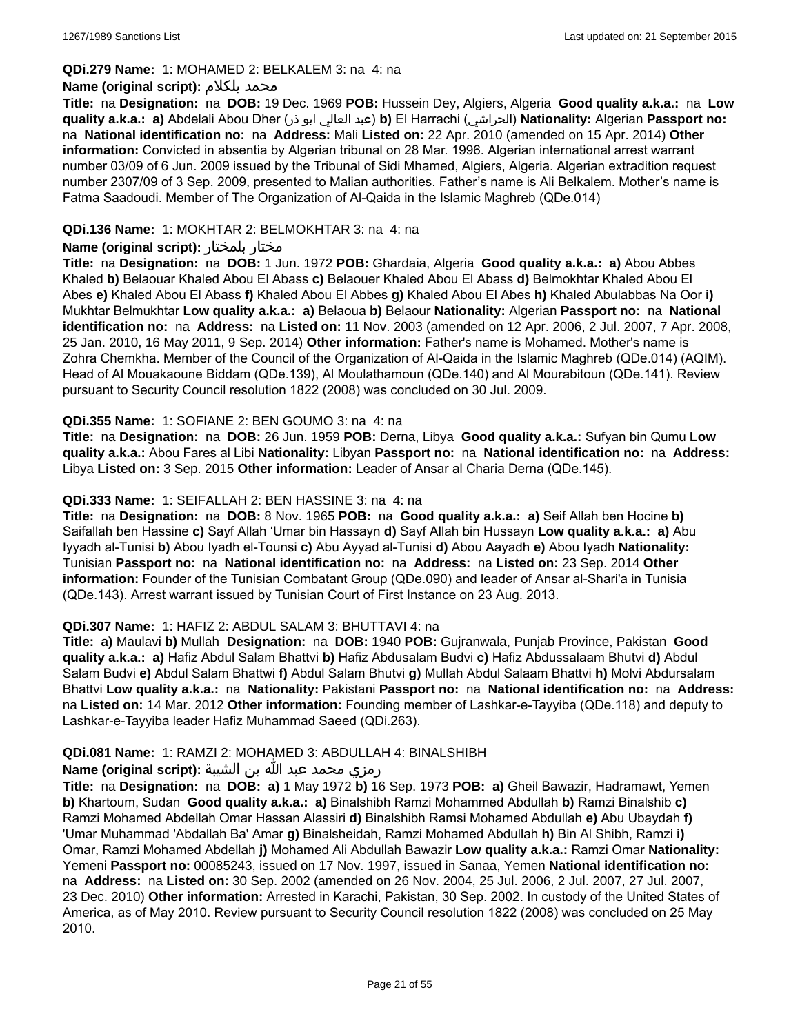**QDi.279 Name:** 1: MOHAMED 2: BELKALEM 3: na 4: na

**Name (original script):** محمد بلكلام

**Title:** na **Designation:** na **DOB:** 19 Dec. 1969 **POB:** Hussein Dey, Algiers, Algeria **Good quality a.k.a.:** na **Low quality a.k.a.:** **a)** Abdelali Abou Dher (عبد العالي ابو ذر) **b)** El Harrachi (الحراشي) **Nationality:** Algerian **Passport no:** na **National identification no:** na **Address:** Mali **Listed on:** 22 Apr. 2010 (amended on 15 Apr. 2014) **Other information:** Convicted in absentia by Algerian tribunal on 28 Mar. 1996. Algerian international arrest warrant number 03/09 of 6 Jun. 2009 issued by the Tribunal of Sidi Mhamed, Algiers, Algeria. Algerian extradition request number 2307/09 of 3 Sep. 2009, presented to Malian authorities. Father's name is Ali Belkalem. Mother's name is Fatma Saadoudi. Member of The Organization of Al-Qaida in the Islamic Maghreb (QDe.014)

**QDi.136 Name:** 1: MOKHTAR 2: BELMOKHTAR 3: na 4: na

**Name (original script):** مختار بلمختار

**Title:** na **Designation:** na **DOB:** 1 Jun. 1972 **POB:** Ghardaia, Algeria **Good quality a.k.a.:** **a)** Abou Abbes Khaled **b)** Belaouar Khaled Abou El Abass **c)** Belaouer Khaled Abou El Abass **d)** Belmokhtar Khaled Abou El Abes **e)** Khaled Abou El Abass **f)** Khaled Abou El Abbes **g)** Khaled Abou El Abes **h)** Khaled Abulabbas Na Oor **i)** Mukhtar Belmukhtar **Low quality a.k.a.:** **a)** Belaoua **b)** Belaour **Nationality:** Algerian **Passport no:** na **National identification no:** na **Address:** na **Listed on:** 11 Nov. 2003 (amended on 12 Apr. 2006, 2 Jul. 2007, 7 Apr. 2008, 25 Jan. 2010, 16 May 2011, 9 Sep. 2014) **Other information:** Father's name is Mohamed. Mother's name is Zohra Chemkha. Member of the Council of the Organization of Al-Qaida in the Islamic Maghreb (QDe.014) (AQIM). Head of Al Mouakaoune Biddam (QDe.139), Al Moulathamoun (QDe.140) and Al Mourabitoun (QDe.141). Review pursuant to Security Council resolution 1822 (2008) was concluded on 30 Jul. 2009.

**QDi.355 Name:** 1: SOFIANE 2: BEN GOUMO 3: na 4: na

**Title:** na **Designation:** na **DOB:** 26 Jun. 1959 **POB:** Derna, Libya **Good quality a.k.a.:** Sufyan bin Qumu **Low quality a.k.a.:** Abou Fares al Libi **Nationality:** Libyan **Passport no:** na **National identification no:** na **Address:** Libya **Listed on:** 3 Sep. 2015 **Other information:** Leader of Ansar al Charia Derna (QDe.145).

**QDi.333 Name:** 1: SEIFALLAH 2: BEN HASSINE 3: na 4: na

**Title:** na **Designation:** na **DOB:** 8 Nov. 1965 **POB:** na **Good quality a.k.a.:** **a)** Seif Allah ben Hocine **b)** Saifallah ben Hassine **c)** Sayf Allah 'Umar bin Hassayn **d)** Sayf Allah bin Hussayn **Low quality a.k.a.:** **a)** Abu Iyyadh al-Tunisi **b)** Abou Iyadh el-Tounsi **c)** Abu Ayyad al-Tunisi **d)** Abou Aayadh **e)** Abou Iyadh **Nationality:** Tunisian **Passport no:** na **National identification no:** na **Address:** na **Listed on:** 23 Sep. 2014 **Other information:** Founder of the Tunisian Combatant Group (QDe.090) and leader of Ansar al-Shari'a in Tunisia (QDe.143). Arrest warrant issued by Tunisian Court of First Instance on 23 Aug. 2013.

**QDi.307 Name:** 1: HAFIZ 2: ABDUL SALAM 3: BHUTTAVI 4: na

**Title:** **a)** Maulavi **b)** Mullah **Designation:** na **DOB:** 1940 **POB:** Gujranwala, Punjab Province, Pakistan **Good quality a.k.a.:** **a)** Hafiz Abdul Salam Bhattvi **b)** Hafiz Abdusalam Budvi **c)** Hafiz Abdussalaam Bhutvi **d)** Abdul Salam Budvi **e)** Abdul Salam Bhattwi **f)** Abdul Salam Bhutvi **g)** Mullah Abdul Salaam Bhattvi **h)** Molvi Abdursalam Bhattvi **Low quality a.k.a.:** na **Nationality:** Pakistani **Passport no:** na **National identification no:** na **Address:** na **Listed on:** 14 Mar. 2012 **Other information:** Founding member of Lashkar-e-Tayyiba (QDe.118) and deputy to Lashkar-e-Tayyiba leader Hafiz Muhammad Saeed (QDi.263).

**QDi.081 Name:** 1: RAMZI 2: MOHAMED 3: ABDULLAH 4: BINALSHIBH

**Name (original script):** رمزي محمد عبد الله بن الشيبة

**Title:** na **Designation:** na **DOB:** **a)** 1 May 1972 **b)** 16 Sep. 1973 **POB:** **a)** Gheil Bawazir, Hadramawt, Yemen **b)** Khartoum, Sudan **Good quality a.k.a.:** **a)** Binalshibh Ramzi Mohammed Abdullah **b)** Ramzi Binalshib **c)** Ramzi Mohamed Abdellah Omar Hassan Alassiri **d)** Binalshibh Ramsi Mohamed Abdullah **e)** Abu Ubaydah **f)** 'Umar Muhammad 'Abdallah Ba' Amar **g)** Binalsheidah, Ramzi Mohamed Abdullah **h)** Bin Al Shibh, Ramzi **i)** Omar, Ramzi Mohamed Abdellah **j)** Mohamed Ali Abdullah Bawazir **Low quality a.k.a.:** Ramzi Omar **Nationality:** Yemeni **Passport no:** 00085243, issued on 17 Nov. 1997, issued in Sanaa, Yemen **National identification no:** na **Address:** na **Listed on:** 30 Sep. 2002 (amended on 26 Nov. 2004, 25 Jul. 2006, 2 Jul. 2007, 27 Jul. 2007, 23 Dec. 2010) **Other information:** Arrested in Karachi, Pakistan, 30 Sep. 2002. In custody of the United States of America, as of May 2010. Review pursuant to Security Council resolution 1822 (2008) was concluded on 25 May 2010.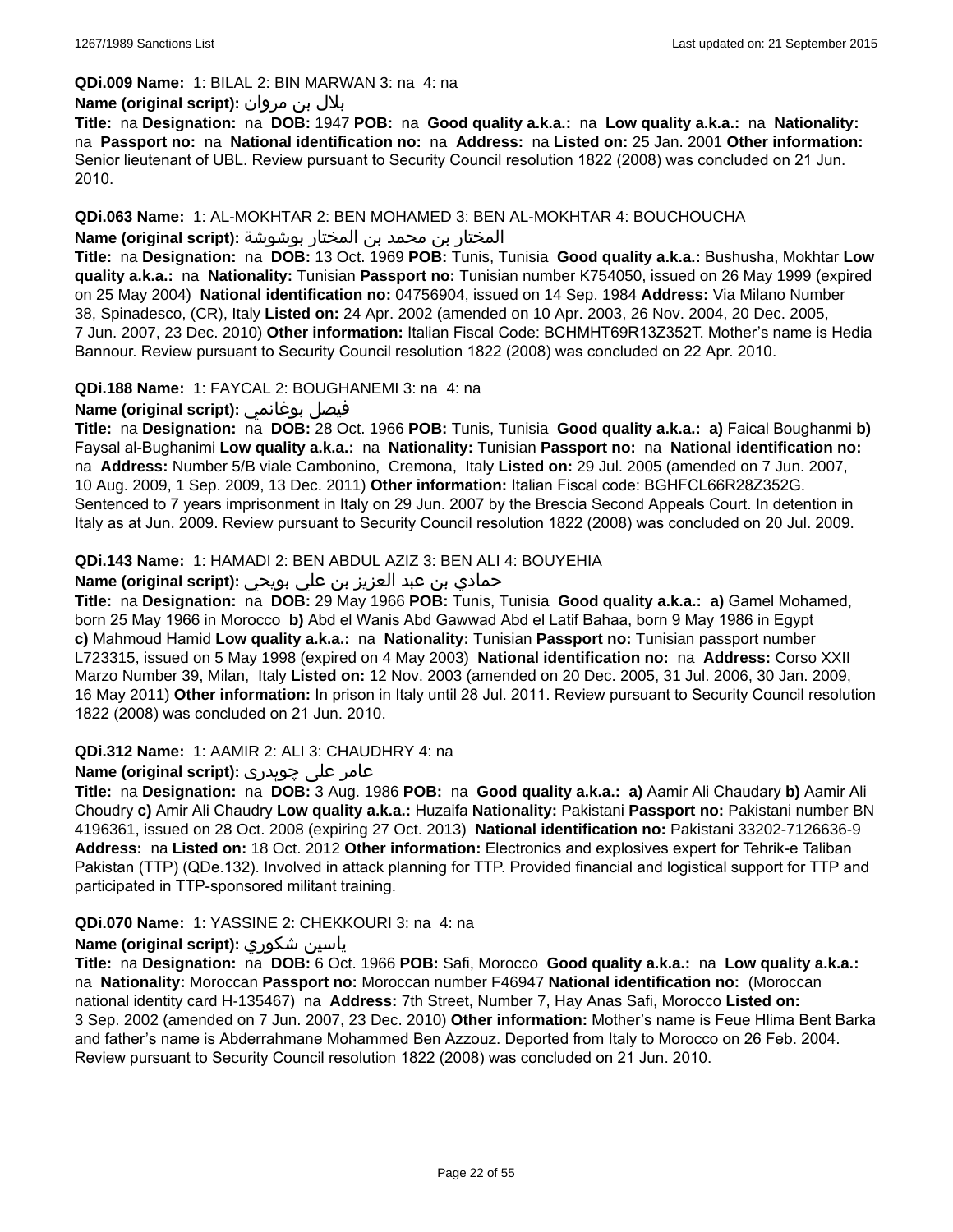**QDi.009 Name:** 1: BILAL 2: BIN MARWAN 3: na 4: na

**Name (original script):** بلال بن مروان

**Title:** na **Designation:** na **DOB:** 1947 **POB:** na **Good quality a.k.a.:** na **Low quality a.k.a.:** na **Nationality:** na **Passport no:** na **National identification no:** na **Address:** na **Listed on:** 25 Jan. 2001 **Other information:** Senior lieutenant of UBL. Review pursuant to Security Council resolution 1822 (2008) was concluded on 21 Jun. 2010.

**QDi.063 Name:** 1: AL-MOKHTAR 2: BEN MOHAMED 3: BEN AL-MOKHTAR 4: BOUCHOUCHA

**Name (original script):** المختار بن محمد بن المختار بوشوشة

**Title:** na **Designation:** na **DOB:** 13 Oct. 1969 **POB:** Tunis, Tunisia **Good quality a.k.a.:** Bushusha, Mokhtar **Low quality a.k.a.:** na **Nationality:** Tunisian **Passport no:** Tunisian number K754050, issued on 26 May 1999 (expired on 25 May 2004) **National identification no:** 04756904, issued on 14 Sep. 1984 **Address:** Via Milano Number 38, Spinadesco, (CR), Italy **Listed on:** 24 Apr. 2002 (amended on 10 Apr. 2003, 26 Nov. 2004, 20 Dec. 2005, 7 Jun. 2007, 23 Dec. 2010) **Other information:** Italian Fiscal Code: BCHMHT69R13Z352T. Mother's name is Hedia Bannour. Review pursuant to Security Council resolution 1822 (2008) was concluded on 22 Apr. 2010.

**QDi.188 Name:** 1: FAYCAL 2: BOUGHANEMI 3: na 4: na

**Name (original script):** فيصل بوغانمي

**Title:** na **Designation:** na **DOB:** 28 Oct. 1966 **POB:** Tunis, Tunisia **Good quality a.k.a.:** **a)** Faical Boughanmi **b)** Faysal al-Bughanimi **Low quality a.k.a.:** na **Nationality:** Tunisian **Passport no:** na **National identification no:** na **Address:** Number 5/B viale Cambonino, Cremona, Italy **Listed on:** 29 Jul. 2005 (amended on 7 Jun. 2007, 10 Aug. 2009, 1 Sep. 2009, 13 Dec. 2011) **Other information:** Italian Fiscal code: BGHFCL66R28Z352G. Sentenced to 7 years imprisonment in Italy on 29 Jun. 2007 by the Brescia Second Appeals Court. In detention in Italy as at Jun. 2009. Review pursuant to Security Council resolution 1822 (2008) was concluded on 20 Jul. 2009.

**QDi.143 Name:** 1: HAMADI 2: BEN ABDUL AZIZ 3: BEN ALI 4: BOUYEHIA

**Name (original script):** حمادي بن عبد العزيز بن علي بويحي

**Title:** na **Designation:** na **DOB:** 29 May 1966 **POB:** Tunis, Tunisia **Good quality a.k.a.:** **a)** Gamel Mohamed, born 25 May 1966 in Morocco **b)** Abd el Wanis Abd Gawwad Abd el Latif Bahaa, born 9 May 1986 in Egypt **c)** Mahmoud Hamid **Low quality a.k.a.:** na **Nationality:** Tunisian **Passport no:** Tunisian passport number L723315, issued on 5 May 1998 (expired on 4 May 2003) **National identification no:** na **Address:** Corso XXII Marzo Number 39, Milan, Italy **Listed on:** 12 Nov. 2003 (amended on 20 Dec. 2005, 31 Jul. 2006, 30 Jan. 2009, 16 May 2011) **Other information:** In prison in Italy until 28 Jul. 2011. Review pursuant to Security Council resolution 1822 (2008) was concluded on 21 Jun. 2010.

**QDi.312 Name:** 1: AAMIR 2: ALI 3: CHAUDHRY 4: na

**Name (original script):** عامر علی چوہدری

**Title:** na **Designation:** na **DOB:** 3 Aug. 1986 **POB:** na **Good quality a.k.a.:** **a)** Aamir Ali Chaudary **b)** Aamir Ali Choudry **c)** Amir Ali Chaudry **Low quality a.k.a.:** Huzaifa **Nationality:** Pakistani **Passport no:** Pakistani number BN 4196361, issued on 28 Oct. 2008 (expiring 27 Oct. 2013) **National identification no:** Pakistani 33202-7126636-9 **Address:** na **Listed on:** 18 Oct. 2012 **Other information:** Electronics and explosives expert for Tehrik-e Taliban Pakistan (TTP) (QDe.132). Involved in attack planning for TTP. Provided financial and logistical support for TTP and participated in TTP-sponsored militant training.

**QDi.070 Name:** 1: YASSINE 2: CHEKKOURI 3: na 4: na

**Name (original script):** ياسين شكوري

**Title:** na **Designation:** na **DOB:** 6 Oct. 1966 **POB:** Safi, Morocco **Good quality a.k.a.:** na **Low quality a.k.a.:** na **Nationality:** Moroccan **Passport no:** Moroccan number F46947 **National identification no:** (Moroccan national identity card H-135467) na **Address:** 7th Street, Number 7, Hay Anas Safi, Morocco **Listed on:** 3 Sep. 2002 (amended on 7 Jun. 2007, 23 Dec. 2010) **Other information:** Mother's name is Feue Hlima Bent Barka and father's name is Abderrahmane Mohammed Ben Azzouz. Deported from Italy to Morocco on 26 Feb. 2004. Review pursuant to Security Council resolution 1822 (2008) was concluded on 21 Jun. 2010.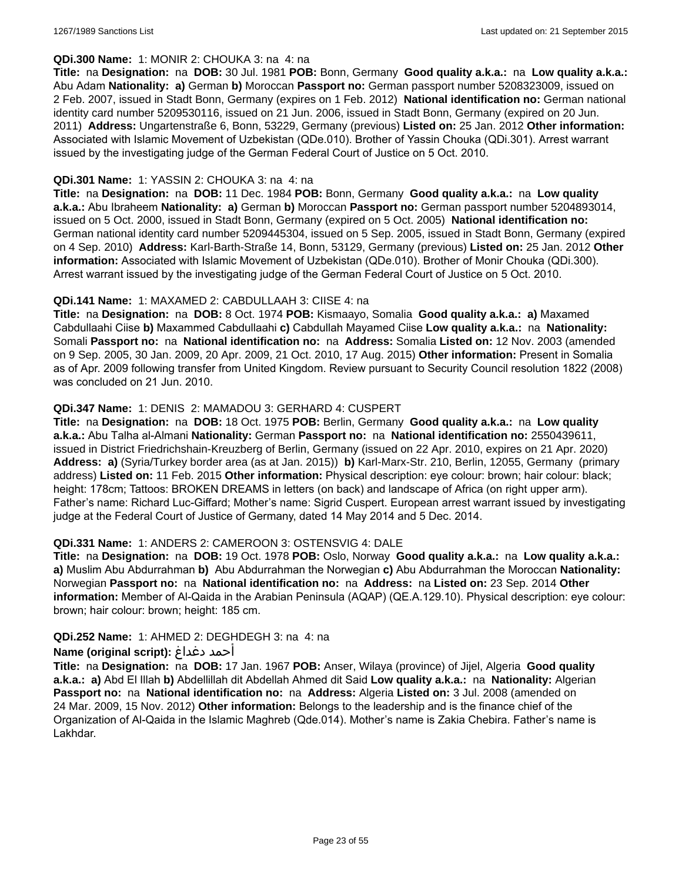**QDi.300 Name:** 1: MONIR 2: CHOUKA 3: na 4: na

**Title:** na **Designation:** na **DOB:** 30 Jul. 1981 **POB:** Bonn, Germany **Good quality a.k.a.:** na **Low quality a.k.a.:** Abu Adam **Nationality:** **a)** German **b)** Moroccan **Passport no:** German passport number 5208323009, issued on 2 Feb. 2007, issued in Stadt Bonn, Germany (expires on 1 Feb. 2012) **National identification no:** German national identity card number 5209530116, issued on 21 Jun. 2006, issued in Stadt Bonn, Germany (expired on 20 Jun. 2011) **Address:** Ungartenstraße 6, Bonn, 53229, Germany (previous) **Listed on:** 25 Jan. 2012 **Other information:** Associated with Islamic Movement of Uzbekistan (QDe.010). Brother of Yassin Chouka (QDi.301). Arrest warrant issued by the investigating judge of the German Federal Court of Justice on 5 Oct. 2010.

**QDi.301 Name:** 1: YASSIN 2: CHOUKA 3: na 4: na

**Title:** na **Designation:** na **DOB:** 11 Dec. 1984 **POB:** Bonn, Germany **Good quality a.k.a.:** na **Low quality a.k.a.:** Abu Ibraheem **Nationality:** **a)** German **b)** Moroccan **Passport no:** German passport number 5204893014, issued on 5 Oct. 2000, issued in Stadt Bonn, Germany (expired on 5 Oct. 2005) **National identification no:** German national identity card number 5209445304, issued on 5 Sep. 2005, issued in Stadt Bonn, Germany (expired on 4 Sep. 2010) **Address:** Karl-Barth-Straße 14, Bonn, 53129, Germany (previous) **Listed on:** 25 Jan. 2012 **Other information:** Associated with Islamic Movement of Uzbekistan (QDe.010). Brother of Monir Chouka (QDi.300). Arrest warrant issued by the investigating judge of the German Federal Court of Justice on 5 Oct. 2010.

**QDi.141 Name:** 1: MAXAMED 2: CABDULLAAH 3: CIISE 4: na

**Title:** na **Designation:** na **DOB:** 8 Oct. 1974 **POB:** Kismaayo, Somalia **Good quality a.k.a.:** **a)** Maxamed Cabdullaahi Ciise **b)** Maxammed Cabdullaahi **c)** Cabdullah Mayamed Ciise **Low quality a.k.a.:** na **Nationality:** Somali **Passport no:** na **National identification no:** na **Address:** Somalia **Listed on:** 12 Nov. 2003 (amended on 9 Sep. 2005, 30 Jan. 2009, 20 Apr. 2009, 21 Oct. 2010, 17 Aug. 2015) **Other information:** Present in Somalia as of Apr. 2009 following transfer from United Kingdom. Review pursuant to Security Council resolution 1822 (2008) was concluded on 21 Jun. 2010.

**QDi.347 Name:** 1: DENIS 2: MAMADOU 3: GERHARD 4: CUSPERT

**Title:** na **Designation:** na **DOB:** 18 Oct. 1975 **POB:** Berlin, Germany **Good quality a.k.a.:** na **Low quality a.k.a.:** Abu Talha al-Almani **Nationality:** German **Passport no:** na **National identification no:** 2550439611, issued in District Friedrichshain-Kreuzberg of Berlin, Germany (issued on 22 Apr. 2010, expires on 21 Apr. 2020) **Address:** **a)** (Syria/Turkey border area (as at Jan. 2015)) **b)** Karl-Marx-Str. 210, Berlin, 12055, Germany (primary address) **Listed on:** 11 Feb. 2015 **Other information:** Physical description: eye colour: brown; hair colour: black; height: 178cm; Tattoos: BROKEN DREAMS in letters (on back) and landscape of Africa (on right upper arm). Father's name: Richard Luc-Giffard; Mother's name: Sigrid Cuspert. European arrest warrant issued by investigating judge at the Federal Court of Justice of Germany, dated 14 May 2014 and 5 Dec. 2014.

**QDi.331 Name:** 1: ANDERS 2: CAMEROON 3: OSTENSVIG 4: DALE

**Title:** na **Designation:** na **DOB:** 19 Oct. 1978 **POB:** Oslo, Norway **Good quality a.k.a.:** na **Low quality a.k.a.:** **a)** Muslim Abu Abdurrahman **b)** Abu Abdurrahman the Norwegian **c)** Abu Abdurrahman the Moroccan **Nationality:** Norwegian **Passport no:** na **National identification no:** na **Address:** na **Listed on:** 23 Sep. 2014 **Other information:** Member of Al-Qaida in the Arabian Peninsula (AQAP) (QE.A.129.10). Physical description: eye colour: brown; hair colour: brown; height: 185 cm.

**QDi.252 Name:** 1: AHMED 2: DEGHDEGH 3: na 4: na

**Name (original script):** أحمد دغداغ

**Title:** na **Designation:** na **DOB:** 17 Jan. 1967 **POB:** Anser, Wilaya (province) of Jijel, Algeria **Good quality a.k.a.:** **a)** Abd El Illah **b)** Abdellillah dit Abdellah Ahmed dit Said **Low quality a.k.a.:** na **Nationality:** Algerian **Passport no:** na **National identification no:** na **Address:** Algeria **Listed on:** 3 Jul. 2008 (amended on 24 Mar. 2009, 15 Nov. 2012) **Other information:** Belongs to the leadership and is the finance chief of the Organization of Al-Qaida in the Islamic Maghreb (Qde.014). Mother's name is Zakia Chebira. Father's name is Lakhdar.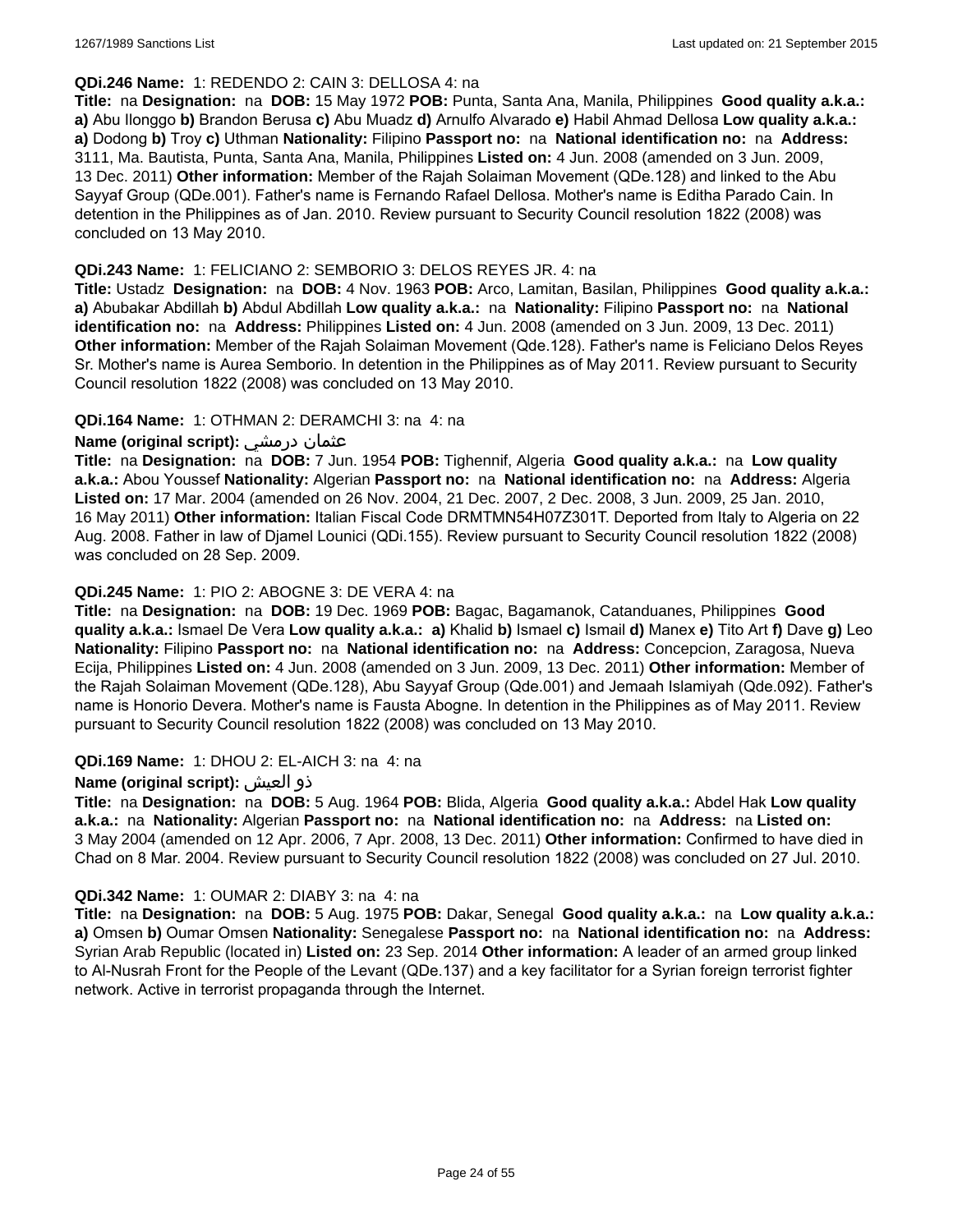**QDi.246 Name:** 1: REDENDO 2: CAIN 3: DELLOSA 4: na

**Title:** na **Designation:** na **DOB:** 15 May 1972 **POB:** Punta, Santa Ana, Manila, Philippines **Good quality a.k.a.: a)** Abu Ilonggo **b)** Brandon Berusa **c)** Abu Muadz **d)** Arnulfo Alvarado **e)** Habil Ahmad Dellosa **Low quality a.k.a.: a)** Dodong **b)** Troy **c)** Uthman **Nationality:** Filipino **Passport no:** na **National identification no:** na **Address:** 3111, Ma. Bautista, Punta, Santa Ana, Manila, Philippines **Listed on:** 4 Jun. 2008 (amended on 3 Jun. 2009, 13 Dec. 2011) **Other information:** Member of the Rajah Solaiman Movement (QDe.128) and linked to the Abu Sayyaf Group (QDe.001). Father's name is Fernando Rafael Dellosa. Mother's name is Editha Parado Cain. In detention in the Philippines as of Jan. 2010. Review pursuant to Security Council resolution 1822 (2008) was concluded on 13 May 2010.

**QDi.243 Name:** 1: FELICIANO 2: SEMBORIO 3: DELOS REYES JR. 4: na

**Title:** Ustadz **Designation:** na **DOB:** 4 Nov. 1963 **POB:** Arco, Lamitan, Basilan, Philippines **Good quality a.k.a.: a)** Abubakar Abdillah **b)** Abdul Abdillah **Low quality a.k.a.:** na **Nationality:** Filipino **Passport no:** na **National identification no:** na **Address:** Philippines **Listed on:** 4 Jun. 2008 (amended on 3 Jun. 2009, 13 Dec. 2011) **Other information:** Member of the Rajah Solaiman Movement (Qde.128). Father's name is Feliciano Delos Reyes Sr. Mother's name is Aurea Semborio. In detention in the Philippines as of May 2011. Review pursuant to Security Council resolution 1822 (2008) was concluded on 13 May 2010.

**QDi.164 Name:** 1: OTHMAN 2: DERAMCHI 3: na 4: na

**Name (original script):** عثمان درمشي

**Title:** na **Designation:** na **DOB:** 7 Jun. 1954 **POB:** Tighennif, Algeria **Good quality a.k.a.:** na **Low quality a.k.a.:** Abou Youssef **Nationality:** Algerian **Passport no:** na **National identification no:** na **Address:** Algeria **Listed on:** 17 Mar. 2004 (amended on 26 Nov. 2004, 21 Dec. 2007, 2 Dec. 2008, 3 Jun. 2009, 25 Jan. 2010, 16 May 2011) **Other information:** Italian Fiscal Code DRMTMN54H07Z301T. Deported from Italy to Algeria on 22 Aug. 2008. Father in law of Djamel Lounici (QDi.155). Review pursuant to Security Council resolution 1822 (2008) was concluded on 28 Sep. 2009.

**QDi.245 Name:** 1: PIO 2: ABOGNE 3: DE VERA 4: na

**Title:** na **Designation:** na **DOB:** 19 Dec. 1969 **POB:** Bagac, Bagamanok, Catanduanes, Philippines **Good quality a.k.a.:** Ismael De Vera **Low quality a.k.a.: a)** Khalid **b)** Ismael **c)** Ismail **d)** Manex **e)** Tito Art **f)** Dave **g)** Leo **Nationality:** Filipino **Passport no:** na **National identification no:** na **Address:** Concepcion, Zaragosa, Nueva Ecija, Philippines **Listed on:** 4 Jun. 2008 (amended on 3 Jun. 2009, 13 Dec. 2011) **Other information:** Member of the Rajah Solaiman Movement (QDe.128), Abu Sayyaf Group (Qde.001) and Jemaah Islamiyah (Qde.092). Father's name is Honorio Devera. Mother's name is Fausta Abogne. In detention in the Philippines as of May 2011. Review pursuant to Security Council resolution 1822 (2008) was concluded on 13 May 2010.

**QDi.169 Name:** 1: DHOU 2: EL-AICH 3: na 4: na

**Name (original script):** ذو العيش

**Title:** na **Designation:** na **DOB:** 5 Aug. 1964 **POB:** Blida, Algeria **Good quality a.k.a.:** Abdel Hak **Low quality a.k.a.:** na **Nationality:** Algerian **Passport no:** na **National identification no:** na **Address:** na **Listed on:** 3 May 2004 (amended on 12 Apr. 2006, 7 Apr. 2008, 13 Dec. 2011) **Other information:** Confirmed to have died in Chad on 8 Mar. 2004. Review pursuant to Security Council resolution 1822 (2008) was concluded on 27 Jul. 2010.

**QDi.342 Name:** 1: OUMAR 2: DIABY 3: na 4: na

**Title:** na **Designation:** na **DOB:** 5 Aug. 1975 **POB:** Dakar, Senegal **Good quality a.k.a.:** na **Low quality a.k.a.: a)** Omsen **b)** Oumar Omsen **Nationality:** Senegalese **Passport no:** na **National identification no:** na **Address:** Syrian Arab Republic (located in) **Listed on:** 23 Sep. 2014 **Other information:** A leader of an armed group linked to Al-Nusrah Front for the People of the Levant (QDe.137) and a key facilitator for a Syrian foreign terrorist fighter network. Active in terrorist propaganda through the Internet.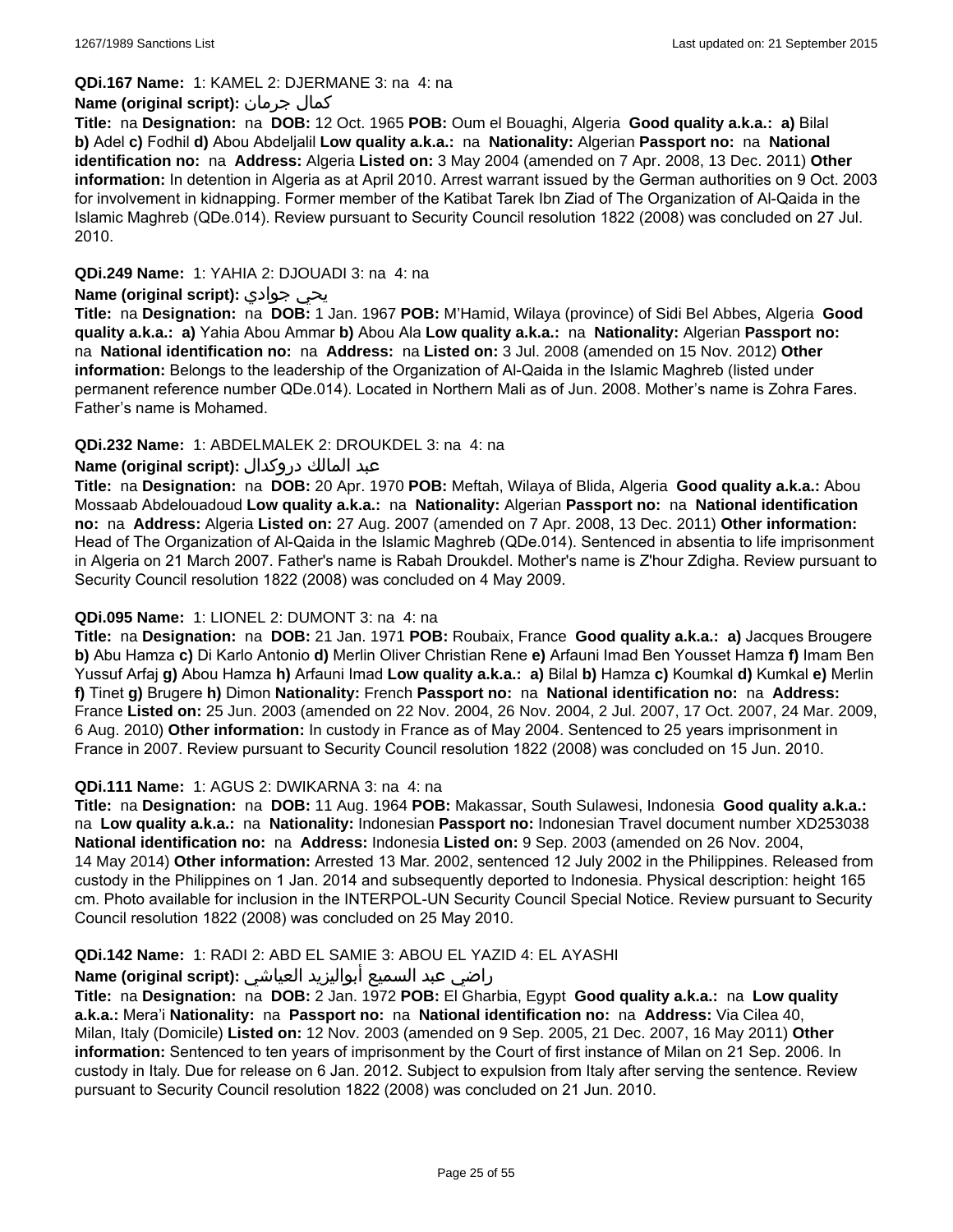**QDi.167 Name:** 1: KAMEL 2: DJERMANE 3: na 4: na

**Name (original script):** كمال جرمان

**Title:** na **Designation:** na **DOB:** 12 Oct. 1965 **POB:** Oum el Bouaghi, Algeria **Good quality a.k.a.: a)** Bilal **b)** Adel **c)** Fodhil **d)** Abou Abdeljalil **Low quality a.k.a.:** na **Nationality:** Algerian **Passport no:** na **National identification no:** na **Address:** Algeria **Listed on:** 3 May 2004 (amended on 7 Apr. 2008, 13 Dec. 2011) **Other information:** In detention in Algeria as at April 2010. Arrest warrant issued by the German authorities on 9 Oct. 2003 for involvement in kidnapping. Former member of the Katibat Tarek Ibn Ziad of The Organization of Al-Qaida in the Islamic Maghreb (QDe.014). Review pursuant to Security Council resolution 1822 (2008) was concluded on 27 Jul. 2010.

**QDi.249 Name:** 1: YAHIA 2: DJOUADI 3: na 4: na

**Name (original script):** يحي جوادي

**Title:** na **Designation:** na **DOB:** 1 Jan. 1967 **POB:** M'Hamid, Wilaya (province) of Sidi Bel Abbes, Algeria **Good quality a.k.a.: a)** Yahia Abou Ammar **b)** Abou Ala **Low quality a.k.a.:** na **Nationality:** Algerian **Passport no:** na **National identification no:** na **Address:** na **Listed on:** 3 Jul. 2008 (amended on 15 Nov. 2012) **Other information:** Belongs to the leadership of the Organization of Al-Qaida in the Islamic Maghreb (listed under permanent reference number QDe.014). Located in Northern Mali as of Jun. 2008. Mother's name is Zohra Fares. Father's name is Mohamed.

**QDi.232 Name:** 1: ABDELMALEK 2: DROUKDEL 3: na 4: na

**Name (original script):** عبد المالك دروكدال

**Title:** na **Designation:** na **DOB:** 20 Apr. 1970 **POB:** Meftah, Wilaya of Blida, Algeria **Good quality a.k.a.:** Abou Mossaab Abdelouadoud **Low quality a.k.a.:** na **Nationality:** Algerian **Passport no:** na **National identification no:** na **Address:** Algeria **Listed on:** 27 Aug. 2007 (amended on 7 Apr. 2008, 13 Dec. 2011) **Other information:** Head of The Organization of Al-Qaida in the Islamic Maghreb (QDe.014). Sentenced in absentia to life imprisonment in Algeria on 21 March 2007. Father's name is Rabah Droukdel. Mother's name is Z'hour Zdigha. Review pursuant to Security Council resolution 1822 (2008) was concluded on 4 May 2009.

**QDi.095 Name:** 1: LIONEL 2: DUMONT 3: na 4: na

**Title:** na **Designation:** na **DOB:** 21 Jan. 1971 **POB:** Roubaix, France **Good quality a.k.a.: a)** Jacques Brougere **b)** Abu Hamza **c)** Di Karlo Antonio **d)** Merlin Oliver Christian Rene **e)** Arfauni Imad Ben Yousset Hamza **f)** Imam Ben Yussuf Arfaj **g)** Abou Hamza **h)** Arfauni Imad **Low quality a.k.a.: a)** Bilal **b)** Hamza **c)** Koumkal **d)** Kumkal **e)** Merlin **f)** Tinet **g)** Brugere **h)** Dimon **Nationality:** French **Passport no:** na **National identification no:** na **Address:** France **Listed on:** 25 Jun. 2003 (amended on 22 Nov. 2004, 26 Nov. 2004, 2 Jul. 2007, 17 Oct. 2007, 24 Mar. 2009, 6 Aug. 2010) **Other information:** In custody in France as of May 2004. Sentenced to 25 years imprisonment in France in 2007. Review pursuant to Security Council resolution 1822 (2008) was concluded on 15 Jun. 2010.

**QDi.111 Name:** 1: AGUS 2: DWIKARNA 3: na 4: na

**Title:** na **Designation:** na **DOB:** 11 Aug. 1964 **POB:** Makassar, South Sulawesi, Indonesia **Good quality a.k.a.:** na **Low quality a.k.a.:** na **Nationality:** Indonesian **Passport no:** Indonesian Travel document number XD253038 **National identification no:** na **Address:** Indonesia **Listed on:** 9 Sep. 2003 (amended on 26 Nov. 2004, 14 May 2014) **Other information:** Arrested 13 Mar. 2002, sentenced 12 July 2002 in the Philippines. Released from custody in the Philippines on 1 Jan. 2014 and subsequently deported to Indonesia. Physical description: height 165 cm. Photo available for inclusion in the INTERPOL-UN Security Council Special Notice. Review pursuant to Security Council resolution 1822 (2008) was concluded on 25 May 2010.

**QDi.142 Name:** 1: RADI 2: ABD EL SAMIE 3: ABOU EL YAZID 4: EL AYASHI

**Name (original script):** راضي عبد السميع أبواليزيد العياشي

**Title:** na **Designation:** na **DOB:** 2 Jan. 1972 **POB:** El Gharbia, Egypt **Good quality a.k.a.:** na **Low quality a.k.a.:** Mera'i **Nationality:** na **Passport no:** na **National identification no:** na **Address:** Via Cilea 40, Milan, Italy (Domicile) **Listed on:** 12 Nov. 2003 (amended on 9 Sep. 2005, 21 Dec. 2007, 16 May 2011) **Other information:** Sentenced to ten years of imprisonment by the Court of first instance of Milan on 21 Sep. 2006. In custody in Italy. Due for release on 6 Jan. 2012. Subject to expulsion from Italy after serving the sentence. Review pursuant to Security Council resolution 1822 (2008) was concluded on 21 Jun. 2010.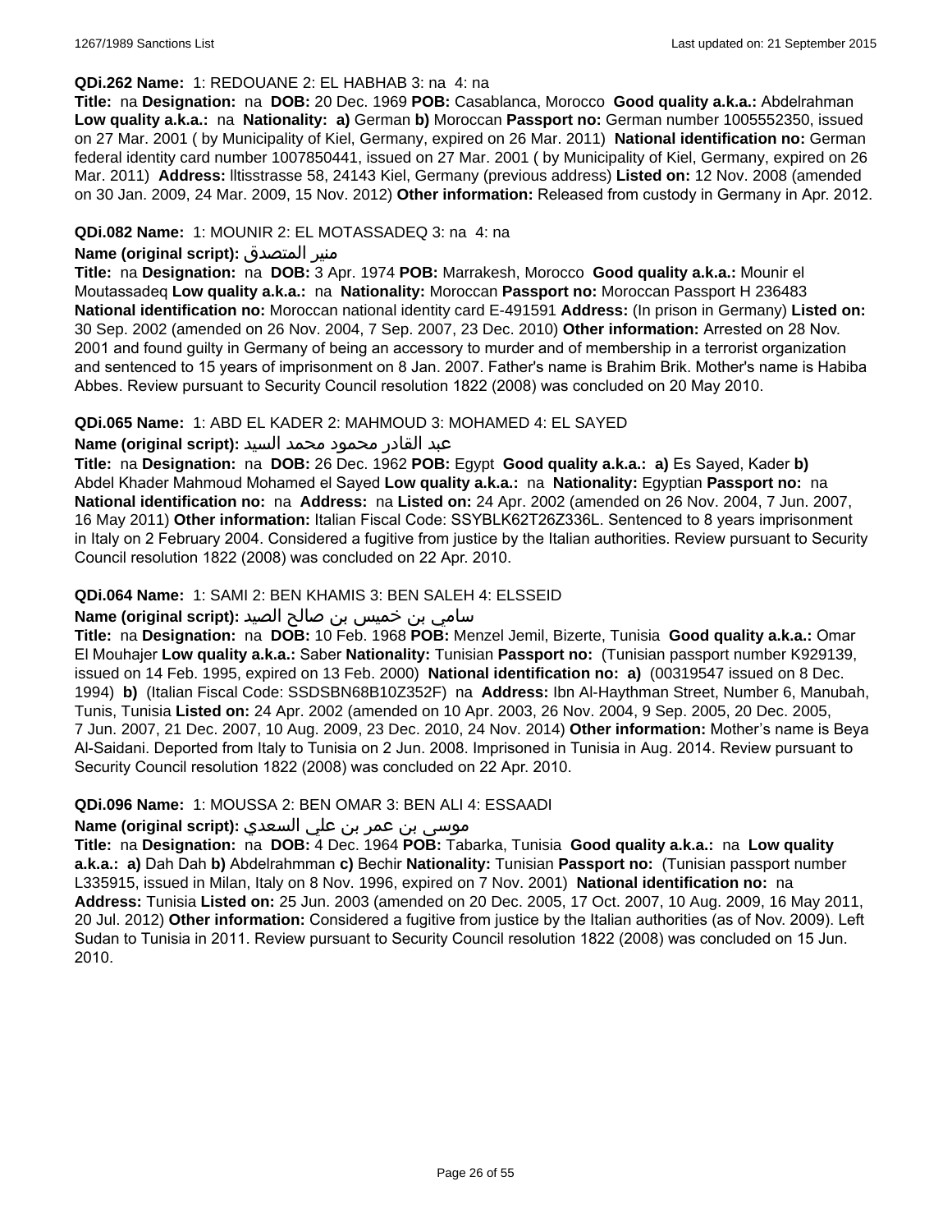**QDi.262 Name:** 1: REDOUANE 2: EL HABHAB 3: na 4: na

**Title:** na **Designation:** na **DOB:** 20 Dec. 1969 **POB:** Casablanca, Morocco **Good quality a.k.a.:** Abdelrahman **Low quality a.k.a.:** na **Nationality:** **a)** German **b)** Moroccan **Passport no:** German number 1005552350, issued on 27 Mar. 2001 ( by Municipality of Kiel, Germany, expired on 26 Mar. 2011) **National identification no:** German federal identity card number 1007850441, issued on 27 Mar. 2001 ( by Municipality of Kiel, Germany, expired on 26 Mar. 2011) **Address:** lltisstrasse 58, 24143 Kiel, Germany (previous address) **Listed on:** 12 Nov. 2008 (amended on 30 Jan. 2009, 24 Mar. 2009, 15 Nov. 2012) **Other information:** Released from custody in Germany in Apr. 2012.

**QDi.082 Name:** 1: MOUNIR 2: EL MOTASSADEQ 3: na 4: na

**Name (original script):** منير المتصدق

**Title:** na **Designation:** na **DOB:** 3 Apr. 1974 **POB:** Marrakesh, Morocco **Good quality a.k.a.:** Mounir el Moutassadeq **Low quality a.k.a.:** na **Nationality:** Moroccan **Passport no:** Moroccan Passport H 236483 **National identification no:** Moroccan national identity card E-491591 **Address:** (In prison in Germany) **Listed on:** 30 Sep. 2002 (amended on 26 Nov. 2004, 7 Sep. 2007, 23 Dec. 2010) **Other information:** Arrested on 28 Nov. 2001 and found guilty in Germany of being an accessory to murder and of membership in a terrorist organization and sentenced to 15 years of imprisonment on 8 Jan. 2007. Father's name is Brahim Brik. Mother's name is Habiba Abbes. Review pursuant to Security Council resolution 1822 (2008) was concluded on 20 May 2010.

**QDi.065 Name:** 1: ABD EL KADER 2: MAHMOUD 3: MOHAMED 4: EL SAYED

**Name (original script):** عبد القادر محمود محمد السيد

**Title:** na **Designation:** na **DOB:** 26 Dec. 1962 **POB:** Egypt **Good quality a.k.a.:** **a)** Es Sayed, Kader **b)** Abdel Khader Mahmoud Mohamed el Sayed **Low quality a.k.a.:** na **Nationality:** Egyptian **Passport no:** na **National identification no:** na **Address:** na **Listed on:** 24 Apr. 2002 (amended on 26 Nov. 2004, 7 Jun. 2007, 16 May 2011) **Other information:** Italian Fiscal Code: SSYBLK62T26Z336L. Sentenced to 8 years imprisonment in Italy on 2 February 2004. Considered a fugitive from justice by the Italian authorities. Review pursuant to Security Council resolution 1822 (2008) was concluded on 22 Apr. 2010.

**QDi.064 Name:** 1: SAMI 2: BEN KHAMIS 3: BEN SALEH 4: ELSSEID

**Name (original script):** سامي بن خميس بن صالح الصيد

**Title:** na **Designation:** na **DOB:** 10 Feb. 1968 **POB:** Menzel Jemil, Bizerte, Tunisia **Good quality a.k.a.:** Omar El Mouhajer **Low quality a.k.a.:** Saber **Nationality:** Tunisian **Passport no:** (Tunisian passport number K929139, issued on 14 Feb. 1995, expired on 13 Feb. 2000) **National identification no:** **a)** (00319547 issued on 8 Dec. 1994) **b)** (Italian Fiscal Code: SSDSBN68B10Z352F) na **Address:** Ibn Al-Haythman Street, Number 6, Manubah, Tunis, Tunisia **Listed on:** 24 Apr. 2002 (amended on 10 Apr. 2003, 26 Nov. 2004, 9 Sep. 2005, 20 Dec. 2005, 7 Jun. 2007, 21 Dec. 2007, 10 Aug. 2009, 23 Dec. 2010, 24 Nov. 2014) **Other information:** Mother's name is Beya Al-Saidani. Deported from Italy to Tunisia on 2 Jun. 2008. Imprisoned in Tunisia in Aug. 2014. Review pursuant to Security Council resolution 1822 (2008) was concluded on 22 Apr. 2010.

**QDi.096 Name:** 1: MOUSSA 2: BEN OMAR 3: BEN ALI 4: ESSAADI

**Name (original script):** موسى بن عمر بن علي السعدي

**Title:** na **Designation:** na **DOB:** 4 Dec. 1964 **POB:** Tabarka, Tunisia **Good quality a.k.a.:** na **Low quality a.k.a.:** **a)** Dah Dah **b)** Abdelrahmman **c)** Bechir **Nationality:** Tunisian **Passport no:** (Tunisian passport number L335915, issued in Milan, Italy on 8 Nov. 1996, expired on 7 Nov. 2001) **National identification no:** na **Address:** Tunisia **Listed on:** 25 Jun. 2003 (amended on 20 Dec. 2005, 17 Oct. 2007, 10 Aug. 2009, 16 May 2011, 20 Jul. 2012) **Other information:** Considered a fugitive from justice by the Italian authorities (as of Nov. 2009). Left Sudan to Tunisia in 2011. Review pursuant to Security Council resolution 1822 (2008) was concluded on 15 Jun. 2010.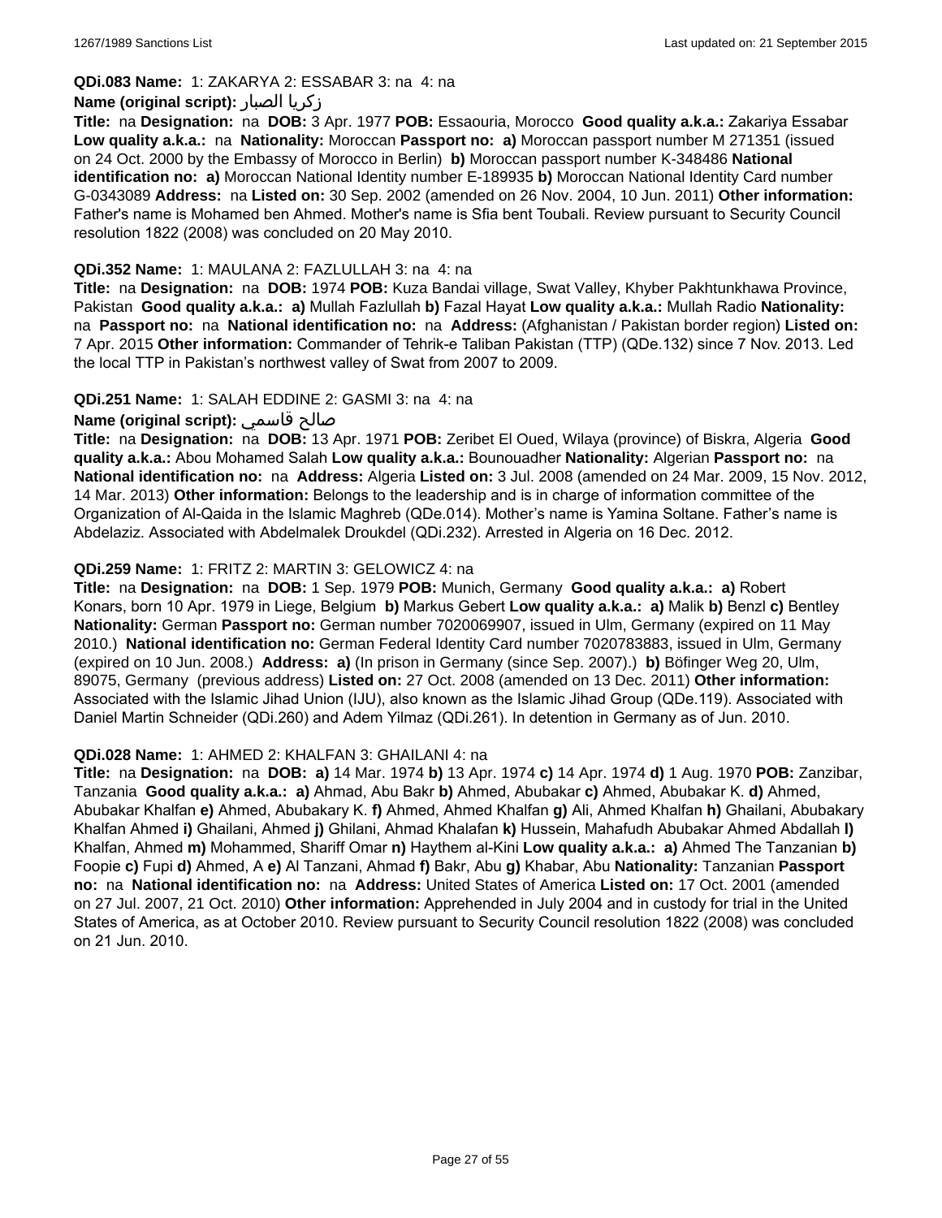**QDi.083 Name:** 1: ZAKARYA 2: ESSABAR 3: na 4: na

**Name (original script):** زكريا الصبار

**Title:** na **Designation:** na **DOB:** 3 Apr. 1977 **POB:** Essaouria, Morocco **Good quality a.k.a.:** Zakariya Essabar **Low quality a.k.a.:** na **Nationality:** Moroccan **Passport no:** **a)** Moroccan passport number M 271351 (issued on 24 Oct. 2000 by the Embassy of Morocco in Berlin) **b)** Moroccan passport number K-348486 **National identification no:** **a)** Moroccan National Identity number E-189935 **b)** Moroccan National Identity Card number G-0343089 **Address:** na **Listed on:** 30 Sep. 2002 (amended on 26 Nov. 2004, 10 Jun. 2011) **Other information:** Father's name is Mohamed ben Ahmed. Mother's name is Sfia bent Toubali. Review pursuant to Security Council resolution 1822 (2008) was concluded on 20 May 2010.

**QDi.352 Name:** 1: MAULANA 2: FAZLULLAH 3: na 4: na

**Title:** na **Designation:** na **DOB:** 1974 **POB:** Kuza Bandai village, Swat Valley, Khyber Pakhtunkhawa Province, Pakistan **Good quality a.k.a.:** **a)** Mullah Fazlullah **b)** Fazal Hayat **Low quality a.k.a.:** Mullah Radio **Nationality:** na **Passport no:** na **National identification no:** na **Address:** (Afghanistan / Pakistan border region) **Listed on:** 7 Apr. 2015 **Other information:** Commander of Tehrik-e Taliban Pakistan (TTP) (QDe.132) since 7 Nov. 2013. Led the local TTP in Pakistan's northwest valley of Swat from 2007 to 2009.

**QDi.251 Name:** 1: SALAH EDDINE 2: GASMI 3: na 4: na

**Name (original script):** صالح قاسمي

**Title:** na **Designation:** na **DOB:** 13 Apr. 1971 **POB:** Zeribet El Oued, Wilaya (province) of Biskra, Algeria **Good quality a.k.a.:** Abou Mohamed Salah **Low quality a.k.a.:** Bounouadher **Nationality:** Algerian **Passport no:** na **National identification no:** na **Address:** Algeria **Listed on:** 3 Jul. 2008 (amended on 24 Mar. 2009, 15 Nov. 2012, 14 Mar. 2013) **Other information:** Belongs to the leadership and is in charge of information committee of the Organization of Al-Qaida in the Islamic Maghreb (QDe.014). Mother's name is Yamina Soltane. Father's name is Abdelaziz. Associated with Abdelmalek Droukdel (QDi.232). Arrested in Algeria on 16 Dec. 2012.

**QDi.259 Name:** 1: FRITZ 2: MARTIN 3: GELOWICZ 4: na

**Title:** na **Designation:** na **DOB:** 1 Sep. 1979 **POB:** Munich, Germany **Good quality a.k.a.:** **a)** Robert Konars, born 10 Apr. 1979 in Liege, Belgium **b)** Markus Gebert **Low quality a.k.a.:** **a)** Malik **b)** Benzl **c)** Bentley **Nationality:** German **Passport no:** German number 7020069907, issued in Ulm, Germany (expired on 11 May 2010.) **National identification no:** German Federal Identity Card number 7020783883, issued in Ulm, Germany (expired on 10 Jun. 2008.) **Address:** **a)** (In prison in Germany (since Sep. 2007).) **b)** Böfinger Weg 20, Ulm, 89075, Germany (previous address) **Listed on:** 27 Oct. 2008 (amended on 13 Dec. 2011) **Other information:** Associated with the Islamic Jihad Union (IJU), also known as the Islamic Jihad Group (QDe.119). Associated with Daniel Martin Schneider (QDi.260) and Adem Yilmaz (QDi.261). In detention in Germany as of Jun. 2010.

**QDi.028 Name:** 1: AHMED 2: KHALFAN 3: GHAILANI 4: na

**Title:** na **Designation:** na **DOB:** **a)** 14 Mar. 1974 **b)** 13 Apr. 1974 **c)** 14 Apr. 1974 **d)** 1 Aug. 1970 **POB:** Zanzibar, Tanzania **Good quality a.k.a.:** **a)** Ahmad, Abu Bakr **b)** Ahmed, Abubakar **c)** Ahmed, Abubakar K. **d)** Ahmed, Abubakar Khalfan **e)** Ahmed, Abubakary K. **f)** Ahmed, Ahmed Khalfan **g)** Ali, Ahmed Khalfan **h)** Ghailani, Abubakary Khalfan Ahmed **i)** Ghailani, Ahmed **j)** Ghilani, Ahmad Khalafan **k)** Hussein, Mahafudh Abubakar Ahmed Abdallah **l)** Khalfan, Ahmed **m)** Mohammed, Shariff Omar **n)** Haythem al-Kini **Low quality a.k.a.:** **a)** Ahmed The Tanzanian **b)** Foopie **c)** Fupi **d)** Ahmed, A **e)** Al Tanzani, Ahmad **f)** Bakr, Abu **g)** Khabar, Abu **Nationality:** Tanzanian **Passport no:** na **National identification no:** na **Address:** United States of America **Listed on:** 17 Oct. 2001 (amended on 27 Jul. 2007, 21 Oct. 2010) **Other information:** Apprehended in July 2004 and in custody for trial in the United States of America, as at October 2010. Review pursuant to Security Council resolution 1822 (2008) was concluded on 21 Jun. 2010.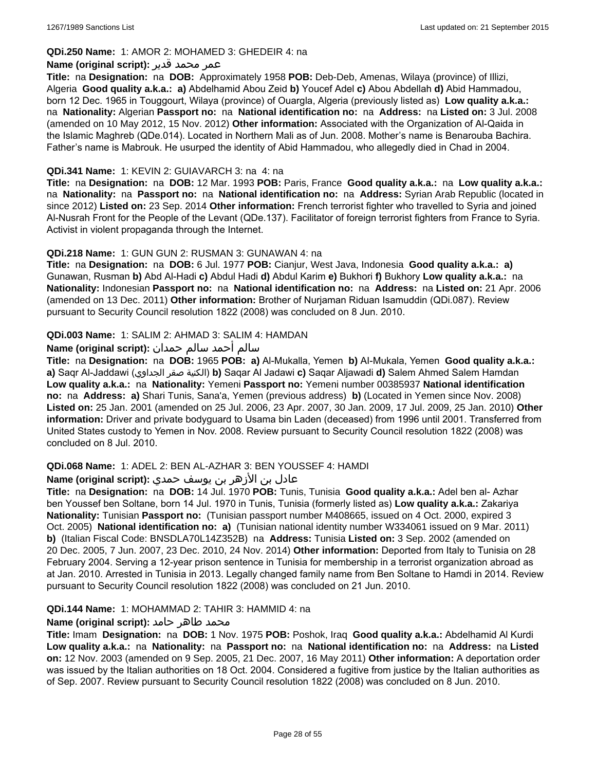**QDi.250 Name:** 1: AMOR 2: MOHAMED 3: GHEDEIR 4: na

**Name (original script):** عمر محمد قدير

**Title:** na **Designation:** na **DOB:** Approximately 1958 **POB:** Deb-Deb, Amenas, Wilaya (province) of Illizi, Algeria **Good quality a.k.a.: a)** Abdelhamid Abou Zeid **b)** Youcef Adel **c)** Abou Abdellah **d)** Abid Hammadou, born 12 Dec. 1965 in Touggourt, Wilaya (province) of Ouargla, Algeria (previously listed as) **Low quality a.k.a.:** na **Nationality:** Algerian **Passport no:** na **National identification no:** na **Address:** na **Listed on:** 3 Jul. 2008 (amended on 10 May 2012, 15 Nov. 2012) **Other information:** Associated with the Organization of Al-Qaida in the Islamic Maghreb (QDe.014). Located in Northern Mali as of Jun. 2008. Mother's name is Benarouba Bachira. Father's name is Mabrouk. He usurped the identity of Abid Hammadou, who allegedly died in Chad in 2004.

**QDi.341 Name:** 1: KEVIN 2: GUIAVARCH 3: na 4: na

**Title:** na **Designation:** na **DOB:** 12 Mar. 1993 **POB:** Paris, France **Good quality a.k.a.:** na **Low quality a.k.a.:** na **Nationality:** na **Passport no:** na **National identification no:** na **Address:** Syrian Arab Republic (located in since 2012) **Listed on:** 23 Sep. 2014 **Other information:** French terrorist fighter who travelled to Syria and joined Al-Nusrah Front for the People of the Levant (QDe.137). Facilitator of foreign terrorist fighters from France to Syria. Activist in violent propaganda through the Internet.

**QDi.218 Name:** 1: GUN GUN 2: RUSMAN 3: GUNAWAN 4: na

**Title:** na **Designation:** na **DOB:** 6 Jul. 1977 **POB:** Cianjur, West Java, Indonesia **Good quality a.k.a.: a)** Gunawan, Rusman **b)** Abd Al-Hadi **c)** Abdul Hadi **d)** Abdul Karim **e)** Bukhori **f)** Bukhory **Low quality a.k.a.:** na **Nationality:** Indonesian **Passport no:** na **National identification no:** na **Address:** na **Listed on:** 21 Apr. 2006 (amended on 13 Dec. 2011) **Other information:** Brother of Nurjaman Riduan Isamuddin (QDi.087). Review pursuant to Security Council resolution 1822 (2008) was concluded on 8 Jun. 2010.

**QDi.003 Name:** 1: SALIM 2: AHMAD 3: SALIM 4: HAMDAN

**Name (original script):** سالم أحمد سالم حمدان

**Title:** na **Designation:** na **DOB:** 1965 **POB: a)** Al-Mukalla, Yemen **b)** Al-Mukala, Yemen **Good quality a.k.a.: a)** Saqr Al-Jaddawi (الكنية صقر الجداوي) **b)** Saqar Al Jadawi **c)** Saqar Aljawadi **d)** Salem Ahmed Salem Hamdan **Low quality a.k.a.:** na **Nationality:** Yemeni **Passport no:** Yemeni number 00385937 **National identification no:** na **Address: a)** Shari Tunis, Sana'a, Yemen (previous address) **b)** (Located in Yemen since Nov. 2008) **Listed on:** 25 Jan. 2001 (amended on 25 Jul. 2006, 23 Apr. 2007, 30 Jan. 2009, 17 Jul. 2009, 25 Jan. 2010) **Other information:** Driver and private bodyguard to Usama bin Laden (deceased) from 1996 until 2001. Transferred from United States custody to Yemen in Nov. 2008. Review pursuant to Security Council resolution 1822 (2008) was concluded on 8 Jul. 2010.

**QDi.068 Name:** 1: ADEL 2: BEN AL-AZHAR 3: BEN YOUSSEF 4: HAMDI

**Name (original script):** عادل بن الأزهر بن يوسف حمدي

**Title:** na **Designation:** na **DOB:** 14 Jul. 1970 **POB:** Tunis, Tunisia **Good quality a.k.a.:** Adel ben al- Azhar ben Youssef ben Soltane, born 14 Jul. 1970 in Tunis, Tunisia (formerly listed as) **Low quality a.k.a.:** Zakariya **Nationality:** Tunisian **Passport no:** (Tunisian passport number M408665, issued on 4 Oct. 2000, expired 3 Oct. 2005) **National identification no: a)** (Tunisian national identity number W334061 issued on 9 Mar. 2011) **b)** (Italian Fiscal Code: BNSDLA70L14Z352B) na **Address:** Tunisia **Listed on:** 3 Sep. 2002 (amended on 20 Dec. 2005, 7 Jun. 2007, 23 Dec. 2010, 24 Nov. 2014) **Other information:** Deported from Italy to Tunisia on 28 February 2004. Serving a 12-year prison sentence in Tunisia for membership in a terrorist organization abroad as at Jan. 2010. Arrested in Tunisia in 2013. Legally changed family name from Ben Soltane to Hamdi in 2014. Review pursuant to Security Council resolution 1822 (2008) was concluded on 21 Jun. 2010.

**QDi.144 Name:** 1: MOHAMMAD 2: TAHIR 3: HAMMID 4: na

**Name (original script):** محمد طاهر حامد

**Title:** Imam **Designation:** na **DOB:** 1 Nov. 1975 **POB:** Poshok, Iraq **Good quality a.k.a.:** Abdelhamid Al Kurdi **Low quality a.k.a.:** na **Nationality:** na **Passport no:** na **National identification no:** na **Address:** na **Listed on:** 12 Nov. 2003 (amended on 9 Sep. 2005, 21 Dec. 2007, 16 May 2011) **Other information:** A deportation order was issued by the Italian authorities on 18 Oct. 2004. Considered a fugitive from justice by the Italian authorities as of Sep. 2007. Review pursuant to Security Council resolution 1822 (2008) was concluded on 8 Jun. 2010.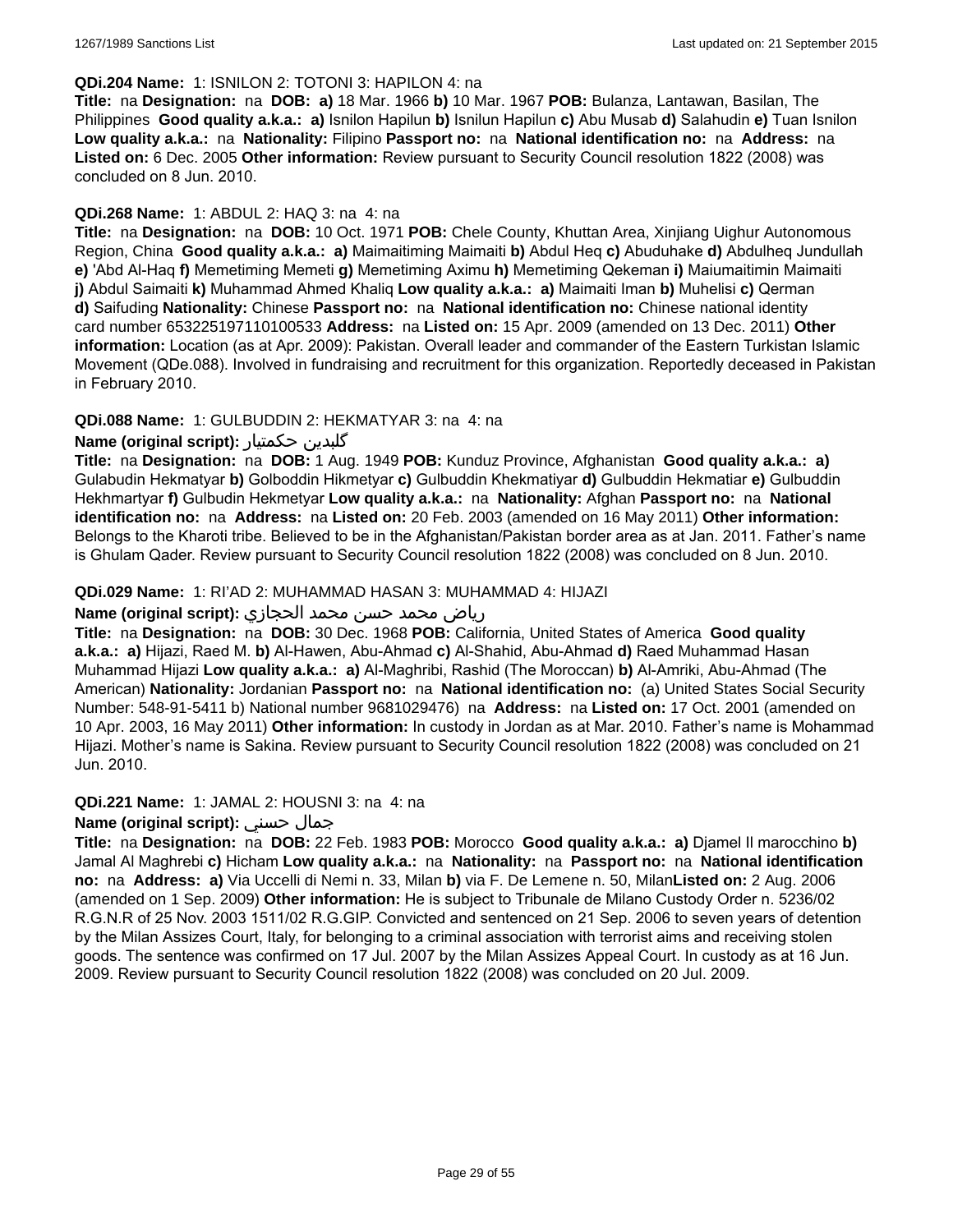**QDi.204 Name:** 1: ISNILON 2: TOTONI 3: HAPILON 4: na
**Title:** na **Designation:** na **DOB:** **a)** 18 Mar. 1966 **b)** 10 Mar. 1967 **POB:** Bulanza, Lantawan, Basilan, The Philippines **Good quality a.k.a.:** **a)** Isnilon Hapilun **b)** Isnilun Hapilun **c)** Abu Musab **d)** Salahudin **e)** Tuan Isnilon **Low quality a.k.a.:** na **Nationality:** Filipino **Passport no:** na **National identification no:** na **Address:** na **Listed on:** 6 Dec. 2005 **Other information:** Review pursuant to Security Council resolution 1822 (2008) was concluded on 8 Jun. 2010.

**QDi.268 Name:** 1: ABDUL 2: HAQ 3: na 4: na
**Title:** na **Designation:** na **DOB:** 10 Oct. 1971 **POB:** Chele County, Khuttan Area, Xinjiang Uighur Autonomous Region, China **Good quality a.k.a.:** **a)** Maimaitiming Maimaiti **b)** Abdul Heq **c)** Abuduhake **d)** Abdulheq Jundullah **e)** 'Abd Al-Haq **f)** Memetiming Memeti **g)** Memetiming Aximu **h)** Memetiming Qekeman **i)** Maiumaitimin Maimaiti **j)** Abdul Saimaiti **k)** Muhammad Ahmed Khaliq **Low quality a.k.a.:** **a)** Maimaiti Iman **b)** Muhelisi **c)** Qerman **d)** Saifuding **Nationality:** Chinese **Passport no:** na **National identification no:** Chinese national identity card number 653225197110100533 **Address:** na **Listed on:** 15 Apr. 2009 (amended on 13 Dec. 2011) **Other information:** Location (as at Apr. 2009): Pakistan. Overall leader and commander of the Eastern Turkistan Islamic Movement (QDe.088). Involved in fundraising and recruitment for this organization. Reportedly deceased in Pakistan in February 2010.

**QDi.088 Name:** 1: GULBUDDIN 2: HEKMATYAR 3: na 4: na
**Name (original script):** گلبدین حکمتیار
**Title:** na **Designation:** na **DOB:** 1 Aug. 1949 **POB:** Kunduz Province, Afghanistan **Good quality a.k.a.:** **a)** Gulabudin Hekmatyar **b)** Golboddin Hikmetyar **c)** Gulbuddin Khekmatiyar **d)** Gulbuddin Hekmatiar **e)** Gulbuddin Hekhmartyar **f)** Gulbudin Hekmetyar **Low quality a.k.a.:** na **Nationality:** Afghan **Passport no:** na **National identification no:** na **Address:** na **Listed on:** 20 Feb. 2003 (amended on 16 May 2011) **Other information:** Belongs to the Kharoti tribe. Believed to be in the Afghanistan/Pakistan border area as at Jan. 2011. Father's name is Ghulam Qader. Review pursuant to Security Council resolution 1822 (2008) was concluded on 8 Jun. 2010.

**QDi.029 Name:** 1: RI'AD 2: MUHAMMAD HASAN 3: MUHAMMAD 4: HIJAZI
**Name (original script):** رياض محمد حسن محمد الحجازي
**Title:** na **Designation:** na **DOB:** 30 Dec. 1968 **POB:** California, United States of America **Good quality a.k.a.:** **a)** Hijazi, Raed M. **b)** Al-Hawen, Abu-Ahmad **c)** Al-Shahid, Abu-Ahmad **d)** Raed Muhammad Hasan Muhammad Hijazi **Low quality a.k.a.:** **a)** Al-Maghribi, Rashid (The Moroccan) **b)** Al-Amriki, Abu-Ahmad (The American) **Nationality:** Jordanian **Passport no:** na **National identification no:** (a) United States Social Security Number: 548-91-5411 b) National number 9681029476) na **Address:** na **Listed on:** 17 Oct. 2001 (amended on 10 Apr. 2003, 16 May 2011) **Other information:** In custody in Jordan as at Mar. 2010. Father's name is Mohammad Hijazi. Mother's name is Sakina. Review pursuant to Security Council resolution 1822 (2008) was concluded on 21 Jun. 2010.

**QDi.221 Name:** 1: JAMAL 2: HOUSNI 3: na 4: na
**Name (original script):** جمال حسني
**Title:** na **Designation:** na **DOB:** 22 Feb. 1983 **POB:** Morocco **Good quality a.k.a.:** **a)** Djamel Il marocchino **b)** Jamal Al Maghrebi **c)** Hicham **Low quality a.k.a.:** na **Nationality:** na **Passport no:** na **National identification no:** na **Address:** **a)** Via Uccelli di Nemi n. 33, Milan **b)** via F. De Lemene n. 50, Milan**Listed on:** 2 Aug. 2006 (amended on 1 Sep. 2009) **Other information:** He is subject to Tribunale de Milano Custody Order n. 5236/02 R.G.N.R of 25 Nov. 2003 1511/02 R.G.GIP. Convicted and sentenced on 21 Sep. 2006 to seven years of detention by the Milan Assizes Court, Italy, for belonging to a criminal association with terrorist aims and receiving stolen goods. The sentence was confirmed on 17 Jul. 2007 by the Milan Assizes Appeal Court. In custody as at 16 Jun. 2009. Review pursuant to Security Council resolution 1822 (2008) was concluded on 20 Jul. 2009.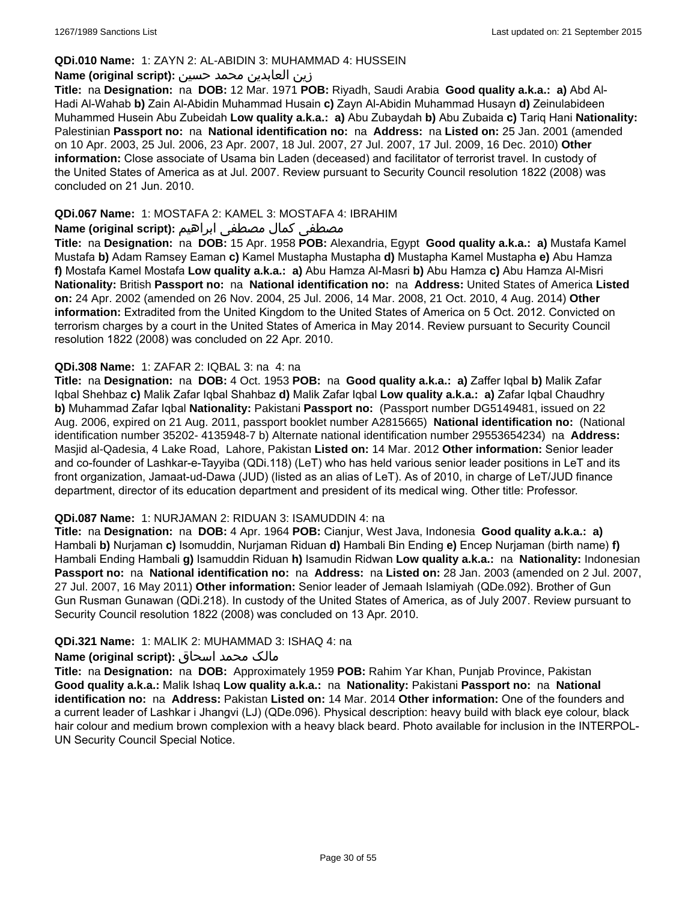**QDi.010 Name:** 1: ZAYN 2: AL-ABIDIN 3: MUHAMMAD 4: HUSSEIN

**Name (original script):** زين العابدين محمد حسين

**Title:** na **Designation:** na **DOB:** 12 Mar. 1971 **POB:** Riyadh, Saudi Arabia **Good quality a.k.a.:** **a)** Abd Al-Hadi Al-Wahab **b)** Zain Al-Abidin Muhammad Husain **c)** Zayn Al-Abidin Muhammad Husayn **d)** Zeinulabideen Muhammed Husein Abu Zubeidah **Low quality a.k.a.:** **a)** Abu Zubaydah **b)** Abu Zubaida **c)** Tariq Hani **Nationality:** Palestinian **Passport no:** na **National identification no:** na **Address:** na **Listed on:** 25 Jan. 2001 (amended on 10 Apr. 2003, 25 Jul. 2006, 23 Apr. 2007, 18 Jul. 2007, 27 Jul. 2007, 17 Jul. 2009, 16 Dec. 2010) **Other information:** Close associate of Usama bin Laden (deceased) and facilitator of terrorist travel. In custody of the United States of America as at Jul. 2007. Review pursuant to Security Council resolution 1822 (2008) was concluded on 21 Jun. 2010.

**QDi.067 Name:** 1: MOSTAFA 2: KAMEL 3: MOSTAFA 4: IBRAHIM

**Name (original script):** مصطفى كمال مصطفى ابراهيم

**Title:** na **Designation:** na **DOB:** 15 Apr. 1958 **POB:** Alexandria, Egypt **Good quality a.k.a.:** **a)** Mustafa Kamel Mustafa **b)** Adam Ramsey Eaman **c)** Kamel Mustapha Mustapha **d)** Mustapha Kamel Mustapha **e)** Abu Hamza **f)** Mostafa Kamel Mostafa **Low quality a.k.a.:** **a)** Abu Hamza Al-Masri **b)** Abu Hamza **c)** Abu Hamza Al-Misri **Nationality:** British **Passport no:** na **National identification no:** na **Address:** United States of America **Listed on:** 24 Apr. 2002 (amended on 26 Nov. 2004, 25 Jul. 2006, 14 Mar. 2008, 21 Oct. 2010, 4 Aug. 2014) **Other information:** Extradited from the United Kingdom to the United States of America on 5 Oct. 2012. Convicted on terrorism charges by a court in the United States of America in May 2014. Review pursuant to Security Council resolution 1822 (2008) was concluded on 22 Apr. 2010.

**QDi.308 Name:** 1: ZAFAR 2: IQBAL 3: na 4: na

**Title:** na **Designation:** na **DOB:** 4 Oct. 1953 **POB:** na **Good quality a.k.a.:** **a)** Zaffer Iqbal **b)** Malik Zafar Iqbal Shehbaz **c)** Malik Zafar Iqbal Shahbaz **d)** Malik Zafar Iqbal **Low quality a.k.a.:** **a)** Zafar Iqbal Chaudhry **b)** Muhammad Zafar Iqbal **Nationality:** Pakistani **Passport no:** (Passport number DG5149481, issued on 22 Aug. 2006, expired on 21 Aug. 2011, passport booklet number A2815665) **National identification no:** (National identification number 35202- 4135948-7 b) Alternate national identification number 29553654234) na **Address:** Masjid al-Qadesia, 4 Lake Road, Lahore, Pakistan **Listed on:** 14 Mar. 2012 **Other information:** Senior leader and co-founder of Lashkar-e-Tayyiba (QDi.118) (LeT) who has held various senior leader positions in LeT and its front organization, Jamaat-ud-Dawa (JUD) (listed as an alias of LeT). As of 2010, in charge of LeT/JUD finance department, director of its education department and president of its medical wing. Other title: Professor.

**QDi.087 Name:** 1: NURJAMAN 2: RIDUAN 3: ISAMUDDIN 4: na

**Title:** na **Designation:** na **DOB:** 4 Apr. 1964 **POB:** Cianjur, West Java, Indonesia **Good quality a.k.a.:** **a)** Hambali **b)** Nurjaman **c)** Isomuddin, Nurjaman Riduan **d)** Hambali Bin Ending **e)** Encep Nurjaman (birth name) **f)** Hambali Ending Hambali **g)** Isamuddin Riduan **h)** Isamudin Ridwan **Low quality a.k.a.:** na **Nationality:** Indonesian **Passport no:** na **National identification no:** na **Address:** na **Listed on:** 28 Jan. 2003 (amended on 2 Jul. 2007, 27 Jul. 2007, 16 May 2011) **Other information:** Senior leader of Jemaah Islamiyah (QDe.092). Brother of Gun Gun Rusman Gunawan (QDi.218). In custody of the United States of America, as of July 2007. Review pursuant to Security Council resolution 1822 (2008) was concluded on 13 Apr. 2010.

**QDi.321 Name:** 1: MALIK 2: MUHAMMAD 3: ISHAQ 4: na

**Name (original script):** مالک محمد اسحاق

**Title:** na **Designation:** na **DOB:** Approximately 1959 **POB:** Rahim Yar Khan, Punjab Province, Pakistan **Good quality a.k.a.:** Malik Ishaq **Low quality a.k.a.:** na **Nationality:** Pakistani **Passport no:** na **National identification no:** na **Address:** Pakistan **Listed on:** 14 Mar. 2014 **Other information:** One of the founders and a current leader of Lashkar i Jhangvi (LJ) (QDe.096). Physical description: heavy build with black eye colour, black hair colour and medium brown complexion with a heavy black beard. Photo available for inclusion in the INTERPOL-UN Security Council Special Notice.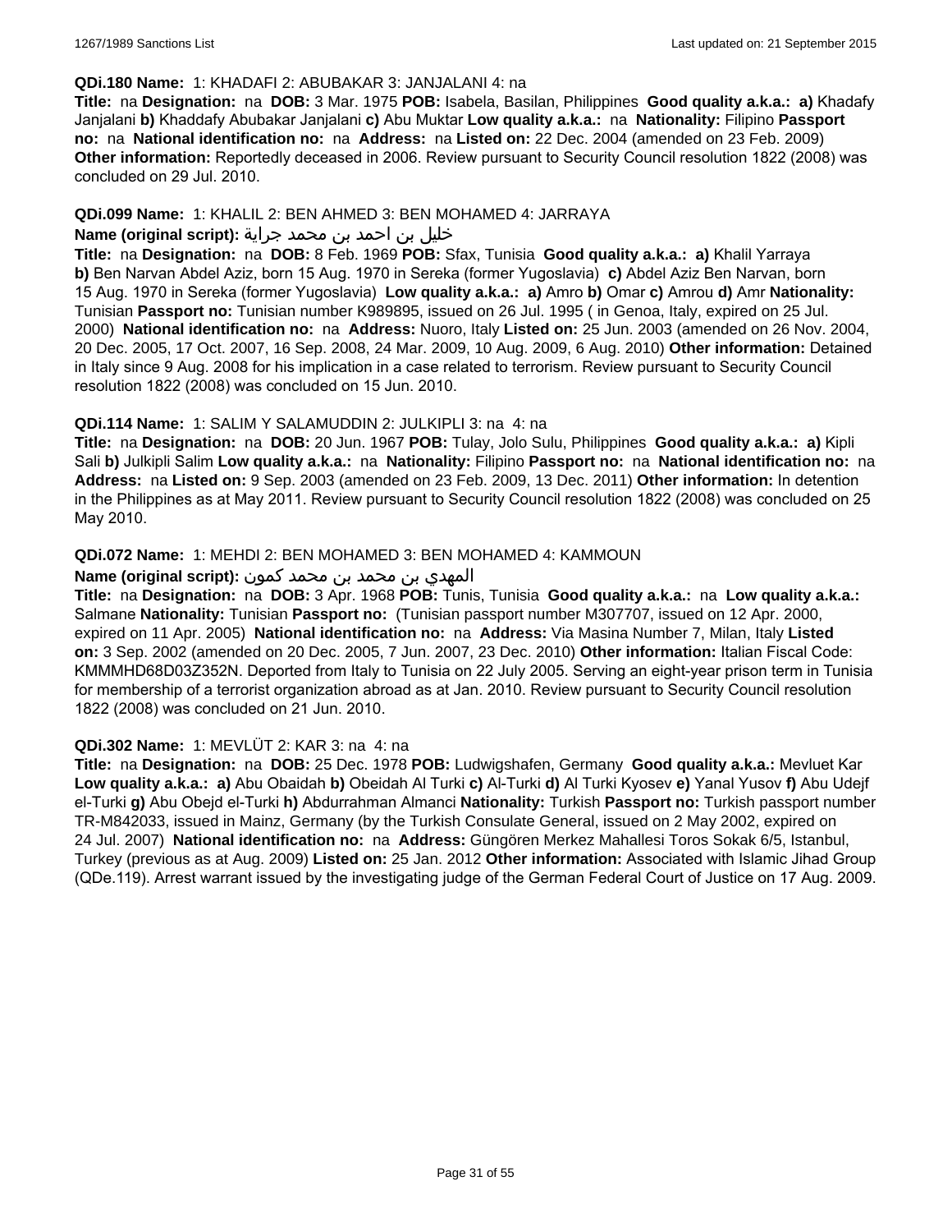**QDi.180 Name:** 1: KHADAFI 2: ABUBAKAR 3: JANJALANI 4: na

**Title:** na **Designation:** na **DOB:** 3 Mar. 1975 **POB:** Isabela, Basilan, Philippines **Good quality a.k.a.:** **a)** Khadafy Janjalani **b)** Khaddafy Abubakar Janjalani **c)** Abu Muktar **Low quality a.k.a.:** na **Nationality:** Filipino **Passport no:** na **National identification no:** na **Address:** na **Listed on:** 22 Dec. 2004 (amended on 23 Feb. 2009) **Other information:** Reportedly deceased in 2006. Review pursuant to Security Council resolution 1822 (2008) was concluded on 29 Jul. 2010.

**QDi.099 Name:** 1: KHALIL 2: BEN AHMED 3: BEN MOHAMED 4: JARRAYA

**Name (original script):** خليل بن احمد بن محمد جراية

**Title:** na **Designation:** na **DOB:** 8 Feb. 1969 **POB:** Sfax, Tunisia **Good quality a.k.a.:** **a)** Khalil Yarraya **b)** Ben Narvan Abdel Aziz, born 15 Aug. 1970 in Sereka (former Yugoslavia) **c)** Abdel Aziz Ben Narvan, born 15 Aug. 1970 in Sereka (former Yugoslavia) **Low quality a.k.a.:** **a)** Amro **b)** Omar **c)** Amrou **d)** Amr **Nationality:** Tunisian **Passport no:** Tunisian number K989895, issued on 26 Jul. 1995 ( in Genoa, Italy, expired on 25 Jul. 2000) **National identification no:** na **Address:** Nuoro, Italy **Listed on:** 25 Jun. 2003 (amended on 26 Nov. 2004, 20 Dec. 2005, 17 Oct. 2007, 16 Sep. 2008, 24 Mar. 2009, 10 Aug. 2009, 6 Aug. 2010) **Other information:** Detained in Italy since 9 Aug. 2008 for his implication in a case related to terrorism. Review pursuant to Security Council resolution 1822 (2008) was concluded on 15 Jun. 2010.

**QDi.114 Name:** 1: SALIM Y SALAMUDDIN 2: JULKIPLI 3: na 4: na

**Title:** na **Designation:** na **DOB:** 20 Jun. 1967 **POB:** Tulay, Jolo Sulu, Philippines **Good quality a.k.a.:** **a)** Kipli Sali **b)** Julkipli Salim **Low quality a.k.a.:** na **Nationality:** Filipino **Passport no:** na **National identification no:** na **Address:** na **Listed on:** 9 Sep. 2003 (amended on 23 Feb. 2009, 13 Dec. 2011) **Other information:** In detention in the Philippines as at May 2011. Review pursuant to Security Council resolution 1822 (2008) was concluded on 25 May 2010.

**QDi.072 Name:** 1: MEHDI 2: BEN MOHAMED 3: BEN MOHAMED 4: KAMMOUN

**Name (original script):** المهدي بن محمد بن محمد كمون

**Title:** na **Designation:** na **DOB:** 3 Apr. 1968 **POB:** Tunis, Tunisia **Good quality a.k.a.:** na **Low quality a.k.a.:** Salmane **Nationality:** Tunisian **Passport no:** (Tunisian passport number M307707, issued on 12 Apr. 2000, expired on 11 Apr. 2005) **National identification no:** na **Address:** Via Masina Number 7, Milan, Italy **Listed on:** 3 Sep. 2002 (amended on 20 Dec. 2005, 7 Jun. 2007, 23 Dec. 2010) **Other information:** Italian Fiscal Code: KMMMHD68D03Z352N. Deported from Italy to Tunisia on 22 July 2005. Serving an eight-year prison term in Tunisia for membership of a terrorist organization abroad as at Jan. 2010. Review pursuant to Security Council resolution 1822 (2008) was concluded on 21 Jun. 2010.

**QDi.302 Name:** 1: MEVLÜT 2: KAR 3: na 4: na

**Title:** na **Designation:** na **DOB:** 25 Dec. 1978 **POB:** Ludwigshafen, Germany **Good quality a.k.a.:** Mevluet Kar **Low quality a.k.a.:** **a)** Abu Obaidah **b)** Obeidah Al Turki **c)** Al-Turki **d)** Al Turki Kyosev **e)** Yanal Yusov **f)** Abu Udejf el-Turki **g)** Abu Obejd el-Turki **h)** Abdurrahman Almanci **Nationality:** Turkish **Passport no:** Turkish passport number TR-M842033, issued in Mainz, Germany (by the Turkish Consulate General, issued on 2 May 2002, expired on 24 Jul. 2007) **National identification no:** na **Address:** Güngören Merkez Mahallesi Toros Sokak 6/5, Istanbul, Turkey (previous as at Aug. 2009) **Listed on:** 25 Jan. 2012 **Other information:** Associated with Islamic Jihad Group (QDe.119). Arrest warrant issued by the investigating judge of the German Federal Court of Justice on 17 Aug. 2009.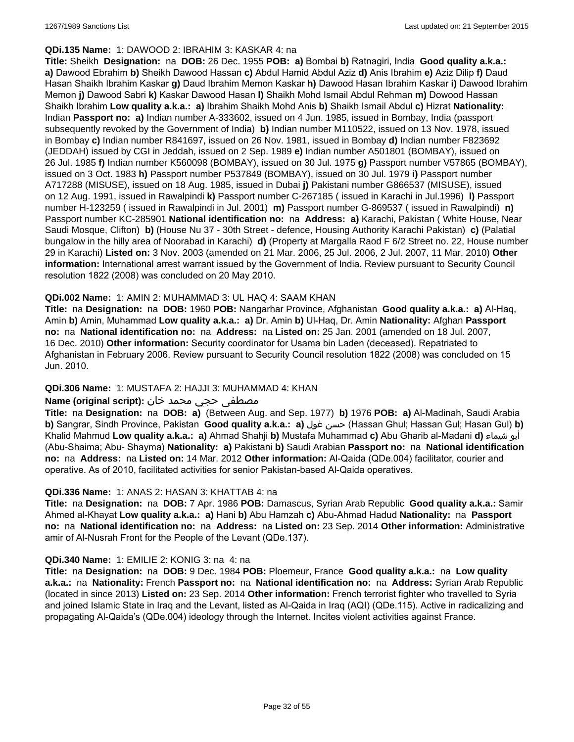**QDi.135 Name:** 1: DAWOOD 2: IBRAHIM 3: KASKAR 4: na

**Title:** Sheikh **Designation:** na **DOB:** 26 Dec. 1955 **POB:** **a)** Bombai **b)** Ratnagiri, India **Good quality a.k.a.:** **a)** Dawood Ebrahim **b)** Sheikh Dawood Hassan **c)** Abdul Hamid Abdul Aziz **d)** Anis Ibrahim **e)** Aziz Dilip **f)** Daud Hasan Shaikh Ibrahim Kaskar **g)** Daud Ibrahim Memon Kaskar **h)** Dawood Hasan Ibrahim Kaskar **i)** Dawood Ibrahim Memon **j)** Dawood Sabri **k)** Kaskar Dawood Hasan **l)** Shaikh Mohd Ismail Abdul Rehman **m)** Dowood Hassan Shaikh Ibrahim **Low quality a.k.a.:** **a)** Ibrahim Shaikh Mohd Anis **b)** Shaikh Ismail Abdul **c)** Hizrat **Nationality:** Indian **Passport no:** **a)** Indian number A-333602, issued on 4 Jun. 1985, issued in Bombay, India (passport subsequently revoked by the Government of India) **b)** Indian number M110522, issued on 13 Nov. 1978, issued in Bombay **c)** Indian number R841697, issued on 26 Nov. 1981, issued in Bombay **d)** Indian number F823692 (JEDDAH) issued by CGI in Jeddah, issued on 2 Sep. 1989 **e)** Indian number A501801 (BOMBAY), issued on 26 Jul. 1985 **f)** Indian number K560098 (BOMBAY), issued on 30 Jul. 1975 **g)** Passport number V57865 (BOMBAY), issued on 3 Oct. 1983 **h)** Passport number P537849 (BOMBAY), issued on 30 Jul. 1979 **i)** Passport number A717288 (MISUSE), issued on 18 Aug. 1985, issued in Dubai **j)** Pakistani number G866537 (MISUSE), issued on 12 Aug. 1991, issued in Rawalpindi **k)** Passport number C-267185 ( issued in Karachi in Jul.1996) **l)** Passport number H-123259 ( issued in Rawalpindi in Jul. 2001) **m)** Passport number G-869537 ( issued in Rawalpindi) **n)** Passport number KC-285901 **National identification no:** na **Address:** **a)** Karachi, Pakistan ( White House, Near Saudi Mosque, Clifton) **b)** (House Nu 37 - 30th Street - defence, Housing Authority Karachi Pakistan) **c)** (Palatial bungalow in the hilly area of Noorabad in Karachi) **d)** (Property at Margalla Raod F 6/2 Street no. 22, House number 29 in Karachi) **Listed on:** 3 Nov. 2003 (amended on 21 Mar. 2006, 25 Jul. 2006, 2 Jul. 2007, 11 Mar. 2010) **Other information:** International arrest warrant issued by the Government of India. Review pursuant to Security Council resolution 1822 (2008) was concluded on 20 May 2010.

**QDi.002 Name:** 1: AMIN 2: MUHAMMAD 3: UL HAQ 4: SAAM KHAN

**Title:** na **Designation:** na **DOB:** 1960 **POB:** Nangarhar Province, Afghanistan **Good quality a.k.a.:** **a)** Al-Haq, Amin **b)** Amin, Muhammad **Low quality a.k.a.:** **a)** Dr. Amin **b)** Ul-Haq, Dr. Amin **Nationality:** Afghan **Passport no:** na **National identification no:** na **Address:** na **Listed on:** 25 Jan. 2001 (amended on 18 Jul. 2007, 16 Dec. 2010) **Other information:** Security coordinator for Usama bin Laden (deceased). Repatriated to Afghanistan in February 2006. Review pursuant to Security Council resolution 1822 (2008) was concluded on 15 Jun. 2010.

**QDi.306 Name:** 1: MUSTAFA 2: HAJJI 3: MUHAMMAD 4: KHAN

**Name (original script):** مصطفى حجي محمد خان

**Title:** na **Designation:** na **DOB:** **a)** (Between Aug. and Sep. 1977) **b)** 1976 **POB:** **a)** Al-Madinah, Saudi Arabia **b)** Sangrar, Sindh Province, Pakistan **Good quality a.k.a.:** **a)** حسن غول (Hassan Ghul; Hassan Gul; Hasan Gul) **b)** Khalid Mahmud **Low quality a.k.a.:** **a)** Ahmad Shahji **b)** Mustafa Muhammad **c)** Abu Gharib al-Madani **d)** أبو شيماء (Abu-Shaima; Abu- Shayma) **Nationality:** **a)** Pakistani **b)** Saudi Arabian **Passport no:** na **National identification no:** na **Address:** na **Listed on:** 14 Mar. 2012 **Other information:** Al-Qaida (QDe.004) facilitator, courier and operative. As of 2010, facilitated activities for senior Pakistan-based Al-Qaida operatives.

**QDi.336 Name:** 1: ANAS 2: HASAN 3: KHATTAB 4: na

**Title:** na **Designation:** na **DOB:** 7 Apr. 1986 **POB:** Damascus, Syrian Arab Republic **Good quality a.k.a.:** Samir Ahmed al-Khayat **Low quality a.k.a.:** **a)** Hani **b)** Abu Hamzah **c)** Abu-Ahmad Hadud **Nationality:** na **Passport no:** na **National identification no:** na **Address:** na **Listed on:** 23 Sep. 2014 **Other information:** Administrative amir of Al-Nusrah Front for the People of the Levant (QDe.137).

**QDi.340 Name:** 1: EMILIE 2: KONIG 3: na 4: na

**Title:** na **Designation:** na **DOB:** 9 Dec. 1984 **POB:** Ploemeur, France **Good quality a.k.a.:** na **Low quality a.k.a.:** na **Nationality:** French **Passport no:** na **National identification no:** na **Address:** Syrian Arab Republic (located in since 2013) **Listed on:** 23 Sep. 2014 **Other information:** French terrorist fighter who travelled to Syria and joined Islamic State in Iraq and the Levant, listed as Al-Qaida in Iraq (AQI) (QDe.115). Active in radicalizing and propagating Al-Qaida's (QDe.004) ideology through the Internet. Incites violent activities against France.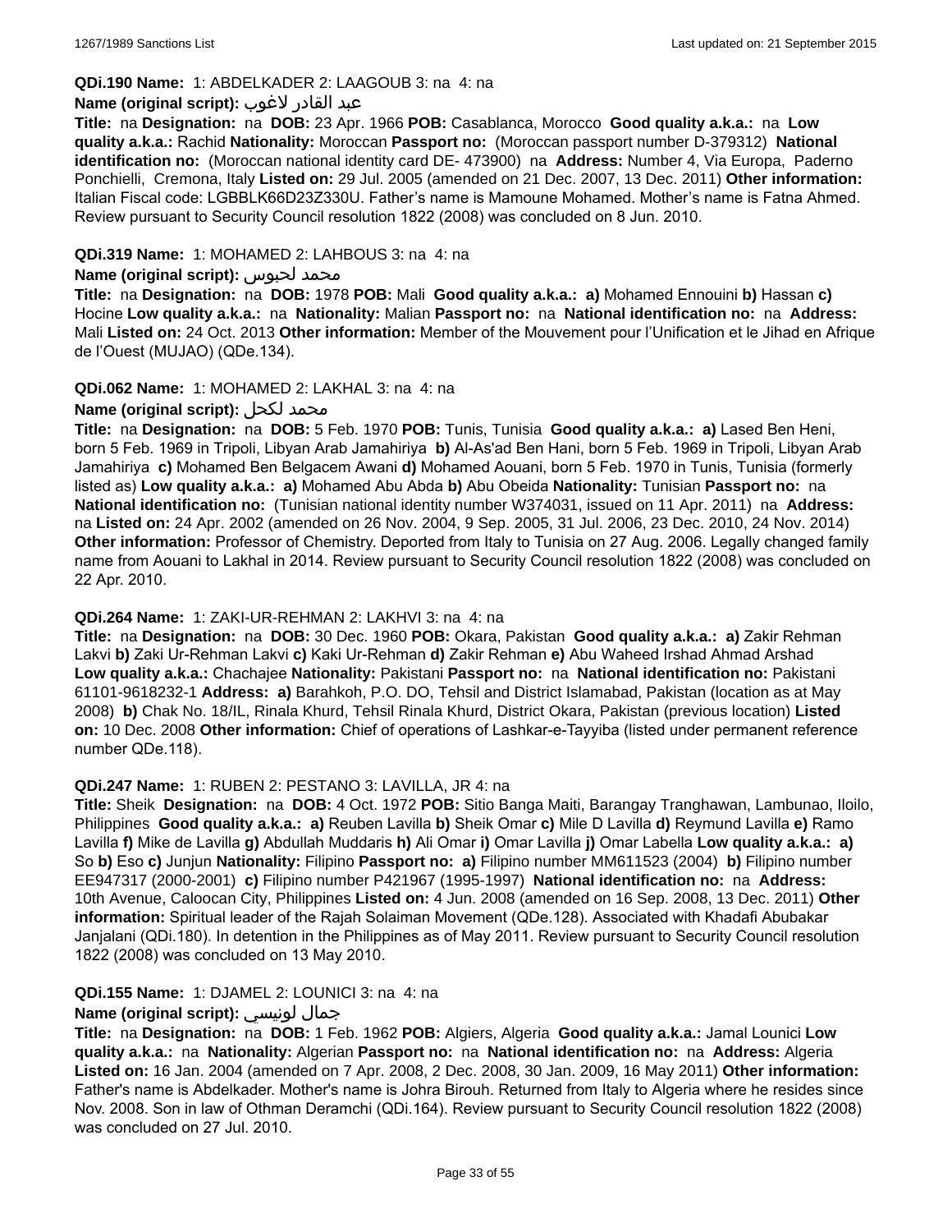**QDi.190 Name:** 1: ABDELKADER 2: LAAGOUB 3: na 4: na

**Name (original script):** عبد القادر لاغوب

**Title:** na **Designation:** na **DOB:** 23 Apr. 1966 **POB:** Casablanca, Morocco **Good quality a.k.a.:** na **Low quality a.k.a.:** Rachid **Nationality:** Moroccan **Passport no:** (Moroccan passport number D-379312) **National identification no:** (Moroccan national identity card DE- 473900) na **Address:** Number 4, Via Europa, Paderno Ponchielli, Cremona, Italy **Listed on:** 29 Jul. 2005 (amended on 21 Dec. 2007, 13 Dec. 2011) **Other information:** Italian Fiscal code: LGBBLK66D23Z330U. Father's name is Mamoune Mohamed. Mother's name is Fatna Ahmed. Review pursuant to Security Council resolution 1822 (2008) was concluded on 8 Jun. 2010.

**QDi.319 Name:** 1: MOHAMED 2: LAHBOUS 3: na 4: na

**Name (original script):** محمد لحبوس

**Title:** na **Designation:** na **DOB:** 1978 **POB:** Mali **Good quality a.k.a.:** **a)** Mohamed Ennouini **b)** Hassan **c)** Hocine **Low quality a.k.a.:** na **Nationality:** Malian **Passport no:** na **National identification no:** na **Address:** Mali **Listed on:** 24 Oct. 2013 **Other information:** Member of the Mouvement pour l'Unification et le Jihad en Afrique de l'Ouest (MUJAO) (QDe.134).

**QDi.062 Name:** 1: MOHAMED 2: LAKHAL 3: na 4: na

**Name (original script):** محمد لكحل

**Title:** na **Designation:** na **DOB:** 5 Feb. 1970 **POB:** Tunis, Tunisia **Good quality a.k.a.:** **a)** Lased Ben Heni, born 5 Feb. 1969 in Tripoli, Libyan Arab Jamahiriya **b)** Al-As'ad Ben Hani, born 5 Feb. 1969 in Tripoli, Libyan Arab Jamahiriya **c)** Mohamed Ben Belgacem Awani **d)** Mohamed Aouani, born 5 Feb. 1970 in Tunis, Tunisia (formerly listed as) **Low quality a.k.a.:** **a)** Mohamed Abu Abda **b)** Abu Obeida **Nationality:** Tunisian **Passport no:** na **National identification no:** (Tunisian national identity number W374031, issued on 11 Apr. 2011) na **Address:** na **Listed on:** 24 Apr. 2002 (amended on 26 Nov. 2004, 9 Sep. 2005, 31 Jul. 2006, 23 Dec. 2010, 24 Nov. 2014) **Other information:** Professor of Chemistry. Deported from Italy to Tunisia on 27 Aug. 2006. Legally changed family name from Aouani to Lakhal in 2014. Review pursuant to Security Council resolution 1822 (2008) was concluded on 22 Apr. 2010.

**QDi.264 Name:** 1: ZAKI-UR-REHMAN 2: LAKHVI 3: na 4: na

**Title:** na **Designation:** na **DOB:** 30 Dec. 1960 **POB:** Okara, Pakistan **Good quality a.k.a.:** **a)** Zakir Rehman Lakvi **b)** Zaki Ur-Rehman Lakvi **c)** Kaki Ur-Rehman **d)** Zakir Rehman **e)** Abu Waheed Irshad Ahmad Arshad **Low quality a.k.a.:** Chachajee **Nationality:** Pakistani **Passport no:** na **National identification no:** Pakistani 61101-9618232-1 **Address:** **a)** Barahkoh, P.O. DO, Tehsil and District Islamabad, Pakistan (location as at May 2008) **b)** Chak No. 18/IL, Rinala Khurd, Tehsil Rinala Khurd, District Okara, Pakistan (previous location) **Listed on:** 10 Dec. 2008 **Other information:** Chief of operations of Lashkar-e-Tayyiba (listed under permanent reference number QDe.118).

**QDi.247 Name:** 1: RUBEN 2: PESTANO 3: LAVILLA, JR 4: na

**Title:** Sheik **Designation:** na **DOB:** 4 Oct. 1972 **POB:** Sitio Banga Maiti, Barangay Tranghawan, Lambunao, Iloilo, Philippines **Good quality a.k.a.:** **a)** Reuben Lavilla **b)** Sheik Omar **c)** Mile D Lavilla **d)** Reymund Lavilla **e)** Ramo Lavilla **f)** Mike de Lavilla **g)** Abdullah Muddaris **h)** Ali Omar **i)** Omar Lavilla **j)** Omar Labella **Low quality a.k.a.:** **a)** So **b)** Eso **c)** Junjun **Nationality:** Filipino **Passport no:** **a)** Filipino number MM611523 (2004) **b)** Filipino number EE947317 (2000-2001) **c)** Filipino number P421967 (1995-1997) **National identification no:** na **Address:** 10th Avenue, Caloocan City, Philippines **Listed on:** 4 Jun. 2008 (amended on 16 Sep. 2008, 13 Dec. 2011) **Other information:** Spiritual leader of the Rajah Solaiman Movement (QDe.128). Associated with Khadafi Abubakar Janjalani (QDi.180). In detention in the Philippines as of May 2011. Review pursuant to Security Council resolution 1822 (2008) was concluded on 13 May 2010.

**QDi.155 Name:** 1: DJAMEL 2: LOUNICI 3: na 4: na

**Name (original script):** جمال لونيسي

**Title:** na **Designation:** na **DOB:** 1 Feb. 1962 **POB:** Algiers, Algeria **Good quality a.k.a.:** Jamal Lounici **Low quality a.k.a.:** na **Nationality:** Algerian **Passport no:** na **National identification no:** na **Address:** Algeria **Listed on:** 16 Jan. 2004 (amended on 7 Apr. 2008, 2 Dec. 2008, 30 Jan. 2009, 16 May 2011) **Other information:** Father's name is Abdelkader. Mother's name is Johra Birouh. Returned from Italy to Algeria where he resides since Nov. 2008. Son in law of Othman Deramchi (QDi.164). Review pursuant to Security Council resolution 1822 (2008) was concluded on 27 Jul. 2010.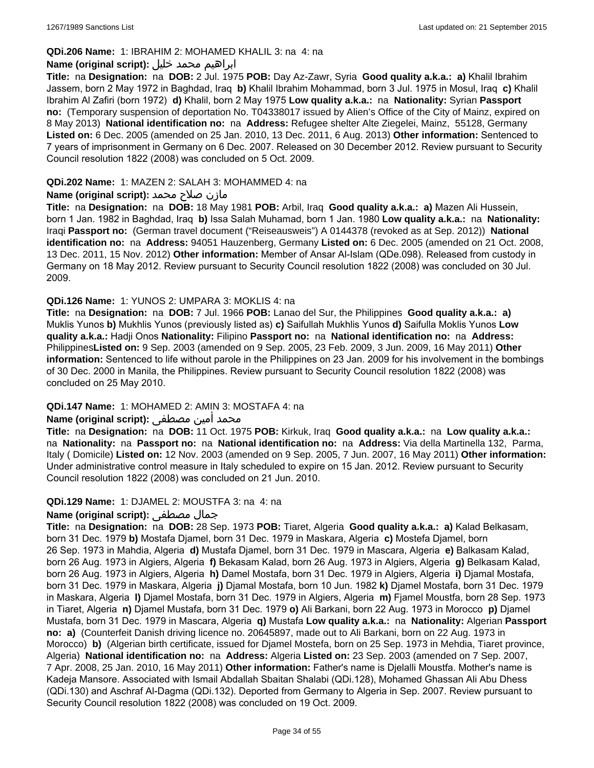**QDi.206 Name:** 1: IBRAHIM 2: MOHAMED KHALIL 3: na 4: na

**Name (original script):** ابراهيم محمد خليل

**Title:** na **Designation:** na **DOB:** 2 Jul. 1975 **POB:** Day Az-Zawr, Syria **Good quality a.k.a.: a)** Khalil Ibrahim Jassem, born 2 May 1972 in Baghdad, Iraq **b)** Khalil Ibrahim Mohammad, born 3 Jul. 1975 in Mosul, Iraq **c)** Khalil Ibrahim Al Zafiri (born 1972) **d)** Khalil, born 2 May 1975 **Low quality a.k.a.:** na **Nationality:** Syrian **Passport no:** (Temporary suspension of deportation No. T04338017 issued by Alien's Office of the City of Mainz, expired on 8 May 2013) **National identification no:** na **Address:** Refugee shelter Alte Ziegelei, Mainz, 55128, Germany **Listed on:** 6 Dec. 2005 (amended on 25 Jan. 2010, 13 Dec. 2011, 6 Aug. 2013) **Other information:** Sentenced to 7 years of imprisonment in Germany on 6 Dec. 2007. Released on 30 December 2012. Review pursuant to Security Council resolution 1822 (2008) was concluded on 5 Oct. 2009.

**QDi.202 Name:** 1: MAZEN 2: SALAH 3: MOHAMMED 4: na

**Name (original script):** مازن صلاح محمد

**Title:** na **Designation:** na **DOB:** 18 May 1981 **POB:** Arbil, Iraq **Good quality a.k.a.: a)** Mazen Ali Hussein, born 1 Jan. 1982 in Baghdad, Iraq **b)** Issa Salah Muhamad, born 1 Jan. 1980 **Low quality a.k.a.:** na **Nationality:** Iraqi **Passport no:** (German travel document ("Reiseausweis") A 0144378 (revoked as at Sep. 2012)) **National identification no:** na **Address:** 94051 Hauzenberg, Germany **Listed on:** 6 Dec. 2005 (amended on 21 Oct. 2008, 13 Dec. 2011, 15 Nov. 2012) **Other information:** Member of Ansar Al-Islam (QDe.098). Released from custody in Germany on 18 May 2012. Review pursuant to Security Council resolution 1822 (2008) was concluded on 30 Jul. 2009.

**QDi.126 Name:** 1: YUNOS 2: UMPARA 3: MOKLIS 4: na

**Title:** na **Designation:** na **DOB:** 7 Jul. 1966 **POB:** Lanao del Sur, the Philippines **Good quality a.k.a.: a)** Muklis Yunos **b)** Mukhlis Yunos (previously listed as) **c)** Saifullah Mukhlis Yunos **d)** Saifulla Moklis Yunos **Low quality a.k.a.:** Hadji Onos **Nationality:** Filipino **Passport no:** na **National identification no:** na **Address:** Philippines**Listed on:** 9 Sep. 2003 (amended on 9 Sep. 2005, 23 Feb. 2009, 3 Jun. 2009, 16 May 2011) **Other information:** Sentenced to life without parole in the Philippines on 23 Jan. 2009 for his involvement in the bombings of 30 Dec. 2000 in Manila, the Philippines. Review pursuant to Security Council resolution 1822 (2008) was concluded on 25 May 2010.

**QDi.147 Name:** 1: MOHAMED 2: AMIN 3: MOSTAFA 4: na

**Name (original script):** محمد أمين مصطفى

**Title:** na **Designation:** na **DOB:** 11 Oct. 1975 **POB:** Kirkuk, Iraq **Good quality a.k.a.:** na **Low quality a.k.a.:** na **Nationality:** na **Passport no:** na **National identification no:** na **Address:** Via della Martinella 132, Parma, Italy ( Domicile) **Listed on:** 12 Nov. 2003 (amended on 9 Sep. 2005, 7 Jun. 2007, 16 May 2011) **Other information:** Under administrative control measure in Italy scheduled to expire on 15 Jan. 2012. Review pursuant to Security Council resolution 1822 (2008) was concluded on 21 Jun. 2010.

**QDi.129 Name:** 1: DJAMEL 2: MOUSTFA 3: na 4: na

**Name (original script):** جمال مصطفى

**Title:** na **Designation:** na **DOB:** 28 Sep. 1973 **POB:** Tiaret, Algeria **Good quality a.k.a.: a)** Kalad Belkasam, born 31 Dec. 1979 **b)** Mostafa Djamel, born 31 Dec. 1979 in Maskara, Algeria **c)** Mostefa Djamel, born 26 Sep. 1973 in Mahdia, Algeria **d)** Mustafa Djamel, born 31 Dec. 1979 in Mascara, Algeria **e)** Balkasam Kalad, born 26 Aug. 1973 in Algiers, Algeria **f)** Bekasam Kalad, born 26 Aug. 1973 in Algiers, Algeria **g)** Belkasam Kalad, born 26 Aug. 1973 in Algiers, Algeria **h)** Damel Mostafa, born 31 Dec. 1979 in Algiers, Algeria **i)** Djamal Mostafa, born 31 Dec. 1979 in Maskara, Algeria **j)** Djamal Mostafa, born 10 Jun. 1982 **k)** Djamel Mostafa, born 31 Dec. 1979 in Maskara, Algeria **l)** Djamel Mostafa, born 31 Dec. 1979 in Algiers, Algeria **m)** Fjamel Moustfa, born 28 Sep. 1973 in Tiaret, Algeria **n)** Djamel Mustafa, born 31 Dec. 1979 **o)** Ali Barkani, born 22 Aug. 1973 in Morocco **p)** Djamel Mustafa, born 31 Dec. 1979 in Mascara, Algeria **q)** Mustafa **Low quality a.k.a.:** na **Nationality:** Algerian **Passport no: a)** (Counterfeit Danish driving licence no. 20645897, made out to Ali Barkani, born on 22 Aug. 1973 in Morocco) **b)** (Algerian birth certificate, issued for Djamel Mostefa, born on 25 Sep. 1973 in Mehdia, Tiaret province, Algeria) **National identification no:** na **Address:** Algeria **Listed on:** 23 Sep. 2003 (amended on 7 Sep. 2007, 7 Apr. 2008, 25 Jan. 2010, 16 May 2011) **Other information:** Father's name is Djelalli Moustfa. Mother's name is Kadeja Mansore. Associated with Ismail Abdallah Sbaitan Shalabi (QDi.128), Mohamed Ghassan Ali Abu Dhess (QDi.130) and Aschraf Al-Dagma (QDi.132). Deported from Germany to Algeria in Sep. 2007. Review pursuant to Security Council resolution 1822 (2008) was concluded on 19 Oct. 2009.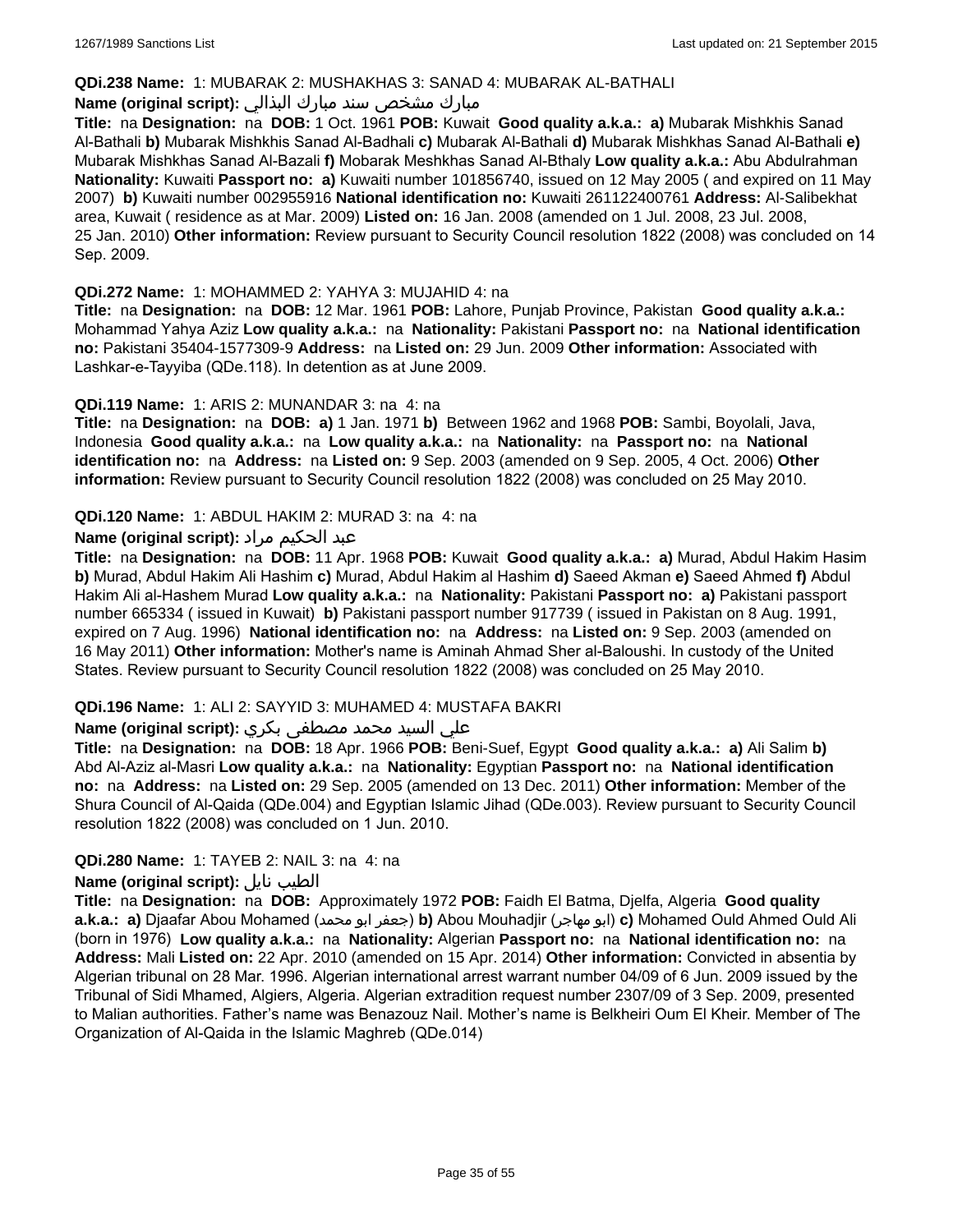**QDi.238 Name:** 1: MUBARAK 2: MUSHAKHAS 3: SANAD 4: MUBARAK AL-BATHALI

**Name (original script):** مبارك مشخص سند مبارك البذالي

**Title:** na **Designation:** na **DOB:** 1 Oct. 1961 **POB:** Kuwait **Good quality a.k.a.:** **a)** Mubarak Mishkhis Sanad Al-Bathali **b)** Mubarak Mishkhis Sanad Al-Badhali **c)** Mubarak Al-Bathali **d)** Mubarak Mishkhas Sanad Al-Bathali **e)** Mubarak Mishkhas Sanad Al-Bazali **f)** Mobarak Meshkhas Sanad Al-Bthaly **Low quality a.k.a.:** Abu Abdulrahman **Nationality:** Kuwaiti **Passport no:** **a)** Kuwaiti number 101856740, issued on 12 May 2005 ( and expired on 11 May 2007) **b)** Kuwaiti number 002955916 **National identification no:** Kuwaiti 261122400761 **Address:** Al-Salibekhat area, Kuwait ( residence as at Mar. 2009) **Listed on:** 16 Jan. 2008 (amended on 1 Jul. 2008, 23 Jul. 2008, 25 Jan. 2010) **Other information:** Review pursuant to Security Council resolution 1822 (2008) was concluded on 14 Sep. 2009.

**QDi.272 Name:** 1: MOHAMMED 2: YAHYA 3: MUJAHID 4: na

**Title:** na **Designation:** na **DOB:** 12 Mar. 1961 **POB:** Lahore, Punjab Province, Pakistan **Good quality a.k.a.:** Mohammad Yahya Aziz **Low quality a.k.a.:** na **Nationality:** Pakistani **Passport no:** na **National identification no:** Pakistani 35404-1577309-9 **Address:** na **Listed on:** 29 Jun. 2009 **Other information:** Associated with Lashkar-e-Tayyiba (QDe.118). In detention as at June 2009.

**QDi.119 Name:** 1: ARIS 2: MUNANDAR 3: na 4: na

**Title:** na **Designation:** na **DOB:** **a)** 1 Jan. 1971 **b)** Between 1962 and 1968 **POB:** Sambi, Boyolali, Java, Indonesia **Good quality a.k.a.:** na **Low quality a.k.a.:** na **Nationality:** na **Passport no:** na **National identification no:** na **Address:** na **Listed on:** 9 Sep. 2003 (amended on 9 Sep. 2005, 4 Oct. 2006) **Other information:** Review pursuant to Security Council resolution 1822 (2008) was concluded on 25 May 2010.

**QDi.120 Name:** 1: ABDUL HAKIM 2: MURAD 3: na 4: na

**Name (original script):** عبد الحكيم مراد

**Title:** na **Designation:** na **DOB:** 11 Apr. 1968 **POB:** Kuwait **Good quality a.k.a.:** **a)** Murad, Abdul Hakim Hasim **b)** Murad, Abdul Hakim Ali Hashim **c)** Murad, Abdul Hakim al Hashim **d)** Saeed Akman **e)** Saeed Ahmed **f)** Abdul Hakim Ali al-Hashem Murad **Low quality a.k.a.:** na **Nationality:** Pakistani **Passport no:** **a)** Pakistani passport number 665334 ( issued in Kuwait) **b)** Pakistani passport number 917739 ( issued in Pakistan on 8 Aug. 1991, expired on 7 Aug. 1996) **National identification no:** na **Address:** na **Listed on:** 9 Sep. 2003 (amended on 16 May 2011) **Other information:** Mother's name is Aminah Ahmad Sher al-Baloushi. In custody of the United States. Review pursuant to Security Council resolution 1822 (2008) was concluded on 25 May 2010.

**QDi.196 Name:** 1: ALI 2: SAYYID 3: MUHAMED 4: MUSTAFA BAKRI

**Name (original script):** علي السيد محمد مصطفى بكري

**Title:** na **Designation:** na **DOB:** 18 Apr. 1966 **POB:** Beni-Suef, Egypt **Good quality a.k.a.:** **a)** Ali Salim **b)** Abd Al-Aziz al-Masri **Low quality a.k.a.:** na **Nationality:** Egyptian **Passport no:** na **National identification no:** na **Address:** na **Listed on:** 29 Sep. 2005 (amended on 13 Dec. 2011) **Other information:** Member of the Shura Council of Al-Qaida (QDe.004) and Egyptian Islamic Jihad (QDe.003). Review pursuant to Security Council resolution 1822 (2008) was concluded on 1 Jun. 2010.

**QDi.280 Name:** 1: TAYEB 2: NAIL 3: na 4: na

**Name (original script):** الطيب نايل

**Title:** na **Designation:** na **DOB:** Approximately 1972 **POB:** Faidh El Batma, Djelfa, Algeria **Good quality a.k.a.:** **a)** Djaafar Abou Mohamed (جعفر ابو محمد) **b)** Abou Mouhadjir (ابو مهاجر) **c)** Mohamed Ould Ahmed Ould Ali (born in 1976) **Low quality a.k.a.:** na **Nationality:** Algerian **Passport no:** na **National identification no:** na **Address:** Mali **Listed on:** 22 Apr. 2010 (amended on 15 Apr. 2014) **Other information:** Convicted in absentia by Algerian tribunal on 28 Mar. 1996. Algerian international arrest warrant number 04/09 of 6 Jun. 2009 issued by the Tribunal of Sidi Mhamed, Algiers, Algeria. Algerian extradition request number 2307/09 of 3 Sep. 2009, presented to Malian authorities. Father's name was Benazouz Nail. Mother's name is Belkheiri Oum El Kheir. Member of The Organization of Al-Qaida in the Islamic Maghreb (QDe.014)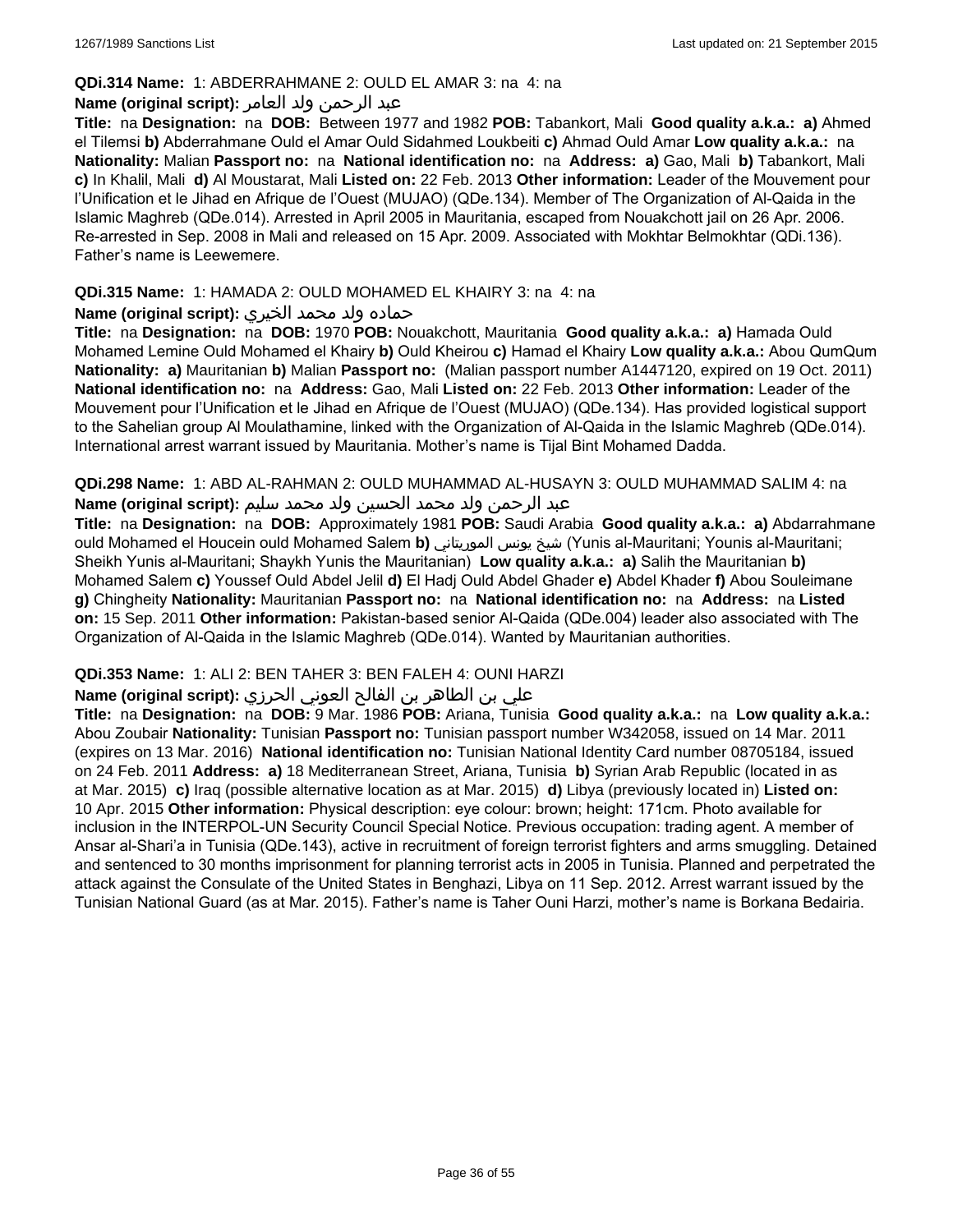**QDi.314 Name:** 1: ABDERRAHMANE 2: OULD EL AMAR 3: na 4: na

**Name (original script):** عبد الرحمن ولد العامر

**Title:** na **Designation:** na **DOB:** Between 1977 and 1982 **POB:** Tabankort, Mali **Good quality a.k.a.:** **a)** Ahmed el Tilemsi **b)** Abderrahmane Ould el Amar Ould Sidahmed Loukbeiti **c)** Ahmad Ould Amar **Low quality a.k.a.:** na **Nationality:** Malian **Passport no:** na **National identification no:** na **Address:** **a)** Gao, Mali **b)** Tabankort, Mali **c)** In Khalil, Mali **d)** Al Moustarat, Mali **Listed on:** 22 Feb. 2013 **Other information:** Leader of the Mouvement pour l'Unification et le Jihad en Afrique de l'Ouest (MUJAO) (QDe.134). Member of The Organization of Al-Qaida in the Islamic Maghreb (QDe.014). Arrested in April 2005 in Mauritania, escaped from Nouakchott jail on 26 Apr. 2006. Re-arrested in Sep. 2008 in Mali and released on 15 Apr. 2009. Associated with Mokhtar Belmokhtar (QDi.136). Father's name is Leewemere.

**QDi.315 Name:** 1: HAMADA 2: OULD MOHAMED EL KHAIRY 3: na 4: na

**Name (original script):** حماده ولد محمد الخيري

**Title:** na **Designation:** na **DOB:** 1970 **POB:** Nouakchott, Mauritania **Good quality a.k.a.:** **a)** Hamada Ould Mohamed Lemine Ould Mohamed el Khairy **b)** Ould Kheirou **c)** Hamad el Khairy **Low quality a.k.a.:** Abou QumQum **Nationality:** **a)** Mauritanian **b)** Malian **Passport no:** (Malian passport number A1447120, expired on 19 Oct. 2011) **National identification no:** na **Address:** Gao, Mali **Listed on:** 22 Feb. 2013 **Other information:** Leader of the Mouvement pour l'Unification et le Jihad en Afrique de l'Ouest (MUJAO) (QDe.134). Has provided logistical support to the Sahelian group Al Moulathamine, linked with the Organization of Al-Qaida in the Islamic Maghreb (QDe.014). International arrest warrant issued by Mauritania. Mother's name is Tijal Bint Mohamed Dadda.

**QDi.298 Name:** 1: ABD AL-RAHMAN 2: OULD MUHAMMAD AL-HUSAYN 3: OULD MUHAMMAD SALIM 4: na

**Name (original script):** عبد الرحمن ولد محمد الحسين ولد محمد سليم

**Title:** na **Designation:** na **DOB:** Approximately 1981 **POB:** Saudi Arabia **Good quality a.k.a.:** **a)** Abdarrahmane ould Mohamed el Houcein ould Mohamed Salem **b)** شيخ يونس الموريتاني (Yunis al-Mauritani; Younis al-Mauritani; Sheikh Yunis al-Mauritani; Shaykh Yunis the Mauritanian) **Low quality a.k.a.:** **a)** Salih the Mauritanian **b)** Mohamed Salem **c)** Youssef Ould Abdel Jelil **d)** El Hadj Ould Abdel Ghader **e)** Abdel Khader **f)** Abou Souleimane **g)** Chingheity **Nationality:** Mauritanian **Passport no:** na **National identification no:** na **Address:** na **Listed on:** 15 Sep. 2011 **Other information:** Pakistan-based senior Al-Qaida (QDe.004) leader also associated with The Organization of Al-Qaida in the Islamic Maghreb (QDe.014). Wanted by Mauritanian authorities.

**QDi.353 Name:** 1: ALI 2: BEN TAHER 3: BEN FALEH 4: OUNI HARZI

**Name (original script):** علي بن الطاهر بن الفالح العوني الحرزي

**Title:** na **Designation:** na **DOB:** 9 Mar. 1986 **POB:** Ariana, Tunisia **Good quality a.k.a.:** na **Low quality a.k.a.:** Abou Zoubair **Nationality:** Tunisian **Passport no:** Tunisian passport number W342058, issued on 14 Mar. 2011 (expires on 13 Mar. 2016) **National identification no:** Tunisian National Identity Card number 08705184, issued on 24 Feb. 2011 **Address:** **a)** 18 Mediterranean Street, Ariana, Tunisia **b)** Syrian Arab Republic (located in as at Mar. 2015) **c)** Iraq (possible alternative location as at Mar. 2015) **d)** Libya (previously located in) **Listed on:** 10 Apr. 2015 **Other information:** Physical description: eye colour: brown; height: 171cm. Photo available for inclusion in the INTERPOL-UN Security Council Special Notice. Previous occupation: trading agent. A member of Ansar al-Shari'a in Tunisia (QDe.143), active in recruitment of foreign terrorist fighters and arms smuggling. Detained and sentenced to 30 months imprisonment for planning terrorist acts in 2005 in Tunisia. Planned and perpetrated the attack against the Consulate of the United States in Benghazi, Libya on 11 Sep. 2012. Arrest warrant issued by the Tunisian National Guard (as at Mar. 2015). Father's name is Taher Ouni Harzi, mother's name is Borkana Bedairia.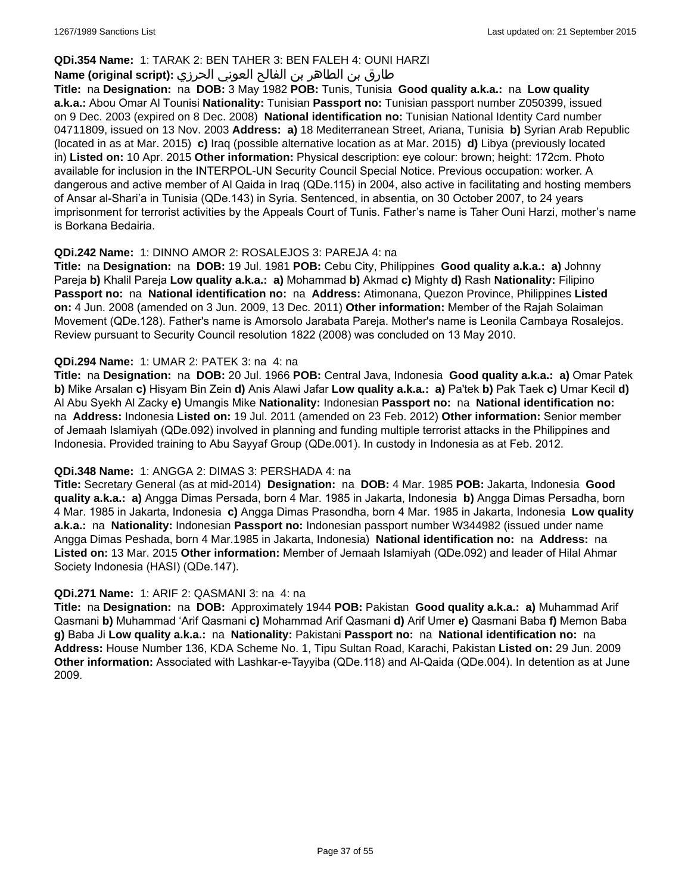**QDi.354 Name:** 1: TARAK 2: BEN TAHER 3: BEN FALEH 4: OUNI HARZI
**Name (original script):** طارق بن الطاهر بن الفالح العوني الحرزي
**Title:** na **Designation:** na **DOB:** 3 May 1982 **POB:** Tunis, Tunisia **Good quality a.k.a.:** na **Low quality a.k.a.:** Abou Omar Al Tounisi **Nationality:** Tunisian **Passport no:** Tunisian passport number Z050399, issued on 9 Dec. 2003 (expired on 8 Dec. 2008) **National identification no:** Tunisian National Identity Card number 04711809, issued on 13 Nov. 2003 **Address:** **a)** 18 Mediterranean Street, Ariana, Tunisia **b)** Syrian Arab Republic (located in as at Mar. 2015) **c)** Iraq (possible alternative location as at Mar. 2015) **d)** Libya (previously located in) **Listed on:** 10 Apr. 2015 **Other information:** Physical description: eye colour: brown; height: 172cm. Photo available for inclusion in the INTERPOL-UN Security Council Special Notice. Previous occupation: worker. A dangerous and active member of Al Qaida in Iraq (QDe.115) in 2004, also active in facilitating and hosting members of Ansar al-Shari'a in Tunisia (QDe.143) in Syria. Sentenced, in absentia, on 30 October 2007, to 24 years imprisonment for terrorist activities by the Appeals Court of Tunis. Father's name is Taher Ouni Harzi, mother's name is Borkana Bedairia.

**QDi.242 Name:** 1: DINNO AMOR 2: ROSALEJOS 3: PAREJA 4: na
**Title:** na **Designation:** na **DOB:** 19 Jul. 1981 **POB:** Cebu City, Philippines **Good quality a.k.a.:** **a)** Johnny Pareja **b)** Khalil Pareja **Low quality a.k.a.:** **a)** Mohammad **b)** Akmad **c)** Mighty **d)** Rash **Nationality:** Filipino **Passport no:** na **National identification no:** na **Address:** Atimonana, Quezon Province, Philippines **Listed on:** 4 Jun. 2008 (amended on 3 Jun. 2009, 13 Dec. 2011) **Other information:** Member of the Rajah Solaiman Movement (QDe.128). Father's name is Amorsolo Jarabata Pareja. Mother's name is Leonila Cambaya Rosalejos. Review pursuant to Security Council resolution 1822 (2008) was concluded on 13 May 2010.

**QDi.294 Name:** 1: UMAR 2: PATEK 3: na 4: na
**Title:** na **Designation:** na **DOB:** 20 Jul. 1966 **POB:** Central Java, Indonesia **Good quality a.k.a.:** **a)** Omar Patek **b)** Mike Arsalan **c)** Hisyam Bin Zein **d)** Anis Alawi Jafar **Low quality a.k.a.:** **a)** Pa'tek **b)** Pak Taek **c)** Umar Kecil **d)** Al Abu Syekh Al Zacky **e)** Umangis Mike **Nationality:** Indonesian **Passport no:** na **National identification no:** na **Address:** Indonesia **Listed on:** 19 Jul. 2011 (amended on 23 Feb. 2012) **Other information:** Senior member of Jemaah Islamiyah (QDe.092) involved in planning and funding multiple terrorist attacks in the Philippines and Indonesia. Provided training to Abu Sayyaf Group (QDe.001). In custody in Indonesia as at Feb. 2012.

**QDi.348 Name:** 1: ANGGA 2: DIMAS 3: PERSHADA 4: na
**Title:** Secretary General (as at mid-2014) **Designation:** na **DOB:** 4 Mar. 1985 **POB:** Jakarta, Indonesia **Good quality a.k.a.:** **a)** Angga Dimas Persada, born 4 Mar. 1985 in Jakarta, Indonesia **b)** Angga Dimas Persadha, born 4 Mar. 1985 in Jakarta, Indonesia **c)** Angga Dimas Prasondha, born 4 Mar. 1985 in Jakarta, Indonesia **Low quality a.k.a.:** na **Nationality:** Indonesian **Passport no:** Indonesian passport number W344982 (issued under name Angga Dimas Peshada, born 4 Mar.1985 in Jakarta, Indonesia) **National identification no:** na **Address:** na **Listed on:** 13 Mar. 2015 **Other information:** Member of Jemaah Islamiyah (QDe.092) and leader of Hilal Ahmar Society Indonesia (HASI) (QDe.147).

**QDi.271 Name:** 1: ARIF 2: QASMANI 3: na 4: na
**Title:** na **Designation:** na **DOB:** Approximately 1944 **POB:** Pakistan **Good quality a.k.a.:** **a)** Muhammad Arif Qasmani **b)** Muhammad 'Arif Qasmani **c)** Mohammad Arif Qasmani **d)** Arif Umer **e)** Qasmani Baba **f)** Memon Baba **g)** Baba Ji **Low quality a.k.a.:** na **Nationality:** Pakistani **Passport no:** na **National identification no:** na **Address:** House Number 136, KDA Scheme No. 1, Tipu Sultan Road, Karachi, Pakistan **Listed on:** 29 Jun. 2009 **Other information:** Associated with Lashkar-e-Tayyiba (QDe.118) and Al-Qaida (QDe.004). In detention as at June 2009.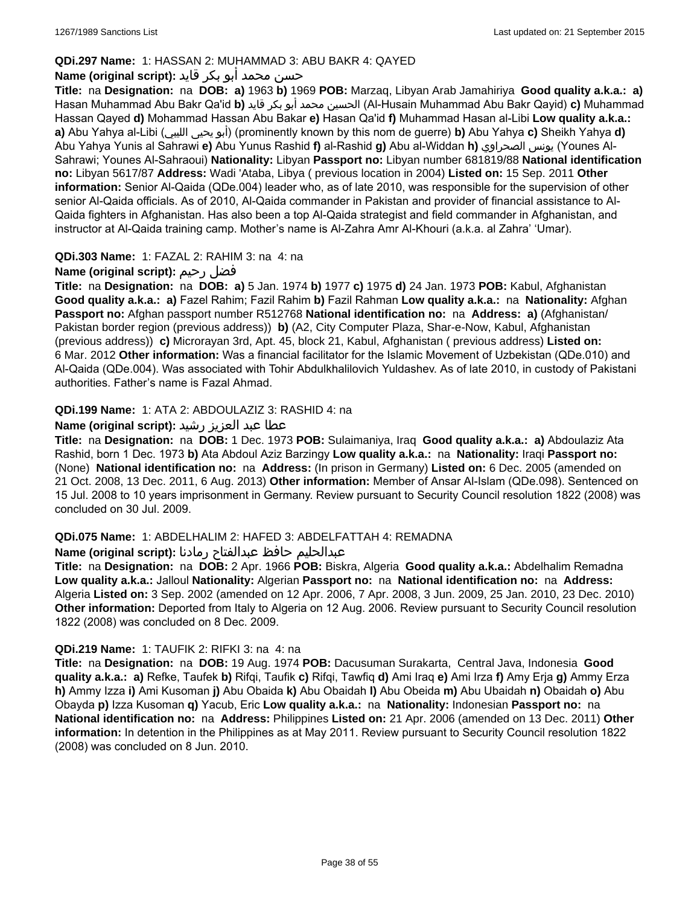**QDi.297 Name:** 1: HASSAN 2: MUHAMMAD 3: ABU BAKR 4: QAYED

**Name (original script):** حسن محمد أبو بكر قايد

**Title:** na **Designation:** na **DOB:** **a)** 1963 **b)** 1969 **POB:** Marzaq, Libyan Arab Jamahiriya **Good quality a.k.a.:** **a)** Hasan Muhammad Abu Bakr Qa'id **b)** الحسين محمد أبو بكر قايد (Al-Husain Muhammad Abu Bakr Qayid) **c)** Muhammad Hassan Qayed **d)** Mohammad Hassan Abu Bakar **e)** Hasan Qa'id **f)** Muhammad Hasan al-Libi **Low quality a.k.a.:** **a)** Abu Yahya al-Libi (أبو يحيى الليبي) (prominently known by this nom de guerre) **b)** Abu Yahya **c)** Sheikh Yahya **d)** Abu Yahya Yunis al Sahrawi **e)** Abu Yunus Rashid **f)** al-Rashid **g)** Abu al-Widdan **h)** يونس الصحراوي (Younes Al-Sahrawi; Younes Al-Sahraoui) **Nationality:** Libyan **Passport no:** Libyan number 681819/88 **National identification no:** Libyan 5617/87 **Address:** Wadi 'Ataba, Libya ( previous location in 2004) **Listed on:** 15 Sep. 2011 **Other information:** Senior Al-Qaida (QDe.004) leader who, as of late 2010, was responsible for the supervision of other senior Al-Qaida officials. As of 2010, Al-Qaida commander in Pakistan and provider of financial assistance to Al-Qaida fighters in Afghanistan. Has also been a top Al-Qaida strategist and field commander in Afghanistan, and instructor at Al-Qaida training camp. Mother's name is Al-Zahra Amr Al-Khouri (a.k.a. al Zahra' 'Umar).

**QDi.303 Name:** 1: FAZAL 2: RAHIM 3: na 4: na

**Name (original script):** فضل رحيم

**Title:** na **Designation:** na **DOB:** **a)** 5 Jan. 1974 **b)** 1977 **c)** 1975 **d)** 24 Jan. 1973 **POB:** Kabul, Afghanistan **Good quality a.k.a.:** **a)** Fazel Rahim; Fazil Rahim **b)** Fazil Rahman **Low quality a.k.a.:** na **Nationality:** Afghan **Passport no:** Afghan passport number R512768 **National identification no:** na **Address:** **a)** (Afghanistan/ Pakistan border region (previous address)) **b)** (A2, City Computer Plaza, Shar-e-Now, Kabul, Afghanistan (previous address)) **c)** Microrayan 3rd, Apt. 45, block 21, Kabul, Afghanistan ( previous address) **Listed on:** 6 Mar. 2012 **Other information:** Was a financial facilitator for the Islamic Movement of Uzbekistan (QDe.010) and Al-Qaida (QDe.004). Was associated with Tohir Abdulkhalilovich Yuldashev. As of late 2010, in custody of Pakistani authorities. Father's name is Fazal Ahmad.

**QDi.199 Name:** 1: ATA 2: ABDOULAZIZ 3: RASHID 4: na

**Name (original script):** عطا عبد العزيز رشيد

**Title:** na **Designation:** na **DOB:** 1 Dec. 1973 **POB:** Sulaimaniya, Iraq **Good quality a.k.a.:** **a)** Abdoulaziz Ata Rashid, born 1 Dec. 1973 **b)** Ata Abdoul Aziz Barzingy **Low quality a.k.a.:** na **Nationality:** Iraqi **Passport no:** (None) **National identification no:** na **Address:** (In prison in Germany) **Listed on:** 6 Dec. 2005 (amended on 21 Oct. 2008, 13 Dec. 2011, 6 Aug. 2013) **Other information:** Member of Ansar Al-Islam (QDe.098). Sentenced on 15 Jul. 2008 to 10 years imprisonment in Germany. Review pursuant to Security Council resolution 1822 (2008) was concluded on 30 Jul. 2009.

**QDi.075 Name:** 1: ABDELHALIM 2: HAFED 3: ABDELFATTAH 4: REMADNA

**Name (original script):** عبدالحليم حافظ عبدالفتاح رمادنا

**Title:** na **Designation:** na **DOB:** 2 Apr. 1966 **POB:** Biskra, Algeria **Good quality a.k.a.:** Abdelhalim Remadna **Low quality a.k.a.:** Jalloul **Nationality:** Algerian **Passport no:** na **National identification no:** na **Address:** Algeria **Listed on:** 3 Sep. 2002 (amended on 12 Apr. 2006, 7 Apr. 2008, 3 Jun. 2009, 25 Jan. 2010, 23 Dec. 2010) **Other information:** Deported from Italy to Algeria on 12 Aug. 2006. Review pursuant to Security Council resolution 1822 (2008) was concluded on 8 Dec. 2009.

**QDi.219 Name:** 1: TAUFIK 2: RIFKI 3: na 4: na

**Title:** na **Designation:** na **DOB:** 19 Aug. 1974 **POB:** Dacusuman Surakarta, Central Java, Indonesia **Good quality a.k.a.:** **a)** Refke, Taufek **b)** Rifqi, Taufik **c)** Rifqi, Tawfiq **d)** Ami Iraq **e)** Ami Irza **f)** Amy Erja **g)** Ammy Erza **h)** Ammy Izza **i)** Ami Kusoman **j)** Abu Obaida **k)** Abu Obaidah **l)** Abu Obeida **m)** Abu Ubaidah **n)** Obaidah **o)** Abu Obayda **p)** Izza Kusoman **q)** Yacub, Eric **Low quality a.k.a.:** na **Nationality:** Indonesian **Passport no:** na **National identification no:** na **Address:** Philippines **Listed on:** 21 Apr. 2006 (amended on 13 Dec. 2011) **Other information:** In detention in the Philippines as at May 2011. Review pursuant to Security Council resolution 1822 (2008) was concluded on 8 Jun. 2010.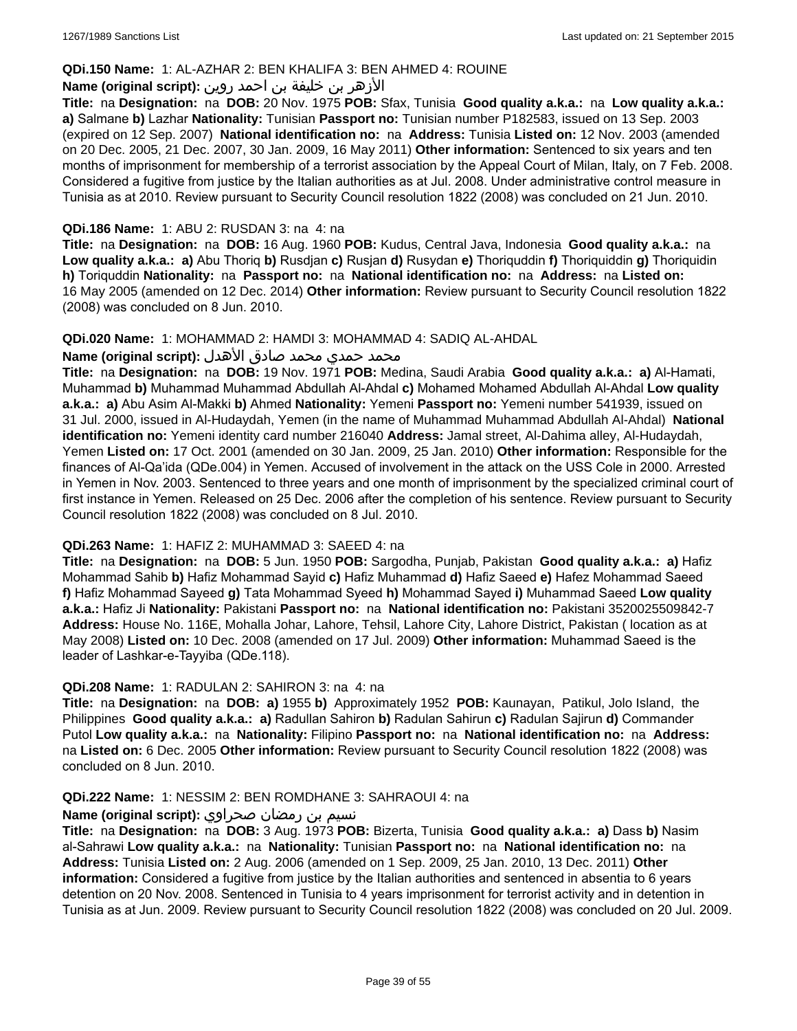**QDi.150 Name:** 1: AL-AZHAR 2: BEN KHALIFA 3: BEN AHMED 4: ROUINE

**Name (original script):** الأزهر بن خليفة بن احمد روين

**Title:** na **Designation:** na **DOB:** 20 Nov. 1975 **POB:** Sfax, Tunisia **Good quality a.k.a.:** na **Low quality a.k.a.:** **a)** Salmane **b)** Lazhar **Nationality:** Tunisian **Passport no:** Tunisian number P182583, issued on 13 Sep. 2003 (expired on 12 Sep. 2007) **National identification no:** na **Address:** Tunisia **Listed on:** 12 Nov. 2003 (amended on 20 Dec. 2005, 21 Dec. 2007, 30 Jan. 2009, 16 May 2011) **Other information:** Sentenced to six years and ten months of imprisonment for membership of a terrorist association by the Appeal Court of Milan, Italy, on 7 Feb. 2008. Considered a fugitive from justice by the Italian authorities as at Jul. 2008. Under administrative control measure in Tunisia as at 2010. Review pursuant to Security Council resolution 1822 (2008) was concluded on 21 Jun. 2010.

**QDi.186 Name:** 1: ABU 2: RUSDAN 3: na 4: na

**Title:** na **Designation:** na **DOB:** 16 Aug. 1960 **POB:** Kudus, Central Java, Indonesia **Good quality a.k.a.:** na **Low quality a.k.a.:** **a)** Abu Thoriq **b)** Rusdjan **c)** Rusjan **d)** Rusydan **e)** Thoriquddin **f)** Thoriquiddin **g)** Thoriquidin **h)** Toriquddin **Nationality:** na **Passport no:** na **National identification no:** na **Address:** na **Listed on:** 16 May 2005 (amended on 12 Dec. 2014) **Other information:** Review pursuant to Security Council resolution 1822 (2008) was concluded on 8 Jun. 2010.

**QDi.020 Name:** 1: MOHAMMAD 2: HAMDI 3: MOHAMMAD 4: SADIQ AL-AHDAL

**Name (original script):** محمد حمدي محمد صادق الأهدل

**Title:** na **Designation:** na **DOB:** 19 Nov. 1971 **POB:** Medina, Saudi Arabia **Good quality a.k.a.:** **a)** Al-Hamati, Muhammad **b)** Muhammad Muhammad Abdullah Al-Ahdal **c)** Mohamed Mohamed Abdullah Al-Ahdal **Low quality a.k.a.:** **a)** Abu Asim Al-Makki **b)** Ahmed **Nationality:** Yemeni **Passport no:** Yemeni number 541939, issued on 31 Jul. 2000, issued in Al-Hudaydah, Yemen (in the name of Muhammad Muhammad Abdullah Al-Ahdal) **National identification no:** Yemeni identity card number 216040 **Address:** Jamal street, Al-Dahima alley, Al-Hudaydah, Yemen **Listed on:** 17 Oct. 2001 (amended on 30 Jan. 2009, 25 Jan. 2010) **Other information:** Responsible for the finances of Al-Qa'ida (QDe.004) in Yemen. Accused of involvement in the attack on the USS Cole in 2000. Arrested in Yemen in Nov. 2003. Sentenced to three years and one month of imprisonment by the specialized criminal court of first instance in Yemen. Released on 25 Dec. 2006 after the completion of his sentence. Review pursuant to Security Council resolution 1822 (2008) was concluded on 8 Jul. 2010.

**QDi.263 Name:** 1: HAFIZ 2: MUHAMMAD 3: SAEED 4: na

**Title:** na **Designation:** na **DOB:** 5 Jun. 1950 **POB:** Sargodha, Punjab, Pakistan **Good quality a.k.a.:** **a)** Hafiz Mohammad Sahib **b)** Hafiz Mohammad Sayid **c)** Hafiz Muhammad **d)** Hafiz Saeed **e)** Hafez Mohammad Saeed **f)** Hafiz Mohammad Sayeed **g)** Tata Mohammad Syeed **h)** Mohammad Sayed **i)** Muhammad Saeed **Low quality a.k.a.:** Hafiz Ji **Nationality:** Pakistani **Passport no:** na **National identification no:** Pakistani 3520025509842-7 **Address:** House No. 116E, Mohalla Johar, Lahore, Tehsil, Lahore City, Lahore District, Pakistan ( location as at May 2008) **Listed on:** 10 Dec. 2008 (amended on 17 Jul. 2009) **Other information:** Muhammad Saeed is the leader of Lashkar-e-Tayyiba (QDe.118).

**QDi.208 Name:** 1: RADULAN 2: SAHIRON 3: na 4: na

**Title:** na **Designation:** na **DOB:** **a)** 1955 **b)** Approximately 1952 **POB:** Kaunayan, Patikul, Jolo Island, the Philippines **Good quality a.k.a.:** **a)** Radullan Sahiron **b)** Radulan Sahirun **c)** Radulan Sajirun **d)** Commander Putol **Low quality a.k.a.:** na **Nationality:** Filipino **Passport no:** na **National identification no:** na **Address:** na **Listed on:** 6 Dec. 2005 **Other information:** Review pursuant to Security Council resolution 1822 (2008) was concluded on 8 Jun. 2010.

**QDi.222 Name:** 1: NESSIM 2: BEN ROMDHANE 3: SAHRAOUI 4: na

**Name (original script):** نسيم بن رمضان صحراوي

**Title:** na **Designation:** na **DOB:** 3 Aug. 1973 **POB:** Bizerta, Tunisia **Good quality a.k.a.:** **a)** Dass **b)** Nasim al-Sahrawi **Low quality a.k.a.:** na **Nationality:** Tunisian **Passport no:** na **National identification no:** na **Address:** Tunisia **Listed on:** 2 Aug. 2006 (amended on 1 Sep. 2009, 25 Jan. 2010, 13 Dec. 2011) **Other information:** Considered a fugitive from justice by the Italian authorities and sentenced in absentia to 6 years detention on 20 Nov. 2008. Sentenced in Tunisia to 4 years imprisonment for terrorist activity and in detention in Tunisia as at Jun. 2009. Review pursuant to Security Council resolution 1822 (2008) was concluded on 20 Jul. 2009.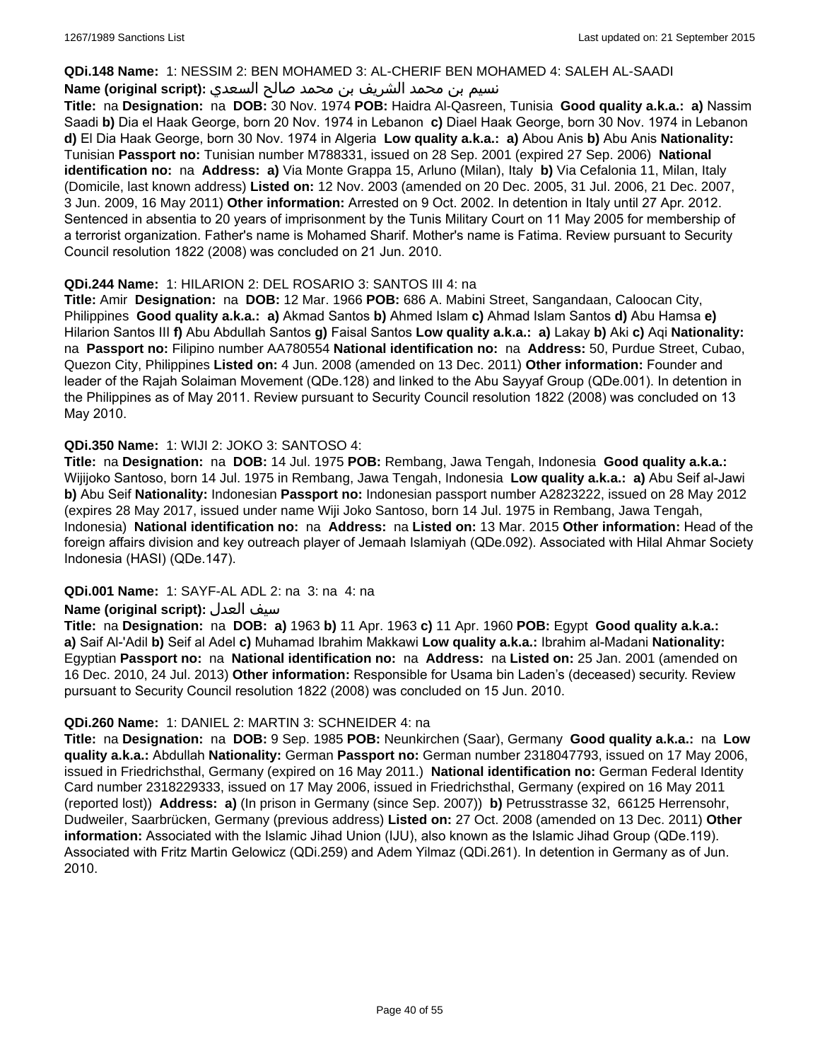**QDi.148 Name:** 1: NESSIM 2: BEN MOHAMED 3: AL-CHERIF BEN MOHAMED 4: SALEH AL-SAADI

**Name (original script):** نسيم بن محمد الشريف بن محمد صالح السعدي

**Title:** na **Designation:** na **DOB:** 30 Nov. 1974 **POB:** Haidra Al-Qasreen, Tunisia **Good quality a.k.a.:** **a)** Nassim Saadi **b)** Dia el Haak George, born 20 Nov. 1974 in Lebanon **c)** Diael Haak George, born 30 Nov. 1974 in Lebanon **d)** El Dia Haak George, born 30 Nov. 1974 in Algeria **Low quality a.k.a.:** **a)** Abou Anis **b)** Abu Anis **Nationality:** Tunisian **Passport no:** Tunisian number M788331, issued on 28 Sep. 2001 (expired 27 Sep. 2006) **National identification no:** na **Address:** **a)** Via Monte Grappa 15, Arluno (Milan), Italy **b)** Via Cefalonia 11, Milan, Italy (Domicile, last known address) **Listed on:** 12 Nov. 2003 (amended on 20 Dec. 2005, 31 Jul. 2006, 21 Dec. 2007, 3 Jun. 2009, 16 May 2011) **Other information:** Arrested on 9 Oct. 2002. In detention in Italy until 27 Apr. 2012. Sentenced in absentia to 20 years of imprisonment by the Tunis Military Court on 11 May 2005 for membership of a terrorist organization. Father's name is Mohamed Sharif. Mother's name is Fatima. Review pursuant to Security Council resolution 1822 (2008) was concluded on 21 Jun. 2010.

**QDi.244 Name:** 1: HILARION 2: DEL ROSARIO 3: SANTOS III 4: na

**Title:** Amir **Designation:** na **DOB:** 12 Mar. 1966 **POB:** 686 A. Mabini Street, Sangandaan, Caloocan City, Philippines **Good quality a.k.a.:** **a)** Akmad Santos **b)** Ahmed Islam **c)** Ahmad Islam Santos **d)** Abu Hamsa **e)** Hilarion Santos III **f)** Abu Abdullah Santos **g)** Faisal Santos **Low quality a.k.a.:** **a)** Lakay **b)** Aki **c)** Aqi **Nationality:** na **Passport no:** Filipino number AA780554 **National identification no:** na **Address:** 50, Purdue Street, Cubao, Quezon City, Philippines **Listed on:** 4 Jun. 2008 (amended on 13 Dec. 2011) **Other information:** Founder and leader of the Rajah Solaiman Movement (QDe.128) and linked to the Abu Sayyaf Group (QDe.001). In detention in the Philippines as of May 2011. Review pursuant to Security Council resolution 1822 (2008) was concluded on 13 May 2010.

**QDi.350 Name:** 1: WIJI 2: JOKO 3: SANTOSO 4:

**Title:** na **Designation:** na **DOB:** 14 Jul. 1975 **POB:** Rembang, Jawa Tengah, Indonesia **Good quality a.k.a.:** Wijijoko Santoso, born 14 Jul. 1975 in Rembang, Jawa Tengah, Indonesia **Low quality a.k.a.:** **a)** Abu Seif al-Jawi **b)** Abu Seif **Nationality:** Indonesian **Passport no:** Indonesian passport number A2823222, issued on 28 May 2012 (expires 28 May 2017, issued under name Wiji Joko Santoso, born 14 Jul. 1975 in Rembang, Jawa Tengah, Indonesia) **National identification no:** na **Address:** na **Listed on:** 13 Mar. 2015 **Other information:** Head of the foreign affairs division and key outreach player of Jemaah Islamiyah (QDe.092). Associated with Hilal Ahmar Society Indonesia (HASI) (QDe.147).

**QDi.001 Name:** 1: SAYF-AL ADL 2: na 3: na 4: na

**Name (original script):** سيف العدل

**Title:** na **Designation:** na **DOB:** **a)** 1963 **b)** 11 Apr. 1963 **c)** 11 Apr. 1960 **POB:** Egypt **Good quality a.k.a.:** **a)** Saif Al-'Adil **b)** Seif al Adel **c)** Muhamad Ibrahim Makkawi **Low quality a.k.a.:** Ibrahim al-Madani **Nationality:** Egyptian **Passport no:** na **National identification no:** na **Address:** na **Listed on:** 25 Jan. 2001 (amended on 16 Dec. 2010, 24 Jul. 2013) **Other information:** Responsible for Usama bin Laden's (deceased) security. Review pursuant to Security Council resolution 1822 (2008) was concluded on 15 Jun. 2010.

**QDi.260 Name:** 1: DANIEL 2: MARTIN 3: SCHNEIDER 4: na

**Title:** na **Designation:** na **DOB:** 9 Sep. 1985 **POB:** Neunkirchen (Saar), Germany **Good quality a.k.a.:** na **Low quality a.k.a.:** Abdullah **Nationality:** German **Passport no:** German number 2318047793, issued on 17 May 2006, issued in Friedrichsthal, Germany (expired on 16 May 2011.) **National identification no:** German Federal Identity Card number 2318229333, issued on 17 May 2006, issued in Friedrichsthal, Germany (expired on 16 May 2011 (reported lost)) **Address:** **a)** (In prison in Germany (since Sep. 2007)) **b)** Petrusstrasse 32, 66125 Herrensohr, Dudweiler, Saarbrücken, Germany (previous address) **Listed on:** 27 Oct. 2008 (amended on 13 Dec. 2011) **Other information:** Associated with the Islamic Jihad Union (IJU), also known as the Islamic Jihad Group (QDe.119). Associated with Fritz Martin Gelowicz (QDi.259) and Adem Yilmaz (QDi.261). In detention in Germany as of Jun. 2010.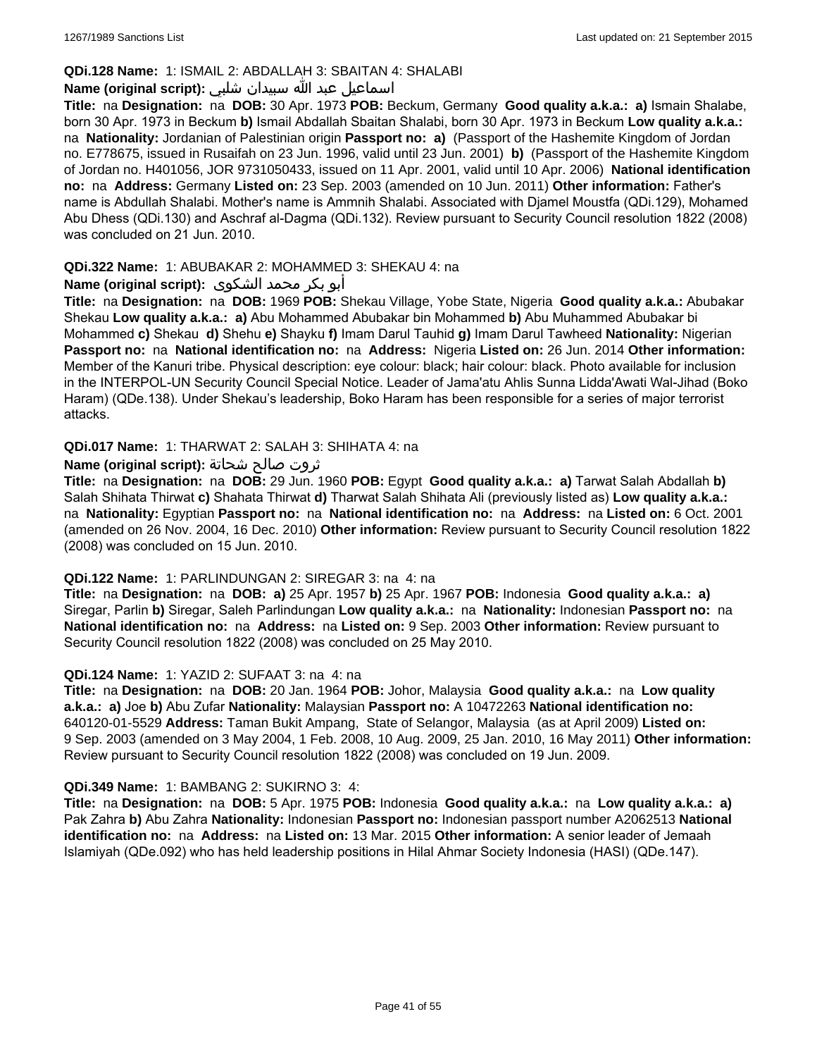**QDi.128 Name:** 1: ISMAIL 2: ABDALLAH 3: SBAITAN 4: SHALABI

**Name (original script):** اسماعيل عبد الله سبيدان شلبي

**Title:** na **Designation:** na **DOB:** 30 Apr. 1973 **POB:** Beckum, Germany **Good quality a.k.a.: a)** Ismain Shalabe, born 30 Apr. 1973 in Beckum **b)** Ismail Abdallah Sbaitan Shalabi, born 30 Apr. 1973 in Beckum **Low quality a.k.a.:** na **Nationality:** Jordanian of Palestinian origin **Passport no: a)** (Passport of the Hashemite Kingdom of Jordan no. E778675, issued in Rusaifah on 23 Jun. 1996, valid until 23 Jun. 2001) **b)** (Passport of the Hashemite Kingdom of Jordan no. H401056, JOR 9731050433, issued on 11 Apr. 2001, valid until 10 Apr. 2006) **National identification no:** na **Address:** Germany **Listed on:** 23 Sep. 2003 (amended on 10 Jun. 2011) **Other information:** Father's name is Abdullah Shalabi. Mother's name is Ammnih Shalabi. Associated with Djamel Moustfa (QDi.129), Mohamed Abu Dhess (QDi.130) and Aschraf al-Dagma (QDi.132). Review pursuant to Security Council resolution 1822 (2008) was concluded on 21 Jun. 2010.

**QDi.322 Name:** 1: ABUBAKAR 2: MOHAMMED 3: SHEKAU 4: na

**Name (original script):** أبو بكر محمد الشكوى

**Title:** na **Designation:** na **DOB:** 1969 **POB:** Shekau Village, Yobe State, Nigeria **Good quality a.k.a.:** Abubakar Shekau **Low quality a.k.a.: a)** Abu Mohammed Abubakar bin Mohammed **b)** Abu Muhammed Abubakar bi Mohammed **c)** Shekau **d)** Shehu **e)** Shayku **f)** Imam Darul Tauhid **g)** Imam Darul Tawheed **Nationality:** Nigerian **Passport no:** na **National identification no:** na **Address:** Nigeria **Listed on:** 26 Jun. 2014 **Other information:** Member of the Kanuri tribe. Physical description: eye colour: black; hair colour: black. Photo available for inclusion in the INTERPOL-UN Security Council Special Notice. Leader of Jama'atu Ahlis Sunna Lidda'Awati Wal-Jihad (Boko Haram) (QDe.138). Under Shekau's leadership, Boko Haram has been responsible for a series of major terrorist attacks.

**QDi.017 Name:** 1: THARWAT 2: SALAH 3: SHIHATA 4: na

**Name (original script):** ثروت صالح شحاتة

**Title:** na **Designation:** na **DOB:** 29 Jun. 1960 **POB:** Egypt **Good quality a.k.a.: a)** Tarwat Salah Abdallah **b)** Salah Shihata Thirwat **c)** Shahata Thirwat **d)** Tharwat Salah Shihata Ali (previously listed as) **Low quality a.k.a.:** na **Nationality:** Egyptian **Passport no:** na **National identification no:** na **Address:** na **Listed on:** 6 Oct. 2001 (amended on 26 Nov. 2004, 16 Dec. 2010) **Other information:** Review pursuant to Security Council resolution 1822 (2008) was concluded on 15 Jun. 2010.

**QDi.122 Name:** 1: PARLINDUNGAN 2: SIREGAR 3: na 4: na

**Title:** na **Designation:** na **DOB: a)** 25 Apr. 1957 **b)** 25 Apr. 1967 **POB:** Indonesia **Good quality a.k.a.: a)** Siregar, Parlin **b)** Siregar, Saleh Parlindungan **Low quality a.k.a.:** na **Nationality:** Indonesian **Passport no:** na **National identification no:** na **Address:** na **Listed on:** 9 Sep. 2003 **Other information:** Review pursuant to Security Council resolution 1822 (2008) was concluded on 25 May 2010.

**QDi.124 Name:** 1: YAZID 2: SUFAAT 3: na 4: na

**Title:** na **Designation:** na **DOB:** 20 Jan. 1964 **POB:** Johor, Malaysia **Good quality a.k.a.:** na **Low quality a.k.a.: a)** Joe **b)** Abu Zufar **Nationality:** Malaysian **Passport no:** A 10472263 **National identification no:** 640120-01-5529 **Address:** Taman Bukit Ampang, State of Selangor, Malaysia (as at April 2009) **Listed on:** 9 Sep. 2003 (amended on 3 May 2004, 1 Feb. 2008, 10 Aug. 2009, 25 Jan. 2010, 16 May 2011) **Other information:** Review pursuant to Security Council resolution 1822 (2008) was concluded on 19 Jun. 2009.

**QDi.349 Name:** 1: BAMBANG 2: SUKIRNO 3: 4:

**Title:** na **Designation:** na **DOB:** 5 Apr. 1975 **POB:** Indonesia **Good quality a.k.a.:** na **Low quality a.k.a.: a)** Pak Zahra **b)** Abu Zahra **Nationality:** Indonesian **Passport no:** Indonesian passport number A2062513 **National identification no:** na **Address:** na **Listed on:** 13 Mar. 2015 **Other information:** A senior leader of Jemaah Islamiyah (QDe.092) who has held leadership positions in Hilal Ahmar Society Indonesia (HASI) (QDe.147).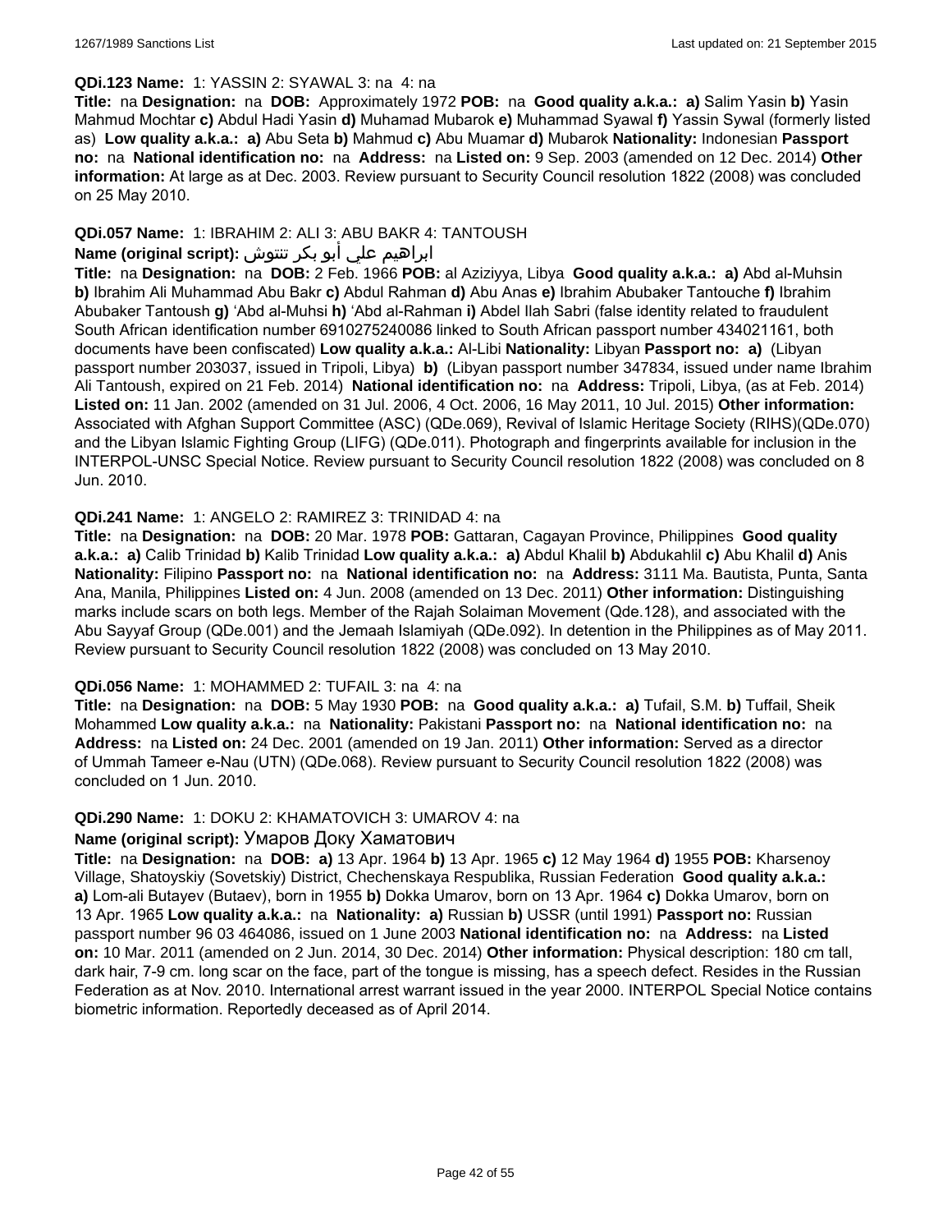**QDi.123 Name:** 1: YASSIN 2: SYAWAL 3: na 4: na

**Title:** na **Designation:** na **DOB:** Approximately 1972 **POB:** na **Good quality a.k.a.: a)** Salim Yasin **b)** Yasin Mahmud Mochtar **c)** Abdul Hadi Yasin **d)** Muhamad Mubarok **e)** Muhammad Syawal **f)** Yassin Sywal (formerly listed as) **Low quality a.k.a.: a)** Abu Seta **b)** Mahmud **c)** Abu Muamar **d)** Mubarok **Nationality:** Indonesian **Passport no:** na **National identification no:** na **Address:** na **Listed on:** 9 Sep. 2003 (amended on 12 Dec. 2014) **Other information:** At large as at Dec. 2003. Review pursuant to Security Council resolution 1822 (2008) was concluded on 25 May 2010.

**QDi.057 Name:** 1: IBRAHIM 2: ALI 3: ABU BAKR 4: TANTOUSH

**Name (original script):** ابراهيم علي أبو بكر تنتوش

**Title:** na **Designation:** na **DOB:** 2 Feb. 1966 **POB:** al Aziziyya, Libya **Good quality a.k.a.: a)** Abd al-Muhsin **b)** Ibrahim Ali Muhammad Abu Bakr **c)** Abdul Rahman **d)** Abu Anas **e)** Ibrahim Abubaker Tantouche **f)** Ibrahim Abubaker Tantoush **g)** 'Abd al-Muhsi **h)** 'Abd al-Rahman **i)** Abdel Ilah Sabri (false identity related to fraudulent South African identification number 6910275240086 linked to South African passport number 434021161, both documents have been confiscated) **Low quality a.k.a.:** Al-Libi **Nationality:** Libyan **Passport no: a)** (Libyan passport number 203037, issued in Tripoli, Libya) **b)** (Libyan passport number 347834, issued under name Ibrahim Ali Tantoush, expired on 21 Feb. 2014) **National identification no:** na **Address:** Tripoli, Libya, (as at Feb. 2014) **Listed on:** 11 Jan. 2002 (amended on 31 Jul. 2006, 4 Oct. 2006, 16 May 2011, 10 Jul. 2015) **Other information:** Associated with Afghan Support Committee (ASC) (QDe.069), Revival of Islamic Heritage Society (RIHS)(QDe.070) and the Libyan Islamic Fighting Group (LIFG) (QDe.011). Photograph and fingerprints available for inclusion in the INTERPOL-UNSC Special Notice. Review pursuant to Security Council resolution 1822 (2008) was concluded on 8 Jun. 2010.

**QDi.241 Name:** 1: ANGELO 2: RAMIREZ 3: TRINIDAD 4: na

**Title:** na **Designation:** na **DOB:** 20 Mar. 1978 **POB:** Gattaran, Cagayan Province, Philippines **Good quality a.k.a.: a)** Calib Trinidad **b)** Kalib Trinidad **Low quality a.k.a.: a)** Abdul Khalil **b)** Abdukahlil **c)** Abu Khalil **d)** Anis **Nationality:** Filipino **Passport no:** na **National identification no:** na **Address:** 3111 Ma. Bautista, Punta, Santa Ana, Manila, Philippines **Listed on:** 4 Jun. 2008 (amended on 13 Dec. 2011) **Other information:** Distinguishing marks include scars on both legs. Member of the Rajah Solaiman Movement (Qde.128), and associated with the Abu Sayyaf Group (QDe.001) and the Jemaah Islamiyah (QDe.092). In detention in the Philippines as of May 2011. Review pursuant to Security Council resolution 1822 (2008) was concluded on 13 May 2010.

**QDi.056 Name:** 1: MOHAMMED 2: TUFAIL 3: na 4: na

**Title:** na **Designation:** na **DOB:** 5 May 1930 **POB:** na **Good quality a.k.a.: a)** Tufail, S.M. **b)** Tuffail, Sheik Mohammed **Low quality a.k.a.:** na **Nationality:** Pakistani **Passport no:** na **National identification no:** na **Address:** na **Listed on:** 24 Dec. 2001 (amended on 19 Jan. 2011) **Other information:** Served as a director of Ummah Tameer e-Nau (UTN) (QDe.068). Review pursuant to Security Council resolution 1822 (2008) was concluded on 1 Jun. 2010.

**QDi.290 Name:** 1: DOKU 2: KHAMATOVICH 3: UMAROV 4: na

**Name (original script):** Умаров Доку Хаматович

**Title:** na **Designation:** na **DOB: a)** 13 Apr. 1964 **b)** 13 Apr. 1965 **c)** 12 May 1964 **d)** 1955 **POB:** Kharsenoy Village, Shatoyskiy (Sovetskiy) District, Chechenskaya Respublika, Russian Federation **Good quality a.k.a.: a)** Lom-ali Butayev (Butaev), born in 1955 **b)** Dokka Umarov, born on 13 Apr. 1964 **c)** Dokka Umarov, born on 13 Apr. 1965 **Low quality a.k.a.:** na **Nationality: a)** Russian **b)** USSR (until 1991) **Passport no:** Russian passport number 96 03 464086, issued on 1 June 2003 **National identification no:** na **Address:** na **Listed on:** 10 Mar. 2011 (amended on 2 Jun. 2014, 30 Dec. 2014) **Other information:** Physical description: 180 cm tall, dark hair, 7-9 cm. long scar on the face, part of the tongue is missing, has a speech defect. Resides in the Russian Federation as at Nov. 2010. International arrest warrant issued in the year 2000. INTERPOL Special Notice contains biometric information. Reportedly deceased as of April 2014.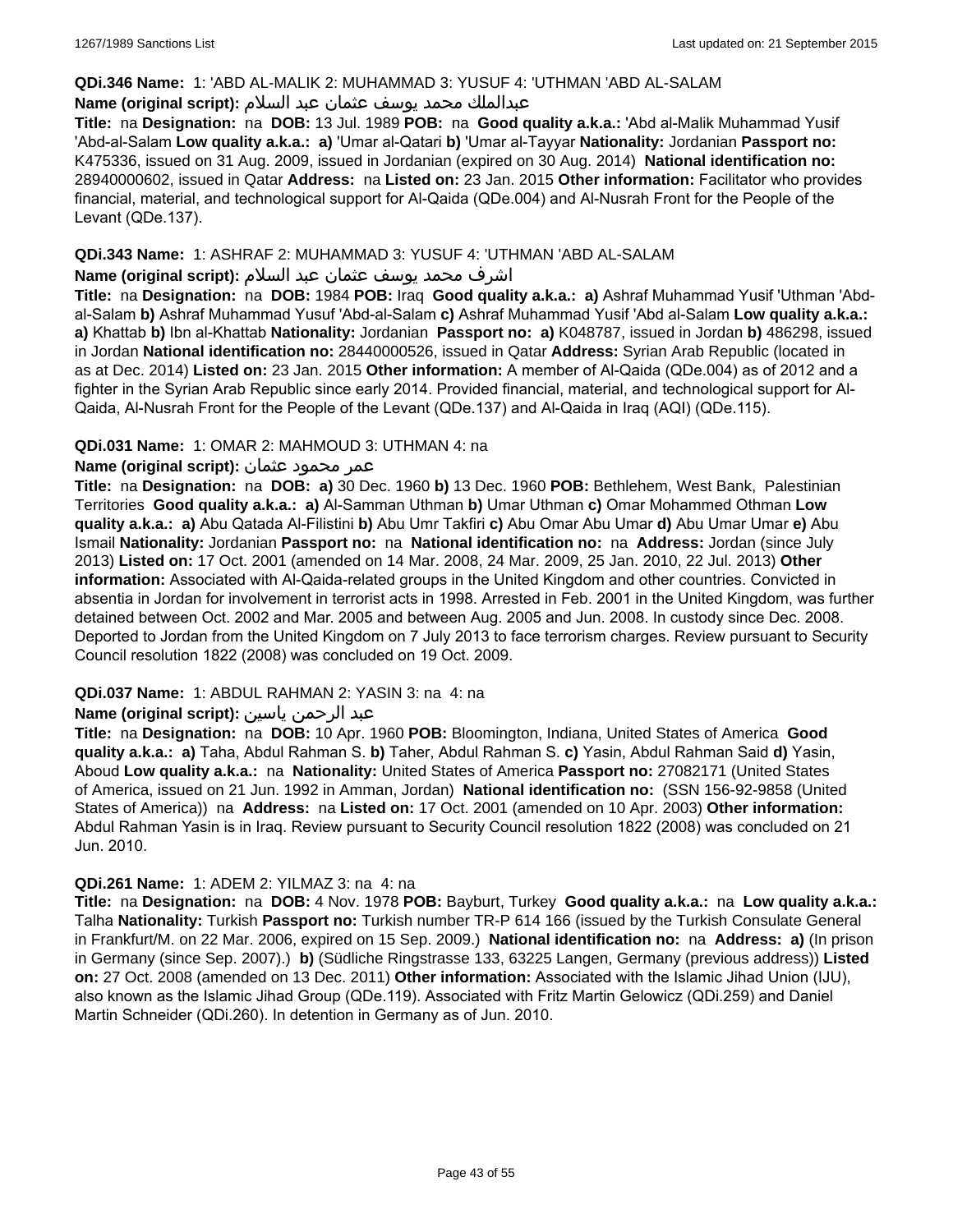**QDi.346 Name:** 1: 'ABD AL-MALIK 2: MUHAMMAD 3: YUSUF 4: 'UTHMAN 'ABD AL-SALAM

**Name (original script):** عبدالملك محمد يوسف عثمان عبد السلام

**Title:** na **Designation:** na **DOB:** 13 Jul. 1989 **POB:** na **Good quality a.k.a.:** 'Abd al-Malik Muhammad Yusif 'Abd-al-Salam **Low quality a.k.a.:** **a)** 'Umar al-Qatari **b)** 'Umar al-Tayyar **Nationality:** Jordanian **Passport no:** K475336, issued on 31 Aug. 2009, issued in Jordanian (expired on 30 Aug. 2014) **National identification no:** 28940000602, issued in Qatar **Address:** na **Listed on:** 23 Jan. 2015 **Other information:** Facilitator who provides financial, material, and technological support for Al-Qaida (QDe.004) and Al-Nusrah Front for the People of the Levant (QDe.137).

**QDi.343 Name:** 1: ASHRAF 2: MUHAMMAD 3: YUSUF 4: 'UTHMAN 'ABD AL-SALAM

**Name (original script):** اشرف محمد يوسف عثمان عبد السلام

**Title:** na **Designation:** na **DOB:** 1984 **POB:** Iraq **Good quality a.k.a.:** **a)** Ashraf Muhammad Yusif 'Uthman 'Abd-al-Salam **b)** Ashraf Muhammad Yusuf 'Abd-al-Salam **c)** Ashraf Muhammad Yusif 'Abd al-Salam **Low quality a.k.a.:** **a)** Khattab **b)** Ibn al-Khattab **Nationality:** Jordanian **Passport no:** **a)** K048787, issued in Jordan **b)** 486298, issued in Jordan **National identification no:** 28440000526, issued in Qatar **Address:** Syrian Arab Republic (located in as at Dec. 2014) **Listed on:** 23 Jan. 2015 **Other information:** A member of Al-Qaida (QDe.004) as of 2012 and a fighter in the Syrian Arab Republic since early 2014. Provided financial, material, and technological support for Al-Qaida, Al-Nusrah Front for the People of the Levant (QDe.137) and Al-Qaida in Iraq (AQI) (QDe.115).

**QDi.031 Name:** 1: OMAR 2: MAHMOUD 3: UTHMAN 4: na

**Name (original script):** عمر محمود عثمان

**Title:** na **Designation:** na **DOB:** **a)** 30 Dec. 1960 **b)** 13 Dec. 1960 **POB:** Bethlehem, West Bank, Palestinian Territories **Good quality a.k.a.:** **a)** Al-Samman Uthman **b)** Umar Uthman **c)** Omar Mohammed Othman **Low quality a.k.a.:** **a)** Abu Qatada Al-Filistini **b)** Abu Umr Takfiri **c)** Abu Omar Abu Umar **d)** Abu Umar Umar **e)** Abu Ismail **Nationality:** Jordanian **Passport no:** na **National identification no:** na **Address:** Jordan (since July 2013) **Listed on:** 17 Oct. 2001 (amended on 14 Mar. 2008, 24 Mar. 2009, 25 Jan. 2010, 22 Jul. 2013) **Other information:** Associated with Al-Qaida-related groups in the United Kingdom and other countries. Convicted in absentia in Jordan for involvement in terrorist acts in 1998. Arrested in Feb. 2001 in the United Kingdom, was further detained between Oct. 2002 and Mar. 2005 and between Aug. 2005 and Jun. 2008. In custody since Dec. 2008. Deported to Jordan from the United Kingdom on 7 July 2013 to face terrorism charges. Review pursuant to Security Council resolution 1822 (2008) was concluded on 19 Oct. 2009.

**QDi.037 Name:** 1: ABDUL RAHMAN 2: YASIN 3: na 4: na

**Name (original script):** عبد الرحمن ياسين

**Title:** na **Designation:** na **DOB:** 10 Apr. 1960 **POB:** Bloomington, Indiana, United States of America **Good quality a.k.a.:** **a)** Taha, Abdul Rahman S. **b)** Taher, Abdul Rahman S. **c)** Yasin, Abdul Rahman Said **d)** Yasin, Aboud **Low quality a.k.a.:** na **Nationality:** United States of America **Passport no:** 27082171 (United States of America, issued on 21 Jun. 1992 in Amman, Jordan) **National identification no:** (SSN 156-92-9858 (United States of America)) na **Address:** na **Listed on:** 17 Oct. 2001 (amended on 10 Apr. 2003) **Other information:** Abdul Rahman Yasin is in Iraq. Review pursuant to Security Council resolution 1822 (2008) was concluded on 21 Jun. 2010.

**QDi.261 Name:** 1: ADEM 2: YILMAZ 3: na 4: na

**Title:** na **Designation:** na **DOB:** 4 Nov. 1978 **POB:** Bayburt, Turkey **Good quality a.k.a.:** na **Low quality a.k.a.:** Talha **Nationality:** Turkish **Passport no:** Turkish number TR-P 614 166 (issued by the Turkish Consulate General in Frankfurt/M. on 22 Mar. 2006, expired on 15 Sep. 2009.) **National identification no:** na **Address:** **a)** (In prison in Germany (since Sep. 2007).) **b)** (Südliche Ringstrasse 133, 63225 Langen, Germany (previous address)) **Listed on:** 27 Oct. 2008 (amended on 13 Dec. 2011) **Other information:** Associated with the Islamic Jihad Union (IJU), also known as the Islamic Jihad Group (QDe.119). Associated with Fritz Martin Gelowicz (QDi.259) and Daniel Martin Schneider (QDi.260). In detention in Germany as of Jun. 2010.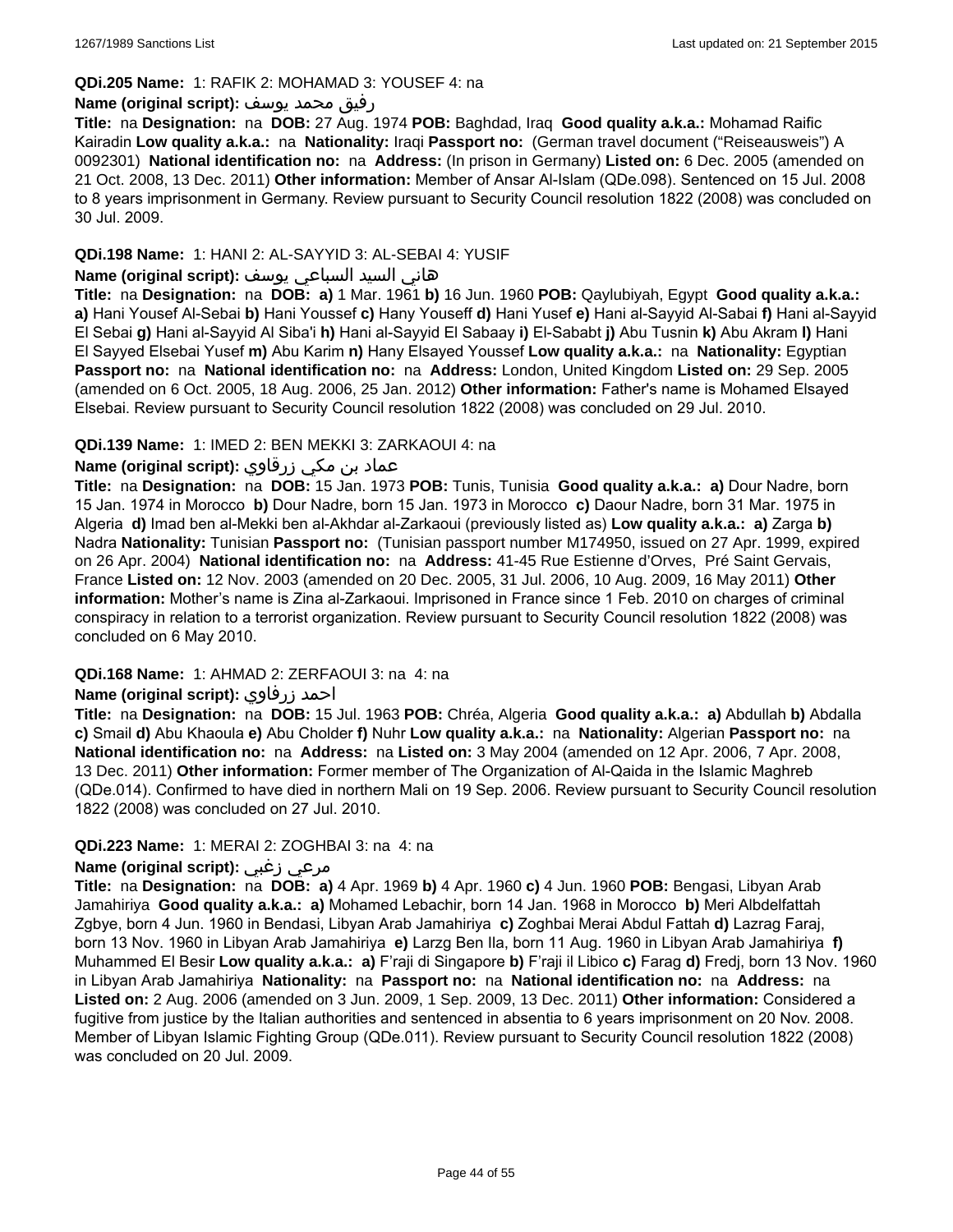**QDi.205 Name:** 1: RAFIK 2: MOHAMAD 3: YOUSEF 4: na

**Name (original script):** رفيق محمد يوسف

**Title:** na **Designation:** na **DOB:** 27 Aug. 1974 **POB:** Baghdad, Iraq **Good quality a.k.a.:** Mohamad Raific Kairadin **Low quality a.k.a.:** na **Nationality:** Iraqi **Passport no:** (German travel document ("Reiseausweis") A 0092301) **National identification no:** na **Address:** (In prison in Germany) **Listed on:** 6 Dec. 2005 (amended on 21 Oct. 2008, 13 Dec. 2011) **Other information:** Member of Ansar Al-Islam (QDe.098). Sentenced on 15 Jul. 2008 to 8 years imprisonment in Germany. Review pursuant to Security Council resolution 1822 (2008) was concluded on 30 Jul. 2009.

**QDi.198 Name:** 1: HANI 2: AL-SAYYID 3: AL-SEBAI 4: YUSIF

**Name (original script):** هاني السيد السباعي يوسف

**Title:** na **Designation:** na **DOB:** **a)** 1 Mar. 1961 **b)** 16 Jun. 1960 **POB:** Qaylubiyah, Egypt **Good quality a.k.a.:** **a)** Hani Yousef Al-Sebai **b)** Hani Youssef **c)** Hany Youseff **d)** Hani Yusef **e)** Hani al-Sayyid Al-Sabai **f)** Hani al-Sayyid El Sebai **g)** Hani al-Sayyid Al Siba'i **h)** Hani al-Sayyid El Sabaay **i)** El-Sababt **j)** Abu Tusnin **k)** Abu Akram **l)** Hani El Sayyed Elsebai Yusef **m)** Abu Karim **n)** Hany Elsayed Youssef **Low quality a.k.a.:** na **Nationality:** Egyptian **Passport no:** na **National identification no:** na **Address:** London, United Kingdom **Listed on:** 29 Sep. 2005 (amended on 6 Oct. 2005, 18 Aug. 2006, 25 Jan. 2012) **Other information:** Father's name is Mohamed Elsayed Elsebai. Review pursuant to Security Council resolution 1822 (2008) was concluded on 29 Jul. 2010.

**QDi.139 Name:** 1: IMED 2: BEN MEKKI 3: ZARKAOUI 4: na

**Name (original script):** عماد بن مكي زرقاوي

**Title:** na **Designation:** na **DOB:** 15 Jan. 1973 **POB:** Tunis, Tunisia **Good quality a.k.a.:** **a)** Dour Nadre, born 15 Jan. 1974 in Morocco **b)** Dour Nadre, born 15 Jan. 1973 in Morocco **c)** Daour Nadre, born 31 Mar. 1975 in Algeria **d)** Imad ben al-Mekki ben al-Akhdar al-Zarkaoui (previously listed as) **Low quality a.k.a.:** **a)** Zarga **b)** Nadra **Nationality:** Tunisian **Passport no:** (Tunisian passport number M174950, issued on 27 Apr. 1999, expired on 26 Apr. 2004) **National identification no:** na **Address:** 41-45 Rue Estienne d'Orves, Pré Saint Gervais, France **Listed on:** 12 Nov. 2003 (amended on 20 Dec. 2005, 31 Jul. 2006, 10 Aug. 2009, 16 May 2011) **Other information:** Mother's name is Zina al-Zarkaoui. Imprisoned in France since 1 Feb. 2010 on charges of criminal conspiracy in relation to a terrorist organization. Review pursuant to Security Council resolution 1822 (2008) was concluded on 6 May 2010.

**QDi.168 Name:** 1: AHMAD 2: ZERFAOUI 3: na 4: na

**Name (original script):** احمد زرفاوي

**Title:** na **Designation:** na **DOB:** 15 Jul. 1963 **POB:** Chréa, Algeria **Good quality a.k.a.:** **a)** Abdullah **b)** Abdalla **c)** Smail **d)** Abu Khaoula **e)** Abu Cholder **f)** Nuhr **Low quality a.k.a.:** na **Nationality:** Algerian **Passport no:** na **National identification no:** na **Address:** na **Listed on:** 3 May 2004 (amended on 12 Apr. 2006, 7 Apr. 2008, 13 Dec. 2011) **Other information:** Former member of The Organization of Al-Qaida in the Islamic Maghreb (QDe.014). Confirmed to have died in northern Mali on 19 Sep. 2006. Review pursuant to Security Council resolution 1822 (2008) was concluded on 27 Jul. 2010.

**QDi.223 Name:** 1: MERAI 2: ZOGHBAI 3: na 4: na

**Name (original script):** مرعي زغبي

**Title:** na **Designation:** na **DOB:** **a)** 4 Apr. 1969 **b)** 4 Apr. 1960 **c)** 4 Jun. 1960 **POB:** Bengasi, Libyan Arab Jamahiriya **Good quality a.k.a.:** **a)** Mohamed Lebachir, born 14 Jan. 1968 in Morocco **b)** Meri Albdelfattah Zgbye, born 4 Jun. 1960 in Bendasi, Libyan Arab Jamahiriya **c)** Zoghbai Merai Abdul Fattah **d)** Lazrag Faraj, born 13 Nov. 1960 in Libyan Arab Jamahiriya **e)** Larzg Ben Ila, born 11 Aug. 1960 in Libyan Arab Jamahiriya **f)** Muhammed El Besir **Low quality a.k.a.:** **a)** F'raji di Singapore **b)** F'raji il Libico **c)** Farag **d)** Fredj, born 13 Nov. 1960 in Libyan Arab Jamahiriya **Nationality:** na **Passport no:** na **National identification no:** na **Address:** na **Listed on:** 2 Aug. 2006 (amended on 3 Jun. 2009, 1 Sep. 2009, 13 Dec. 2011) **Other information:** Considered a fugitive from justice by the Italian authorities and sentenced in absentia to 6 years imprisonment on 20 Nov. 2008. Member of Libyan Islamic Fighting Group (QDe.011). Review pursuant to Security Council resolution 1822 (2008) was concluded on 20 Jul. 2009.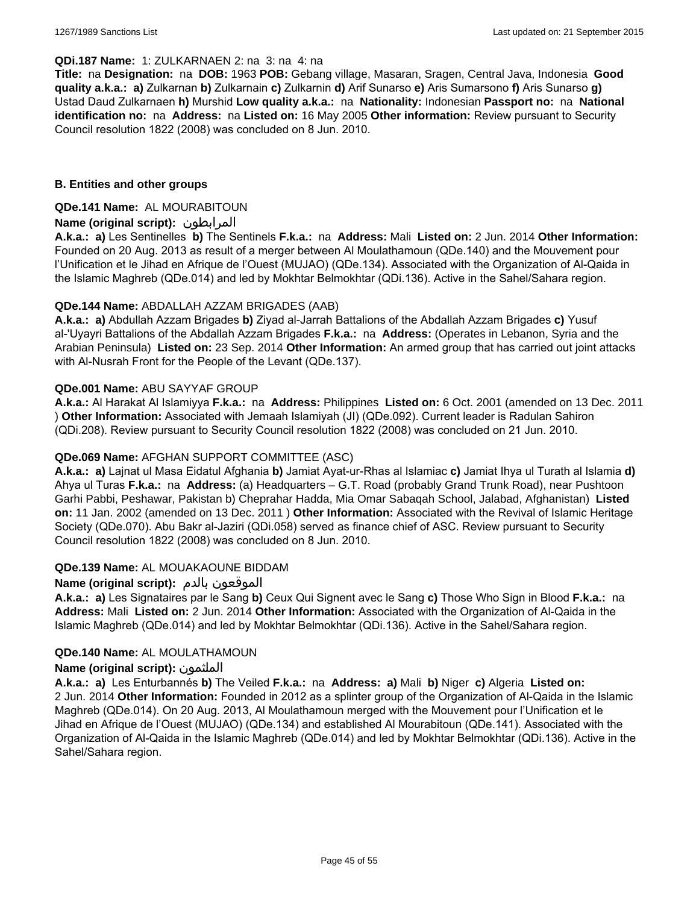**QDi.187 Name:** 1: ZULKARNAEN 2: na 3: na 4: na

**Title:** na **Designation:** na **DOB:** 1963 **POB:** Gebang village, Masaran, Sragen, Central Java, Indonesia **Good quality a.k.a.:** **a)** Zulkarnan **b)** Zulkarnain **c)** Zulkarnin **d)** Arif Sunarso **e)** Aris Sumarsono **f)** Aris Sunarso **g)** Ustad Daud Zulkarnaen **h)** Murshid **Low quality a.k.a.:** na **Nationality:** Indonesian **Passport no:** na **National identification no:** na **Address:** na **Listed on:** 16 May 2005 **Other information:** Review pursuant to Security Council resolution 1822 (2008) was concluded on 8 Jun. 2010.

## B. Entities and other groups

**QDe.141 Name:** AL MOURABITOUN

**Name (original script):** المرابطون

**A.k.a.:** **a)** Les Sentinelles **b)** The Sentinels **F.k.a.:** na **Address:** Mali **Listed on:** 2 Jun. 2014 **Other Information:** Founded on 20 Aug. 2013 as result of a merger between Al Moulathamoun (QDe.140) and the Mouvement pour l'Unification et le Jihad en Afrique de l'Ouest (MUJAO) (QDe.134). Associated with the Organization of Al-Qaida in the Islamic Maghreb (QDe.014) and led by Mokhtar Belmokhtar (QDi.136). Active in the Sahel/Sahara region.

**QDe.144 Name:** ABDALLAH AZZAM BRIGADES (AAB)

**A.k.a.:** **a)** Abdullah Azzam Brigades **b)** Ziyad al-Jarrah Battalions of the Abdallah Azzam Brigades **c)** Yusuf al-'Uyayri Battalions of the Abdallah Azzam Brigades **F.k.a.:** na **Address:** (Operates in Lebanon, Syria and the Arabian Peninsula) **Listed on:** 23 Sep. 2014 **Other Information:** An armed group that has carried out joint attacks with Al-Nusrah Front for the People of the Levant (QDe.137).

**QDe.001 Name:** ABU SAYYAF GROUP

**A.k.a.:** Al Harakat Al Islamiyya **F.k.a.:** na **Address:** Philippines **Listed on:** 6 Oct. 2001 (amended on 13 Dec. 2011 ) **Other Information:** Associated with Jemaah Islamiyah (JI) (QDe.092). Current leader is Radulan Sahiron (QDi.208). Review pursuant to Security Council resolution 1822 (2008) was concluded on 21 Jun. 2010.

**QDe.069 Name:** AFGHAN SUPPORT COMMITTEE (ASC)

**A.k.a.:** **a)** Lajnat ul Masa Eidatul Afghania **b)** Jamiat Ayat-ur-Rhas al Islamiac **c)** Jamiat Ihya ul Turath al Islamia **d)** Ahya ul Turas **F.k.a.:** na **Address:** (a) Headquarters – G.T. Road (probably Grand Trunk Road), near Pushtoon Garhi Pabbi, Peshawar, Pakistan b) Cheprahar Hadda, Mia Omar Sabaqah School, Jalabad, Afghanistan) **Listed on:** 11 Jan. 2002 (amended on 13 Dec. 2011 ) **Other Information:** Associated with the Revival of Islamic Heritage Society (QDe.070). Abu Bakr al-Jaziri (QDi.058) served as finance chief of ASC. Review pursuant to Security Council resolution 1822 (2008) was concluded on 8 Jun. 2010.

**QDe.139 Name:** AL MOUAKAOUNE BIDDAM

**Name (original script):** الموقعون بالدم

**A.k.a.:** **a)** Les Signataires par le Sang **b)** Ceux Qui Signent avec le Sang **c)** Those Who Sign in Blood **F.k.a.:** na **Address:** Mali **Listed on:** 2 Jun. 2014 **Other Information:** Associated with the Organization of Al-Qaida in the Islamic Maghreb (QDe.014) and led by Mokhtar Belmokhtar (QDi.136). Active in the Sahel/Sahara region.

**QDe.140 Name:** AL MOULATHAMOUN

**Name (original script):** الملثمون

**A.k.a.:** **a)** Les Enturbannés **b)** The Veiled **F.k.a.:** na **Address:** **a)** Mali **b)** Niger **c)** Algeria **Listed on:** 2 Jun. 2014 **Other Information:** Founded in 2012 as a splinter group of the Organization of Al-Qaida in the Islamic Maghreb (QDe.014). On 20 Aug. 2013, Al Moulathamoun merged with the Mouvement pour l'Unification et le Jihad en Afrique de l'Ouest (MUJAO) (QDe.134) and established Al Mourabitoun (QDe.141). Associated with the Organization of Al-Qaida in the Islamic Maghreb (QDe.014) and led by Mokhtar Belmokhtar (QDi.136). Active in the Sahel/Sahara region.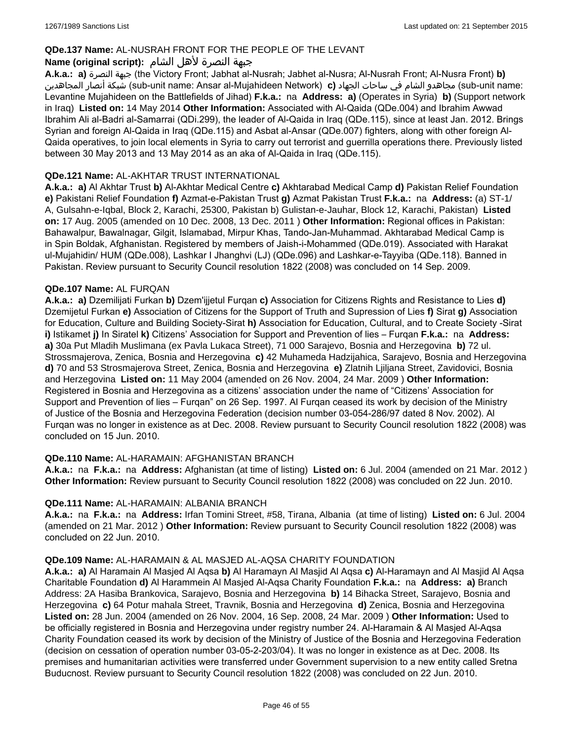**QDe.137 Name:** AL-NUSRAH FRONT FOR THE PEOPLE OF THE LEVANT

**Name (original script):** جبهة النصرة لأهل الشام

**A.k.a.:** **a)** جبهة النصرة (the Victory Front; Jabhat al-Nusrah; Jabhet al-Nusra; Al-Nusrah Front; Al-Nusra Front) **b)** شبكة أنصار المجاهدين (sub-unit name: Ansar al-Mujahideen Network) **c)** مجاهدو الشام في ساحات الجهاد (sub-unit name: Levantine Mujahideen on the Battlefields of Jihad) **F.k.a.:** na **Address:** **a)** (Operates in Syria) **b)** (Support network in Iraq) **Listed on:** 14 May 2014 **Other Information:** Associated with Al-Qaida (QDe.004) and Ibrahim Awwad Ibrahim Ali al-Badri al-Samarrai (QDi.299), the leader of Al-Qaida in Iraq (QDe.115), since at least Jan. 2012. Brings Syrian and foreign Al-Qaida in Iraq (QDe.115) and Asbat al-Ansar (QDe.007) fighters, along with other foreign Al-Qaida operatives, to join local elements in Syria to carry out terrorist and guerrilla operations there. Previously listed between 30 May 2013 and 13 May 2014 as an aka of Al-Qaida in Iraq (QDe.115).

**QDe.121 Name:** AL-AKHTAR TRUST INTERNATIONAL

**A.k.a.:** **a)** Al Akhtar Trust **b)** Al-Akhtar Medical Centre **c)** Akhtarabad Medical Camp **d)** Pakistan Relief Foundation **e)** Pakistani Relief Foundation **f)** Azmat-e-Pakistan Trust **g)** Azmat Pakistan Trust **F.k.a.:** na **Address:** (a) ST-1/ A, Gulsahn-e-Iqbal, Block 2, Karachi, 25300, Pakistan b) Gulistan-e-Jauhar, Block 12, Karachi, Pakistan) **Listed on:** 17 Aug. 2005 (amended on 10 Dec. 2008, 13 Dec. 2011 ) **Other Information:** Regional offices in Pakistan: Bahawalpur, Bawalnagar, Gilgit, Islamabad, Mirpur Khas, Tando-Jan-Muhammad. Akhtarabad Medical Camp is in Spin Boldak, Afghanistan. Registered by members of Jaish-i-Mohammed (QDe.019). Associated with Harakat ul-Mujahidin/ HUM (QDe.008), Lashkar I Jhanghvi (LJ) (QDe.096) and Lashkar-e-Tayyiba (QDe.118). Banned in Pakistan. Review pursuant to Security Council resolution 1822 (2008) was concluded on 14 Sep. 2009.

**QDe.107 Name:** AL FURQAN

**A.k.a.:** **a)** Dzemilijati Furkan **b)** Dzem'ijjetul Furqan **c)** Association for Citizens Rights and Resistance to Lies **d)** Dzemijetul Furkan **e)** Association of Citizens for the Support of Truth and Supression of Lies **f)** Sirat **g)** Association for Education, Culture and Building Society-Sirat **h)** Association for Education, Cultural, and to Create Society -Sirat **i)** Istikamet **j)** In Siratel **k)** Citizens' Association for Support and Prevention of lies – Furqan **F.k.a.:** na **Address:** **a)** 30a Put Mladih Muslimana (ex Pavla Lukaca Street), 71 000 Sarajevo, Bosnia and Herzegovina **b)** 72 ul. Strossmajerova, Zenica, Bosnia and Herzegovina **c)** 42 Muhameda Hadzijahica, Sarajevo, Bosnia and Herzegovina **d)** 70 and 53 Strosmajerova Street, Zenica, Bosnia and Herzegovina **e)** Zlatnih Ljiljana Street, Zavidovici, Bosnia and Herzegovina **Listed on:** 11 May 2004 (amended on 26 Nov. 2004, 24 Mar. 2009 ) **Other Information:** Registered in Bosnia and Herzegovina as a citizens' association under the name of "Citizens' Association for Support and Prevention of lies – Furqan" on 26 Sep. 1997. Al Furqan ceased its work by decision of the Ministry of Justice of the Bosnia and Herzegovina Federation (decision number 03-054-286/97 dated 8 Nov. 2002). Al Furqan was no longer in existence as at Dec. 2008. Review pursuant to Security Council resolution 1822 (2008) was concluded on 15 Jun. 2010.

**QDe.110 Name:** AL-HARAMAIN: AFGHANISTAN BRANCH

**A.k.a.:** na **F.k.a.:** na **Address:** Afghanistan (at time of listing) **Listed on:** 6 Jul. 2004 (amended on 21 Mar. 2012 ) **Other Information:** Review pursuant to Security Council resolution 1822 (2008) was concluded on 22 Jun. 2010.

**QDe.111 Name:** AL-HARAMAIN: ALBANIA BRANCH

**A.k.a.:** na **F.k.a.:** na **Address:** Irfan Tomini Street, #58, Tirana, Albania (at time of listing) **Listed on:** 6 Jul. 2004 (amended on 21 Mar. 2012 ) **Other Information:** Review pursuant to Security Council resolution 1822 (2008) was concluded on 22 Jun. 2010.

**QDe.109 Name:** AL-HARAMAIN & AL MASJED AL-AQSA CHARITY FOUNDATION

**A.k.a.:** **a)** Al Haramain Al Masjed Al Aqsa **b)** Al Haramayn Al Masjid Al Aqsa **c)** Al-Haramayn and Al Masjid Al Aqsa Charitable Foundation **d)** Al Harammein Al Masjed Al-Aqsa Charity Foundation **F.k.a.:** na **Address:** **a)** Branch Address: 2A Hasiba Brankovica, Sarajevo, Bosnia and Herzegovina **b)** 14 Bihacka Street, Sarajevo, Bosnia and Herzegovina **c)** 64 Potur mahala Street, Travnik, Bosnia and Herzegovina **d)** Zenica, Bosnia and Herzegovina **Listed on:** 28 Jun. 2004 (amended on 26 Nov. 2004, 16 Sep. 2008, 24 Mar. 2009 ) **Other Information:** Used to be officially registered in Bosnia and Herzegovina under registry number 24. Al-Haramain & Al Masjed Al-Aqsa Charity Foundation ceased its work by decision of the Ministry of Justice of the Bosnia and Herzegovina Federation (decision on cessation of operation number 03-05-2-203/04). It was no longer in existence as at Dec. 2008. Its premises and humanitarian activities were transferred under Government supervision to a new entity called Sretna Buducnost. Review pursuant to Security Council resolution 1822 (2008) was concluded on 22 Jun. 2010.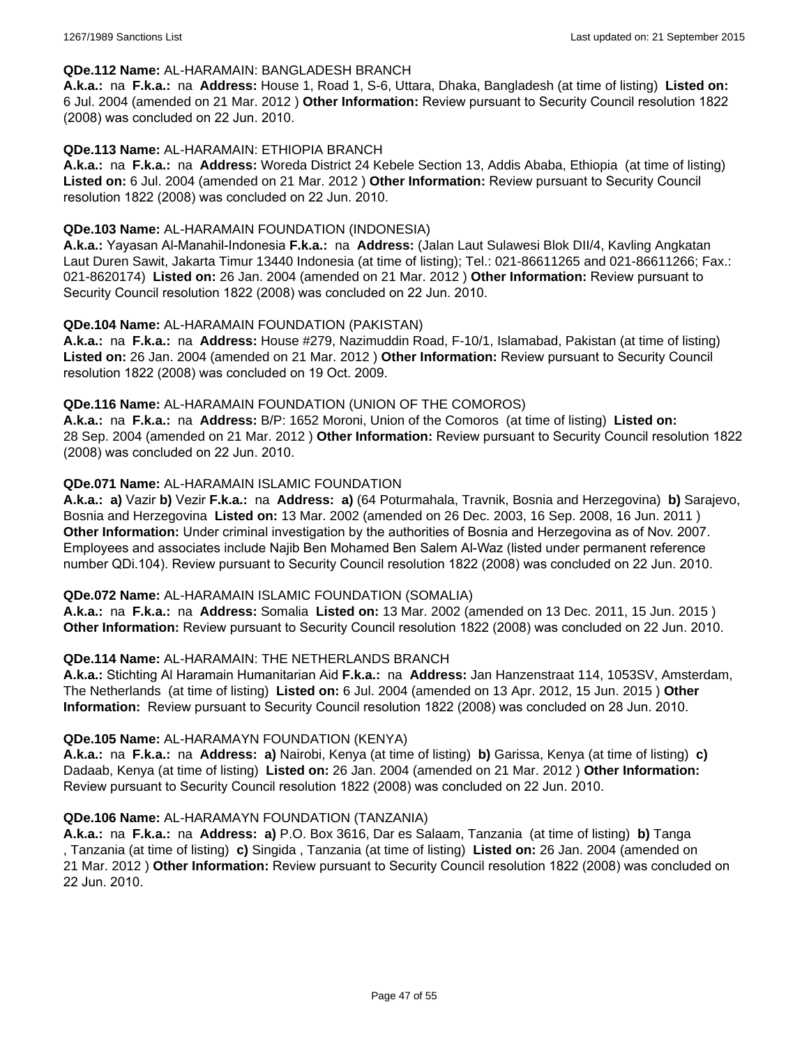**QDe.112 Name:** AL-HARAMAIN: BANGLADESH BRANCH
**A.k.a.:** na **F.k.a.:** na **Address:** House 1, Road 1, S-6, Uttara, Dhaka, Bangladesh (at time of listing) **Listed on:** 6 Jul. 2004 (amended on 21 Mar. 2012 ) **Other Information:** Review pursuant to Security Council resolution 1822 (2008) was concluded on 22 Jun. 2010.

**QDe.113 Name:** AL-HARAMAIN: ETHIOPIA BRANCH
**A.k.a.:** na **F.k.a.:** na **Address:** Woreda District 24 Kebele Section 13, Addis Ababa, Ethiopia (at time of listing) **Listed on:** 6 Jul. 2004 (amended on 21 Mar. 2012 ) **Other Information:** Review pursuant to Security Council resolution 1822 (2008) was concluded on 22 Jun. 2010.

**QDe.103 Name:** AL-HARAMAIN FOUNDATION (INDONESIA)
**A.k.a.:** Yayasan Al-Manahil-Indonesia **F.k.a.:** na **Address:** (Jalan Laut Sulawesi Blok DII/4, Kavling Angkatan Laut Duren Sawit, Jakarta Timur 13440 Indonesia (at time of listing); Tel.: 021-86611265 and 021-86611266; Fax.: 021-8620174) **Listed on:** 26 Jan. 2004 (amended on 21 Mar. 2012 ) **Other Information:** Review pursuant to Security Council resolution 1822 (2008) was concluded on 22 Jun. 2010.

**QDe.104 Name:** AL-HARAMAIN FOUNDATION (PAKISTAN)
**A.k.a.:** na **F.k.a.:** na **Address:** House #279, Nazimuddin Road, F-10/1, Islamabad, Pakistan (at time of listing) **Listed on:** 26 Jan. 2004 (amended on 21 Mar. 2012 ) **Other Information:** Review pursuant to Security Council resolution 1822 (2008) was concluded on 19 Oct. 2009.

**QDe.116 Name:** AL-HARAMAIN FOUNDATION (UNION OF THE COMOROS)
**A.k.a.:** na **F.k.a.:** na **Address:** B/P: 1652 Moroni, Union of the Comoros (at time of listing) **Listed on:** 28 Sep. 2004 (amended on 21 Mar. 2012 ) **Other Information:** Review pursuant to Security Council resolution 1822 (2008) was concluded on 22 Jun. 2010.

**QDe.071 Name:** AL-HARAMAIN ISLAMIC FOUNDATION
**A.k.a.:** **a)** Vazir **b)** Vezir **F.k.a.:** na **Address:** **a)** (64 Poturmahala, Travnik, Bosnia and Herzegovina) **b)** Sarajevo, Bosnia and Herzegovina **Listed on:** 13 Mar. 2002 (amended on 26 Dec. 2003, 16 Sep. 2008, 16 Jun. 2011 ) **Other Information:** Under criminal investigation by the authorities of Bosnia and Herzegovina as of Nov. 2007. Employees and associates include Najib Ben Mohamed Ben Salem Al-Waz (listed under permanent reference number QDi.104). Review pursuant to Security Council resolution 1822 (2008) was concluded on 22 Jun. 2010.

**QDe.072 Name:** AL-HARAMAIN ISLAMIC FOUNDATION (SOMALIA)
**A.k.a.:** na **F.k.a.:** na **Address:** Somalia **Listed on:** 13 Mar. 2002 (amended on 13 Dec. 2011, 15 Jun. 2015 ) **Other Information:** Review pursuant to Security Council resolution 1822 (2008) was concluded on 22 Jun. 2010.

**QDe.114 Name:** AL-HARAMAIN: THE NETHERLANDS BRANCH
**A.k.a.:** Stichting Al Haramain Humanitarian Aid **F.k.a.:** na **Address:** Jan Hanzenstraat 114, 1053SV, Amsterdam, The Netherlands (at time of listing) **Listed on:** 6 Jul. 2004 (amended on 13 Apr. 2012, 15 Jun. 2015 ) **Other Information:** Review pursuant to Security Council resolution 1822 (2008) was concluded on 28 Jun. 2010.

**QDe.105 Name:** AL-HARAMAYN FOUNDATION (KENYA)
**A.k.a.:** na **F.k.a.:** na **Address:** **a)** Nairobi, Kenya (at time of listing) **b)** Garissa, Kenya (at time of listing) **c)** Dadaab, Kenya (at time of listing) **Listed on:** 26 Jan. 2004 (amended on 21 Mar. 2012 ) **Other Information:** Review pursuant to Security Council resolution 1822 (2008) was concluded on 22 Jun. 2010.

**QDe.106 Name:** AL-HARAMAYN FOUNDATION (TANZANIA)
**A.k.a.:** na **F.k.a.:** na **Address:** **a)** P.O. Box 3616, Dar es Salaam, Tanzania (at time of listing) **b)** Tanga , Tanzania (at time of listing) **c)** Singida , Tanzania (at time of listing) **Listed on:** 26 Jan. 2004 (amended on 21 Mar. 2012 ) **Other Information:** Review pursuant to Security Council resolution 1822 (2008) was concluded on 22 Jun. 2010.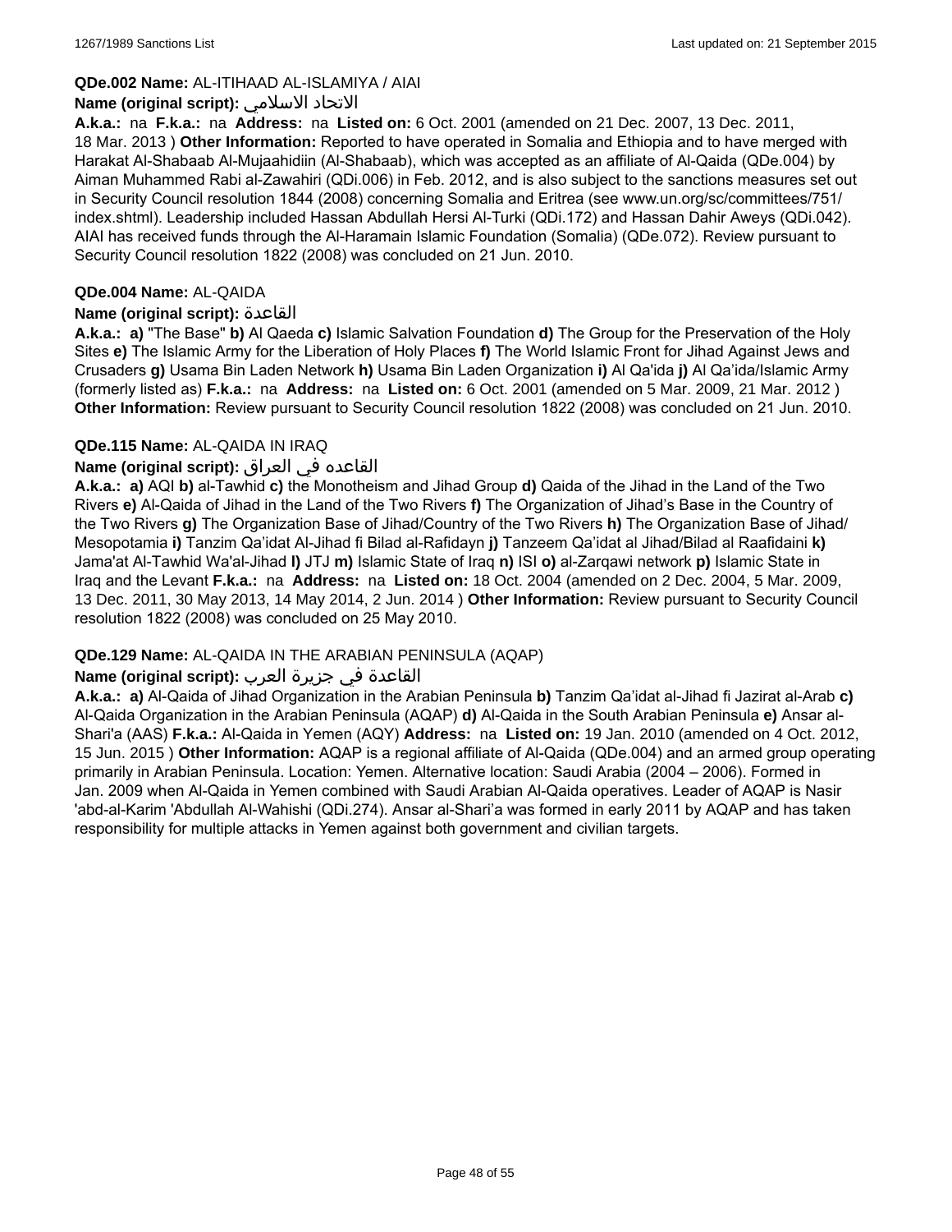**QDe.002 Name:** AL-ITIHAAD AL-ISLAMIYA / AIAI

**Name (original script):** الاتحاد الاسلامي

**A.k.a.:** na **F.k.a.:** na **Address:** na **Listed on:** 6 Oct. 2001 (amended on 21 Dec. 2007, 13 Dec. 2011, 18 Mar. 2013 ) **Other Information:** Reported to have operated in Somalia and Ethiopia and to have merged with Harakat Al-Shabaab Al-Mujaahidiin (Al-Shabaab), which was accepted as an affiliate of Al-Qaida (QDe.004) by Aiman Muhammed Rabi al-Zawahiri (QDi.006) in Feb. 2012, and is also subject to the sanctions measures set out in Security Council resolution 1844 (2008) concerning Somalia and Eritrea (see www.un.org/sc/committees/751/index.shtml). Leadership included Hassan Abdullah Hersi Al-Turki (QDi.172) and Hassan Dahir Aweys (QDi.042). AIAI has received funds through the Al-Haramain Islamic Foundation (Somalia) (QDe.072). Review pursuant to Security Council resolution 1822 (2008) was concluded on 21 Jun. 2010.

**QDe.004 Name:** AL-QAIDA

**Name (original script):** القاعدة

**A.k.a.:** **a)** "The Base" **b)** Al Qaeda **c)** Islamic Salvation Foundation **d)** The Group for the Preservation of the Holy Sites **e)** The Islamic Army for the Liberation of Holy Places **f)** The World Islamic Front for Jihad Against Jews and Crusaders **g)** Usama Bin Laden Network **h)** Usama Bin Laden Organization **i)** Al Qa'ida **j)** Al Qa'ida/Islamic Army (formerly listed as) **F.k.a.:** na **Address:** na **Listed on:** 6 Oct. 2001 (amended on 5 Mar. 2009, 21 Mar. 2012 ) **Other Information:** Review pursuant to Security Council resolution 1822 (2008) was concluded on 21 Jun. 2010.

**QDe.115 Name:** AL-QAIDA IN IRAQ

**Name (original script):** القاعده في العراق

**A.k.a.:** **a)** AQI **b)** al-Tawhid **c)** the Monotheism and Jihad Group **d)** Qaida of the Jihad in the Land of the Two Rivers **e)** Al-Qaida of Jihad in the Land of the Two Rivers **f)** The Organization of Jihad's Base in the Country of the Two Rivers **g)** The Organization Base of Jihad/Country of the Two Rivers **h)** The Organization Base of Jihad/Mesopotamia **i)** Tanzim Qa'idat Al-Jihad fi Bilad al-Rafidayn **j)** Tanzeem Qa'idat al Jihad/Bilad al Raafidaini **k)** Jama'at Al-Tawhid Wa'al-Jihad **l)** JTJ **m)** Islamic State of Iraq **n)** ISI **o)** al-Zarqawi network **p)** Islamic State in Iraq and the Levant **F.k.a.:** na **Address:** na **Listed on:** 18 Oct. 2004 (amended on 2 Dec. 2004, 5 Mar. 2009, 13 Dec. 2011, 30 May 2013, 14 May 2014, 2 Jun. 2014 ) **Other Information:** Review pursuant to Security Council resolution 1822 (2008) was concluded on 25 May 2010.

**QDe.129 Name:** AL-QAIDA IN THE ARABIAN PENINSULA (AQAP)

**Name (original script):** القاعدة في جزيرة العرب

**A.k.a.:** **a)** Al-Qaida of Jihad Organization in the Arabian Peninsula **b)** Tanzim Qa'idat al-Jihad fi Jazirat al-Arab **c)** Al-Qaida Organization in the Arabian Peninsula (AQAP) **d)** Al-Qaida in the South Arabian Peninsula **e)** Ansar al-Shari'a (AAS) **F.k.a.:** Al-Qaida in Yemen (AQY) **Address:** na **Listed on:** 19 Jan. 2010 (amended on 4 Oct. 2012, 15 Jun. 2015 ) **Other Information:** AQAP is a regional affiliate of Al-Qaida (QDe.004) and an armed group operating primarily in Arabian Peninsula. Location: Yemen. Alternative location: Saudi Arabia (2004 – 2006). Formed in Jan. 2009 when Al-Qaida in Yemen combined with Saudi Arabian Al-Qaida operatives. Leader of AQAP is Nasir 'abd-al-Karim 'Abdullah Al-Wahishi (QDi.274). Ansar al-Shari'a was formed in early 2011 by AQAP and has taken responsibility for multiple attacks in Yemen against both government and civilian targets.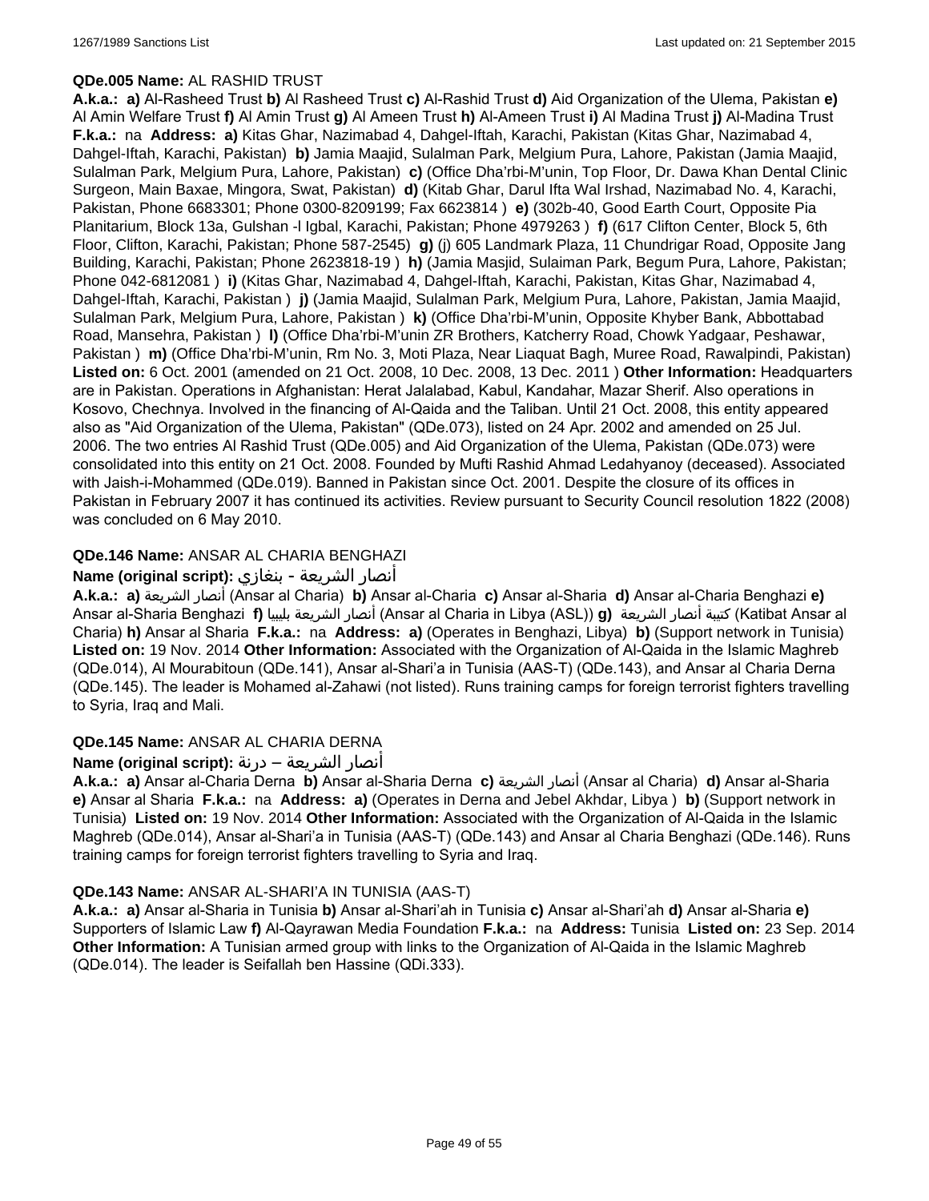**QDe.005 Name:** AL RASHID TRUST

**A.k.a.: a)** Al-Rasheed Trust **b)** Al Rasheed Trust **c)** Al-Rashid Trust **d)** Aid Organization of the Ulema, Pakistan **e)** Al Amin Welfare Trust **f)** Al Amin Trust **g)** Al Ameen Trust **h)** Al-Ameen Trust **i)** Al Madina Trust **j)** Al-Madina Trust **F.k.a.:** na **Address: a)** Kitas Ghar, Nazimabad 4, Dahgel-Iftah, Karachi, Pakistan (Kitas Ghar, Nazimabad 4, Dahgel-Iftah, Karachi, Pakistan) **b)** Jamia Maajid, Sulalman Park, Melgium Pura, Lahore, Pakistan (Jamia Maajid, Sulalman Park, Melgium Pura, Lahore, Pakistan) **c)** (Office Dha'rbi-M'unin, Top Floor, Dr. Dawa Khan Dental Clinic Surgeon, Main Baxae, Mingora, Swat, Pakistan) **d)** (Kitab Ghar, Darul Ifta Wal Irshad, Nazimabad No. 4, Karachi, Pakistan, Phone 6683301; Phone 0300-8209199; Fax 6623814 ) **e)** (302b-40, Good Earth Court, Opposite Pia Planitarium, Block 13a, Gulshan -l Igbal, Karachi, Pakistan; Phone 4979263 ) **f)** (617 Clifton Center, Block 5, 6th Floor, Clifton, Karachi, Pakistan; Phone 587-2545) **g)** (j) 605 Landmark Plaza, 11 Chundrigar Road, Opposite Jang Building, Karachi, Pakistan; Phone 2623818-19 ) **h)** (Jamia Masjid, Sulaiman Park, Begum Pura, Lahore, Pakistan; Phone 042-6812081 ) **i)** (Kitas Ghar, Nazimabad 4, Dahgel-Iftah, Karachi, Pakistan, Kitas Ghar, Nazimabad 4, Dahgel-Iftah, Karachi, Pakistan ) **j)** (Jamia Maajid, Sulalman Park, Melgium Pura, Lahore, Pakistan, Jamia Maajid, Sulalman Park, Melgium Pura, Lahore, Pakistan ) **k)** (Office Dha'rbi-M'unin, Opposite Khyber Bank, Abbottabad Road, Mansehra, Pakistan ) **l)** (Office Dha'rbi-M'unin ZR Brothers, Katcherry Road, Chowk Yadgaar, Peshawar, Pakistan ) **m)** (Office Dha'rbi-M'unin, Rm No. 3, Moti Plaza, Near Liaquat Bagh, Muree Road, Rawalpindi, Pakistan) **Listed on:** 6 Oct. 2001 (amended on 21 Oct. 2008, 10 Dec. 2008, 13 Dec. 2011 ) **Other Information:** Headquarters are in Pakistan. Operations in Afghanistan: Herat Jalalabad, Kabul, Kandahar, Mazar Sherif. Also operations in Kosovo, Chechnya. Involved in the financing of Al-Qaida and the Taliban. Until 21 Oct. 2008, this entity appeared also as "Aid Organization of the Ulema, Pakistan" (QDe.073), listed on 24 Apr. 2002 and amended on 25 Jul. 2006. The two entries Al Rashid Trust (QDe.005) and Aid Organization of the Ulema, Pakistan (QDe.073) were consolidated into this entity on 21 Oct. 2008. Founded by Mufti Rashid Ahmad Ledahyanoy (deceased). Associated with Jaish-i-Mohammed (QDe.019). Banned in Pakistan since Oct. 2001. Despite the closure of its offices in Pakistan in February 2007 it has continued its activities. Review pursuant to Security Council resolution 1822 (2008) was concluded on 6 May 2010.

**QDe.146 Name:** ANSAR AL CHARIA BENGHAZI

**Name (original script):** أنصار الشريعة - بنغازي

**A.k.a.: a)** أنصار الشريعة (Ansar al Charia) **b)** Ansar al-Charia **c)** Ansar al-Sharia **d)** Ansar al-Charia Benghazi **e)** Ansar al-Sharia Benghazi **f)** أنصار الشريعة بليبيا (Ansar al Charia in Libya (ASL)) **g)** كتيبة أنصار الشريعة (Katibat Ansar al Charia) **h)** Ansar al Sharia **F.k.a.:** na **Address: a)** (Operates in Benghazi, Libya) **b)** (Support network in Tunisia) **Listed on:** 19 Nov. 2014 **Other Information:** Associated with the Organization of Al-Qaida in the Islamic Maghreb (QDe.014), Al Mourabitoun (QDe.141), Ansar al-Shari'a in Tunisia (AAS-T) (QDe.143), and Ansar al Charia Derna (QDe.145). The leader is Mohamed al-Zahawi (not listed). Runs training camps for foreign terrorist fighters travelling to Syria, Iraq and Mali.

**QDe.145 Name:** ANSAR AL CHARIA DERNA

**Name (original script):** أنصار الشريعة – درنة

**A.k.a.: a)** Ansar al-Charia Derna **b)** Ansar al-Sharia Derna **c)** أنصار الشريعة (Ansar al Charia) **d)** Ansar al-Sharia **e)** Ansar al Sharia **F.k.a.:** na **Address: a)** (Operates in Derna and Jebel Akhdar, Libya ) **b)** (Support network in Tunisia) **Listed on:** 19 Nov. 2014 **Other Information:** Associated with the Organization of Al-Qaida in the Islamic Maghreb (QDe.014), Ansar al-Shari'a in Tunisia (AAS-T) (QDe.143) and Ansar al Charia Benghazi (QDe.146). Runs training camps for foreign terrorist fighters travelling to Syria and Iraq.

**QDe.143 Name:** ANSAR AL-SHARI'A IN TUNISIA (AAS-T)

**A.k.a.: a)** Ansar al-Sharia in Tunisia **b)** Ansar al-Shari'ah in Tunisia **c)** Ansar al-Shari'ah **d)** Ansar al-Sharia **e)** Supporters of Islamic Law **f)** Al-Qayrawan Media Foundation **F.k.a.:** na **Address:** Tunisia **Listed on:** 23 Sep. 2014 **Other Information:** A Tunisian armed group with links to the Organization of Al-Qaida in the Islamic Maghreb (QDe.014). The leader is Seifallah ben Hassine (QDi.333).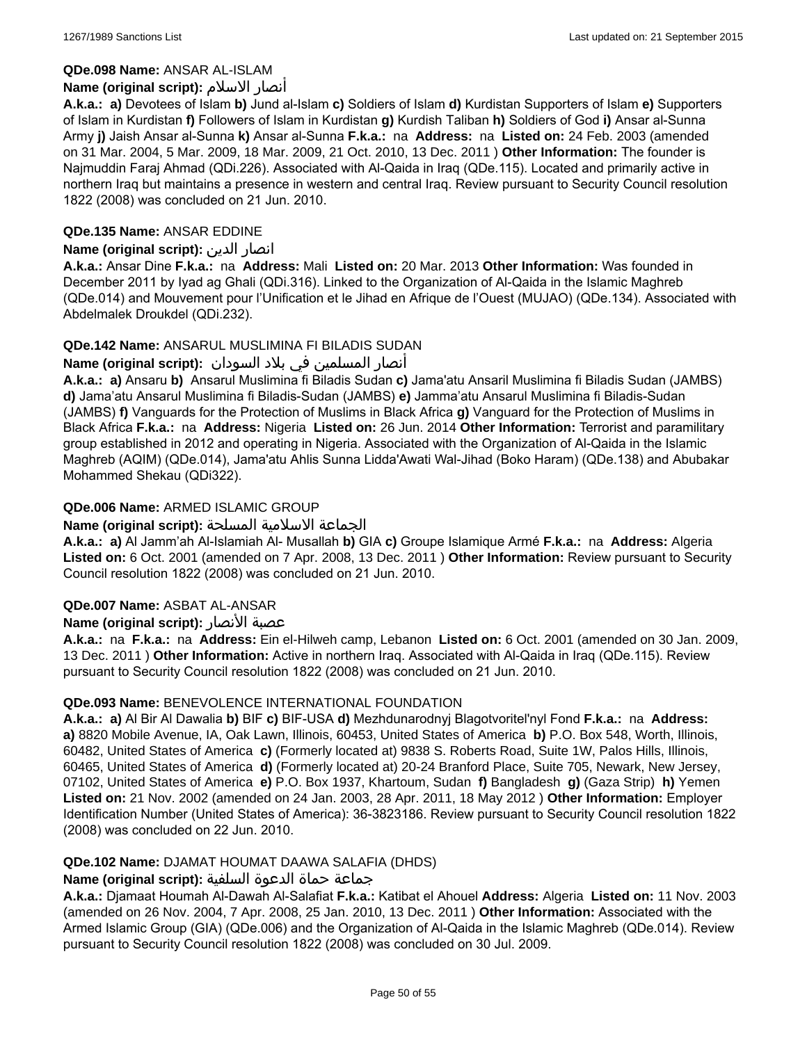**QDe.098 Name:** ANSAR AL-ISLAM

**Name (original script):** أنصار الاسلام

**A.k.a.:** **a)** Devotees of Islam **b)** Jund al-Islam **c)** Soldiers of Islam **d)** Kurdistan Supporters of Islam **e)** Supporters of Islam in Kurdistan **f)** Followers of Islam in Kurdistan **g)** Kurdish Taliban **h)** Soldiers of God **i)** Ansar al-Sunna Army **j)** Jaish Ansar al-Sunna **k)** Ansar al-Sunna **F.k.a.:** na **Address:** na **Listed on:** 24 Feb. 2003 (amended on 31 Mar. 2004, 5 Mar. 2009, 18 Mar. 2009, 21 Oct. 2010, 13 Dec. 2011 ) **Other Information:** The founder is Najmuddin Faraj Ahmad (QDi.226). Associated with Al-Qaida in Iraq (QDe.115). Located and primarily active in northern Iraq but maintains a presence in western and central Iraq. Review pursuant to Security Council resolution 1822 (2008) was concluded on 21 Jun. 2010.

**QDe.135 Name:** ANSAR EDDINE

**Name (original script):** انصار الدين

**A.k.a.:** Ansar Dine **F.k.a.:** na **Address:** Mali **Listed on:** 20 Mar. 2013 **Other Information:** Was founded in December 2011 by Iyad ag Ghali (QDi.316). Linked to the Organization of Al-Qaida in the Islamic Maghreb (QDe.014) and Mouvement pour l'Unification et le Jihad en Afrique de l'Ouest (MUJAO) (QDe.134). Associated with Abdelmalek Droukdel (QDi.232).

**QDe.142 Name:** ANSARUL MUSLIMINA FI BILADIS SUDAN

**Name (original script):** أنصار المسلمين في بلاد السودان

**A.k.a.:** **a)** Ansaru **b)** Ansarul Muslimina fi Biladis Sudan **c)** Jama'atu Ansaril Muslimina fi Biladis Sudan (JAMBS) **d)** Jama'atu Ansarul Muslimina fi Biladis-Sudan (JAMBS) **e)** Jamma'atu Ansarul Muslimina fi Biladis-Sudan (JAMBS) **f)** Vanguards for the Protection of Muslims in Black Africa **g)** Vanguard for the Protection of Muslims in Black Africa **F.k.a.:** na **Address:** Nigeria **Listed on:** 26 Jun. 2014 **Other Information:** Terrorist and paramilitary group established in 2012 and operating in Nigeria. Associated with the Organization of Al-Qaida in the Islamic Maghreb (AQIM) (QDe.014), Jama'atu Ahlis Sunna Lidda'Awati Wal-Jihad (Boko Haram) (QDe.138) and Abubakar Mohammed Shekau (QDi322).

**QDe.006 Name:** ARMED ISLAMIC GROUP

**Name (original script):** الجماعة الاسلامية المسلحة

**A.k.a.:** **a)** Al Jamm'ah Al-Islamiah Al- Musallah **b)** GIA **c)** Groupe Islamique Armé **F.k.a.:** na **Address:** Algeria **Listed on:** 6 Oct. 2001 (amended on 7 Apr. 2008, 13 Dec. 2011 ) **Other Information:** Review pursuant to Security Council resolution 1822 (2008) was concluded on 21 Jun. 2010.

**QDe.007 Name:** ASBAT AL-ANSAR

**Name (original script):** عصبة الأنصار

**A.k.a.:** na **F.k.a.:** na **Address:** Ein el-Hilweh camp, Lebanon **Listed on:** 6 Oct. 2001 (amended on 30 Jan. 2009, 13 Dec. 2011 ) **Other Information:** Active in northern Iraq. Associated with Al-Qaida in Iraq (QDe.115). Review pursuant to Security Council resolution 1822 (2008) was concluded on 21 Jun. 2010.

**QDe.093 Name:** BENEVOLENCE INTERNATIONAL FOUNDATION

**A.k.a.:** **a)** Al Bir Al Dawalia **b)** BIF **c)** BIF-USA **d)** Mezhdunarodnyj Blagotvoritel'nyl Fond **F.k.a.:** na **Address:** **a)** 8820 Mobile Avenue, IA, Oak Lawn, Illinois, 60453, United States of America **b)** P.O. Box 548, Worth, Illinois, 60482, United States of America **c)** (Formerly located at) 9838 S. Roberts Road, Suite 1W, Palos Hills, Illinois, 60465, United States of America **d)** (Formerly located at) 20-24 Branford Place, Suite 705, Newark, New Jersey, 07102, United States of America **e)** P.O. Box 1937, Khartoum, Sudan **f)** Bangladesh **g)** (Gaza Strip) **h)** Yemen **Listed on:** 21 Nov. 2002 (amended on 24 Jan. 2003, 28 Apr. 2011, 18 May 2012 ) **Other Information:** Employer Identification Number (United States of America): 36-3823186. Review pursuant to Security Council resolution 1822 (2008) was concluded on 22 Jun. 2010.

**QDe.102 Name:** DJAMAT HOUMAT DAAWA SALAFIA (DHDS)

**Name (original script):** جماعة حماة الدعوة السلفية

**A.k.a.:** Djamaat Houmah Al-Dawah Al-Salafiat **F.k.a.:** Katibat el Ahouel **Address:** Algeria **Listed on:** 11 Nov. 2003 (amended on 26 Nov. 2004, 7 Apr. 2008, 25 Jan. 2010, 13 Dec. 2011 ) **Other Information:** Associated with the Armed Islamic Group (GIA) (QDe.006) and the Organization of Al-Qaida in the Islamic Maghreb (QDe.014). Review pursuant to Security Council resolution 1822 (2008) was concluded on 30 Jul. 2009.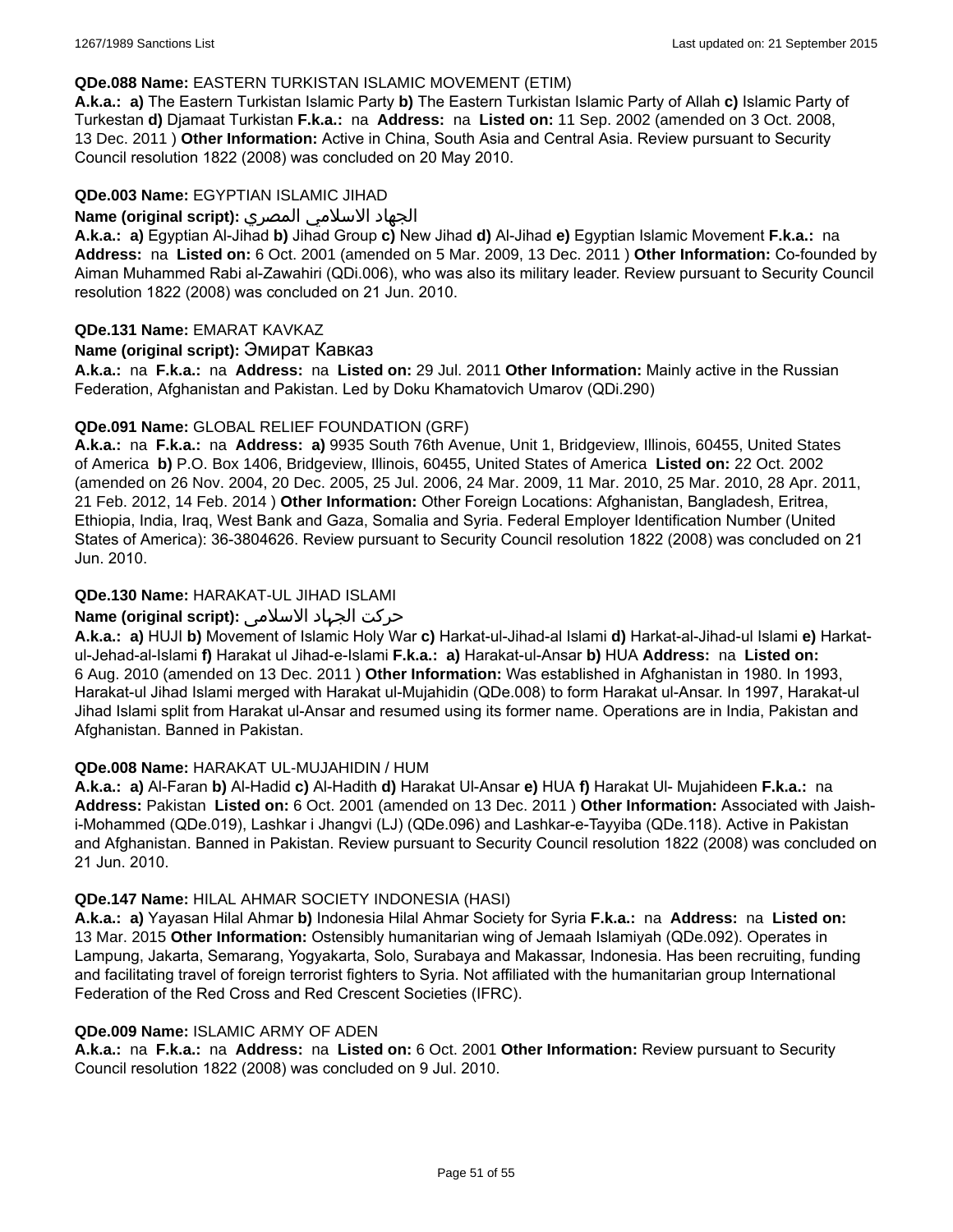**QDe.088 Name:** EASTERN TURKISTAN ISLAMIC MOVEMENT (ETIM)

**A.k.a.: a)** The Eastern Turkistan Islamic Party **b)** The Eastern Turkistan Islamic Party of Allah **c)** Islamic Party of Turkestan **d)** Djamaat Turkistan **F.k.a.:** na **Address:** na **Listed on:** 11 Sep. 2002 (amended on 3 Oct. 2008, 13 Dec. 2011 ) **Other Information:** Active in China, South Asia and Central Asia. Review pursuant to Security Council resolution 1822 (2008) was concluded on 20 May 2010.

**QDe.003 Name:** EGYPTIAN ISLAMIC JIHAD

**Name (original script):** الجهاد الاسلامي المصري

**A.k.a.: a)** Egyptian Al-Jihad **b)** Jihad Group **c)** New Jihad **d)** Al-Jihad **e)** Egyptian Islamic Movement **F.k.a.:** na **Address:** na **Listed on:** 6 Oct. 2001 (amended on 5 Mar. 2009, 13 Dec. 2011 ) **Other Information:** Co-founded by Aiman Muhammed Rabi al-Zawahiri (QDi.006), who was also its military leader. Review pursuant to Security Council resolution 1822 (2008) was concluded on 21 Jun. 2010.

**QDe.131 Name:** EMARAT KAVKAZ

**Name (original script):** Эмират Кавказ

**A.k.a.:** na **F.k.a.:** na **Address:** na **Listed on:** 29 Jul. 2011 **Other Information:** Mainly active in the Russian Federation, Afghanistan and Pakistan. Led by Doku Khamatovich Umarov (QDi.290)

**QDe.091 Name:** GLOBAL RELIEF FOUNDATION (GRF)

**A.k.a.:** na **F.k.a.:** na **Address: a)** 9935 South 76th Avenue, Unit 1, Bridgeview, Illinois, 60455, United States of America **b)** P.O. Box 1406, Bridgeview, Illinois, 60455, United States of America **Listed on:** 22 Oct. 2002 (amended on 26 Nov. 2004, 20 Dec. 2005, 25 Jul. 2006, 24 Mar. 2009, 11 Mar. 2010, 25 Mar. 2010, 28 Apr. 2011, 21 Feb. 2012, 14 Feb. 2014 ) **Other Information:** Other Foreign Locations: Afghanistan, Bangladesh, Eritrea, Ethiopia, India, Iraq, West Bank and Gaza, Somalia and Syria. Federal Employer Identification Number (United States of America): 36-3804626. Review pursuant to Security Council resolution 1822 (2008) was concluded on 21 Jun. 2010.

**QDe.130 Name:** HARAKAT-UL JIHAD ISLAMI

**Name (original script):** حرکت الجہاد الاسلامی

**A.k.a.: a)** HUJI **b)** Movement of Islamic Holy War **c)** Harkat-ul-Jihad-al Islami **d)** Harkat-al-Jihad-ul Islami **e)** Harkat-ul-Jehad-al-Islami **f)** Harakat ul Jihad-e-Islami **F.k.a.: a)** Harakat-ul-Ansar **b)** HUA **Address:** na **Listed on:** 6 Aug. 2010 (amended on 13 Dec. 2011 ) **Other Information:** Was established in Afghanistan in 1980. In 1993, Harakat-ul Jihad Islami merged with Harakat ul-Mujahidin (QDe.008) to form Harakat ul-Ansar. In 1997, Harakat-ul Jihad Islami split from Harakat ul-Ansar and resumed using its former name. Operations are in India, Pakistan and Afghanistan. Banned in Pakistan.

**QDe.008 Name:** HARAKAT UL-MUJAHIDIN / HUM

**A.k.a.: a)** Al-Faran **b)** Al-Hadid **c)** Al-Hadith **d)** Harakat Ul-Ansar **e)** HUA **f)** Harakat Ul- Mujahideen **F.k.a.:** na **Address:** Pakistan **Listed on:** 6 Oct. 2001 (amended on 13 Dec. 2011 ) **Other Information:** Associated with Jaish-i-Mohammed (QDe.019), Lashkar i Jhangvi (LJ) (QDe.096) and Lashkar-e-Tayyiba (QDe.118). Active in Pakistan and Afghanistan. Banned in Pakistan. Review pursuant to Security Council resolution 1822 (2008) was concluded on 21 Jun. 2010.

**QDe.147 Name:** HILAL AHMAR SOCIETY INDONESIA (HASI)

**A.k.a.: a)** Yayasan Hilal Ahmar **b)** Indonesia Hilal Ahmar Society for Syria **F.k.a.:** na **Address:** na **Listed on:** 13 Mar. 2015 **Other Information:** Ostensibly humanitarian wing of Jemaah Islamiyah (QDe.092). Operates in Lampung, Jakarta, Semarang, Yogyakarta, Solo, Surabaya and Makassar, Indonesia. Has been recruiting, funding and facilitating travel of foreign terrorist fighters to Syria. Not affiliated with the humanitarian group International Federation of the Red Cross and Red Crescent Societies (IFRC).

**QDe.009 Name:** ISLAMIC ARMY OF ADEN

**A.k.a.:** na **F.k.a.:** na **Address:** na **Listed on:** 6 Oct. 2001 **Other Information:** Review pursuant to Security Council resolution 1822 (2008) was concluded on 9 Jul. 2010.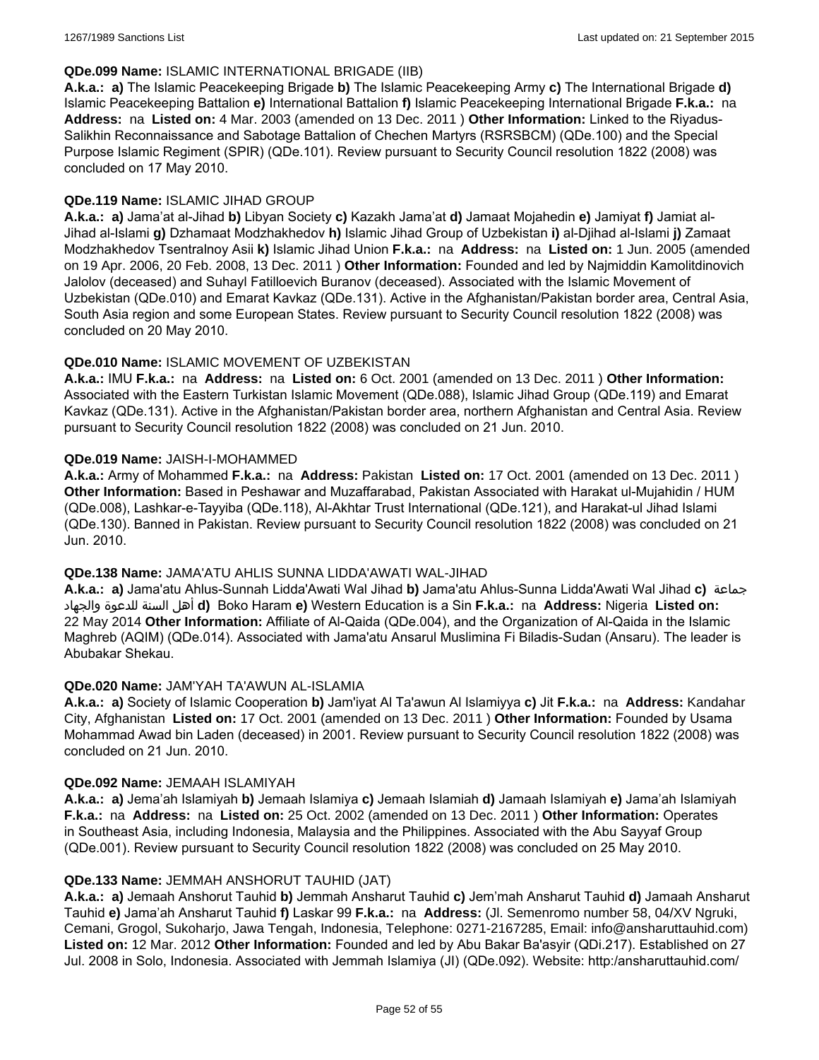**QDe.099 Name:** ISLAMIC INTERNATIONAL BRIGADE (IIB)

**A.k.a.: a)** The Islamic Peacekeeping Brigade **b)** The Islamic Peacekeeping Army **c)** The International Brigade **d)** Islamic Peacekeeping Battalion **e)** International Battalion **f)** Islamic Peacekeeping International Brigade **F.k.a.:** na **Address:** na **Listed on:** 4 Mar. 2003 (amended on 13 Dec. 2011 ) **Other Information:** Linked to the Riyadus-Salikhin Reconnaissance and Sabotage Battalion of Chechen Martyrs (RSRSBCM) (QDe.100) and the Special Purpose Islamic Regiment (SPIR) (QDe.101). Review pursuant to Security Council resolution 1822 (2008) was concluded on 17 May 2010.

**QDe.119 Name:** ISLAMIC JIHAD GROUP

**A.k.a.: a)** Jama'at al-Jihad **b)** Libyan Society **c)** Kazakh Jama'at **d)** Jamaat Mojahedin **e)** Jamiyat **f)** Jamiat al-Jihad al-Islami **g)** Dzhamaat Modzhakhedov **h)** Islamic Jihad Group of Uzbekistan **i)** al-Djihad al-Islami **j)** Zamaat Modzhakhedov Tsentralnoy Asii **k)** Islamic Jihad Union **F.k.a.:** na **Address:** na **Listed on:** 1 Jun. 2005 (amended on 19 Apr. 2006, 20 Feb. 2008, 13 Dec. 2011 ) **Other Information:** Founded and led by Najmiddin Kamolitdinovich Jalolov (deceased) and Suhayl Fatilloevich Buranov (deceased). Associated with the Islamic Movement of Uzbekistan (QDe.010) and Emarat Kavkaz (QDe.131). Active in the Afghanistan/Pakistan border area, Central Asia, South Asia region and some European States. Review pursuant to Security Council resolution 1822 (2008) was concluded on 20 May 2010.

**QDe.010 Name:** ISLAMIC MOVEMENT OF UZBEKISTAN

**A.k.a.:** IMU **F.k.a.:** na **Address:** na **Listed on:** 6 Oct. 2001 (amended on 13 Dec. 2011 ) **Other Information:** Associated with the Eastern Turkistan Islamic Movement (QDe.088), Islamic Jihad Group (QDe.119) and Emarat Kavkaz (QDe.131). Active in the Afghanistan/Pakistan border area, northern Afghanistan and Central Asia. Review pursuant to Security Council resolution 1822 (2008) was concluded on 21 Jun. 2010.

**QDe.019 Name:** JAISH-I-MOHAMMED

**A.k.a.:** Army of Mohammed **F.k.a.:** na **Address:** Pakistan **Listed on:** 17 Oct. 2001 (amended on 13 Dec. 2011 ) **Other Information:** Based in Peshawar and Muzaffarabad, Pakistan Associated with Harakat ul-Mujahidin / HUM (QDe.008), Lashkar-e-Tayyiba (QDe.118), Al-Akhtar Trust International (QDe.121), and Harakat-ul Jihad Islami (QDe.130). Banned in Pakistan. Review pursuant to Security Council resolution 1822 (2008) was concluded on 21 Jun. 2010.

**QDe.138 Name:** JAMA'ATU AHLIS SUNNA LIDDA'AWATI WAL-JIHAD

**A.k.a.: a)** Jama'atu Ahlus-Sunnah Lidda'Awati Wal Jihad **b)** Jama'atu Ahlus-Sunna Lidda'Awati Wal Jihad **c)** جماعة أهل السنة للدعوة والجهاد **d)** Boko Haram **e)** Western Education is a Sin **F.k.a.:** na **Address:** Nigeria **Listed on:** 22 May 2014 **Other Information:** Affiliate of Al-Qaida (QDe.004), and the Organization of Al-Qaida in the Islamic Maghreb (AQIM) (QDe.014). Associated with Jama'atu Ansarul Muslimina Fi Biladis-Sudan (Ansaru). The leader is Abubakar Shekau.

**QDe.020 Name:** JAM'YAH TA'AWUN AL-ISLAMIA

**A.k.a.: a)** Society of Islamic Cooperation **b)** Jam'iyat Al Ta'awun Al Islamiyya **c)** Jit **F.k.a.:** na **Address:** Kandahar City, Afghanistan **Listed on:** 17 Oct. 2001 (amended on 13 Dec. 2011 ) **Other Information:** Founded by Usama Mohammad Awad bin Laden (deceased) in 2001. Review pursuant to Security Council resolution 1822 (2008) was concluded on 21 Jun. 2010.

**QDe.092 Name:** JEMAAH ISLAMIYAH

**A.k.a.: a)** Jema'ah Islamiyah **b)** Jemaah Islamiya **c)** Jemaah Islamiah **d)** Jamaah Islamiyah **e)** Jama'ah Islamiyah **F.k.a.:** na **Address:** na **Listed on:** 25 Oct. 2002 (amended on 13 Dec. 2011 ) **Other Information:** Operates in Southeast Asia, including Indonesia, Malaysia and the Philippines. Associated with the Abu Sayyaf Group (QDe.001). Review pursuant to Security Council resolution 1822 (2008) was concluded on 25 May 2010.

**QDe.133 Name:** JEMMAH ANSHORUT TAUHID (JAT)

**A.k.a.: a)** Jemaah Anshorut Tauhid **b)** Jemmah Ansharut Tauhid **c)** Jem'mah Ansharut Tauhid **d)** Jamaah Ansharut Tauhid **e)** Jama'ah Ansharut Tauhid **f)** Laskar 99 **F.k.a.:** na **Address:** (Jl. Semenromo number 58, 04/XV Ngruki, Cemani, Grogol, Sukoharjo, Jawa Tengah, Indonesia, Telephone: 0271-2167285, Email: info@ansharuttauhid.com) **Listed on:** 12 Mar. 2012 **Other Information:** Founded and led by Abu Bakar Ba'asyir (QDi.217). Established on 27 Jul. 2008 in Solo, Indonesia. Associated with Jemmah Islamiya (JI) (QDe.092). Website: http:/ansharuttauhid.com/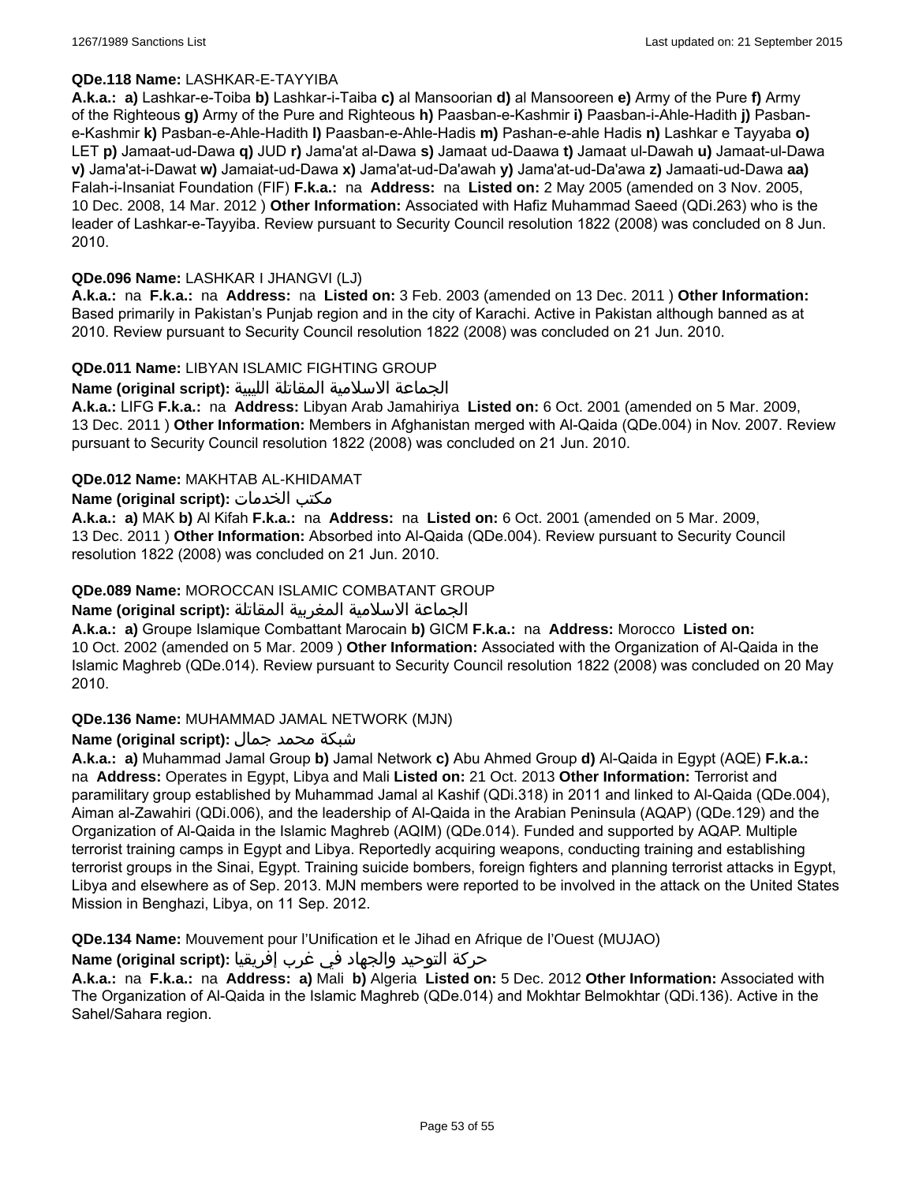**QDe.118 Name:** LASHKAR-E-TAYYIBA

**A.k.a.:** **a)** Lashkar-e-Toiba **b)** Lashkar-i-Taiba **c)** al Mansoorian **d)** al Mansooreen **e)** Army of the Pure **f)** Army of the Righteous **g)** Army of the Pure and Righteous **h)** Paasban-e-Kashmir **i)** Paasban-i-Ahle-Hadith **j)** Pasban-e-Kashmir **k)** Pasban-e-Ahle-Hadith **l)** Paasban-e-Ahle-Hadis **m)** Pashan-e-ahle Hadis **n)** Lashkar e Tayyaba **o)** LET **p)** Jamaat-ud-Dawa **q)** JUD **r)** Jama'at al-Dawa **s)** Jamaat ud-Daawa **t)** Jamaat ul-Dawah **u)** Jamaat-ul-Dawa **v)** Jama'at-i-Dawat **w)** Jamaiat-ud-Dawa **x)** Jama'at-ud-Da'awah **y)** Jama'at-ud-Da'awa **z)** Jamaati-ud-Dawa **aa)** Falah-i-Insaniat Foundation (FIF) **F.k.a.:** na **Address:** na **Listed on:** 2 May 2005 (amended on 3 Nov. 2005, 10 Dec. 2008, 14 Mar. 2012 ) **Other Information:** Associated with Hafiz Muhammad Saeed (QDi.263) who is the leader of Lashkar-e-Tayyiba. Review pursuant to Security Council resolution 1822 (2008) was concluded on 8 Jun. 2010.

**QDe.096 Name:** LASHKAR I JHANGVI (LJ)

**A.k.a.:** na **F.k.a.:** na **Address:** na **Listed on:** 3 Feb. 2003 (amended on 13 Dec. 2011 ) **Other Information:** Based primarily in Pakistan's Punjab region and in the city of Karachi. Active in Pakistan although banned as at 2010. Review pursuant to Security Council resolution 1822 (2008) was concluded on 21 Jun. 2010.

**QDe.011 Name:** LIBYAN ISLAMIC FIGHTING GROUP

**Name (original script):** الجماعة الاسلامية المقاتلة الليبية

**A.k.a.:** LIFG **F.k.a.:** na **Address:** Libyan Arab Jamahiriya **Listed on:** 6 Oct. 2001 (amended on 5 Mar. 2009, 13 Dec. 2011 ) **Other Information:** Members in Afghanistan merged with Al-Qaida (QDe.004) in Nov. 2007. Review pursuant to Security Council resolution 1822 (2008) was concluded on 21 Jun. 2010.

**QDe.012 Name:** MAKHTAB AL-KHIDAMAT

**Name (original script):** مكتب الخدمات

**A.k.a.:** **a)** MAK **b)** Al Kifah **F.k.a.:** na **Address:** na **Listed on:** 6 Oct. 2001 (amended on 5 Mar. 2009, 13 Dec. 2011 ) **Other Information:** Absorbed into Al-Qaida (QDe.004). Review pursuant to Security Council resolution 1822 (2008) was concluded on 21 Jun. 2010.

**QDe.089 Name:** MOROCCAN ISLAMIC COMBATANT GROUP

**Name (original script):** الجماعة الاسلامية المغربية المقاتلة

**A.k.a.:** **a)** Groupe Islamique Combattant Marocain **b)** GICM **F.k.a.:** na **Address:** Morocco **Listed on:** 10 Oct. 2002 (amended on 5 Mar. 2009 ) **Other Information:** Associated with the Organization of Al-Qaida in the Islamic Maghreb (QDe.014). Review pursuant to Security Council resolution 1822 (2008) was concluded on 20 May 2010.

**QDe.136 Name:** MUHAMMAD JAMAL NETWORK (MJN)

**Name (original script):** شبكة محمد جمال

**A.k.a.:** **a)** Muhammad Jamal Group **b)** Jamal Network **c)** Abu Ahmed Group **d)** Al-Qaida in Egypt (AQE) **F.k.a.:** na **Address:** Operates in Egypt, Libya and Mali **Listed on:** 21 Oct. 2013 **Other Information:** Terrorist and paramilitary group established by Muhammad Jamal al Kashif (QDi.318) in 2011 and linked to Al-Qaida (QDe.004), Aiman al-Zawahiri (QDi.006), and the leadership of Al-Qaida in the Arabian Peninsula (AQAP) (QDe.129) and the Organization of Al-Qaida in the Islamic Maghreb (AQIM) (QDe.014). Funded and supported by AQAP. Multiple terrorist training camps in Egypt and Libya. Reportedly acquiring weapons, conducting training and establishing terrorist groups in the Sinai, Egypt. Training suicide bombers, foreign fighters and planning terrorist attacks in Egypt, Libya and elsewhere as of Sep. 2013. MJN members were reported to be involved in the attack on the United States Mission in Benghazi, Libya, on 11 Sep. 2012.

**QDe.134 Name:** Mouvement pour l'Unification et le Jihad en Afrique de l'Ouest (MUJAO)

**Name (original script):** حركة التوحيد والجهاد في غرب إفريقيا

**A.k.a.:** na **F.k.a.:** na **Address:** **a)** Mali **b)** Algeria **Listed on:** 5 Dec. 2012 **Other Information:** Associated with The Organization of Al-Qaida in the Islamic Maghreb (QDe.014) and Mokhtar Belmokhtar (QDi.136). Active in the Sahel/Sahara region.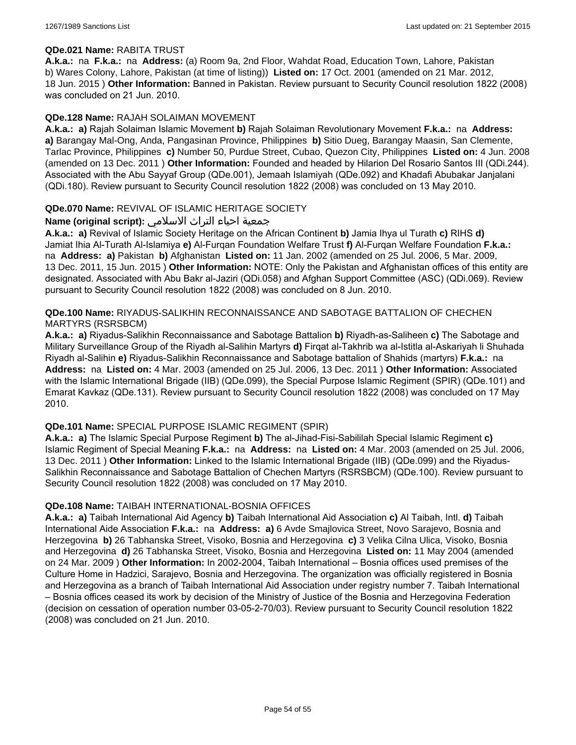**QDe.021 Name:** RABITA TRUST

**A.k.a.:** na **F.k.a.:** na **Address:** (a) Room 9a, 2nd Floor, Wahdat Road, Education Town, Lahore, Pakistan b) Wares Colony, Lahore, Pakistan (at time of listing)) **Listed on:** 17 Oct. 2001 (amended on 21 Mar. 2012, 18 Jun. 2015 ) **Other Information:** Banned in Pakistan. Review pursuant to Security Council resolution 1822 (2008) was concluded on 21 Jun. 2010.

**QDe.128 Name:** RAJAH SOLAIMAN MOVEMENT

**A.k.a.:** **a)** Rajah Solaiman Islamic Movement **b)** Rajah Solaiman Revolutionary Movement **F.k.a.:** na **Address:** **a)** Barangay Mal-Ong, Anda, Pangasinan Province, Philippines **b)** Sitio Dueg, Barangay Maasin, San Clemente, Tarlac Province, Philippines **c)** Number 50, Purdue Street, Cubao, Quezon City, Philippines **Listed on:** 4 Jun. 2008 (amended on 13 Dec. 2011 ) **Other Information:** Founded and headed by Hilarion Del Rosario Santos III (QDi.244). Associated with the Abu Sayyaf Group (QDe.001), Jemaah Islamiyah (QDe.092) and Khadafi Abubakar Janjalani (QDi.180). Review pursuant to Security Council resolution 1822 (2008) was concluded on 13 May 2010.

**QDe.070 Name:** REVIVAL OF ISLAMIC HERITAGE SOCIETY

**Name (original script):** جمعية احياء التراث الاسلامي

**A.k.a.:** **a)** Revival of Islamic Society Heritage on the African Continent **b)** Jamia Ihya ul Turath **c)** RIHS **d)** Jamiat Ihia Al-Turath Al-Islamiya **e)** Al-Furqan Foundation Welfare Trust **f)** Al-Furqan Welfare Foundation **F.k.a.:** na **Address:** **a)** Pakistan **b)** Afghanistan **Listed on:** 11 Jan. 2002 (amended on 25 Jul. 2006, 5 Mar. 2009, 13 Dec. 2011, 15 Jun. 2015 ) **Other Information:** NOTE: Only the Pakistan and Afghanistan offices of this entity are designated. Associated with Abu Bakr al-Jaziri (QDi.058) and Afghan Support Committee (ASC) (QDi.069). Review pursuant to Security Council resolution 1822 (2008) was concluded on 8 Jun. 2010.

**QDe.100 Name:** RIYADUS-SALIKHIN RECONNAISSANCE AND SABOTAGE BATTALION OF CHECHEN MARTYRS (RSRSBCM)

**A.k.a.:** **a)** Riyadus-Salikhin Reconnaissance and Sabotage Battalion **b)** Riyadh-as-Saliheen **c)** The Sabotage and Military Surveillance Group of the Riyadh al-Salihin Martyrs **d)** Firqat al-Takhrib wa al-Istitla al-Askariyah li Shuhada Riyadh al-Salihin **e)** Riyadus-Salikhin Reconnaissance and Sabotage battalion of Shahids (martyrs) **F.k.a.:** na **Address:** na **Listed on:** 4 Mar. 2003 (amended on 25 Jul. 2006, 13 Dec. 2011 ) **Other Information:** Associated with the Islamic International Brigade (IIB) (QDe.099), the Special Purpose Islamic Regiment (SPIR) (QDe.101) and Emarat Kavkaz (QDe.131). Review pursuant to Security Council resolution 1822 (2008) was concluded on 17 May 2010.

**QDe.101 Name:** SPECIAL PURPOSE ISLAMIC REGIMENT (SPIR)

**A.k.a.:** **a)** The Islamic Special Purpose Regiment **b)** The al-Jihad-Fisi-Sabililah Special Islamic Regiment **c)** Islamic Regiment of Special Meaning **F.k.a.:** na **Address:** na **Listed on:** 4 Mar. 2003 (amended on 25 Jul. 2006, 13 Dec. 2011 ) **Other Information:** Linked to the Islamic International Brigade (IIB) (QDe.099) and the Riyadus-Salikhin Reconnaissance and Sabotage Battalion of Chechen Martyrs (RSRSBCM) (QDe.100). Review pursuant to Security Council resolution 1822 (2008) was concluded on 17 May 2010.

**QDe.108 Name:** TAIBAH INTERNATIONAL-BOSNIA OFFICES

**A.k.a.:** **a)** Taibah International Aid Agency **b)** Taibah International Aid Association **c)** Al Taibah, Intl. **d)** Taibah International Aide Association **F.k.a.:** na **Address:** **a)** 6 Avde Smajlovica Street, Novo Sarajevo, Bosnia and Herzegovina **b)** 26 Tabhanska Street, Visoko, Bosnia and Herzegovina **c)** 3 Velika Cilna Ulica, Visoko, Bosnia and Herzegovina **d)** 26 Tabhanska Street, Visoko, Bosnia and Herzegovina **Listed on:** 11 May 2004 (amended on 24 Mar. 2009 ) **Other Information:** In 2002-2004, Taibah International – Bosnia offices used premises of the Culture Home in Hadzici, Sarajevo, Bosnia and Herzegovina. The organization was officially registered in Bosnia and Herzegovina as a branch of Taibah International Aid Association under registry number 7. Taibah International – Bosnia offices ceased its work by decision of the Ministry of Justice of the Bosnia and Herzegovina Federation (decision on cessation of operation number 03-05-2-70/03). Review pursuant to Security Council resolution 1822 (2008) was concluded on 21 Jun. 2010.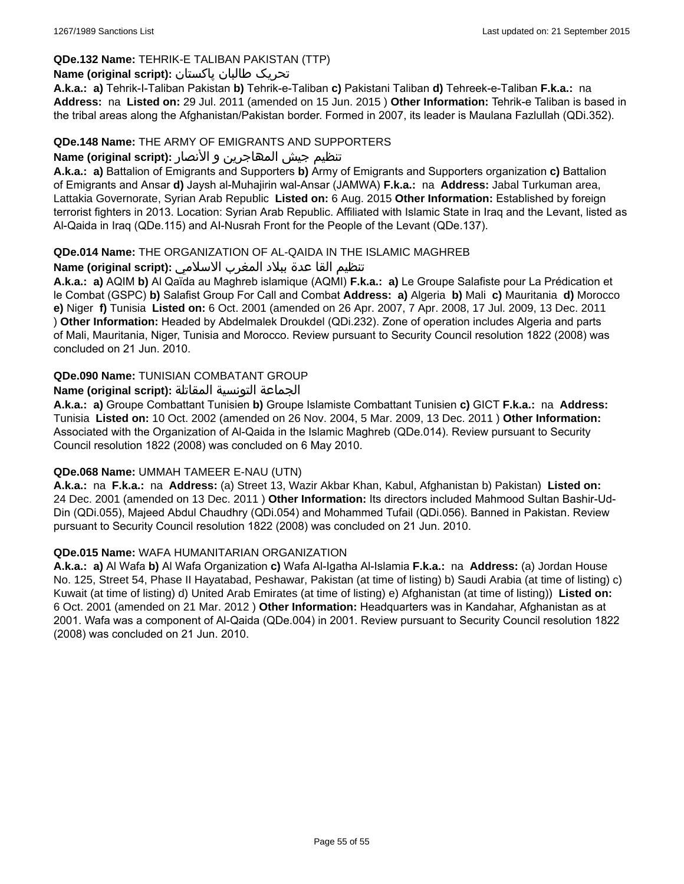**QDe.132 Name:** TEHRIK-E TALIBAN PAKISTAN (TTP)

**Name (original script):** تحریک طالبان پاکستان

**A.k.a.: a)** Tehrik-I-Taliban Pakistan **b)** Tehrik-e-Taliban **c)** Pakistani Taliban **d)** Tehreek-e-Taliban **F.k.a.:** na **Address:** na **Listed on:** 29 Jul. 2011 (amended on 15 Jun. 2015 ) **Other Information:** Tehrik-e Taliban is based in the tribal areas along the Afghanistan/Pakistan border. Formed in 2007, its leader is Maulana Fazlullah (QDi.352).

**QDe.148 Name:** THE ARMY OF EMIGRANTS AND SUPPORTERS

**Name (original script):** تنظيم جيش المهاجرين و الأنصار

**A.k.a.: a)** Battalion of Emigrants and Supporters **b)** Army of Emigrants and Supporters organization **c)** Battalion of Emigrants and Ansar **d)** Jaysh al-Muhajirin wal-Ansar (JAMWA) **F.k.a.:** na **Address:** Jabal Turkuman area, Lattakia Governorate, Syrian Arab Republic **Listed on:** 6 Aug. 2015 **Other Information:** Established by foreign terrorist fighters in 2013. Location: Syrian Arab Republic. Affiliated with Islamic State in Iraq and the Levant, listed as Al-Qaida in Iraq (QDe.115) and Al-Nusrah Front for the People of the Levant (QDe.137).

**QDe.014 Name:** THE ORGANIZATION OF AL-QAIDA IN THE ISLAMIC MAGHREB

**Name (original script):** تنظيم القا عدة ببلاد المغرب الاسلامي

**A.k.a.: a)** AQIM **b)** Al Qaïda au Maghreb islamique (AQMI) **F.k.a.: a)** Le Groupe Salafiste pour La Prédication et le Combat (GSPC) **b)** Salafist Group For Call and Combat **Address: a)** Algeria **b)** Mali **c)** Mauritania **d)** Morocco **e)** Niger **f)** Tunisia **Listed on:** 6 Oct. 2001 (amended on 26 Apr. 2007, 7 Apr. 2008, 17 Jul. 2009, 13 Dec. 2011 ) **Other Information:** Headed by Abdelmalek Droukdel (QDi.232). Zone of operation includes Algeria and parts of Mali, Mauritania, Niger, Tunisia and Morocco. Review pursuant to Security Council resolution 1822 (2008) was concluded on 21 Jun. 2010.

**QDe.090 Name:** TUNISIAN COMBATANT GROUP

**Name (original script):** الجماعة التونسية المقاتلة

**A.k.a.: a)** Groupe Combattant Tunisien **b)** Groupe Islamiste Combattant Tunisien **c)** GICT **F.k.a.:** na **Address:** Tunisia **Listed on:** 10 Oct. 2002 (amended on 26 Nov. 2004, 5 Mar. 2009, 13 Dec. 2011 ) **Other Information:** Associated with the Organization of Al-Qaida in the Islamic Maghreb (QDe.014). Review pursuant to Security Council resolution 1822 (2008) was concluded on 6 May 2010.

**QDe.068 Name:** UMMAH TAMEER E-NAU (UTN)

**A.k.a.:** na **F.k.a.:** na **Address:** (a) Street 13, Wazir Akbar Khan, Kabul, Afghanistan b) Pakistan) **Listed on:** 24 Dec. 2001 (amended on 13 Dec. 2011 ) **Other Information:** Its directors included Mahmood Sultan Bashir-Ud-Din (QDi.055), Majeed Abdul Chaudhry (QDi.054) and Mohammed Tufail (QDi.056). Banned in Pakistan. Review pursuant to Security Council resolution 1822 (2008) was concluded on 21 Jun. 2010.

**QDe.015 Name:** WAFA HUMANITARIAN ORGANIZATION

**A.k.a.: a)** Al Wafa **b)** Al Wafa Organization **c)** Wafa Al-Igatha Al-Islamia **F.k.a.:** na **Address:** (a) Jordan House No. 125, Street 54, Phase II Hayatabad, Peshawar, Pakistan (at time of listing) b) Saudi Arabia (at time of listing) c) Kuwait (at time of listing) d) United Arab Emirates (at time of listing) e) Afghanistan (at time of listing)) **Listed on:** 6 Oct. 2001 (amended on 21 Mar. 2012 ) **Other Information:** Headquarters was in Kandahar, Afghanistan as at 2001. Wafa was a component of Al-Qaida (QDe.004) in 2001. Review pursuant to Security Council resolution 1822 (2008) was concluded on 21 Jun. 2010.